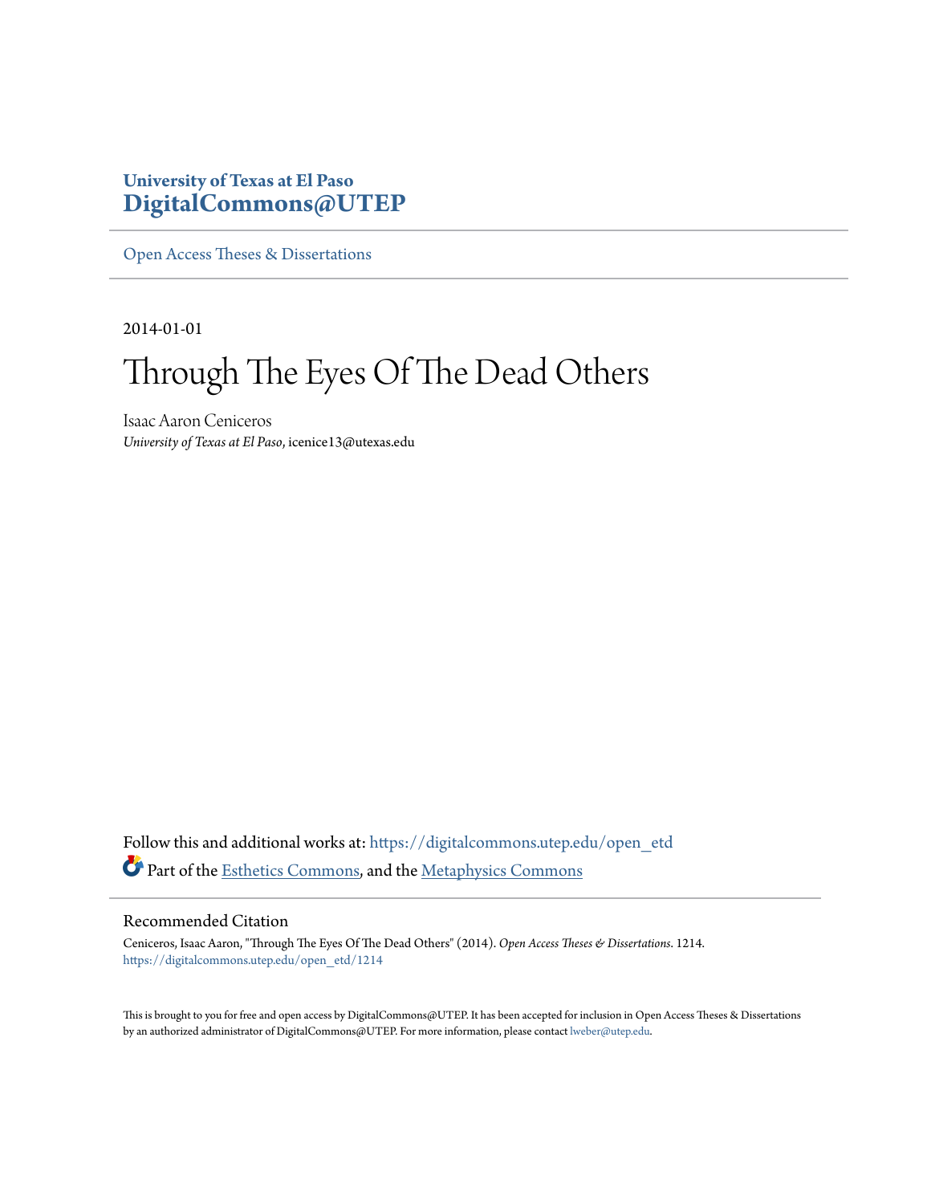University of Texas at El Paso
**DigitalCommons@UTEP**

Open Access Theses & Dissertations

2014-01-01

# Through The Eyes Of The Dead Others

Isaac Aaron Ceniceros
*University of Texas at El Paso*, icenice13@utexas.edu

Follow this and additional works at: https://digitalcommons.utep.edu/open_etd

Part of the Esthetics Commons, and the Metaphysics Commons

## Recommended Citation

Ceniceros, Isaac Aaron, "Through The Eyes Of The Dead Others" (2014). *Open Access Theses & Dissertations*. 1214.
https://digitalcommons.utep.edu/open_etd/1214

This is brought to you for free and open access by DigitalCommons@UTEP. It has been accepted for inclusion in Open Access Theses & Dissertations by an authorized administrator of DigitalCommons@UTEP. For more information, please contact lweber@utep.edu.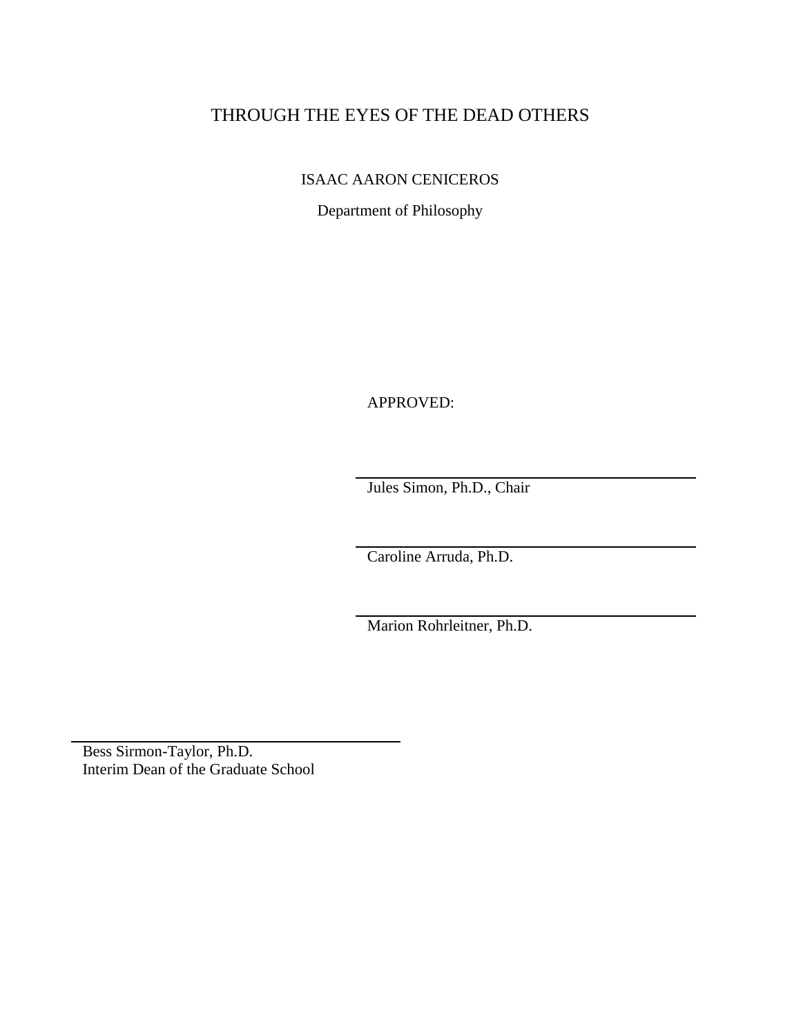# THROUGH THE EYES OF THE DEAD OTHERS

ISAAC AARON CENICEROS

Department of Philosophy

APPROVED:

Jules Simon, Ph.D., Chair

Caroline Arruda, Ph.D.

Marion Rohrleitner, Ph.D.

Bess Sirmon-Taylor, Ph.D.
Interim Dean of the Graduate School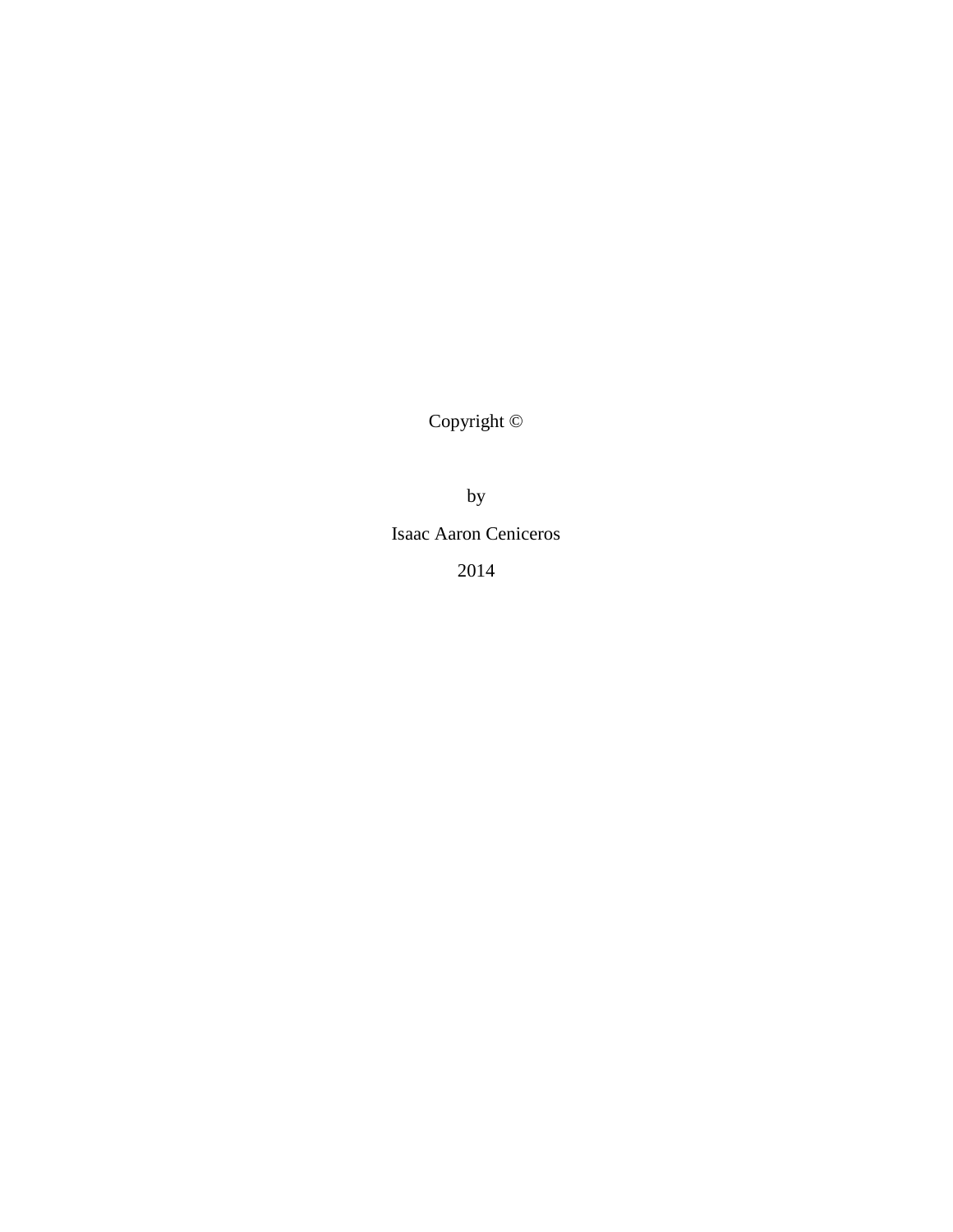Copyright ©

by

Isaac Aaron Ceniceros

2014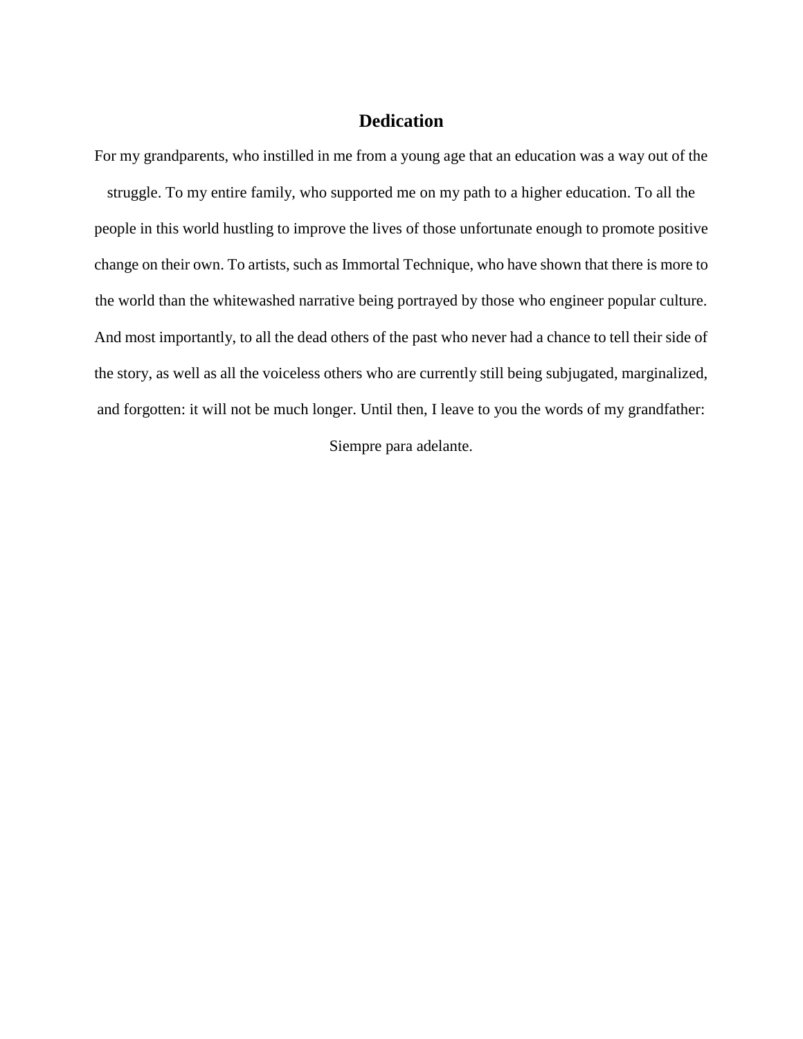# Dedication

For my grandparents, who instilled in me from a young age that an education was a way out of the struggle. To my entire family, who supported me on my path to a higher education. To all the people in this world hustling to improve the lives of those unfortunate enough to promote positive change on their own. To artists, such as Immortal Technique, who have shown that there is more to the world than the whitewashed narrative being portrayed by those who engineer popular culture. And most importantly, to all the dead others of the past who never had a chance to tell their side of the story, as well as all the voiceless others who are currently still being subjugated, marginalized, and forgotten: it will not be much longer. Until then, I leave to you the words of my grandfather: Siempre para adelante.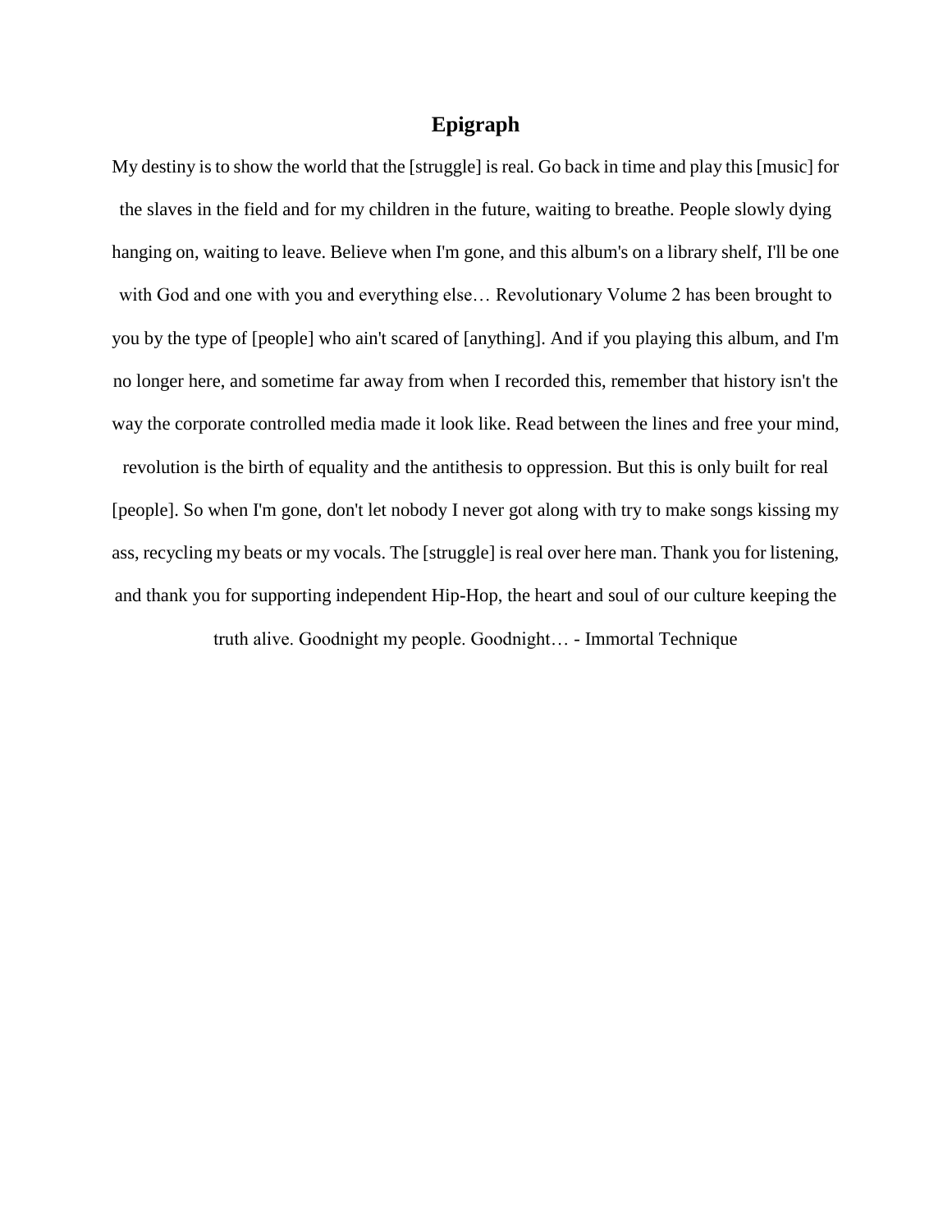# Epigraph

My destiny is to show the world that the [struggle] is real. Go back in time and play this [music] for the slaves in the field and for my children in the future, waiting to breathe. People slowly dying hanging on, waiting to leave. Believe when I'm gone, and this album's on a library shelf, I'll be one with God and one with you and everything else… Revolutionary Volume 2 has been brought to you by the type of [people] who ain't scared of [anything]. And if you playing this album, and I'm no longer here, and sometime far away from when I recorded this, remember that history isn't the way the corporate controlled media made it look like. Read between the lines and free your mind, revolution is the birth of equality and the antithesis to oppression. But this is only built for real [people]. So when I'm gone, don't let nobody I never got along with try to make songs kissing my ass, recycling my beats or my vocals. The [struggle] is real over here man. Thank you for listening, and thank you for supporting independent Hip-Hop, the heart and soul of our culture keeping the truth alive. Goodnight my people. Goodnight… - Immortal Technique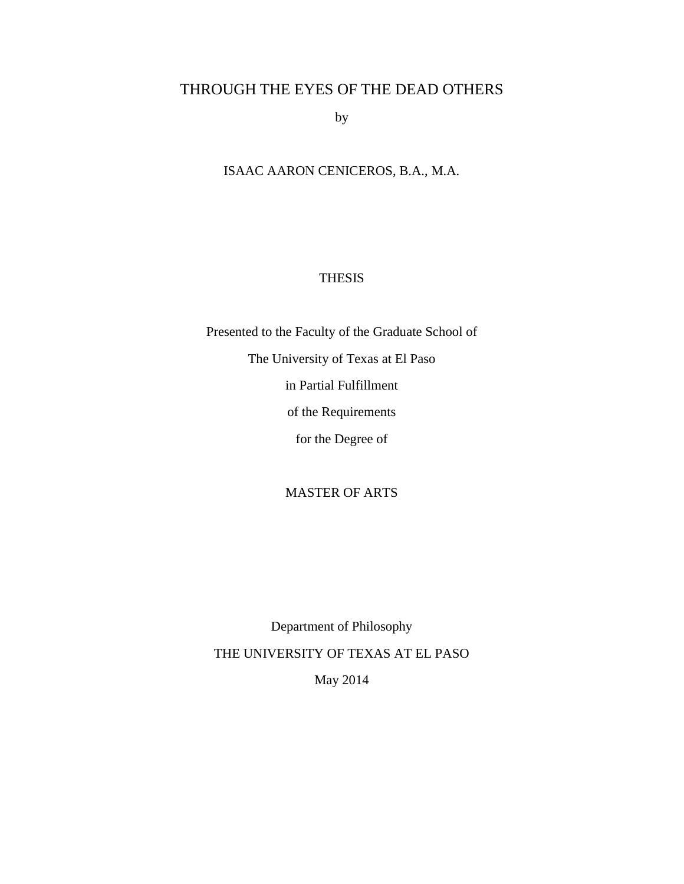# THROUGH THE EYES OF THE DEAD OTHERS

by

ISAAC AARON CENICEROS, B.A., M.A.

THESIS

Presented to the Faculty of the Graduate School of

The University of Texas at El Paso

in Partial Fulfillment

of the Requirements

for the Degree of

MASTER OF ARTS

Department of Philosophy

THE UNIVERSITY OF TEXAS AT EL PASO

May 2014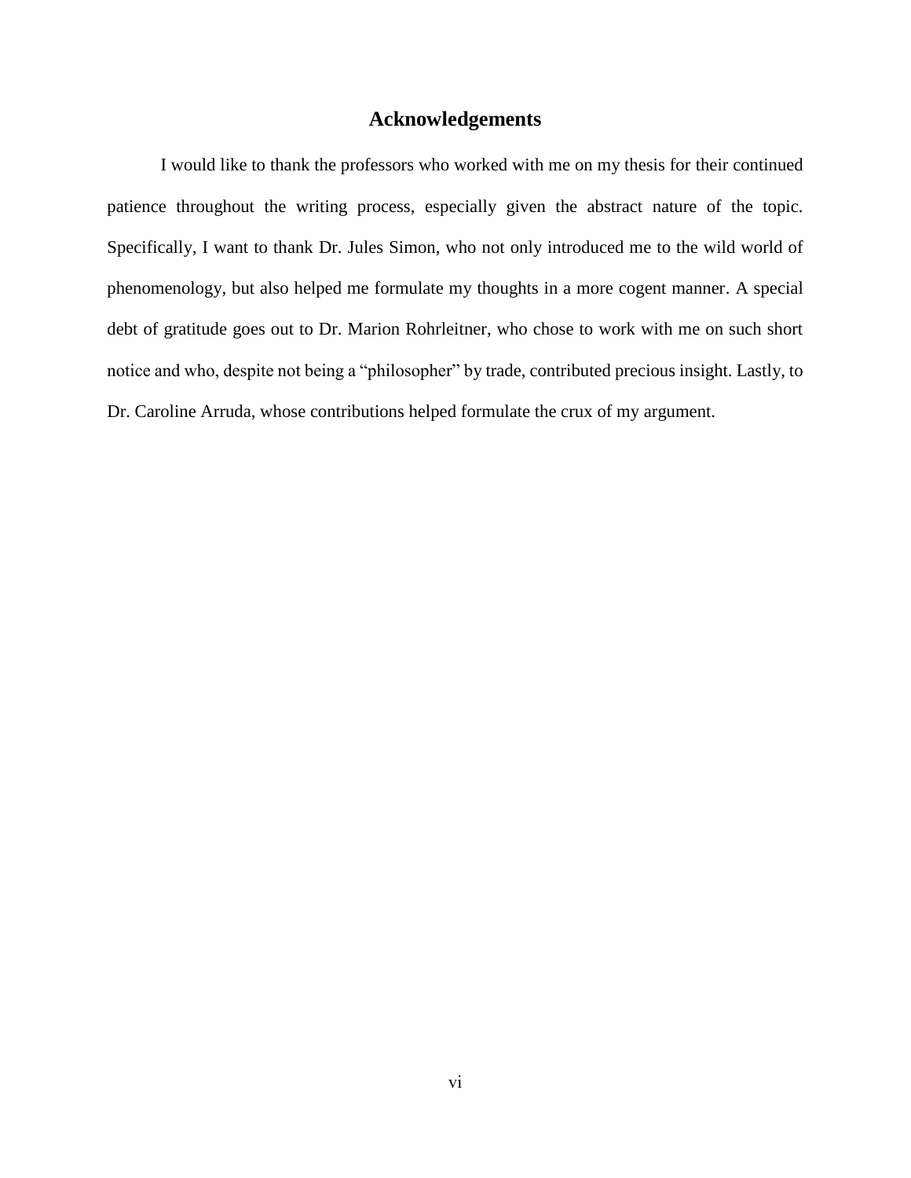# Acknowledgements

I would like to thank the professors who worked with me on my thesis for their continued patience throughout the writing process, especially given the abstract nature of the topic. Specifically, I want to thank Dr. Jules Simon, who not only introduced me to the wild world of phenomenology, but also helped me formulate my thoughts in a more cogent manner. A special debt of gratitude goes out to Dr. Marion Rohrleitner, who chose to work with me on such short notice and who, despite not being a "philosopher" by trade, contributed precious insight. Lastly, to Dr. Caroline Arruda, whose contributions helped formulate the crux of my argument.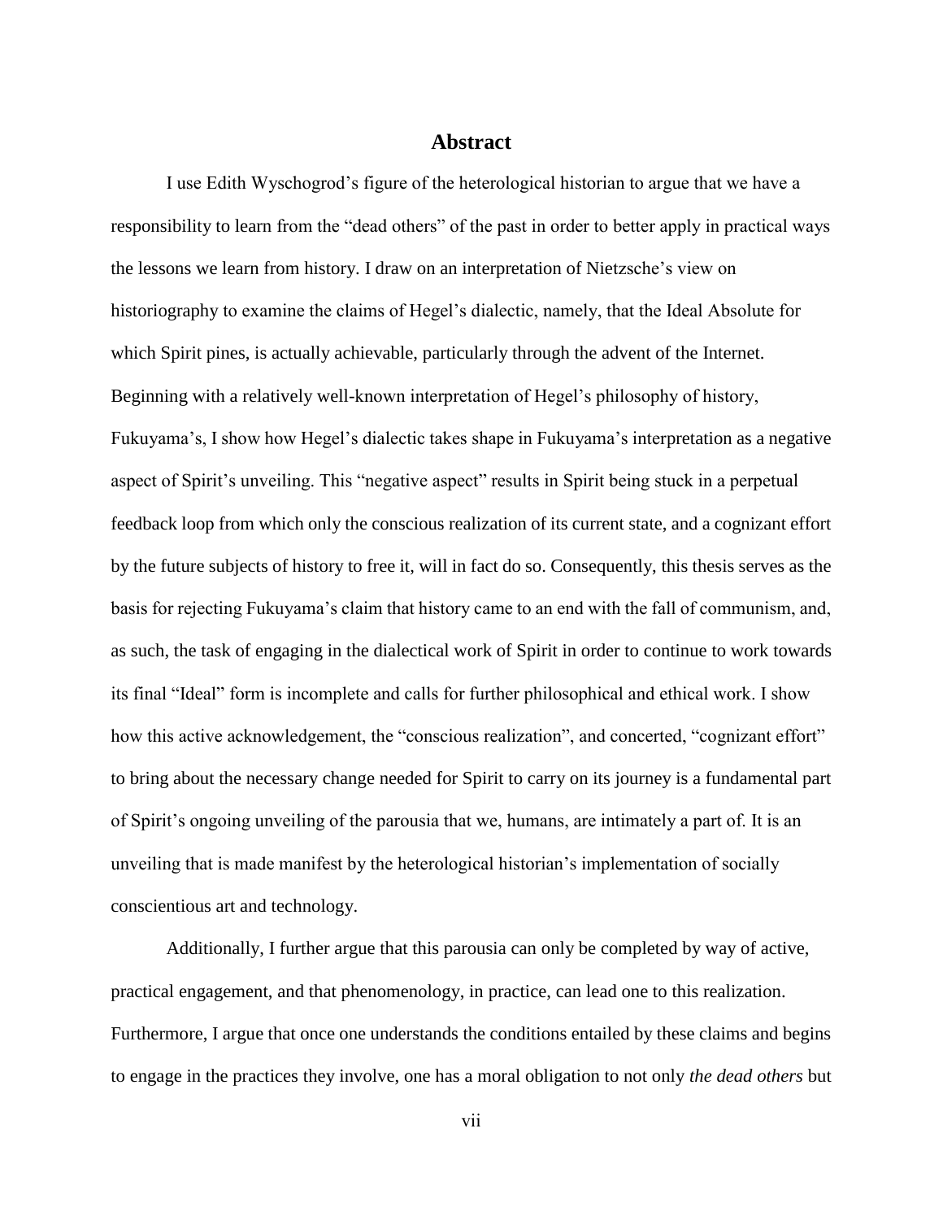## Abstract

I use Edith Wyschogrod's figure of the heterological historian to argue that we have a responsibility to learn from the "dead others" of the past in order to better apply in practical ways the lessons we learn from history. I draw on an interpretation of Nietzsche's view on historiography to examine the claims of Hegel's dialectic, namely, that the Ideal Absolute for which Spirit pines, is actually achievable, particularly through the advent of the Internet. Beginning with a relatively well-known interpretation of Hegel's philosophy of history, Fukuyama's, I show how Hegel's dialectic takes shape in Fukuyama's interpretation as a negative aspect of Spirit's unveiling. This "negative aspect" results in Spirit being stuck in a perpetual feedback loop from which only the conscious realization of its current state, and a cognizant effort by the future subjects of history to free it, will in fact do so. Consequently, this thesis serves as the basis for rejecting Fukuyama's claim that history came to an end with the fall of communism, and, as such, the task of engaging in the dialectical work of Spirit in order to continue to work towards its final "Ideal" form is incomplete and calls for further philosophical and ethical work. I show how this active acknowledgement, the "conscious realization", and concerted, "cognizant effort" to bring about the necessary change needed for Spirit to carry on its journey is a fundamental part of Spirit's ongoing unveiling of the parousia that we, humans, are intimately a part of. It is an unveiling that is made manifest by the heterological historian's implementation of socially conscientious art and technology.

Additionally, I further argue that this parousia can only be completed by way of active, practical engagement, and that phenomenology, in practice, can lead one to this realization. Furthermore, I argue that once one understands the conditions entailed by these claims and begins to engage in the practices they involve, one has a moral obligation to not only *the dead others* but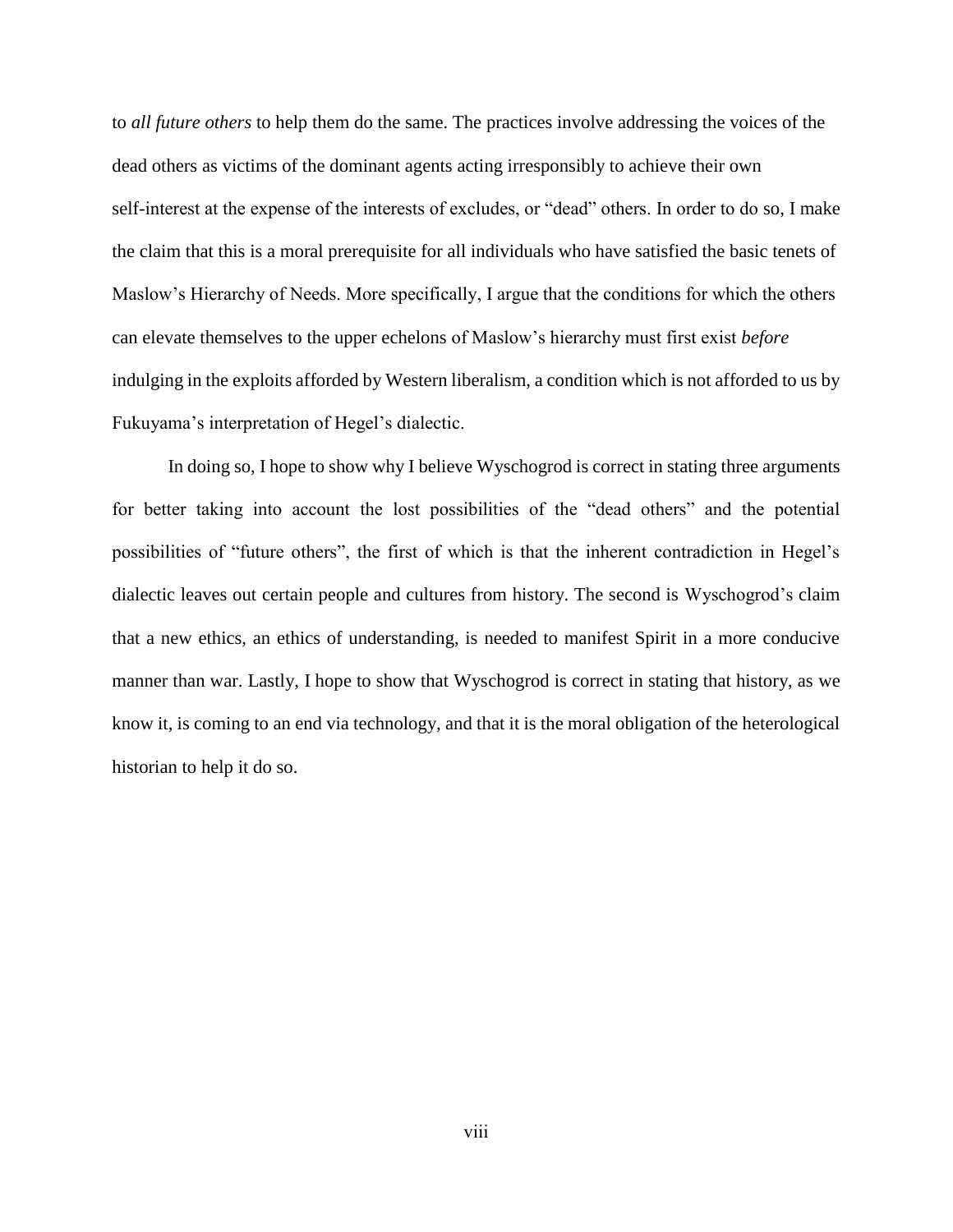to *all future others* to help them do the same. The practices involve addressing the voices of the dead others as victims of the dominant agents acting irresponsibly to achieve their own self-interest at the expense of the interests of excludes, or "dead" others. In order to do so, I make the claim that this is a moral prerequisite for all individuals who have satisfied the basic tenets of Maslow's Hierarchy of Needs. More specifically, I argue that the conditions for which the others can elevate themselves to the upper echelons of Maslow's hierarchy must first exist *before* indulging in the exploits afforded by Western liberalism, a condition which is not afforded to us by Fukuyama's interpretation of Hegel's dialectic.

In doing so, I hope to show why I believe Wyschogrod is correct in stating three arguments for better taking into account the lost possibilities of the "dead others" and the potential possibilities of "future others", the first of which is that the inherent contradiction in Hegel's dialectic leaves out certain people and cultures from history. The second is Wyschogrod's claim that a new ethics, an ethics of understanding, is needed to manifest Spirit in a more conducive manner than war. Lastly, I hope to show that Wyschogrod is correct in stating that history, as we know it, is coming to an end via technology, and that it is the moral obligation of the heterological historian to help it do so.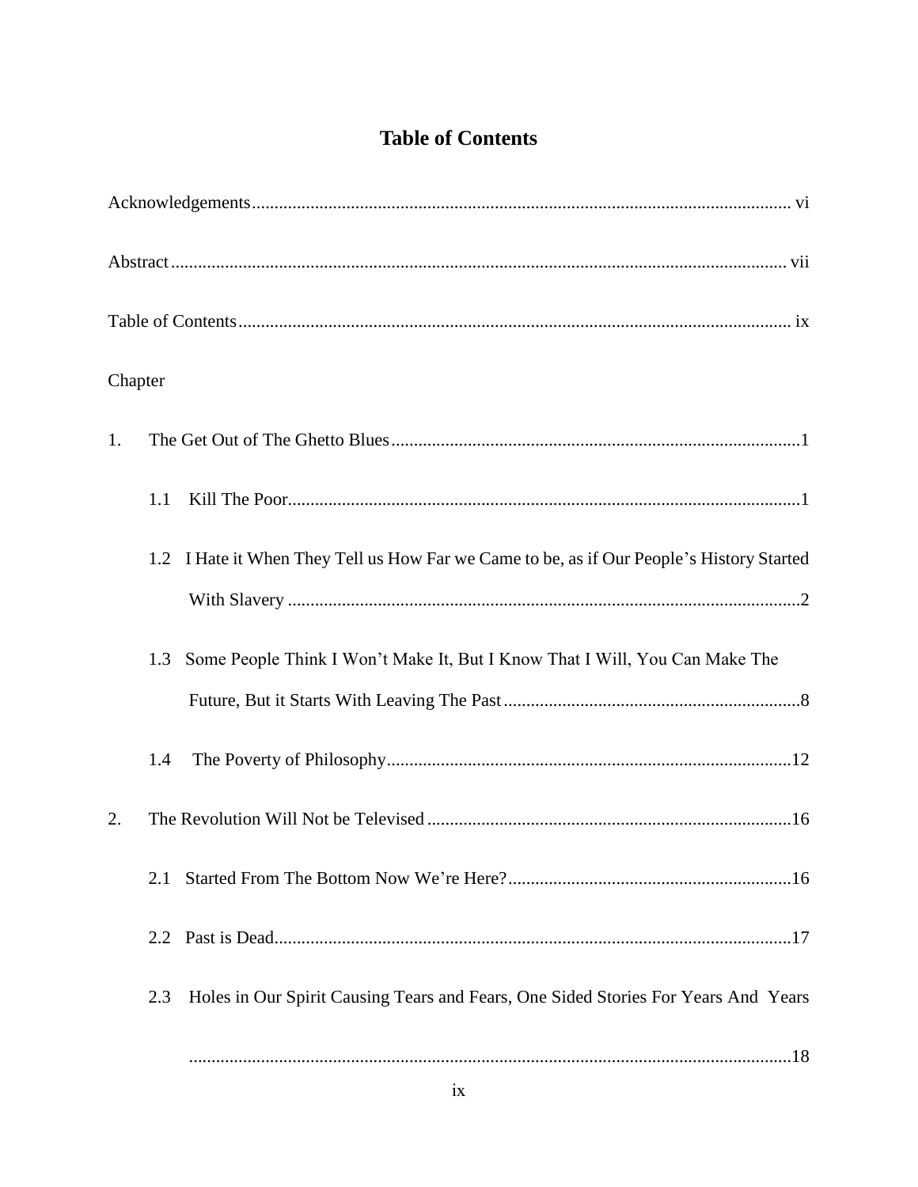# Table of Contents

Acknowledgements........................................................................................................................ vi

Abstract......................................................................................................................................... vii

Table of Contents.......................................................................................................................... ix

Chapter

1. The Get Out of The Ghetto Blues..........................................................................................1

    1.1 Kill The Poor.................................................................................................................1

    1.2 I Hate it When They Tell us How Far we Came to be, as if Our People's History Started With Slavery .................................................................................................................2

    1.3 Some People Think I Won't Make It, But I Know That I Will, You Can Make The Future, But it Starts With Leaving The Past..................................................................8

    1.4 The Poverty of Philosophy..........................................................................................12

2. The Revolution Will Not be Televised .................................................................................16

    2.1 Started From The Bottom Now We're Here?...............................................................16

    2.2 Past is Dead...................................................................................................................17

    2.3 Holes in Our Spirit Causing Tears and Fears, One Sided Stories For Years And Years .....................................................................................................................................18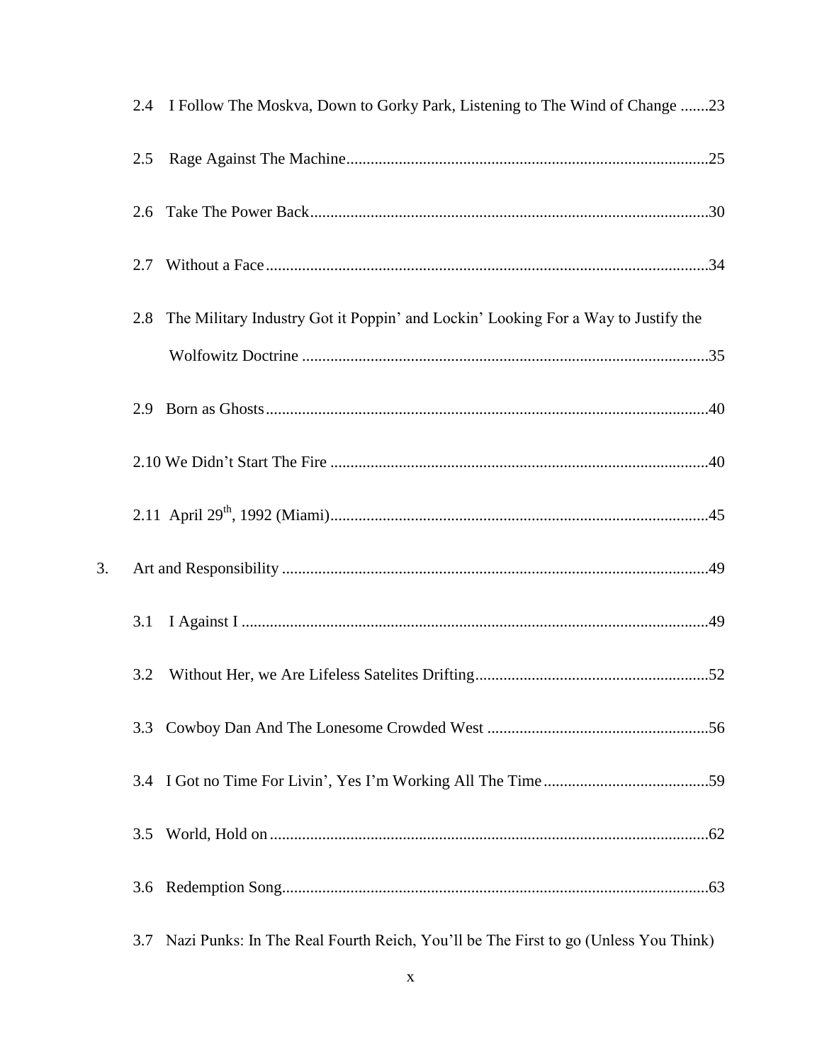2.4 I Follow The Moskva, Down to Gorky Park, Listening to The Wind of Change .......23

2.5 Rage Against The Machine.......................................................................................25

2.6 Take The Power Back...............................................................................................30

2.7 Without a Face..........................................................................................................34

2.8 The Military Industry Got it Poppin' and Lockin' Looking For a Way to Justify the Wolfowitz Doctrine ..................................................................................................35

2.9 Born as Ghosts..........................................................................................................40

2.10 We Didn't Start The Fire ..........................................................................................40

2.11 April 29th, 1992 (Miami)..........................................................................................45

3. Art and Responsibility .......................................................................................................49

3.1 I Against I .................................................................................................................49

3.2 Without Her, we Are Lifeless Satelites Drifting.......................................................52

3.3 Cowboy Dan And The Lonesome Crowded West ....................................................56

3.4 I Got no Time For Livin', Yes I'm Working All The Time.......................................59

3.5 World, Hold on..........................................................................................................62

3.6 Redemption Song......................................................................................................63

3.7 Nazi Punks: In The Real Fourth Reich, You'll be The First to go (Unless You Think)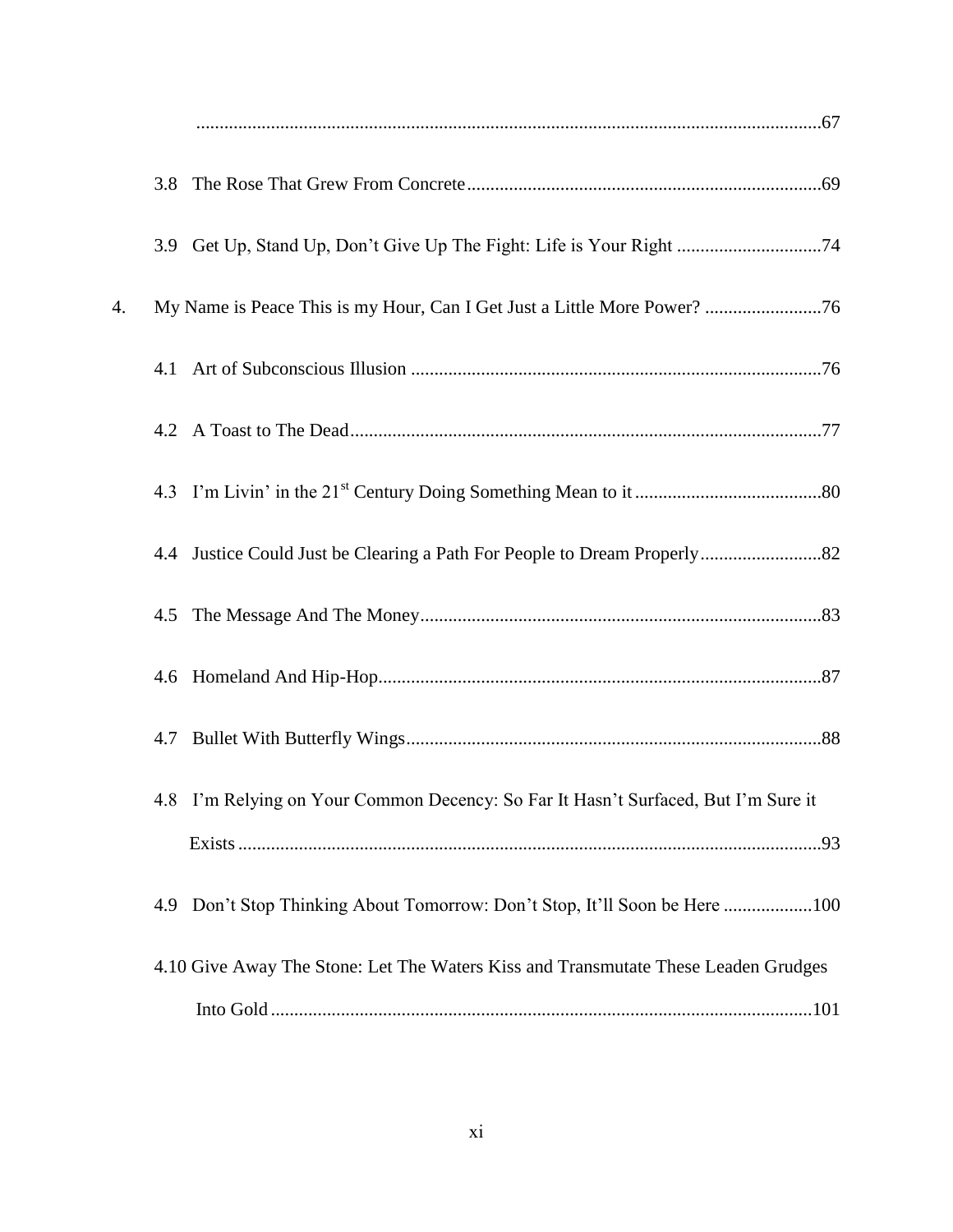.....................................................................................................................................67

3.8 The Rose That Grew From Concrete...........................................................................69

3.9 Get Up, Stand Up, Don't Give Up The Fight: Life is Your Right ...............................74

4. My Name is Peace This is my Hour, Can I Get Just a Little More Power? .........................76

4.1 Art of Subconscious Illusion .......................................................................................76

4.2 A Toast to The Dead....................................................................................................77

4.3 I'm Livin' in the 21st Century Doing Something Mean to it ........................................80

4.4 Justice Could Just be Clearing a Path For People to Dream Properly..........................82

4.5 The Message And The Money.....................................................................................83

4.6 Homeland And Hip-Hop..............................................................................................87

4.7 Bullet With Butterfly Wings........................................................................................88

4.8 I'm Relying on Your Common Decency: So Far It Hasn't Surfaced, But I'm Sure it Exists ............................................................................................................................93

4.9 Don't Stop Thinking About Tomorrow: Don't Stop, It'll Soon be Here ...................100

4.10 Give Away The Stone: Let The Waters Kiss and Transmutate These Leaden Grudges Into Gold ...................................................................................................................101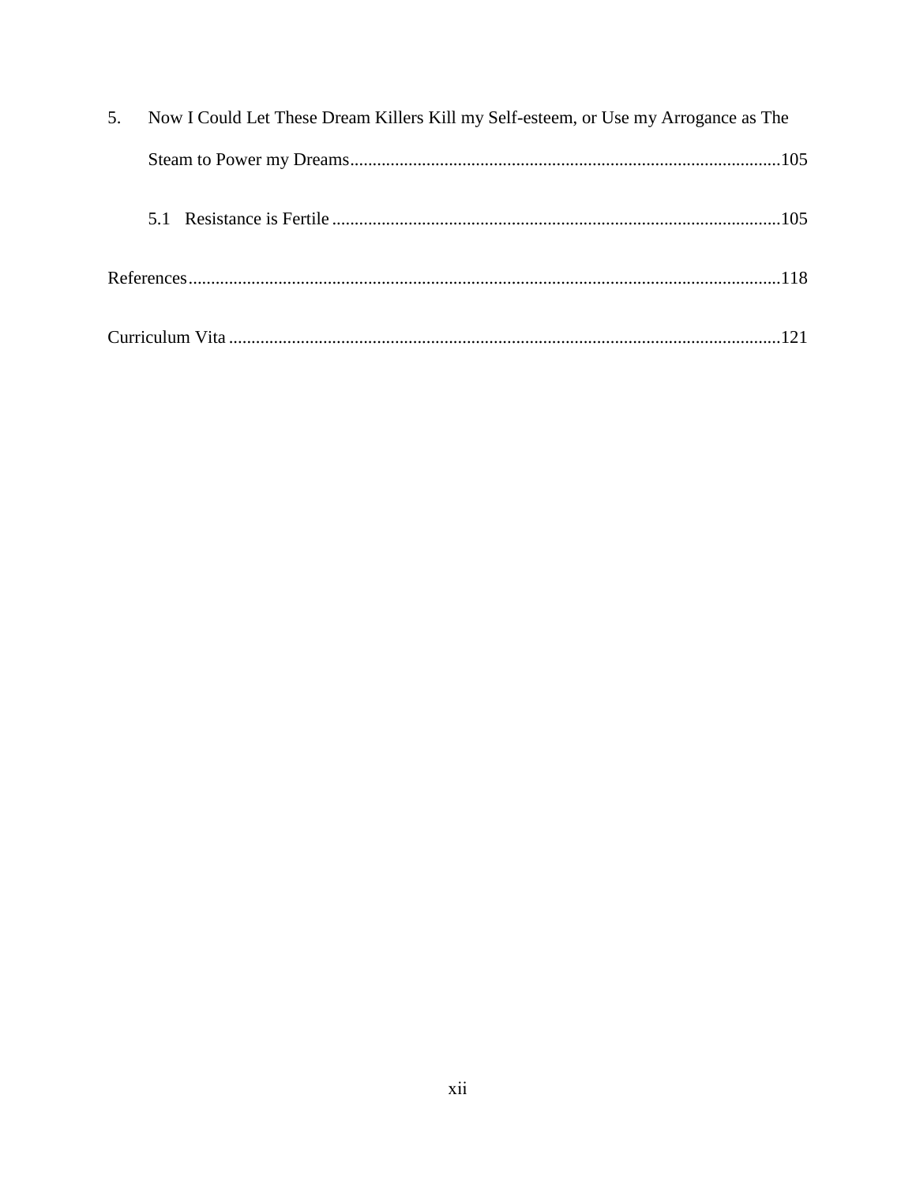5. Now I Could Let These Dream Killers Kill my Self-esteem, or Use my Arrogance as The Steam to Power my Dreams................................................................................................105

   5.1 Resistance is Fertile ..................................................................................................105

References..................................................................................................................................118

Curriculum Vita .........................................................................................................................121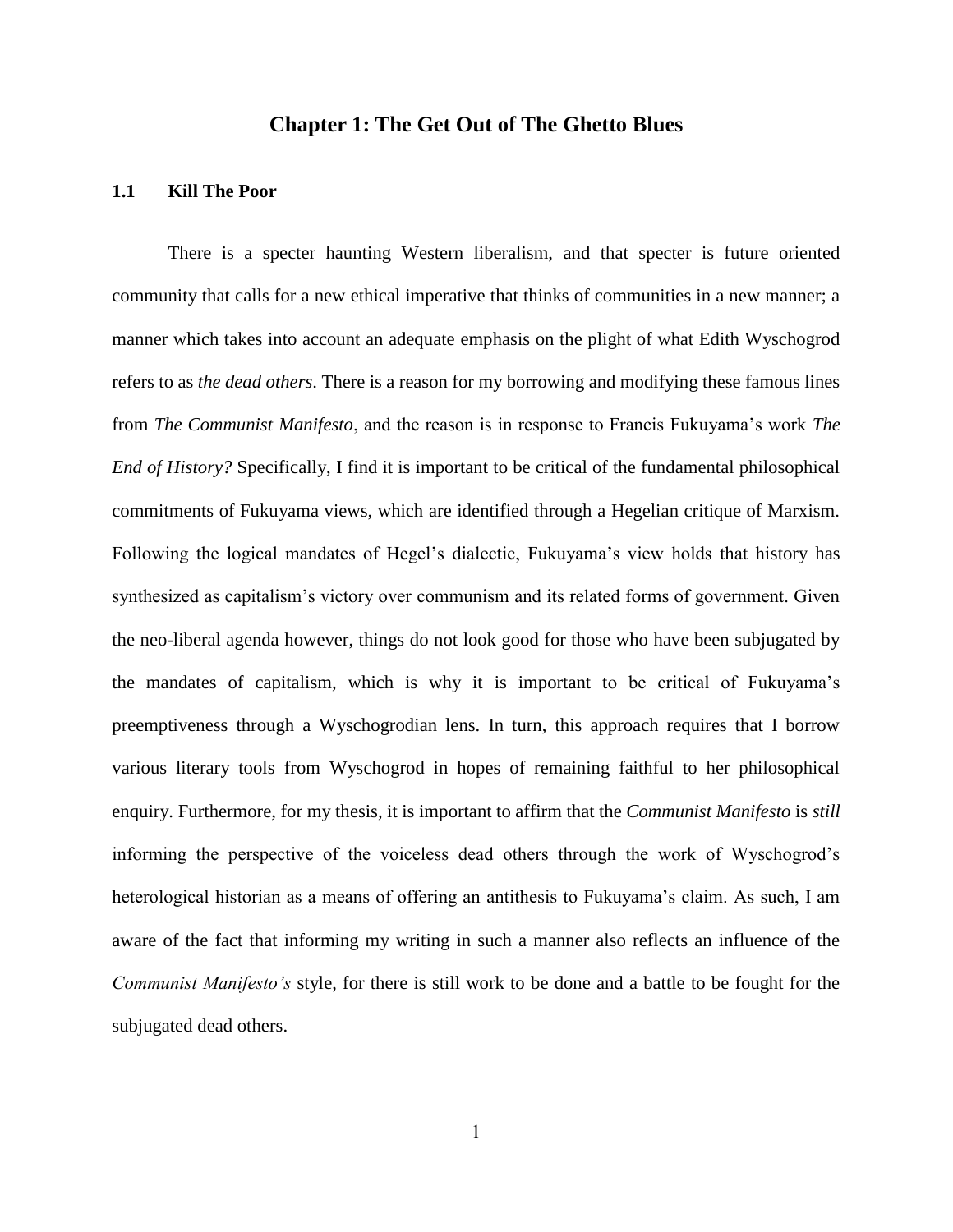# Chapter 1: The Get Out of The Ghetto Blues

## 1.1 Kill The Poor

There is a specter haunting Western liberalism, and that specter is future oriented community that calls for a new ethical imperative that thinks of communities in a new manner; a manner which takes into account an adequate emphasis on the plight of what Edith Wyschogrod refers to as *the dead others*. There is a reason for my borrowing and modifying these famous lines from *The Communist Manifesto*, and the reason is in response to Francis Fukuyama's work *The End of History?* Specifically, I find it is important to be critical of the fundamental philosophical commitments of Fukuyama views, which are identified through a Hegelian critique of Marxism. Following the logical mandates of Hegel's dialectic, Fukuyama's view holds that history has synthesized as capitalism's victory over communism and its related forms of government. Given the neo-liberal agenda however, things do not look good for those who have been subjugated by the mandates of capitalism, which is why it is important to be critical of Fukuyama's preemptiveness through a Wyschogrodian lens. In turn, this approach requires that I borrow various literary tools from Wyschogrod in hopes of remaining faithful to her philosophical enquiry. Furthermore, for my thesis, it is important to affirm that the *Communist Manifesto* is *still* informing the perspective of the voiceless dead others through the work of Wyschogrod's heterological historian as a means of offering an antithesis to Fukuyama's claim. As such, I am aware of the fact that informing my writing in such a manner also reflects an influence of the *Communist Manifesto's* style, for there is still work to be done and a battle to be fought for the subjugated dead others.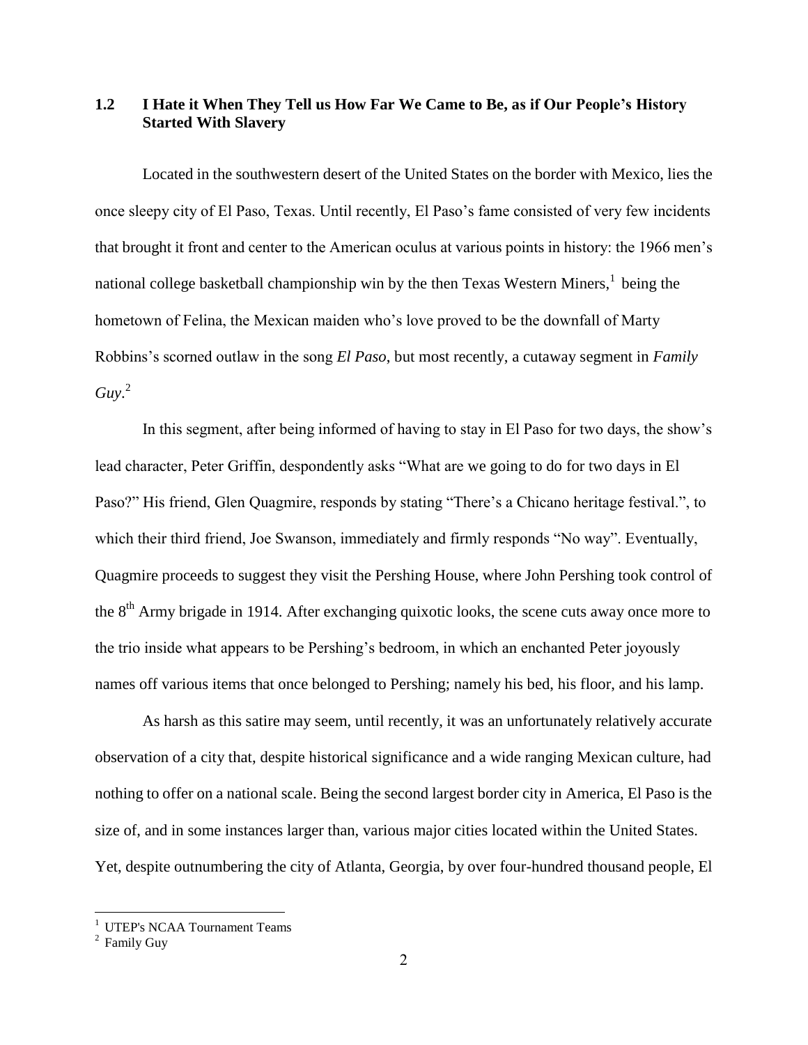## 1.2 I Hate it When They Tell us How Far We Came to Be, as if Our People's History Started With Slavery

Located in the southwestern desert of the United States on the border with Mexico, lies the once sleepy city of El Paso, Texas. Until recently, El Paso's fame consisted of very few incidents that brought it front and center to the American oculus at various points in history: the 1966 men's national college basketball championship win by the then Texas Western Miners,[1] being the hometown of Felina, the Mexican maiden who's love proved to be the downfall of Marty Robbins's scorned outlaw in the song *El Paso*, but most recently, a cutaway segment in *Family Guy*.[2]

In this segment, after being informed of having to stay in El Paso for two days, the show's lead character, Peter Griffin, despondently asks "What are we going to do for two days in El Paso?" His friend, Glen Quagmire, responds by stating "There's a Chicano heritage festival.", to which their third friend, Joe Swanson, immediately and firmly responds "No way". Eventually, Quagmire proceeds to suggest they visit the Pershing House, where John Pershing took control of the 8th Army brigade in 1914. After exchanging quixotic looks, the scene cuts away once more to the trio inside what appears to be Pershing's bedroom, in which an enchanted Peter joyously names off various items that once belonged to Pershing; namely his bed, his floor, and his lamp.

As harsh as this satire may seem, until recently, it was an unfortunately relatively accurate observation of a city that, despite historical significance and a wide ranging Mexican culture, had nothing to offer on a national scale. Being the second largest border city in America, El Paso is the size of, and in some instances larger than, various major cities located within the United States. Yet, despite outnumbering the city of Atlanta, Georgia, by over four-hundred thousand people, El

---

[1] UTEP's NCAA Tournament Teams

[2] Family Guy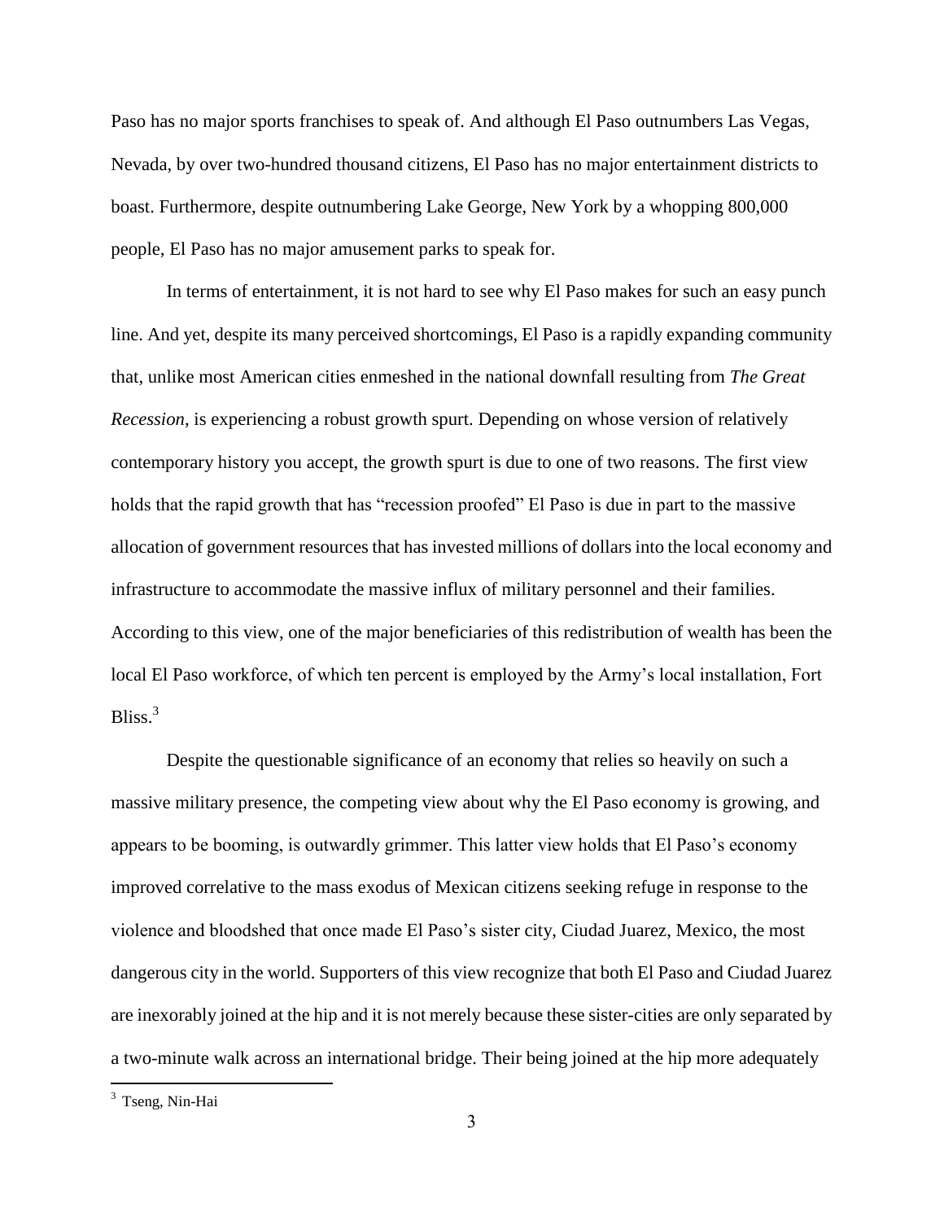Paso has no major sports franchises to speak of. And although El Paso outnumbers Las Vegas, Nevada, by over two-hundred thousand citizens, El Paso has no major entertainment districts to boast. Furthermore, despite outnumbering Lake George, New York by a whopping 800,000 people, El Paso has no major amusement parks to speak for.

In terms of entertainment, it is not hard to see why El Paso makes for such an easy punch line. And yet, despite its many perceived shortcomings, El Paso is a rapidly expanding community that, unlike most American cities enmeshed in the national downfall resulting from *The Great Recession*, is experiencing a robust growth spurt. Depending on whose version of relatively contemporary history you accept, the growth spurt is due to one of two reasons. The first view holds that the rapid growth that has "recession proofed" El Paso is due in part to the massive allocation of government resources that has invested millions of dollars into the local economy and infrastructure to accommodate the massive influx of military personnel and their families. According to this view, one of the major beneficiaries of this redistribution of wealth has been the local El Paso workforce, of which ten percent is employed by the Army's local installation, Fort Bliss.[3]

Despite the questionable significance of an economy that relies so heavily on such a massive military presence, the competing view about why the El Paso economy is growing, and appears to be booming, is outwardly grimmer. This latter view holds that El Paso's economy improved correlative to the mass exodus of Mexican citizens seeking refuge in response to the violence and bloodshed that once made El Paso's sister city, Ciudad Juarez, Mexico, the most dangerous city in the world. Supporters of this view recognize that both El Paso and Ciudad Juarez are inexorably joined at the hip and it is not merely because these sister-cities are only separated by a two-minute walk across an international bridge. Their being joined at the hip more adequately

[3] Tseng, Nin-Hai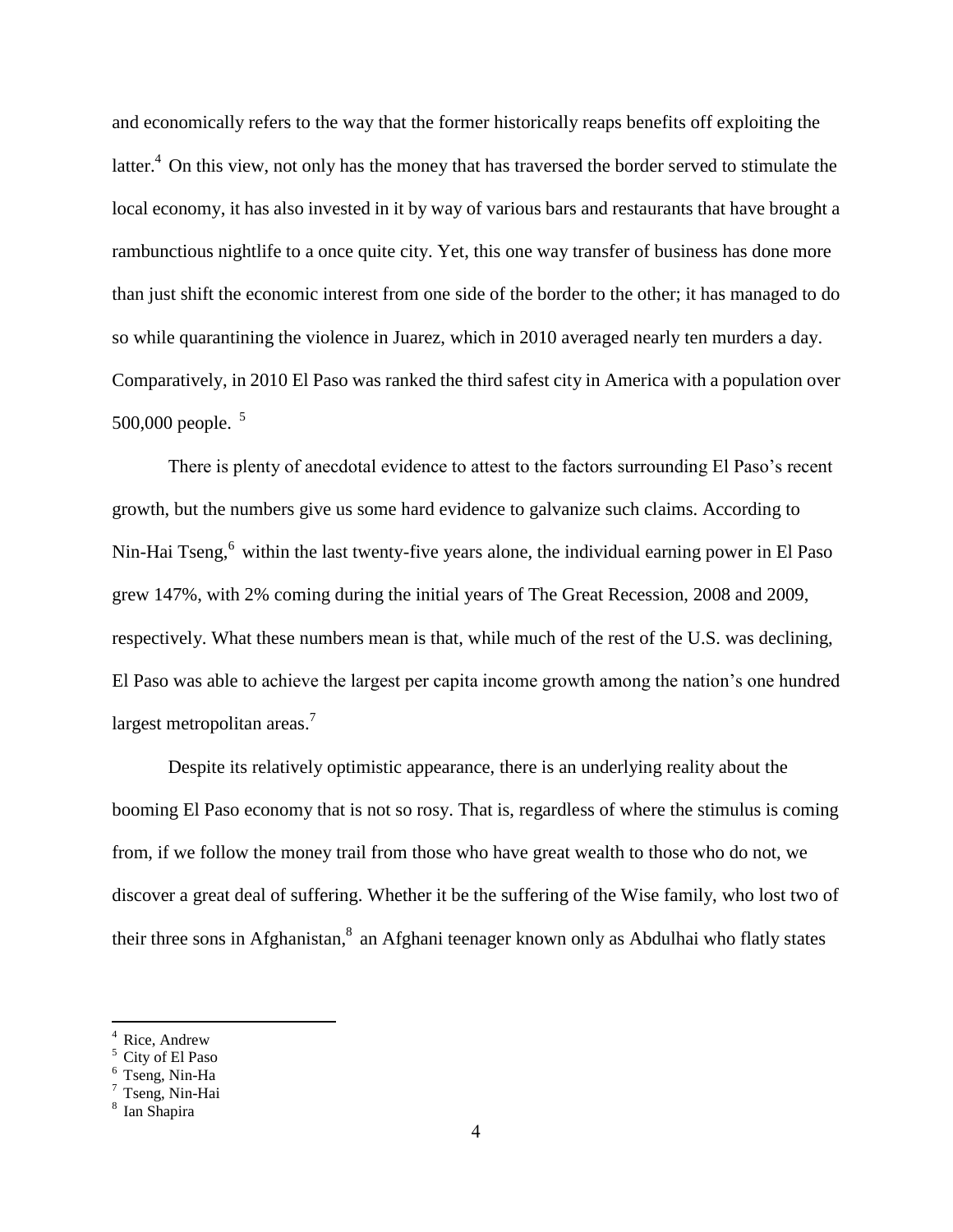and economically refers to the way that the former historically reaps benefits off exploiting the latter.[4] On this view, not only has the money that has traversed the border served to stimulate the local economy, it has also invested in it by way of various bars and restaurants that have brought a rambunctious nightlife to a once quite city. Yet, this one way transfer of business has done more than just shift the economic interest from one side of the border to the other; it has managed to do so while quarantining the violence in Juarez, which in 2010 averaged nearly ten murders a day. Comparatively, in 2010 El Paso was ranked the third safest city in America with a population over 500,000 people. [5]

There is plenty of anecdotal evidence to attest to the factors surrounding El Paso's recent growth, but the numbers give us some hard evidence to galvanize such claims. According to Nin-Hai Tseng,[6] within the last twenty-five years alone, the individual earning power in El Paso grew 147%, with 2% coming during the initial years of The Great Recession, 2008 and 2009, respectively. What these numbers mean is that, while much of the rest of the U.S. was declining, El Paso was able to achieve the largest per capita income growth among the nation's one hundred largest metropolitan areas.[7]

Despite its relatively optimistic appearance, there is an underlying reality about the booming El Paso economy that is not so rosy. That is, regardless of where the stimulus is coming from, if we follow the money trail from those who have great wealth to those who do not, we discover a great deal of suffering. Whether it be the suffering of the Wise family, who lost two of their three sons in Afghanistan,[8] an Afghani teenager known only as Abdulhai who flatly states

---

[4] Rice, Andrew

[5] City of El Paso

[6] Tseng, Nin-Ha

[7] Tseng, Nin-Hai

[8] Ian Shapira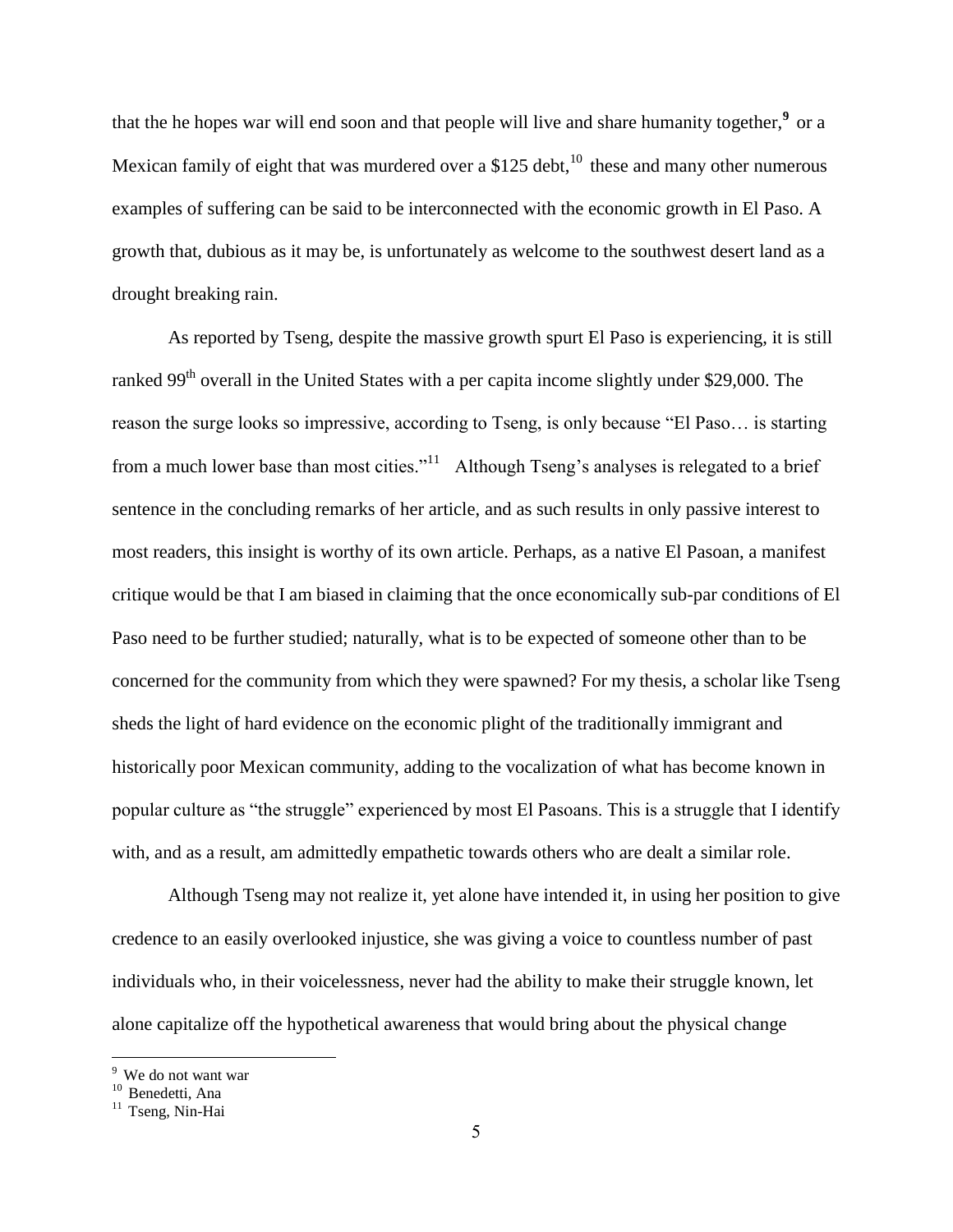that the he hopes war will end soon and that people will live and share humanity together,[9] or a Mexican family of eight that was murdered over a $125 debt,[10] these and many other numerous examples of suffering can be said to be interconnected with the economic growth in El Paso. A growth that, dubious as it may be, is unfortunately as welcome to the southwest desert land as a drought breaking rain.

As reported by Tseng, despite the massive growth spurt El Paso is experiencing, it is still ranked 99th overall in the United States with a per capita income slightly under $29,000. The reason the surge looks so impressive, according to Tseng, is only because "El Paso… is starting from a much lower base than most cities."[11] Although Tseng's analyses is relegated to a brief sentence in the concluding remarks of her article, and as such results in only passive interest to most readers, this insight is worthy of its own article. Perhaps, as a native El Pasoan, a manifest critique would be that I am biased in claiming that the once economically sub-par conditions of El Paso need to be further studied; naturally, what is to be expected of someone other than to be concerned for the community from which they were spawned? For my thesis, a scholar like Tseng sheds the light of hard evidence on the economic plight of the traditionally immigrant and historically poor Mexican community, adding to the vocalization of what has become known in popular culture as "the struggle" experienced by most El Pasoans. This is a struggle that I identify with, and as a result, am admittedly empathetic towards others who are dealt a similar role.

Although Tseng may not realize it, yet alone have intended it, in using her position to give credence to an easily overlooked injustice, she was giving a voice to countless number of past individuals who, in their voicelessness, never had the ability to make their struggle known, let alone capitalize off the hypothetical awareness that would bring about the physical change

---

[9] We do not want war

[10] Benedetti, Ana

[11] Tseng, Nin-Hai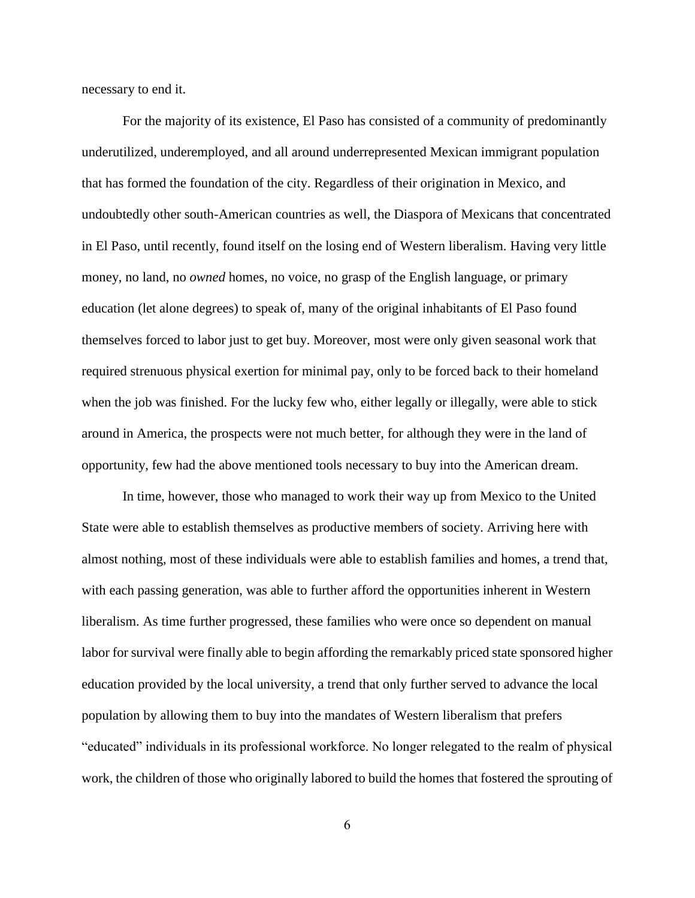necessary to end it.

For the majority of its existence, El Paso has consisted of a community of predominantly underutilized, underemployed, and all around underrepresented Mexican immigrant population that has formed the foundation of the city. Regardless of their origination in Mexico, and undoubtedly other south-American countries as well, the Diaspora of Mexicans that concentrated in El Paso, until recently, found itself on the losing end of Western liberalism. Having very little money, no land, no *owned* homes, no voice, no grasp of the English language, or primary education (let alone degrees) to speak of, many of the original inhabitants of El Paso found themselves forced to labor just to get buy. Moreover, most were only given seasonal work that required strenuous physical exertion for minimal pay, only to be forced back to their homeland when the job was finished. For the lucky few who, either legally or illegally, were able to stick around in America, the prospects were not much better, for although they were in the land of opportunity, few had the above mentioned tools necessary to buy into the American dream.

In time, however, those who managed to work their way up from Mexico to the United State were able to establish themselves as productive members of society. Arriving here with almost nothing, most of these individuals were able to establish families and homes, a trend that, with each passing generation, was able to further afford the opportunities inherent in Western liberalism. As time further progressed, these families who were once so dependent on manual labor for survival were finally able to begin affording the remarkably priced state sponsored higher education provided by the local university, a trend that only further served to advance the local population by allowing them to buy into the mandates of Western liberalism that prefers "educated" individuals in its professional workforce. No longer relegated to the realm of physical work, the children of those who originally labored to build the homes that fostered the sprouting of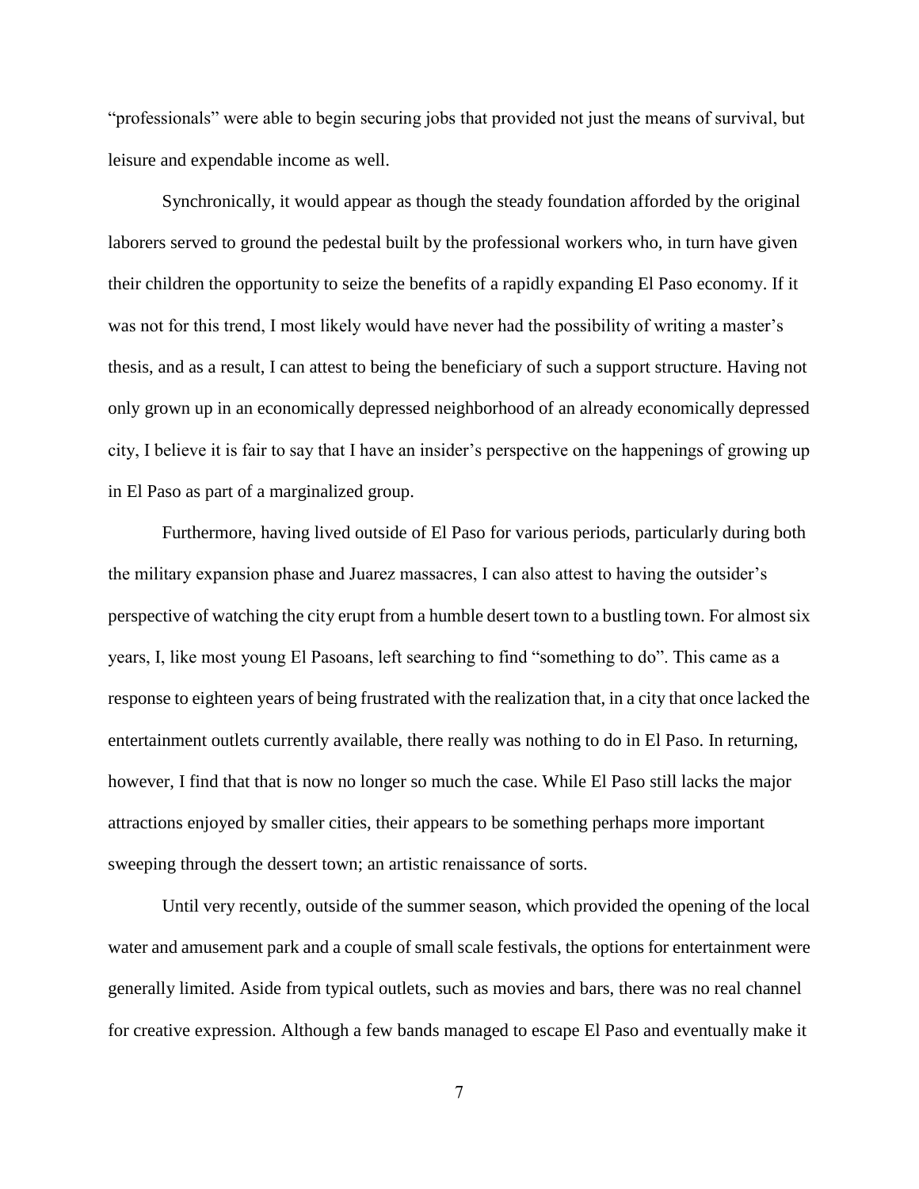"professionals" were able to begin securing jobs that provided not just the means of survival, but leisure and expendable income as well.

Synchronically, it would appear as though the steady foundation afforded by the original laborers served to ground the pedestal built by the professional workers who, in turn have given their children the opportunity to seize the benefits of a rapidly expanding El Paso economy. If it was not for this trend, I most likely would have never had the possibility of writing a master's thesis, and as a result, I can attest to being the beneficiary of such a support structure. Having not only grown up in an economically depressed neighborhood of an already economically depressed city, I believe it is fair to say that I have an insider's perspective on the happenings of growing up in El Paso as part of a marginalized group.

Furthermore, having lived outside of El Paso for various periods, particularly during both the military expansion phase and Juarez massacres, I can also attest to having the outsider's perspective of watching the city erupt from a humble desert town to a bustling town. For almost six years, I, like most young El Pasoans, left searching to find "something to do". This came as a response to eighteen years of being frustrated with the realization that, in a city that once lacked the entertainment outlets currently available, there really was nothing to do in El Paso. In returning, however, I find that that is now no longer so much the case. While El Paso still lacks the major attractions enjoyed by smaller cities, their appears to be something perhaps more important sweeping through the dessert town; an artistic renaissance of sorts.

Until very recently, outside of the summer season, which provided the opening of the local water and amusement park and a couple of small scale festivals, the options for entertainment were generally limited. Aside from typical outlets, such as movies and bars, there was no real channel for creative expression. Although a few bands managed to escape El Paso and eventually make it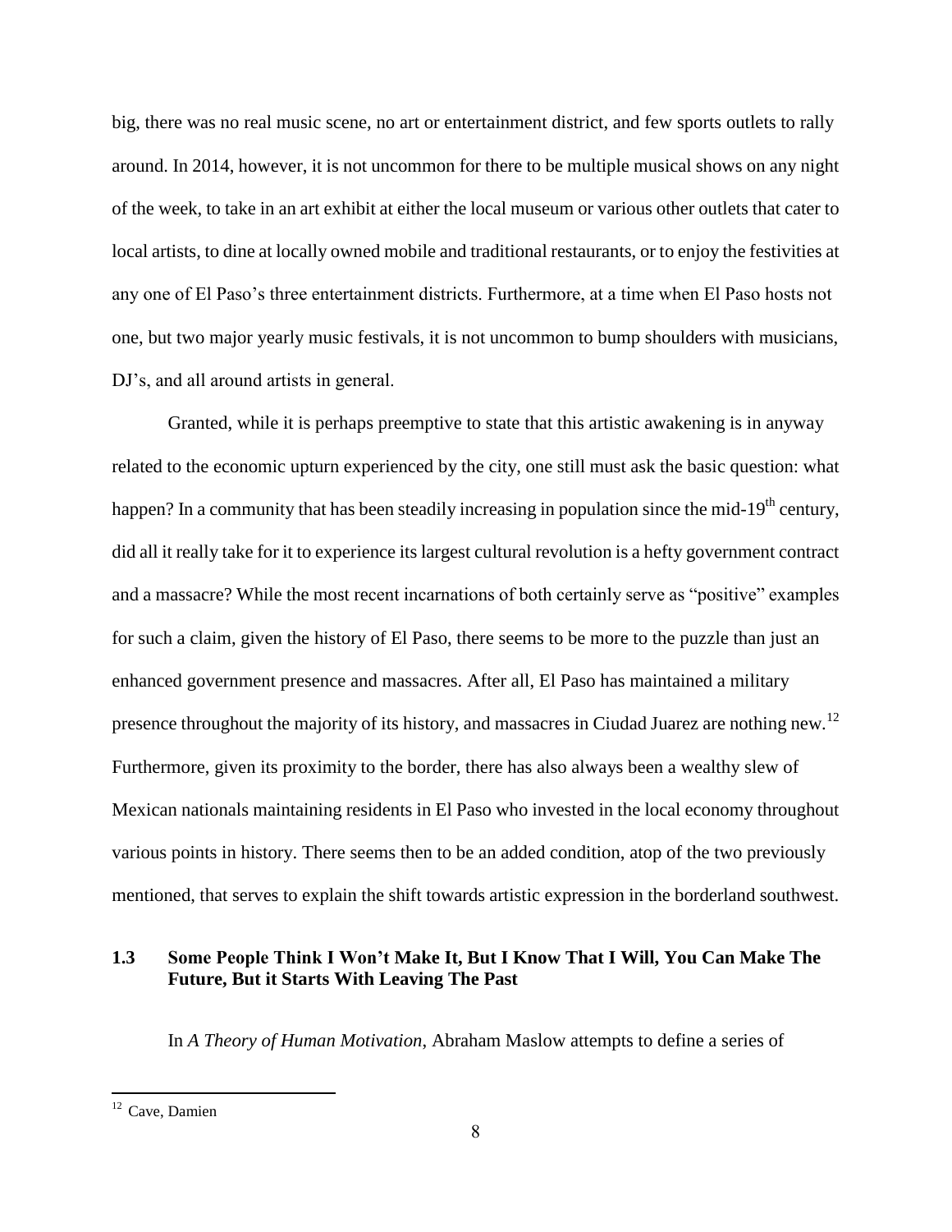big, there was no real music scene, no art or entertainment district, and few sports outlets to rally around. In 2014, however, it is not uncommon for there to be multiple musical shows on any night of the week, to take in an art exhibit at either the local museum or various other outlets that cater to local artists, to dine at locally owned mobile and traditional restaurants, or to enjoy the festivities at any one of El Paso's three entertainment districts. Furthermore, at a time when El Paso hosts not one, but two major yearly music festivals, it is not uncommon to bump shoulders with musicians, DJ's, and all around artists in general.

Granted, while it is perhaps preemptive to state that this artistic awakening is in anyway related to the economic upturn experienced by the city, one still must ask the basic question: what happen? In a community that has been steadily increasing in population since the mid-19th century, did all it really take for it to experience its largest cultural revolution is a hefty government contract and a massacre? While the most recent incarnations of both certainly serve as "positive" examples for such a claim, given the history of El Paso, there seems to be more to the puzzle than just an enhanced government presence and massacres. After all, El Paso has maintained a military presence throughout the majority of its history, and massacres in Ciudad Juarez are nothing new.[12] Furthermore, given its proximity to the border, there has also always been a wealthy slew of Mexican nationals maintaining residents in El Paso who invested in the local economy throughout various points in history. There seems then to be an added condition, atop of the two previously mentioned, that serves to explain the shift towards artistic expression in the borderland southwest.

### 1.3 Some People Think I Won't Make It, But I Know That I Will, You Can Make The Future, But it Starts With Leaving The Past

In *A Theory of Human Motivation*, Abraham Maslow attempts to define a series of

[12] Cave, Damien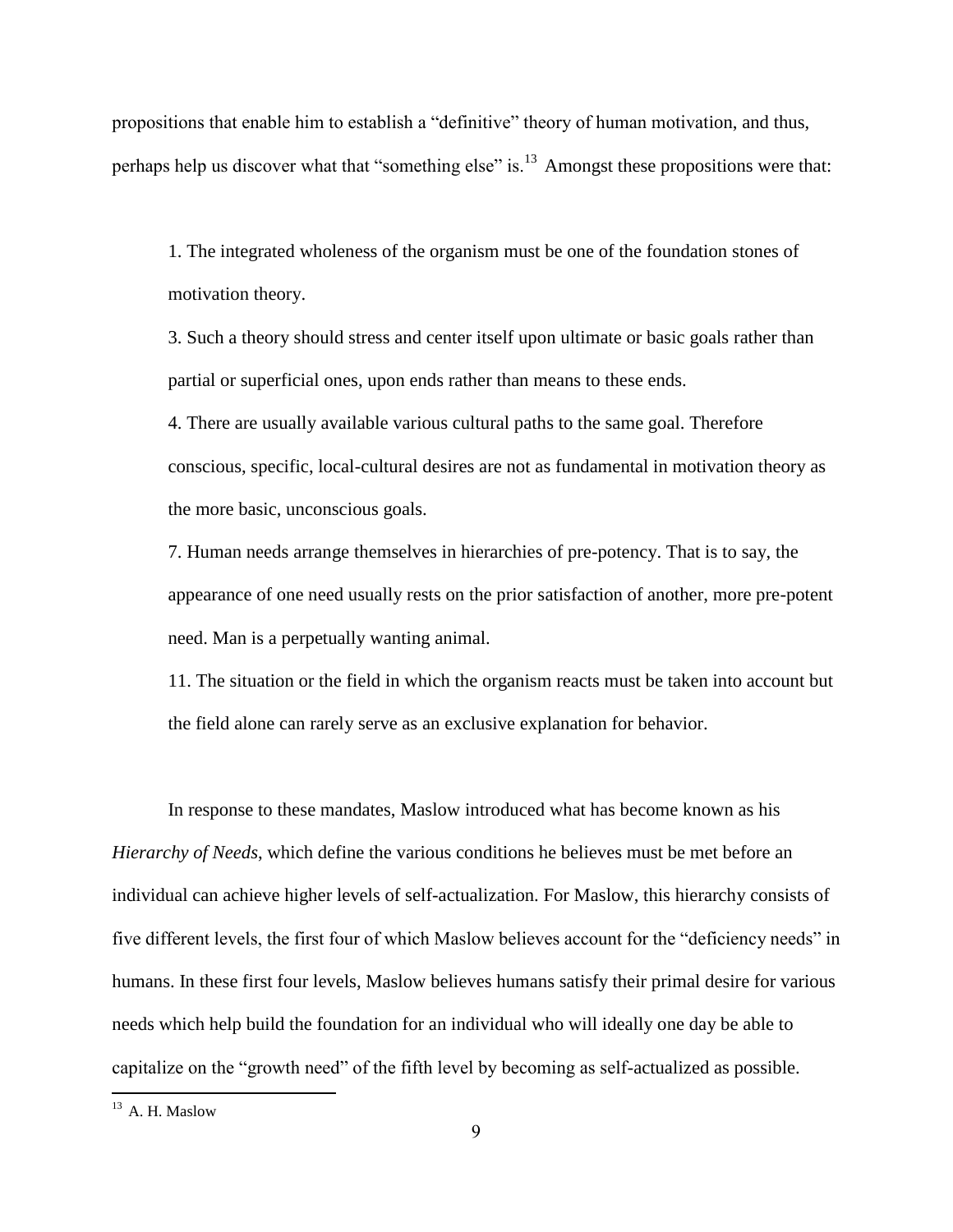propositions that enable him to establish a "definitive" theory of human motivation, and thus, perhaps help us discover what that "something else" is.[13] Amongst these propositions were that:

> 1. The integrated wholeness of the organism must be one of the foundation stones of motivation theory.
>
> 3. Such a theory should stress and center itself upon ultimate or basic goals rather than partial or superficial ones, upon ends rather than means to these ends.
>
> 4. There are usually available various cultural paths to the same goal. Therefore conscious, specific, local-cultural desires are not as fundamental in motivation theory as the more basic, unconscious goals.
>
> 7. Human needs arrange themselves in hierarchies of pre-potency. That is to say, the appearance of one need usually rests on the prior satisfaction of another, more pre-potent need. Man is a perpetually wanting animal.
>
> 11. The situation or the field in which the organism reacts must be taken into account but the field alone can rarely serve as an exclusive explanation for behavior.

In response to these mandates, Maslow introduced what has become known as his *Hierarchy of Needs*, which define the various conditions he believes must be met before an individual can achieve higher levels of self-actualization. For Maslow, this hierarchy consists of five different levels, the first four of which Maslow believes account for the "deficiency needs" in humans. In these first four levels, Maslow believes humans satisfy their primal desire for various needs which help build the foundation for an individual who will ideally one day be able to capitalize on the "growth need" of the fifth level by becoming as self-actualized as possible.

---

[13] A. H. Maslow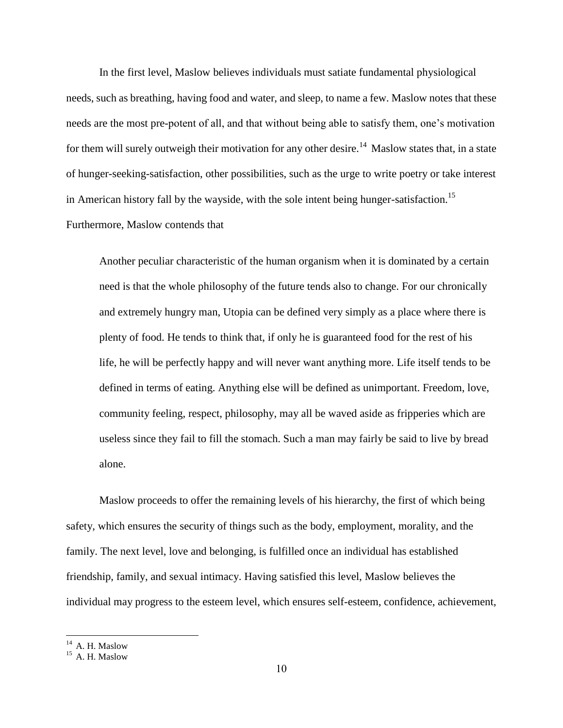In the first level, Maslow believes individuals must satiate fundamental physiological needs, such as breathing, having food and water, and sleep, to name a few. Maslow notes that these needs are the most pre-potent of all, and that without being able to satisfy them, one's motivation for them will surely outweigh their motivation for any other desire.[14] Maslow states that, in a state of hunger-seeking-satisfaction, other possibilities, such as the urge to write poetry or take interest in American history fall by the wayside, with the sole intent being hunger-satisfaction.[15] Furthermore, Maslow contends that

> Another peculiar characteristic of the human organism when it is dominated by a certain need is that the whole philosophy of the future tends also to change. For our chronically and extremely hungry man, Utopia can be defined very simply as a place where there is plenty of food. He tends to think that, if only he is guaranteed food for the rest of his life, he will be perfectly happy and will never want anything more. Life itself tends to be defined in terms of eating. Anything else will be defined as unimportant. Freedom, love, community feeling, respect, philosophy, may all be waved aside as fripperies which are useless since they fail to fill the stomach. Such a man may fairly be said to live by bread alone.

Maslow proceeds to offer the remaining levels of his hierarchy, the first of which being safety, which ensures the security of things such as the body, employment, morality, and the family. The next level, love and belonging, is fulfilled once an individual has established friendship, family, and sexual intimacy. Having satisfied this level, Maslow believes the individual may progress to the esteem level, which ensures self-esteem, confidence, achievement,

---

[14] A. H. Maslow

[15] A. H. Maslow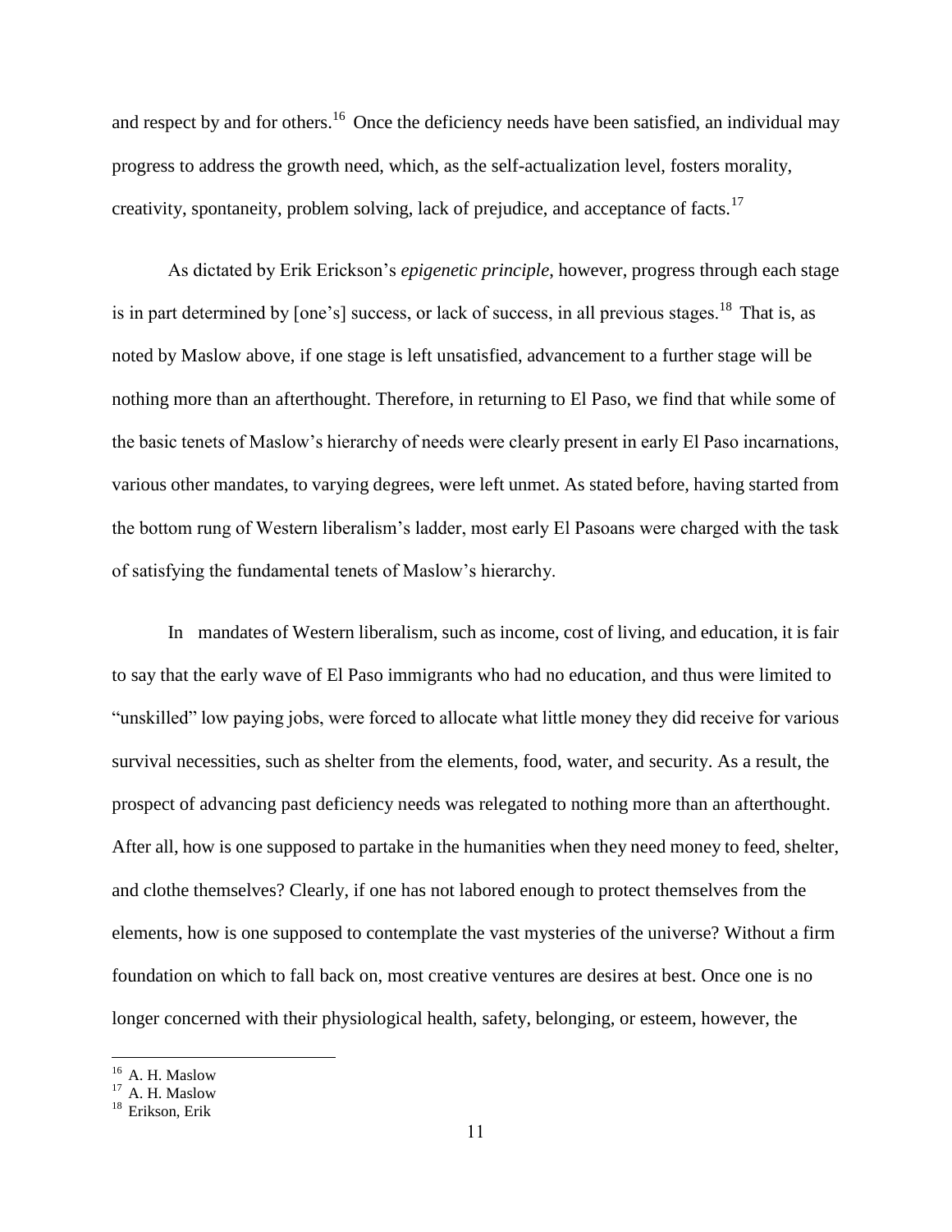and respect by and for others.[16] Once the deficiency needs have been satisfied, an individual may progress to address the growth need, which, as the self-actualization level, fosters morality, creativity, spontaneity, problem solving, lack of prejudice, and acceptance of facts.[17]

As dictated by Erik Erickson's *epigenetic principle*, however, progress through each stage is in part determined by [one's] success, or lack of success, in all previous stages.[18] That is, as noted by Maslow above, if one stage is left unsatisfied, advancement to a further stage will be nothing more than an afterthought. Therefore, in returning to El Paso, we find that while some of the basic tenets of Maslow's hierarchy of needs were clearly present in early El Paso incarnations, various other mandates, to varying degrees, were left unmet. As stated before, having started from the bottom rung of Western liberalism's ladder, most early El Pasoans were charged with the task of satisfying the fundamental tenets of Maslow's hierarchy.

In mandates of Western liberalism, such as income, cost of living, and education, it is fair to say that the early wave of El Paso immigrants who had no education, and thus were limited to "unskilled" low paying jobs, were forced to allocate what little money they did receive for various survival necessities, such as shelter from the elements, food, water, and security. As a result, the prospect of advancing past deficiency needs was relegated to nothing more than an afterthought. After all, how is one supposed to partake in the humanities when they need money to feed, shelter, and clothe themselves? Clearly, if one has not labored enough to protect themselves from the elements, how is one supposed to contemplate the vast mysteries of the universe? Without a firm foundation on which to fall back on, most creative ventures are desires at best. Once one is no longer concerned with their physiological health, safety, belonging, or esteem, however, the

[16] A. H. Maslow
[17] A. H. Maslow
[18] Erikson, Erik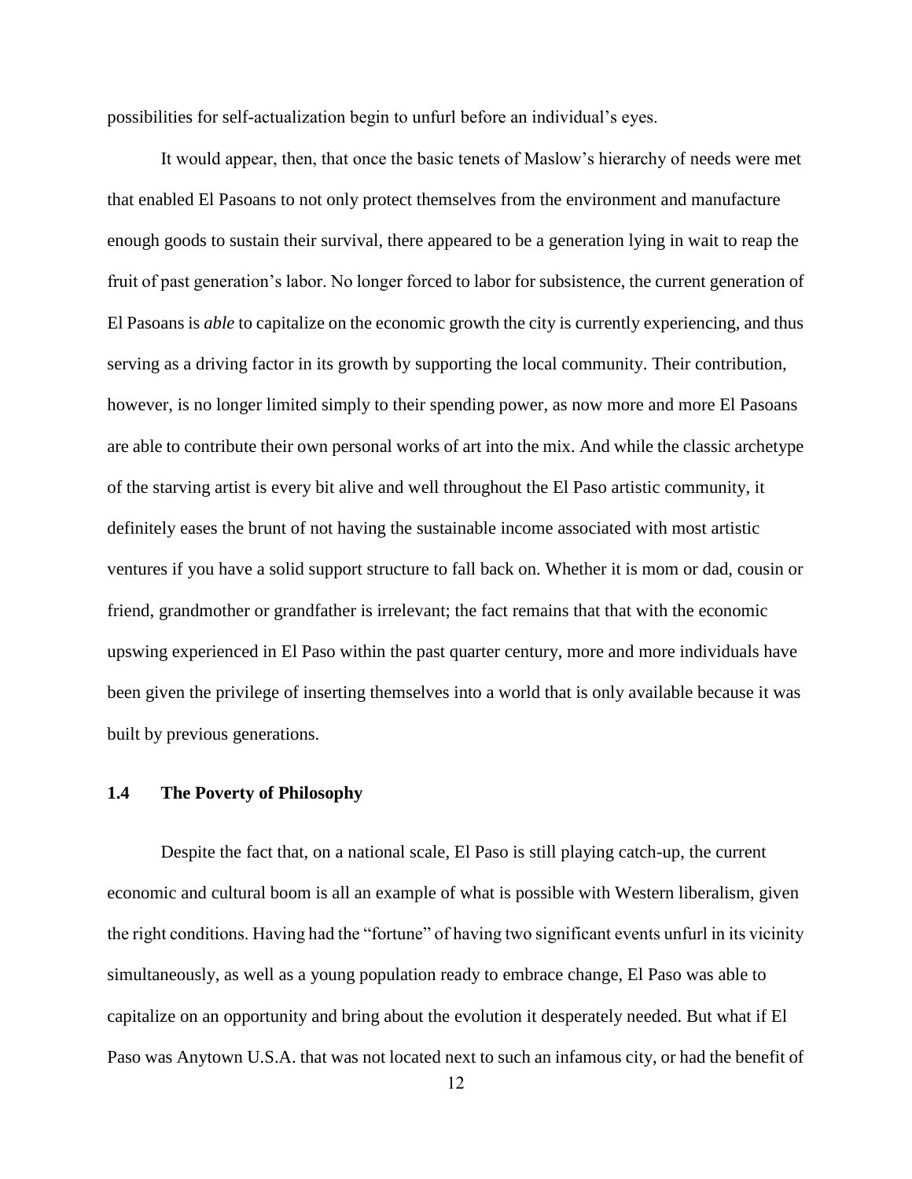possibilities for self-actualization begin to unfurl before an individual's eyes.

It would appear, then, that once the basic tenets of Maslow's hierarchy of needs were met that enabled El Pasoans to not only protect themselves from the environment and manufacture enough goods to sustain their survival, there appeared to be a generation lying in wait to reap the fruit of past generation's labor. No longer forced to labor for subsistence, the current generation of El Pasoans is *able* to capitalize on the economic growth the city is currently experiencing, and thus serving as a driving factor in its growth by supporting the local community. Their contribution, however, is no longer limited simply to their spending power, as now more and more El Pasoans are able to contribute their own personal works of art into the mix. And while the classic archetype of the starving artist is every bit alive and well throughout the El Paso artistic community, it definitely eases the brunt of not having the sustainable income associated with most artistic ventures if you have a solid support structure to fall back on. Whether it is mom or dad, cousin or friend, grandmother or grandfather is irrelevant; the fact remains that that with the economic upswing experienced in El Paso within the past quarter century, more and more individuals have been given the privilege of inserting themselves into a world that is only available because it was built by previous generations.

### 1.4 The Poverty of Philosophy

Despite the fact that, on a national scale, El Paso is still playing catch-up, the current economic and cultural boom is all an example of what is possible with Western liberalism, given the right conditions. Having had the "fortune" of having two significant events unfurl in its vicinity simultaneously, as well as a young population ready to embrace change, El Paso was able to capitalize on an opportunity and bring about the evolution it desperately needed. But what if El Paso was Anytown U.S.A. that was not located next to such an infamous city, or had the benefit of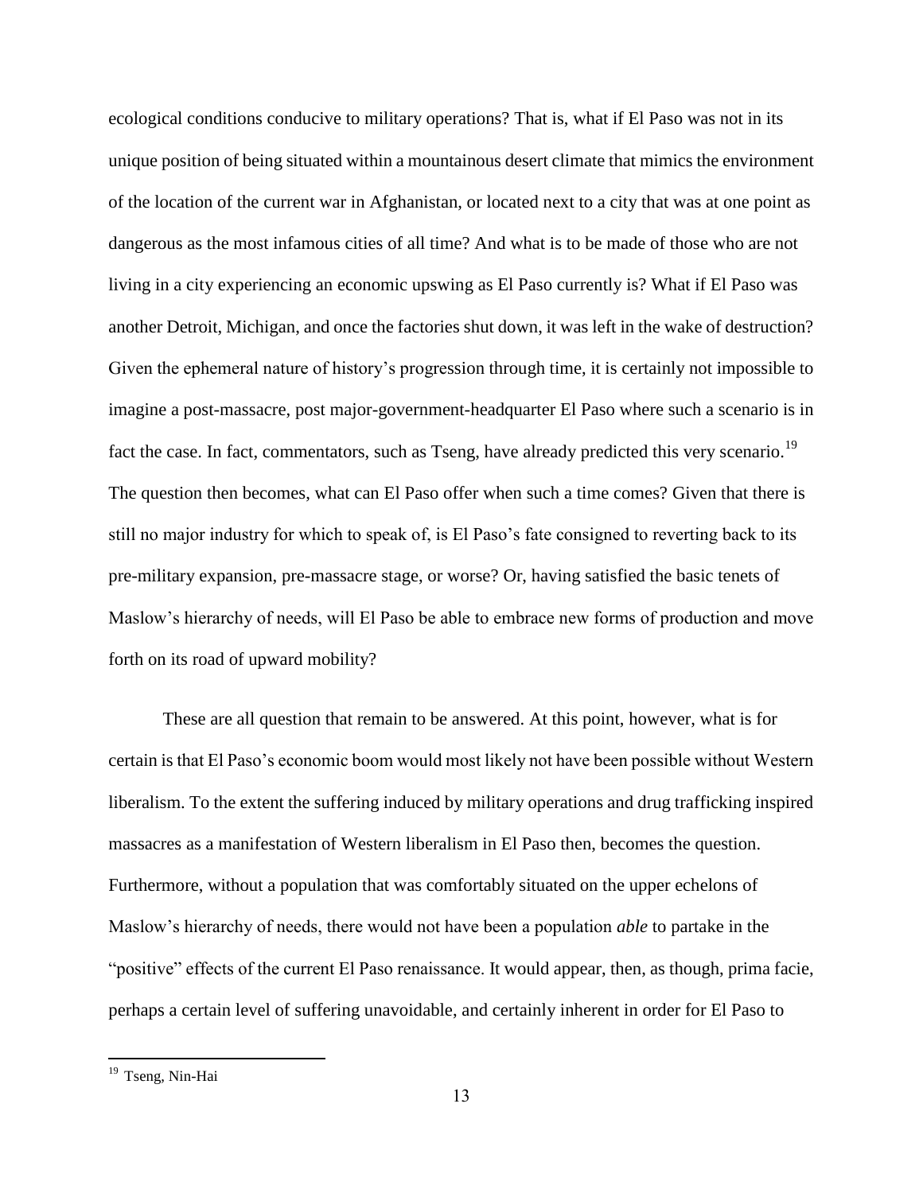ecological conditions conducive to military operations? That is, what if El Paso was not in its unique position of being situated within a mountainous desert climate that mimics the environment of the location of the current war in Afghanistan, or located next to a city that was at one point as dangerous as the most infamous cities of all time? And what is to be made of those who are not living in a city experiencing an economic upswing as El Paso currently is? What if El Paso was another Detroit, Michigan, and once the factories shut down, it was left in the wake of destruction? Given the ephemeral nature of history's progression through time, it is certainly not impossible to imagine a post-massacre, post major-government-headquarter El Paso where such a scenario is in fact the case. In fact, commentators, such as Tseng, have already predicted this very scenario.[19] The question then becomes, what can El Paso offer when such a time comes? Given that there is still no major industry for which to speak of, is El Paso's fate consigned to reverting back to its pre-military expansion, pre-massacre stage, or worse? Or, having satisfied the basic tenets of Maslow's hierarchy of needs, will El Paso be able to embrace new forms of production and move forth on its road of upward mobility?

These are all question that remain to be answered. At this point, however, what is for certain is that El Paso's economic boom would most likely not have been possible without Western liberalism. To the extent the suffering induced by military operations and drug trafficking inspired massacres as a manifestation of Western liberalism in El Paso then, becomes the question. Furthermore, without a population that was comfortably situated on the upper echelons of Maslow's hierarchy of needs, there would not have been a population *able* to partake in the "positive" effects of the current El Paso renaissance. It would appear, then, as though, prima facie, perhaps a certain level of suffering unavoidable, and certainly inherent in order for El Paso to

[19] Tseng, Nin-Hai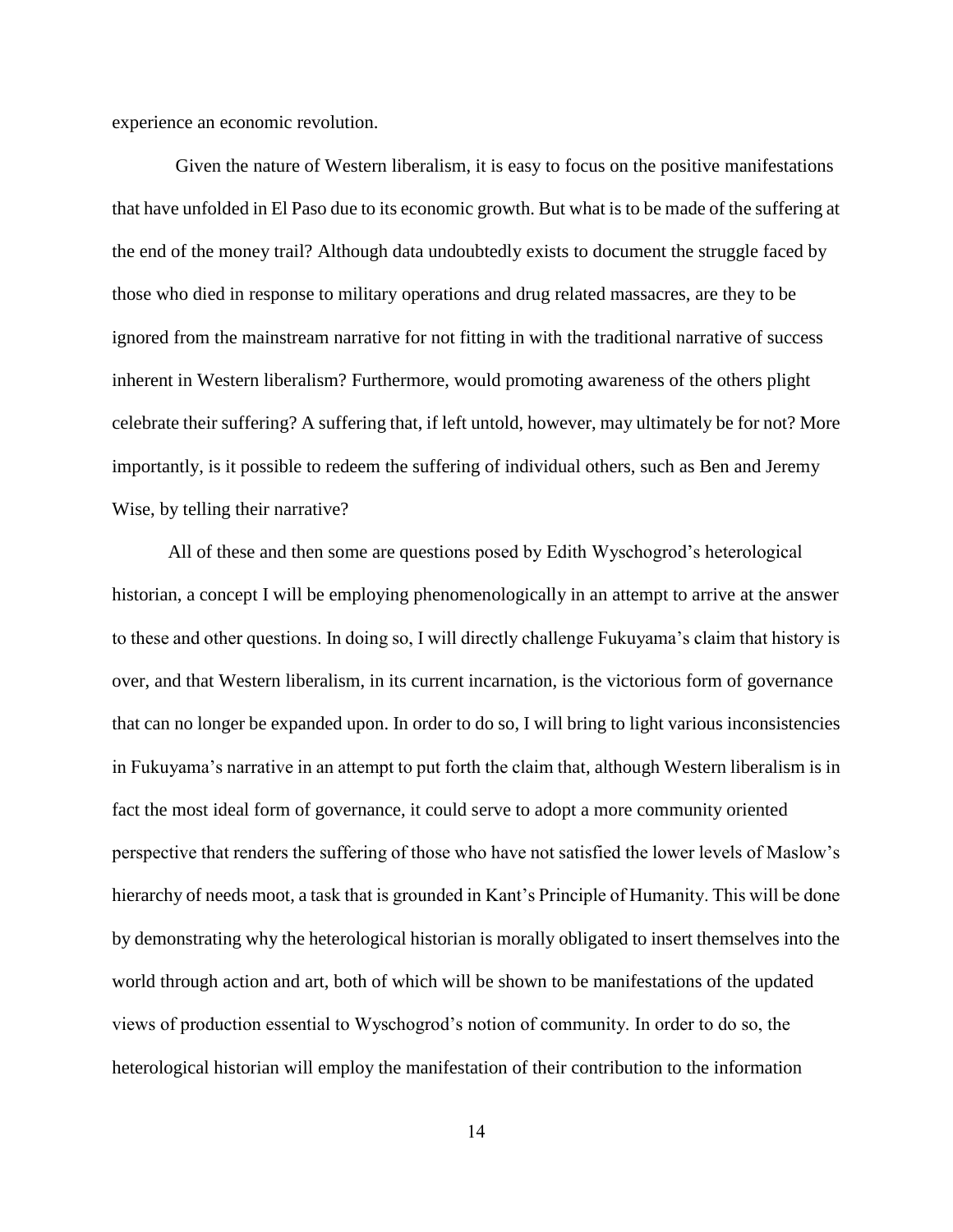experience an economic revolution.

Given the nature of Western liberalism, it is easy to focus on the positive manifestations that have unfolded in El Paso due to its economic growth. But what is to be made of the suffering at the end of the money trail? Although data undoubtedly exists to document the struggle faced by those who died in response to military operations and drug related massacres, are they to be ignored from the mainstream narrative for not fitting in with the traditional narrative of success inherent in Western liberalism? Furthermore, would promoting awareness of the others plight celebrate their suffering? A suffering that, if left untold, however, may ultimately be for not? More importantly, is it possible to redeem the suffering of individual others, such as Ben and Jeremy Wise, by telling their narrative?

All of these and then some are questions posed by Edith Wyschogrod's heterological historian, a concept I will be employing phenomenologically in an attempt to arrive at the answer to these and other questions. In doing so, I will directly challenge Fukuyama's claim that history is over, and that Western liberalism, in its current incarnation, is the victorious form of governance that can no longer be expanded upon. In order to do so, I will bring to light various inconsistencies in Fukuyama's narrative in an attempt to put forth the claim that, although Western liberalism is in fact the most ideal form of governance, it could serve to adopt a more community oriented perspective that renders the suffering of those who have not satisfied the lower levels of Maslow's hierarchy of needs moot, a task that is grounded in Kant's Principle of Humanity. This will be done by demonstrating why the heterological historian is morally obligated to insert themselves into the world through action and art, both of which will be shown to be manifestations of the updated views of production essential to Wyschogrod's notion of community. In order to do so, the heterological historian will employ the manifestation of their contribution to the information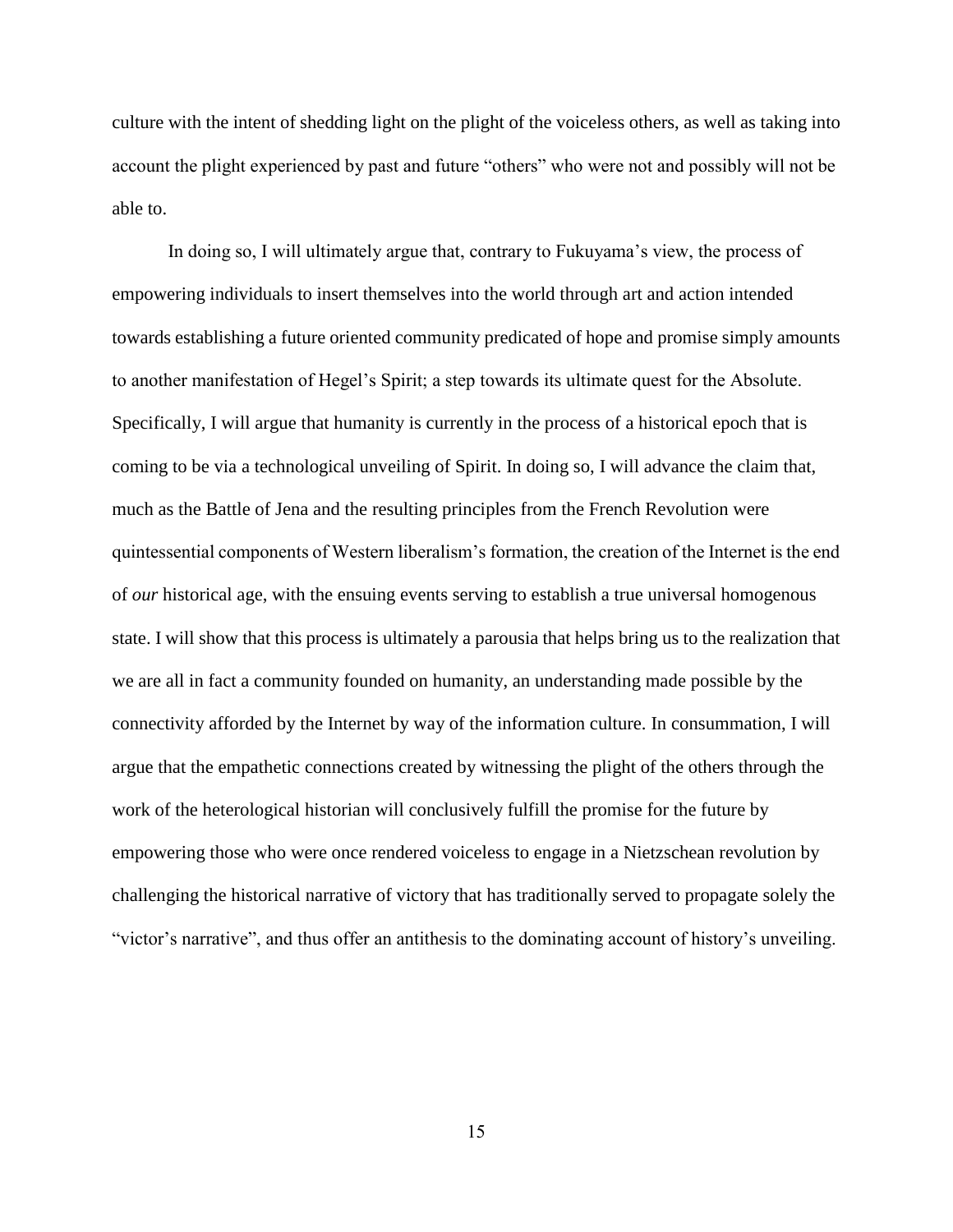culture with the intent of shedding light on the plight of the voiceless others, as well as taking into account the plight experienced by past and future "others" who were not and possibly will not be able to.

In doing so, I will ultimately argue that, contrary to Fukuyama's view, the process of empowering individuals to insert themselves into the world through art and action intended towards establishing a future oriented community predicated of hope and promise simply amounts to another manifestation of Hegel's Spirit; a step towards its ultimate quest for the Absolute. Specifically, I will argue that humanity is currently in the process of a historical epoch that is coming to be via a technological unveiling of Spirit. In doing so, I will advance the claim that, much as the Battle of Jena and the resulting principles from the French Revolution were quintessential components of Western liberalism's formation, the creation of the Internet is the end of *our* historical age, with the ensuing events serving to establish a true universal homogenous state. I will show that this process is ultimately a parousia that helps bring us to the realization that we are all in fact a community founded on humanity, an understanding made possible by the connectivity afforded by the Internet by way of the information culture. In consummation, I will argue that the empathetic connections created by witnessing the plight of the others through the work of the heterological historian will conclusively fulfill the promise for the future by empowering those who were once rendered voiceless to engage in a Nietzschean revolution by challenging the historical narrative of victory that has traditionally served to propagate solely the "victor's narrative", and thus offer an antithesis to the dominating account of history's unveiling.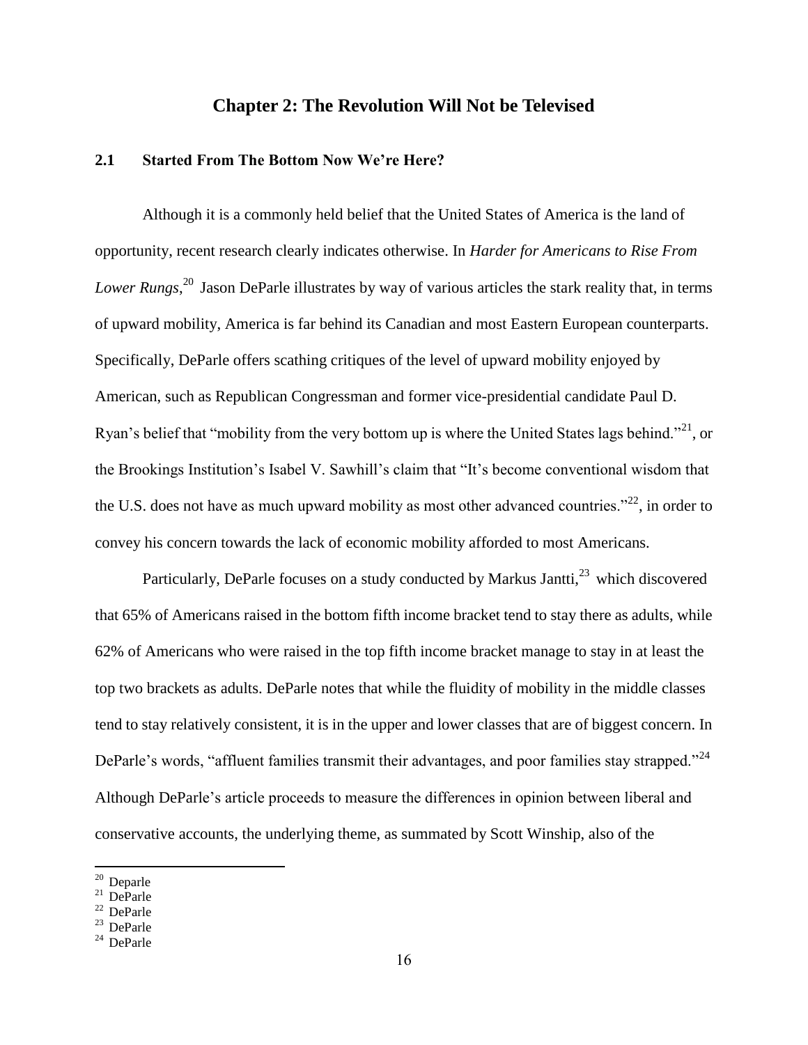# Chapter 2: The Revolution Will Not be Televised

## 2.1 Started From The Bottom Now We're Here?

Although it is a commonly held belief that the United States of America is the land of opportunity, recent research clearly indicates otherwise. In *Harder for Americans to Rise From Lower Rungs*,[20] Jason DeParle illustrates by way of various articles the stark reality that, in terms of upward mobility, America is far behind its Canadian and most Eastern European counterparts. Specifically, DeParle offers scathing critiques of the level of upward mobility enjoyed by American, such as Republican Congressman and former vice-presidential candidate Paul D. Ryan's belief that "mobility from the very bottom up is where the United States lags behind."[21], or the Brookings Institution's Isabel V. Sawhill's claim that "It's become conventional wisdom that the U.S. does not have as much upward mobility as most other advanced countries."[22], in order to convey his concern towards the lack of economic mobility afforded to most Americans.

Particularly, DeParle focuses on a study conducted by Markus Jantti,[23] which discovered that 65% of Americans raised in the bottom fifth income bracket tend to stay there as adults, while 62% of Americans who were raised in the top fifth income bracket manage to stay in at least the top two brackets as adults. DeParle notes that while the fluidity of mobility in the middle classes tend to stay relatively consistent, it is in the upper and lower classes that are of biggest concern. In DeParle's words, "affluent families transmit their advantages, and poor families stay strapped."[24] Although DeParle's article proceeds to measure the differences in opinion between liberal and conservative accounts, the underlying theme, as summated by Scott Winship, also of the

[20] Deparle
[21] DeParle
[22] DeParle
[23] DeParle
[24] DeParle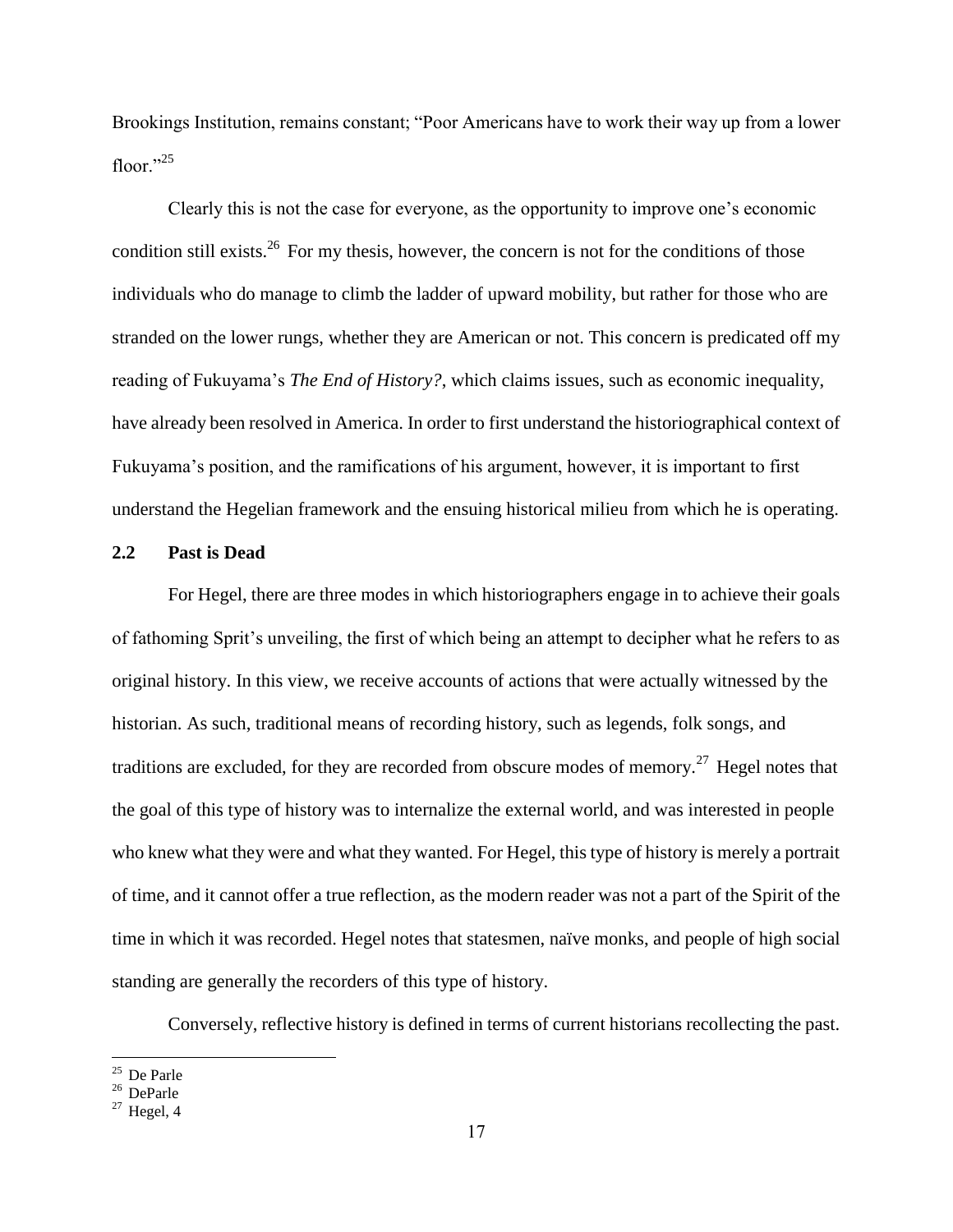Brookings Institution, remains constant; "Poor Americans have to work their way up from a lower floor."[25]

Clearly this is not the case for everyone, as the opportunity to improve one's economic condition still exists.[26] For my thesis, however, the concern is not for the conditions of those individuals who do manage to climb the ladder of upward mobility, but rather for those who are stranded on the lower rungs, whether they are American or not. This concern is predicated off my reading of Fukuyama's *The End of History?*, which claims issues, such as economic inequality, have already been resolved in America. In order to first understand the historiographical context of Fukuyama's position, and the ramifications of his argument, however, it is important to first understand the Hegelian framework and the ensuing historical milieu from which he is operating.

## 2.2 Past is Dead

For Hegel, there are three modes in which historiographers engage in to achieve their goals of fathoming Sprit's unveiling, the first of which being an attempt to decipher what he refers to as original history. In this view, we receive accounts of actions that were actually witnessed by the historian. As such, traditional means of recording history, such as legends, folk songs, and traditions are excluded, for they are recorded from obscure modes of memory.[27] Hegel notes that the goal of this type of history was to internalize the external world, and was interested in people who knew what they were and what they wanted. For Hegel, this type of history is merely a portrait of time, and it cannot offer a true reflection, as the modern reader was not a part of the Spirit of the time in which it was recorded. Hegel notes that statesmen, naïve monks, and people of high social standing are generally the recorders of this type of history.

Conversely, reflective history is defined in terms of current historians recollecting the past.

---

[25] De Parle

[26] DeParle

[27] Hegel, 4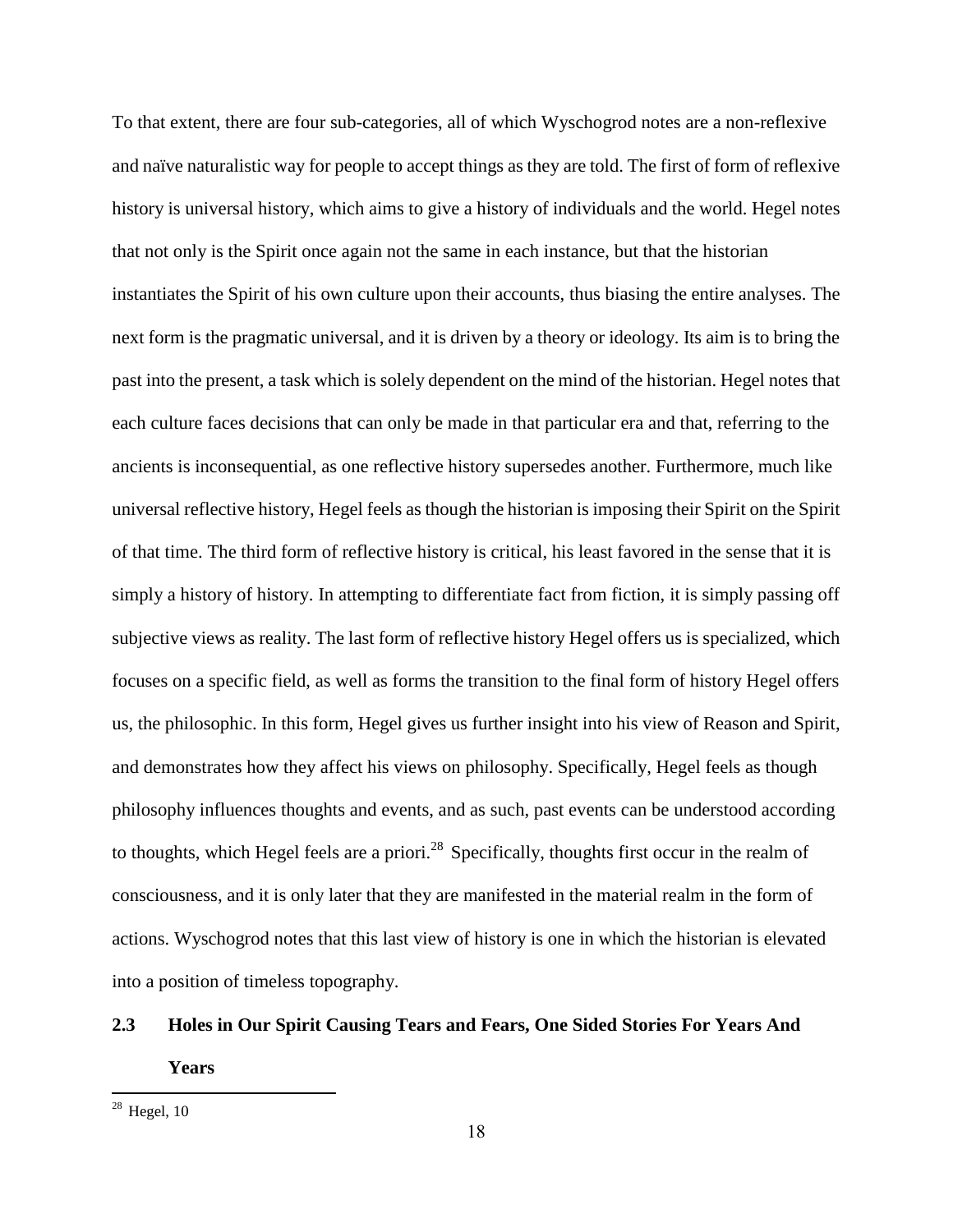To that extent, there are four sub-categories, all of which Wyschogrod notes are a non-reflexive and naïve naturalistic way for people to accept things as they are told. The first of form of reflexive history is universal history, which aims to give a history of individuals and the world. Hegel notes that not only is the Spirit once again not the same in each instance, but that the historian instantiates the Spirit of his own culture upon their accounts, thus biasing the entire analyses. The next form is the pragmatic universal, and it is driven by a theory or ideology. Its aim is to bring the past into the present, a task which is solely dependent on the mind of the historian. Hegel notes that each culture faces decisions that can only be made in that particular era and that, referring to the ancients is inconsequential, as one reflective history supersedes another. Furthermore, much like universal reflective history, Hegel feels as though the historian is imposing their Spirit on the Spirit of that time. The third form of reflective history is critical, his least favored in the sense that it is simply a history of history. In attempting to differentiate fact from fiction, it is simply passing off subjective views as reality. The last form of reflective history Hegel offers us is specialized, which focuses on a specific field, as well as forms the transition to the final form of history Hegel offers us, the philosophic. In this form, Hegel gives us further insight into his view of Reason and Spirit, and demonstrates how they affect his views on philosophy. Specifically, Hegel feels as though philosophy influences thoughts and events, and as such, past events can be understood according to thoughts, which Hegel feels are a priori.[28] Specifically, thoughts first occur in the realm of consciousness, and it is only later that they are manifested in the material realm in the form of actions. Wyschogrod notes that this last view of history is one in which the historian is elevated into a position of timeless topography.

## 2.3 Holes in Our Spirit Causing Tears and Fears, One Sided Stories For Years And Years

---

[28] Hegel, 10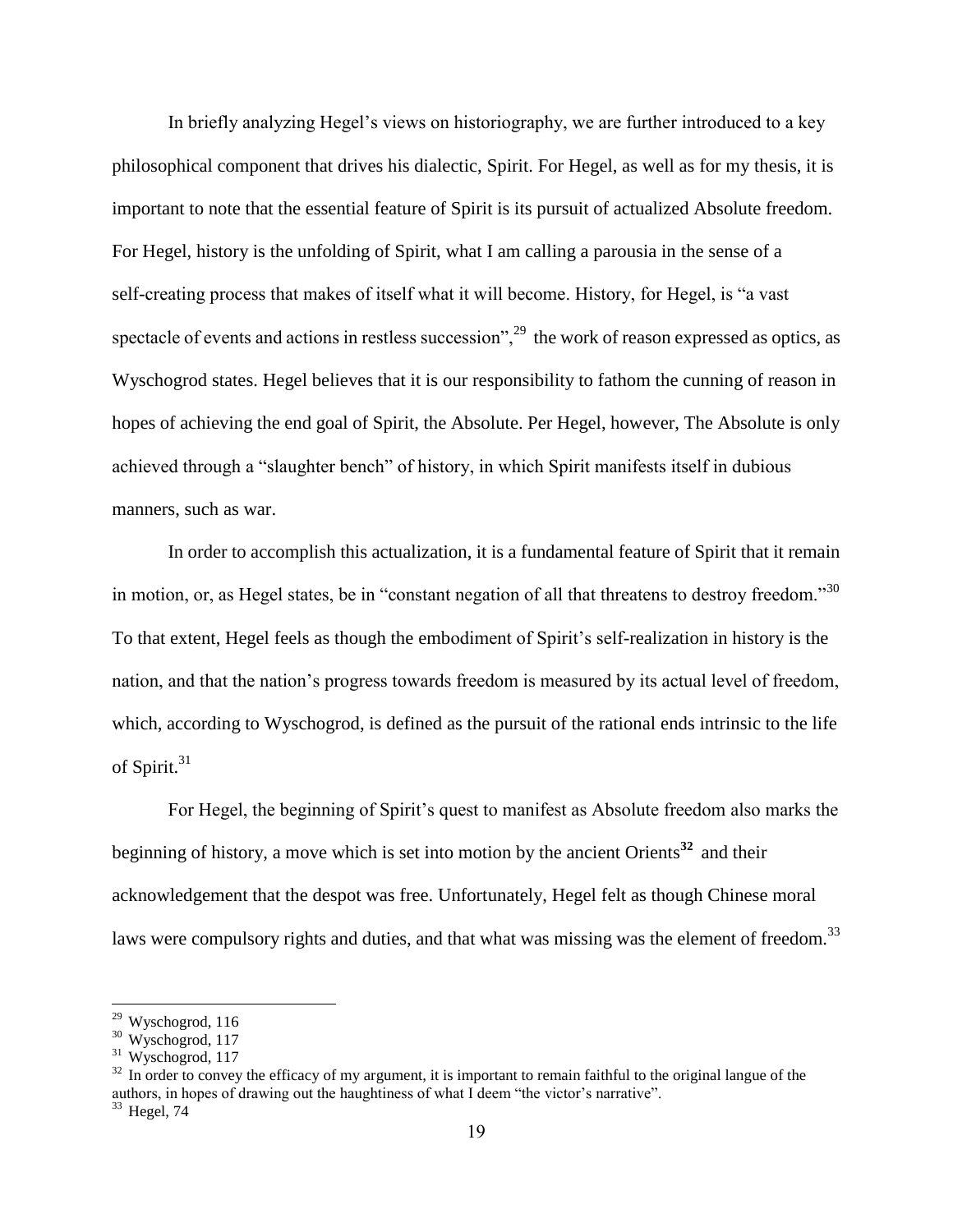In briefly analyzing Hegel's views on historiography, we are further introduced to a key philosophical component that drives his dialectic, Spirit. For Hegel, as well as for my thesis, it is important to note that the essential feature of Spirit is its pursuit of actualized Absolute freedom. For Hegel, history is the unfolding of Spirit, what I am calling a parousia in the sense of a self-creating process that makes of itself what it will become. History, for Hegel, is "a vast spectacle of events and actions in restless succession",[29] the work of reason expressed as optics, as Wyschogrod states. Hegel believes that it is our responsibility to fathom the cunning of reason in hopes of achieving the end goal of Spirit, the Absolute. Per Hegel, however, The Absolute is only achieved through a "slaughter bench" of history, in which Spirit manifests itself in dubious manners, such as war.

In order to accomplish this actualization, it is a fundamental feature of Spirit that it remain in motion, or, as Hegel states, be in "constant negation of all that threatens to destroy freedom."[30] To that extent, Hegel feels as though the embodiment of Spirit's self-realization in history is the nation, and that the nation's progress towards freedom is measured by its actual level of freedom, which, according to Wyschogrod, is defined as the pursuit of the rational ends intrinsic to the life of Spirit.[31]

For Hegel, the beginning of Spirit's quest to manifest as Absolute freedom also marks the beginning of history, a move which is set into motion by the ancient Orients[32] and their acknowledgement that the despot was free. Unfortunately, Hegel felt as though Chinese moral laws were compulsory rights and duties, and that what was missing was the element of freedom.[33]

---

[29] Wyschogrod, 116

[30] Wyschogrod, 117

[31] Wyschogrod, 117

[32] In order to convey the efficacy of my argument, it is important to remain faithful to the original langue of the authors, in hopes of drawing out the haughtiness of what I deem "the victor's narrative".

[33] Hegel, 74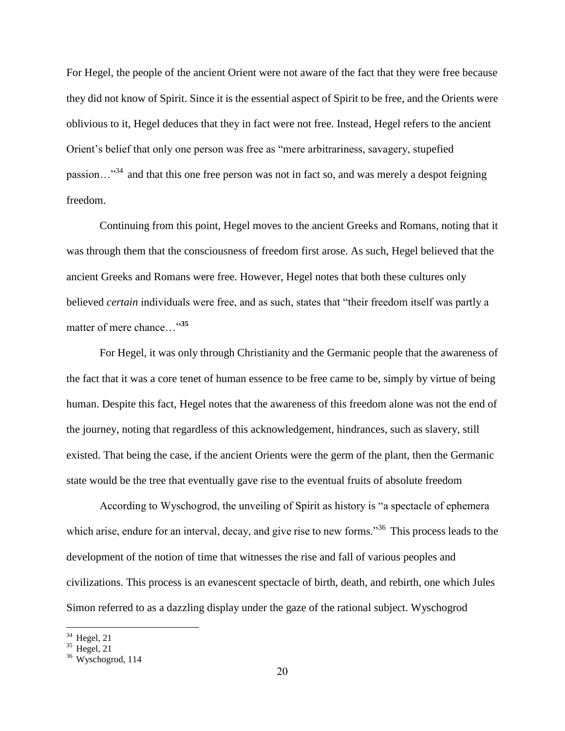For Hegel, the people of the ancient Orient were not aware of the fact that they were free because they did not know of Spirit. Since it is the essential aspect of Spirit to be free, and the Orients were oblivious to it, Hegel deduces that they in fact were not free. Instead, Hegel refers to the ancient Orient's belief that only one person was free as "mere arbitrariness, savagery, stupefied passion…"[34] and that this one free person was not in fact so, and was merely a despot feigning freedom.

Continuing from this point, Hegel moves to the ancient Greeks and Romans, noting that it was through them that the consciousness of freedom first arose. As such, Hegel believed that the ancient Greeks and Romans were free. However, Hegel notes that both these cultures only believed *certain* individuals were free, and as such, states that "their freedom itself was partly a matter of mere chance…"[35]

For Hegel, it was only through Christianity and the Germanic people that the awareness of the fact that it was a core tenet of human essence to be free came to be, simply by virtue of being human. Despite this fact, Hegel notes that the awareness of this freedom alone was not the end of the journey, noting that regardless of this acknowledgement, hindrances, such as slavery, still existed. That being the case, if the ancient Orients were the germ of the plant, then the Germanic state would be the tree that eventually gave rise to the eventual fruits of absolute freedom

According to Wyschogrod, the unveiling of Spirit as history is "a spectacle of ephemera which arise, endure for an interval, decay, and give rise to new forms."[36] This process leads to the development of the notion of time that witnesses the rise and fall of various peoples and civilizations. This process is an evanescent spectacle of birth, death, and rebirth, one which Jules Simon referred to as a dazzling display under the gaze of the rational subject. Wyschogrod

---

[34] Hegel, 21

[35] Hegel, 21

[36] Wyschogrod, 114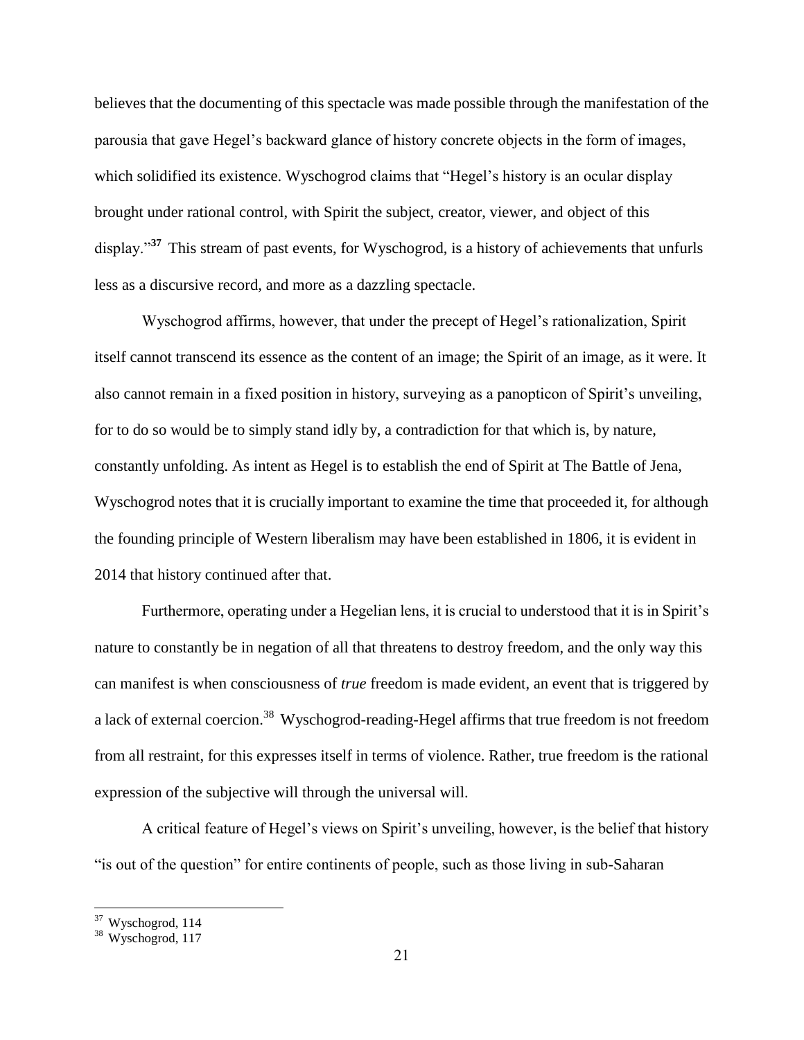believes that the documenting of this spectacle was made possible through the manifestation of the parousia that gave Hegel's backward glance of history concrete objects in the form of images, which solidified its existence. Wyschogrod claims that "Hegel's history is an ocular display brought under rational control, with Spirit the subject, creator, viewer, and object of this display."[37] This stream of past events, for Wyschogrod, is a history of achievements that unfurls less as a discursive record, and more as a dazzling spectacle.

Wyschogrod affirms, however, that under the precept of Hegel's rationalization, Spirit itself cannot transcend its essence as the content of an image; the Spirit of an image, as it were. It also cannot remain in a fixed position in history, surveying as a panopticon of Spirit's unveiling, for to do so would be to simply stand idly by, a contradiction for that which is, by nature, constantly unfolding. As intent as Hegel is to establish the end of Spirit at The Battle of Jena, Wyschogrod notes that it is crucially important to examine the time that proceeded it, for although the founding principle of Western liberalism may have been established in 1806, it is evident in 2014 that history continued after that.

Furthermore, operating under a Hegelian lens, it is crucial to understood that it is in Spirit's nature to constantly be in negation of all that threatens to destroy freedom, and the only way this can manifest is when consciousness of *true* freedom is made evident, an event that is triggered by a lack of external coercion.[38] Wyschogrod-reading-Hegel affirms that true freedom is not freedom from all restraint, for this expresses itself in terms of violence. Rather, true freedom is the rational expression of the subjective will through the universal will.

A critical feature of Hegel's views on Spirit's unveiling, however, is the belief that history "is out of the question" for entire continents of people, such as those living in sub-Saharan

---

[37] Wyschogrod, 114

[38] Wyschogrod, 117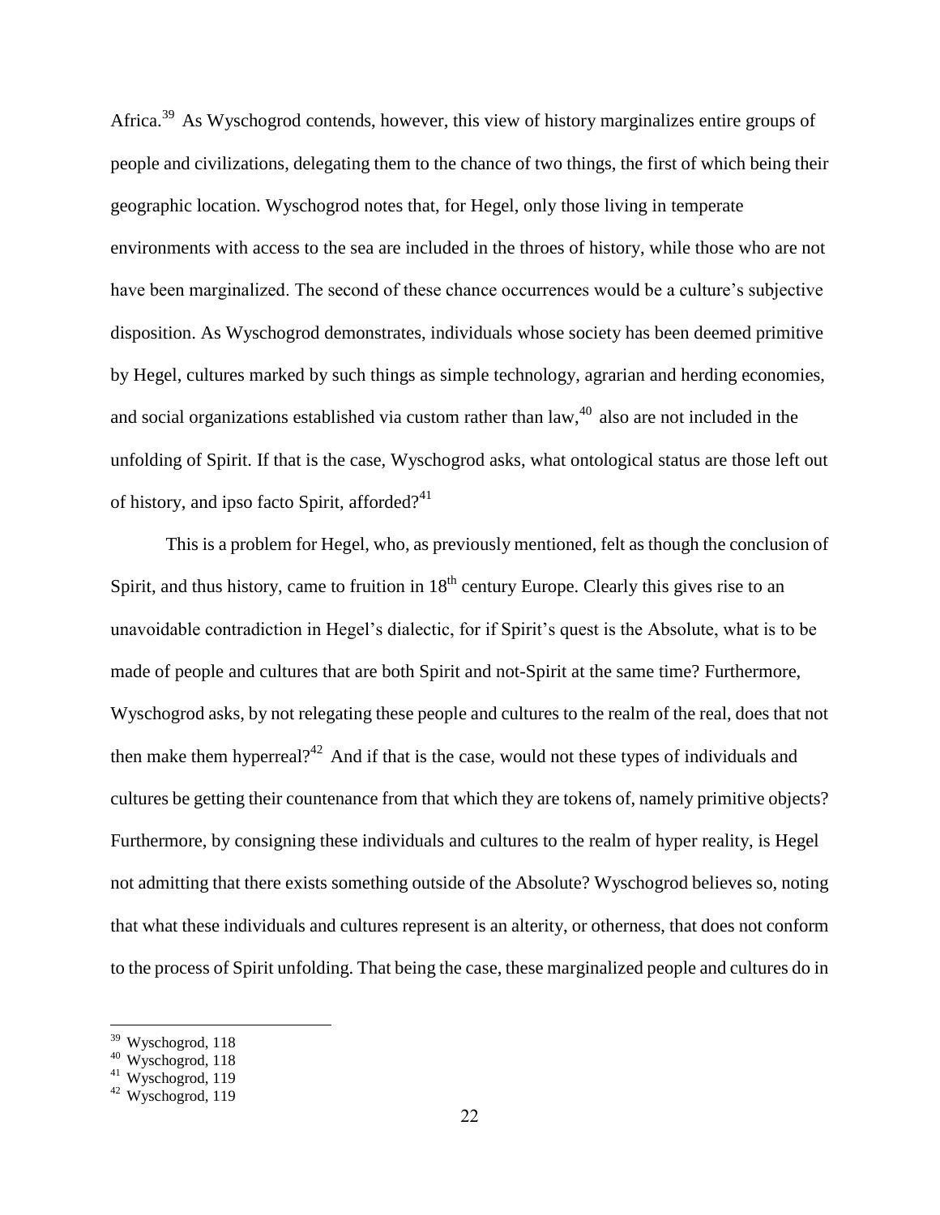Africa.[39] As Wyschogrod contends, however, this view of history marginalizes entire groups of people and civilizations, delegating them to the chance of two things, the first of which being their geographic location. Wyschogrod notes that, for Hegel, only those living in temperate environments with access to the sea are included in the throes of history, while those who are not have been marginalized. The second of these chance occurrences would be a culture's subjective disposition. As Wyschogrod demonstrates, individuals whose society has been deemed primitive by Hegel, cultures marked by such things as simple technology, agrarian and herding economies, and social organizations established via custom rather than law,[40] also are not included in the unfolding of Spirit. If that is the case, Wyschogrod asks, what ontological status are those left out of history, and ipso facto Spirit, afforded?[41]

This is a problem for Hegel, who, as previously mentioned, felt as though the conclusion of Spirit, and thus history, came to fruition in 18th century Europe. Clearly this gives rise to an unavoidable contradiction in Hegel's dialectic, for if Spirit's quest is the Absolute, what is to be made of people and cultures that are both Spirit and not-Spirit at the same time? Furthermore, Wyschogrod asks, by not relegating these people and cultures to the realm of the real, does that not then make them hyperreal?[42] And if that is the case, would not these types of individuals and cultures be getting their countenance from that which they are tokens of, namely primitive objects? Furthermore, by consigning these individuals and cultures to the realm of hyper reality, is Hegel not admitting that there exists something outside of the Absolute? Wyschogrod believes so, noting that what these individuals and cultures represent is an alterity, or otherness, that does not conform to the process of Spirit unfolding. That being the case, these marginalized people and cultures do in

[39] Wyschogrod, 118
[40] Wyschogrod, 118
[41] Wyschogrod, 119
[42] Wyschogrod, 119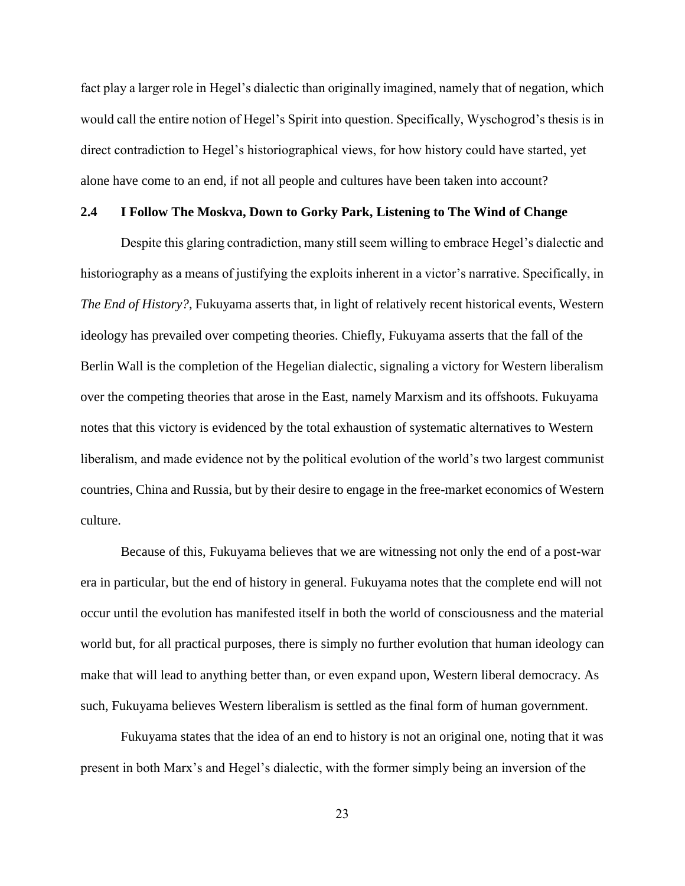fact play a larger role in Hegel's dialectic than originally imagined, namely that of negation, which would call the entire notion of Hegel's Spirit into question. Specifically, Wyschogrod's thesis is in direct contradiction to Hegel's historiographical views, for how history could have started, yet alone have come to an end, if not all people and cultures have been taken into account?

## 2.4 I Follow The Moskva, Down to Gorky Park, Listening to The Wind of Change

Despite this glaring contradiction, many still seem willing to embrace Hegel's dialectic and historiography as a means of justifying the exploits inherent in a victor's narrative. Specifically, in *The End of History?*, Fukuyama asserts that, in light of relatively recent historical events, Western ideology has prevailed over competing theories. Chiefly, Fukuyama asserts that the fall of the Berlin Wall is the completion of the Hegelian dialectic, signaling a victory for Western liberalism over the competing theories that arose in the East, namely Marxism and its offshoots. Fukuyama notes that this victory is evidenced by the total exhaustion of systematic alternatives to Western liberalism, and made evidence not by the political evolution of the world's two largest communist countries, China and Russia, but by their desire to engage in the free-market economics of Western culture.

Because of this, Fukuyama believes that we are witnessing not only the end of a post-war era in particular, but the end of history in general. Fukuyama notes that the complete end will not occur until the evolution has manifested itself in both the world of consciousness and the material world but, for all practical purposes, there is simply no further evolution that human ideology can make that will lead to anything better than, or even expand upon, Western liberal democracy. As such, Fukuyama believes Western liberalism is settled as the final form of human government.

Fukuyama states that the idea of an end to history is not an original one, noting that it was present in both Marx's and Hegel's dialectic, with the former simply being an inversion of the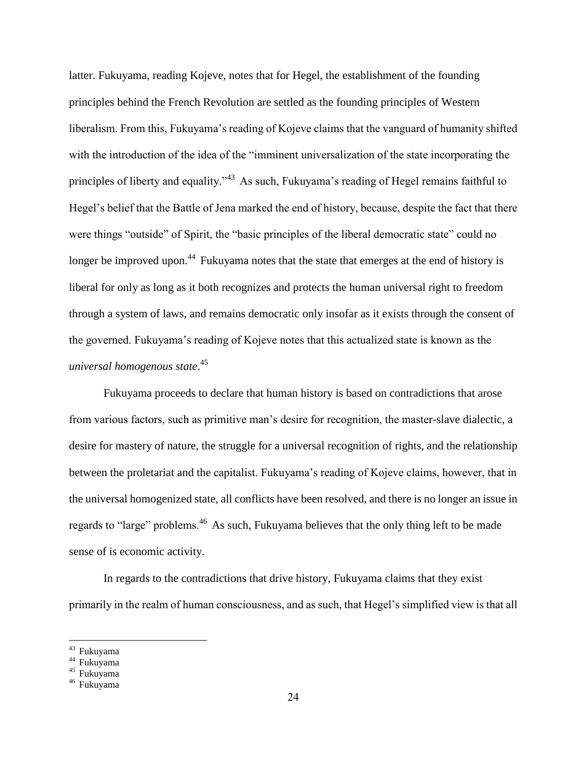latter. Fukuyama, reading Kojeve, notes that for Hegel, the establishment of the founding principles behind the French Revolution are settled as the founding principles of Western liberalism. From this, Fukuyama's reading of Kojeve claims that the vanguard of humanity shifted with the introduction of the idea of the "imminent universalization of the state incorporating the principles of liberty and equality."[43] As such, Fukuyama's reading of Hegel remains faithful to Hegel's belief that the Battle of Jena marked the end of history, because, despite the fact that there were things "outside" of Spirit, the "basic principles of the liberal democratic state" could no longer be improved upon.[44] Fukuyama notes that the state that emerges at the end of history is liberal for only as long as it both recognizes and protects the human universal right to freedom through a system of laws, and remains democratic only insofar as it exists through the consent of the governed. Fukuyama's reading of Kojeve notes that this actualized state is known as the *universal homogenous state*.[45]

Fukuyama proceeds to declare that human history is based on contradictions that arose from various factors, such as primitive man's desire for recognition, the master-slave dialectic, a desire for mastery of nature, the struggle for a universal recognition of rights, and the relationship between the proletariat and the capitalist. Fukuyama's reading of Kojeve claims, however, that in the universal homogenized state, all conflicts have been resolved, and there is no longer an issue in regards to "large" problems.[46] As such, Fukuyama believes that the only thing left to be made sense of is economic activity.

In regards to the contradictions that drive history, Fukuyama claims that they exist primarily in the realm of human consciousness, and as such, that Hegel's simplified view is that all

---

[43] Fukuyama

[44] Fukuyama

[45] Fukuyama

[46] Fukuyama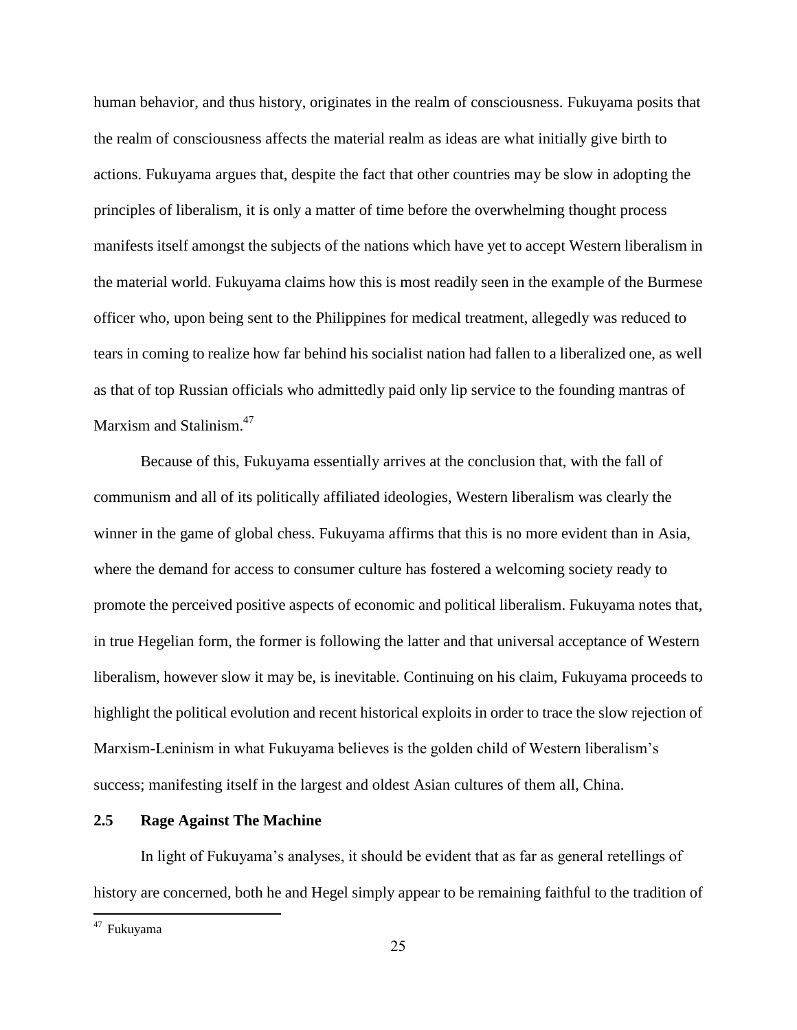human behavior, and thus history, originates in the realm of consciousness. Fukuyama posits that the realm of consciousness affects the material realm as ideas are what initially give birth to actions. Fukuyama argues that, despite the fact that other countries may be slow in adopting the principles of liberalism, it is only a matter of time before the overwhelming thought process manifests itself amongst the subjects of the nations which have yet to accept Western liberalism in the material world. Fukuyama claims how this is most readily seen in the example of the Burmese officer who, upon being sent to the Philippines for medical treatment, allegedly was reduced to tears in coming to realize how far behind his socialist nation had fallen to a liberalized one, as well as that of top Russian officials who admittedly paid only lip service to the founding mantras of Marxism and Stalinism.[47]

Because of this, Fukuyama essentially arrives at the conclusion that, with the fall of communism and all of its politically affiliated ideologies, Western liberalism was clearly the winner in the game of global chess. Fukuyama affirms that this is no more evident than in Asia, where the demand for access to consumer culture has fostered a welcoming society ready to promote the perceived positive aspects of economic and political liberalism. Fukuyama notes that, in true Hegelian form, the former is following the latter and that universal acceptance of Western liberalism, however slow it may be, is inevitable. Continuing on his claim, Fukuyama proceeds to highlight the political evolution and recent historical exploits in order to trace the slow rejection of Marxism-Leninism in what Fukuyama believes is the golden child of Western liberalism's success; manifesting itself in the largest and oldest Asian cultures of them all, China.

### 2.5 Rage Against The Machine

In light of Fukuyama's analyses, it should be evident that as far as general retellings of history are concerned, both he and Hegel simply appear to be remaining faithful to the tradition of

[47] Fukuyama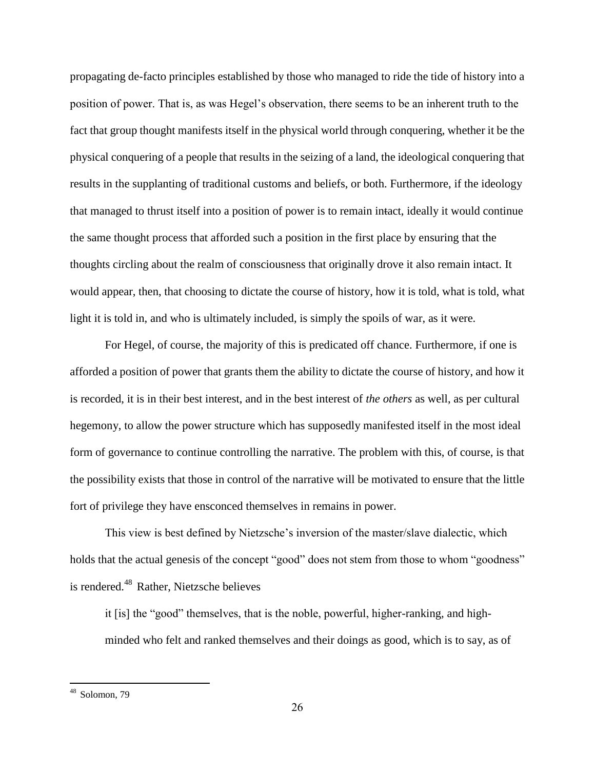propagating de-facto principles established by those who managed to ride the tide of history into a position of power. That is, as was Hegel's observation, there seems to be an inherent truth to the fact that group thought manifests itself in the physical world through conquering, whether it be the physical conquering of a people that results in the seizing of a land, the ideological conquering that results in the supplanting of traditional customs and beliefs, or both. Furthermore, if the ideology that managed to thrust itself into a position of power is to remain intact, ideally it would continue the same thought process that afforded such a position in the first place by ensuring that the thoughts circling about the realm of consciousness that originally drove it also remain intact. It would appear, then, that choosing to dictate the course of history, how it is told, what is told, what light it is told in, and who is ultimately included, is simply the spoils of war, as it were.

For Hegel, of course, the majority of this is predicated off chance. Furthermore, if one is afforded a position of power that grants them the ability to dictate the course of history, and how it is recorded, it is in their best interest, and in the best interest of *the others* as well, as per cultural hegemony, to allow the power structure which has supposedly manifested itself in the most ideal form of governance to continue controlling the narrative. The problem with this, of course, is that the possibility exists that those in control of the narrative will be motivated to ensure that the little fort of privilege they have ensconced themselves in remains in power.

This view is best defined by Nietzsche's inversion of the master/slave dialectic, which holds that the actual genesis of the concept "good" does not stem from those to whom "goodness" is rendered.[48] Rather, Nietzsche believes

> it [is] the "good" themselves, that is the noble, powerful, higher-ranking, and high-minded who felt and ranked themselves and their doings as good, which is to say, as of

[48] Solomon, 79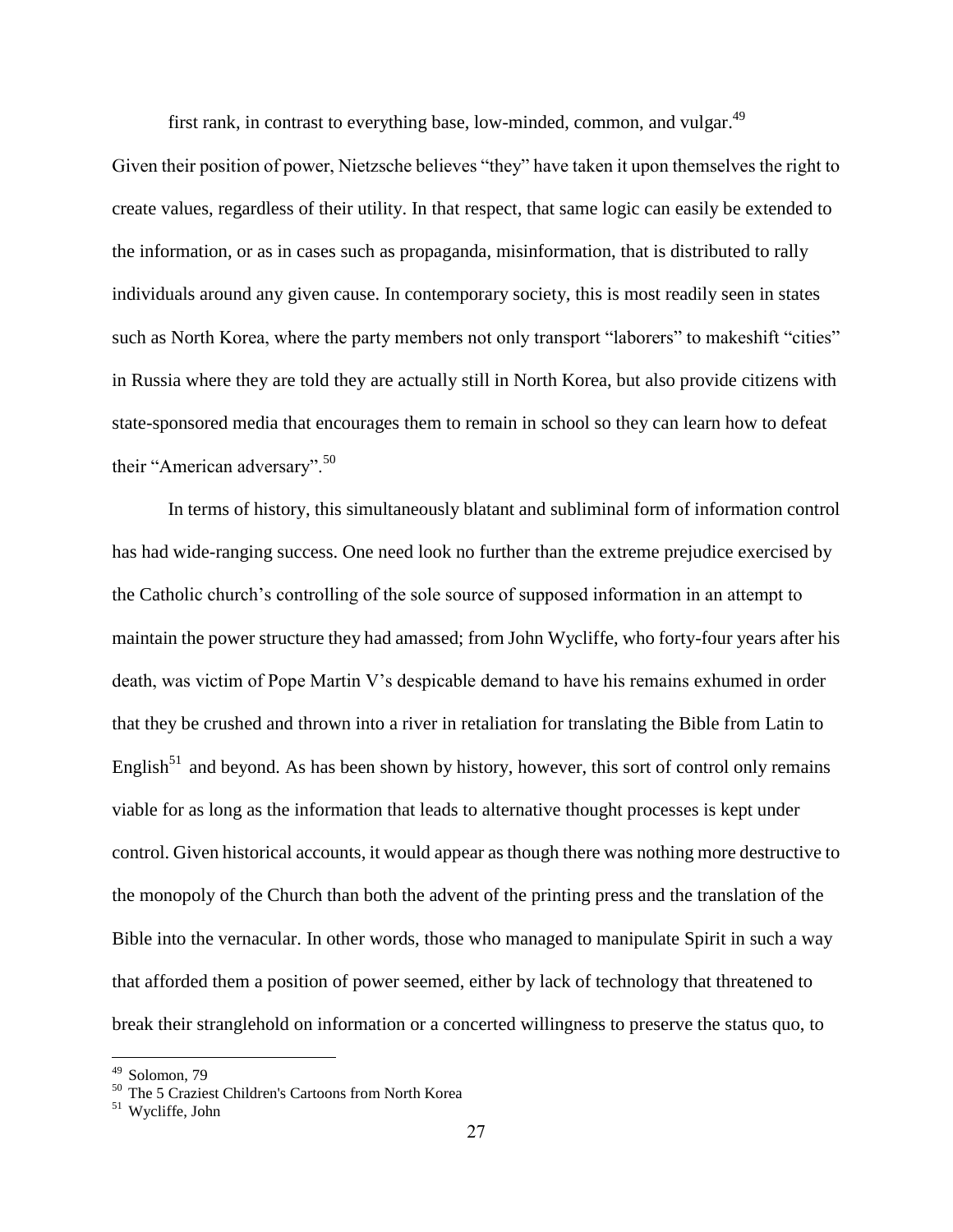first rank, in contrast to everything base, low-minded, common, and vulgar.[49]

Given their position of power, Nietzsche believes "they" have taken it upon themselves the right to create values, regardless of their utility. In that respect, that same logic can easily be extended to the information, or as in cases such as propaganda, misinformation, that is distributed to rally individuals around any given cause. In contemporary society, this is most readily seen in states such as North Korea, where the party members not only transport "laborers" to makeshift "cities" in Russia where they are told they are actually still in North Korea, but also provide citizens with state-sponsored media that encourages them to remain in school so they can learn how to defeat their "American adversary".[50]

In terms of history, this simultaneously blatant and subliminal form of information control has had wide-ranging success. One need look no further than the extreme prejudice exercised by the Catholic church's controlling of the sole source of supposed information in an attempt to maintain the power structure they had amassed; from John Wycliffe, who forty-four years after his death, was victim of Pope Martin V's despicable demand to have his remains exhumed in order that they be crushed and thrown into a river in retaliation for translating the Bible from Latin to English[51] and beyond. As has been shown by history, however, this sort of control only remains viable for as long as the information that leads to alternative thought processes is kept under control. Given historical accounts, it would appear as though there was nothing more destructive to the monopoly of the Church than both the advent of the printing press and the translation of the Bible into the vernacular. In other words, those who managed to manipulate Spirit in such a way that afforded them a position of power seemed, either by lack of technology that threatened to break their stranglehold on information or a concerted willingness to preserve the status quo, to

---

[49] Solomon, 79

[50] The 5 Craziest Children's Cartoons from North Korea

[51] Wycliffe, John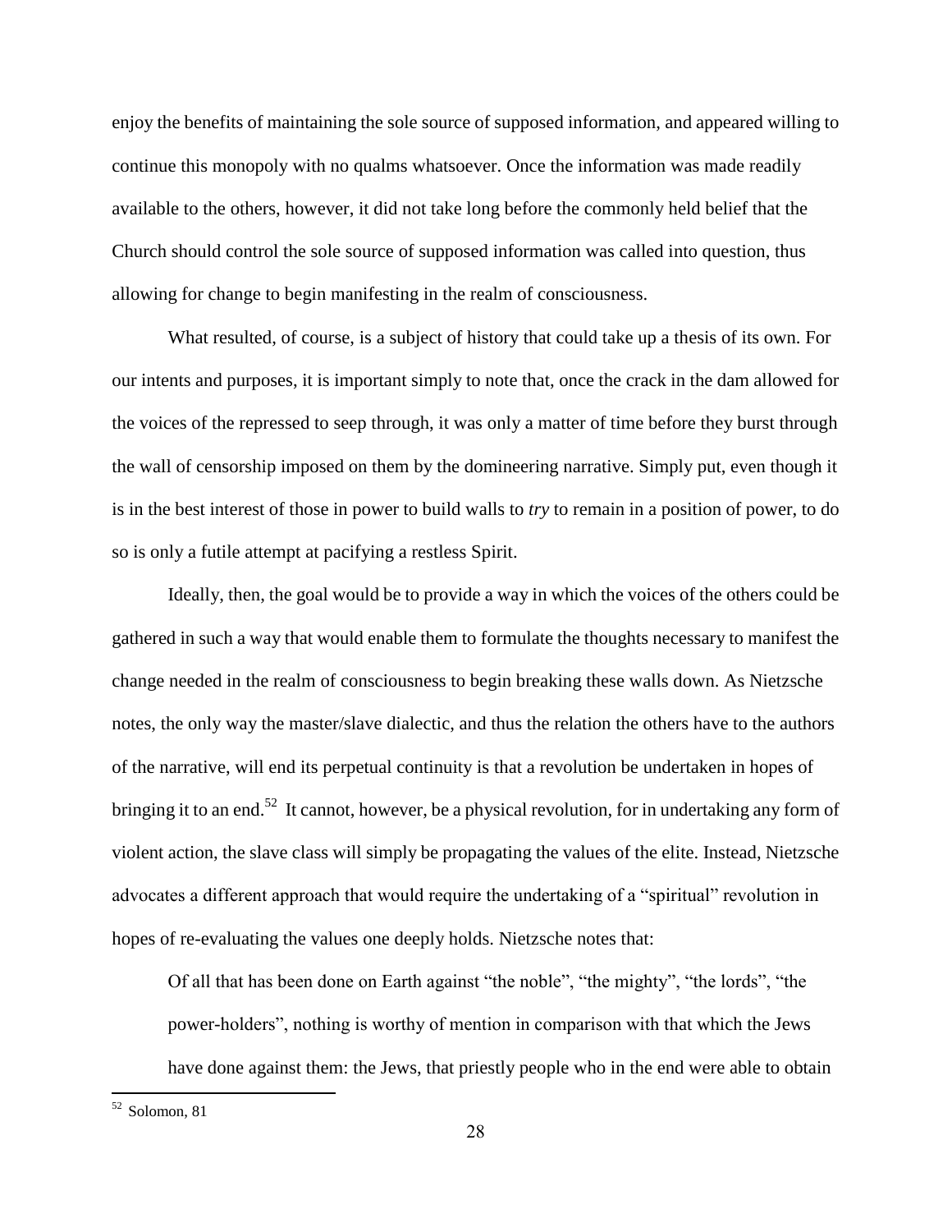enjoy the benefits of maintaining the sole source of supposed information, and appeared willing to continue this monopoly with no qualms whatsoever. Once the information was made readily available to the others, however, it did not take long before the commonly held belief that the Church should control the sole source of supposed information was called into question, thus allowing for change to begin manifesting in the realm of consciousness.

What resulted, of course, is a subject of history that could take up a thesis of its own. For our intents and purposes, it is important simply to note that, once the crack in the dam allowed for the voices of the repressed to seep through, it was only a matter of time before they burst through the wall of censorship imposed on them by the domineering narrative. Simply put, even though it is in the best interest of those in power to build walls to *try* to remain in a position of power, to do so is only a futile attempt at pacifying a restless Spirit.

Ideally, then, the goal would be to provide a way in which the voices of the others could be gathered in such a way that would enable them to formulate the thoughts necessary to manifest the change needed in the realm of consciousness to begin breaking these walls down. As Nietzsche notes, the only way the master/slave dialectic, and thus the relation the others have to the authors of the narrative, will end its perpetual continuity is that a revolution be undertaken in hopes of bringing it to an end.[52] It cannot, however, be a physical revolution, for in undertaking any form of violent action, the slave class will simply be propagating the values of the elite. Instead, Nietzsche advocates a different approach that would require the undertaking of a "spiritual" revolution in hopes of re-evaluating the values one deeply holds. Nietzsche notes that:

> Of all that has been done on Earth against "the noble", "the mighty", "the lords", "the power-holders", nothing is worthy of mention in comparison with that which the Jews have done against them: the Jews, that priestly people who in the end were able to obtain

[52] Solomon, 81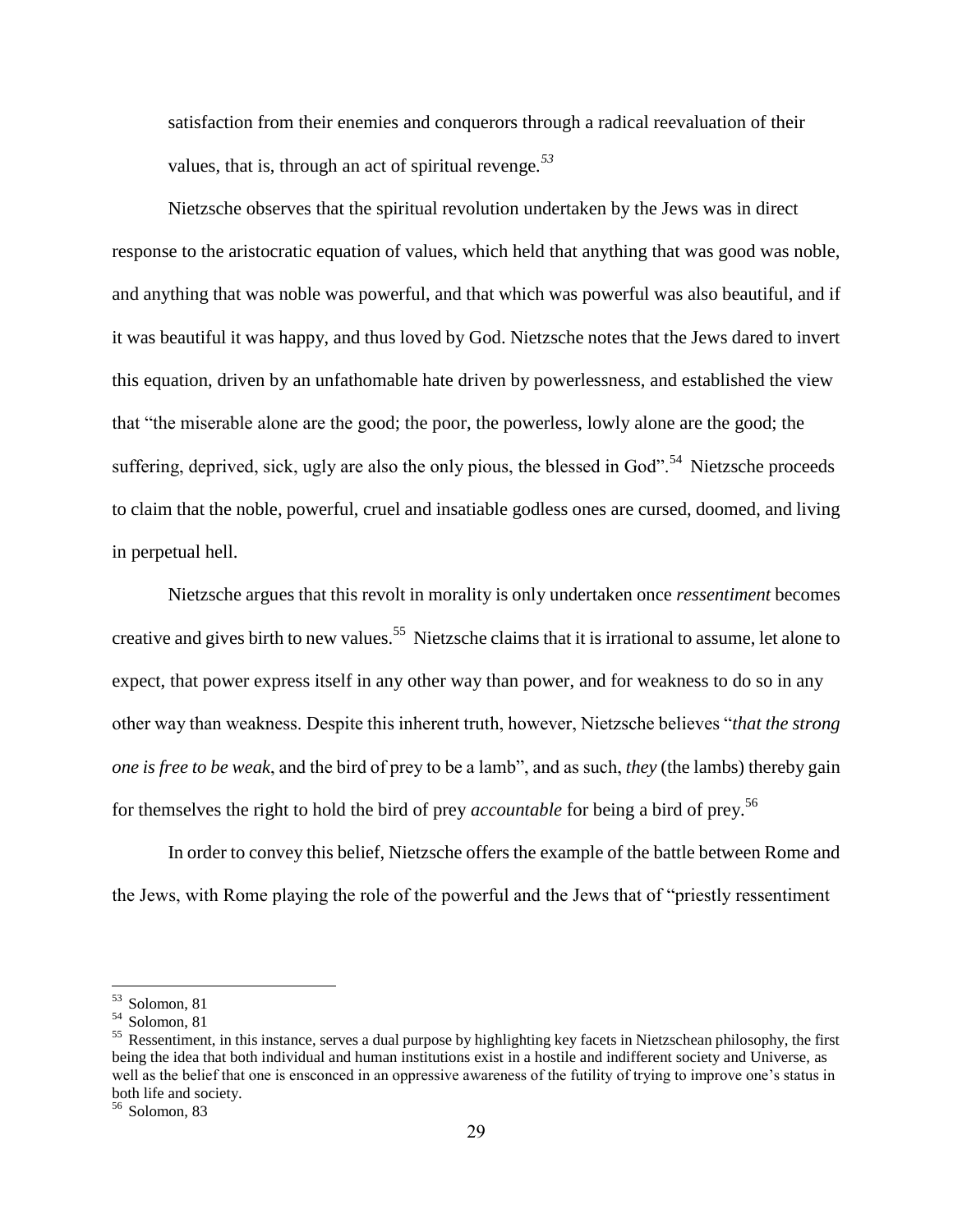satisfaction from their enemies and conquerors through a radical reevaluation of their values, that is, through an act of spiritual revenge.[53]

Nietzsche observes that the spiritual revolution undertaken by the Jews was in direct response to the aristocratic equation of values, which held that anything that was good was noble, and anything that was noble was powerful, and that which was powerful was also beautiful, and if it was beautiful it was happy, and thus loved by God. Nietzsche notes that the Jews dared to invert this equation, driven by an unfathomable hate driven by powerlessness, and established the view that "the miserable alone are the good; the poor, the powerless, lowly alone are the good; the suffering, deprived, sick, ugly are also the only pious, the blessed in God".[54] Nietzsche proceeds to claim that the noble, powerful, cruel and insatiable godless ones are cursed, doomed, and living in perpetual hell.

Nietzsche argues that this revolt in morality is only undertaken once *ressentiment* becomes creative and gives birth to new values.[55] Nietzsche claims that it is irrational to assume, let alone to expect, that power express itself in any other way than power, and for weakness to do so in any other way than weakness. Despite this inherent truth, however, Nietzsche believes "*that the strong one is free to be weak*, and the bird of prey to be a lamb", and as such, *they* (the lambs) thereby gain for themselves the right to hold the bird of prey *accountable* for being a bird of prey.[56]

In order to convey this belief, Nietzsche offers the example of the battle between Rome and the Jews, with Rome playing the role of the powerful and the Jews that of "priestly ressentiment

---

[53] Solomon, 81

[54] Solomon, 81

[55] Ressentiment, in this instance, serves a dual purpose by highlighting key facets in Nietzschean philosophy, the first being the idea that both individual and human institutions exist in a hostile and indifferent society and Universe, as well as the belief that one is ensconced in an oppressive awareness of the futility of trying to improve one's status in both life and society.

[56] Solomon, 83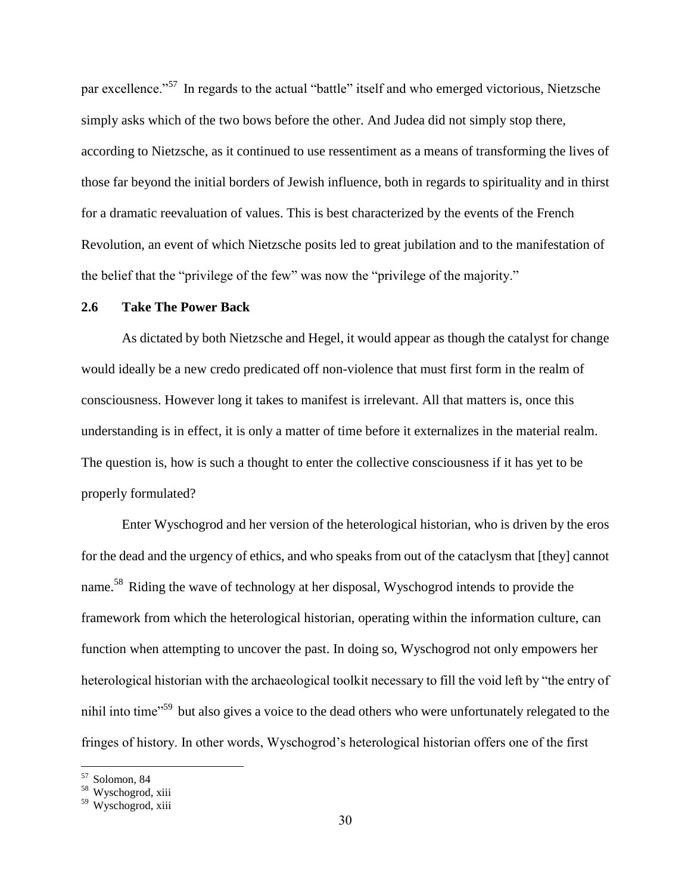par excellence."[57] In regards to the actual "battle" itself and who emerged victorious, Nietzsche simply asks which of the two bows before the other. And Judea did not simply stop there, according to Nietzsche, as it continued to use ressentiment as a means of transforming the lives of those far beyond the initial borders of Jewish influence, both in regards to spirituality and in thirst for a dramatic reevaluation of values. This is best characterized by the events of the French Revolution, an event of which Nietzsche posits led to great jubilation and to the manifestation of the belief that the "privilege of the few" was now the "privilege of the majority."

## 2.6 Take The Power Back

As dictated by both Nietzsche and Hegel, it would appear as though the catalyst for change would ideally be a new credo predicated off non-violence that must first form in the realm of consciousness. However long it takes to manifest is irrelevant. All that matters is, once this understanding is in effect, it is only a matter of time before it externalizes in the material realm. The question is, how is such a thought to enter the collective consciousness if it has yet to be properly formulated?

Enter Wyschogrod and her version of the heterological historian, who is driven by the eros for the dead and the urgency of ethics, and who speaks from out of the cataclysm that [they] cannot name.[58] Riding the wave of technology at her disposal, Wyschogrod intends to provide the framework from which the heterological historian, operating within the information culture, can function when attempting to uncover the past. In doing so, Wyschogrod not only empowers her heterological historian with the archaeological toolkit necessary to fill the void left by "the entry of nihil into time"[59] but also gives a voice to the dead others who were unfortunately relegated to the fringes of history. In other words, Wyschogrod's heterological historian offers one of the first

[57] Solomon, 84

[58] Wyschogrod, xiii

[59] Wyschogrod, xiii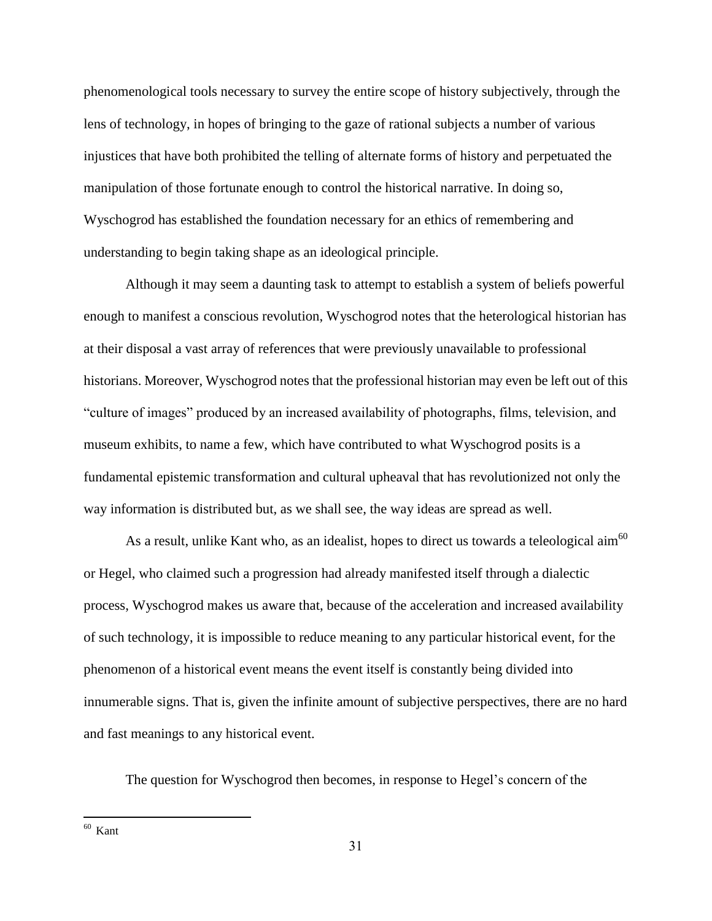phenomenological tools necessary to survey the entire scope of history subjectively, through the lens of technology, in hopes of bringing to the gaze of rational subjects a number of various injustices that have both prohibited the telling of alternate forms of history and perpetuated the manipulation of those fortunate enough to control the historical narrative. In doing so, Wyschogrod has established the foundation necessary for an ethics of remembering and understanding to begin taking shape as an ideological principle.

Although it may seem a daunting task to attempt to establish a system of beliefs powerful enough to manifest a conscious revolution, Wyschogrod notes that the heterological historian has at their disposal a vast array of references that were previously unavailable to professional historians. Moreover, Wyschogrod notes that the professional historian may even be left out of this "culture of images" produced by an increased availability of photographs, films, television, and museum exhibits, to name a few, which have contributed to what Wyschogrod posits is a fundamental epistemic transformation and cultural upheaval that has revolutionized not only the way information is distributed but, as we shall see, the way ideas are spread as well.

As a result, unlike Kant who, as an idealist, hopes to direct us towards a teleological aim[60] or Hegel, who claimed such a progression had already manifested itself through a dialectic process, Wyschogrod makes us aware that, because of the acceleration and increased availability of such technology, it is impossible to reduce meaning to any particular historical event, for the phenomenon of a historical event means the event itself is constantly being divided into innumerable signs. That is, given the infinite amount of subjective perspectives, there are no hard and fast meanings to any historical event.

The question for Wyschogrod then becomes, in response to Hegel's concern of the

[60] Kant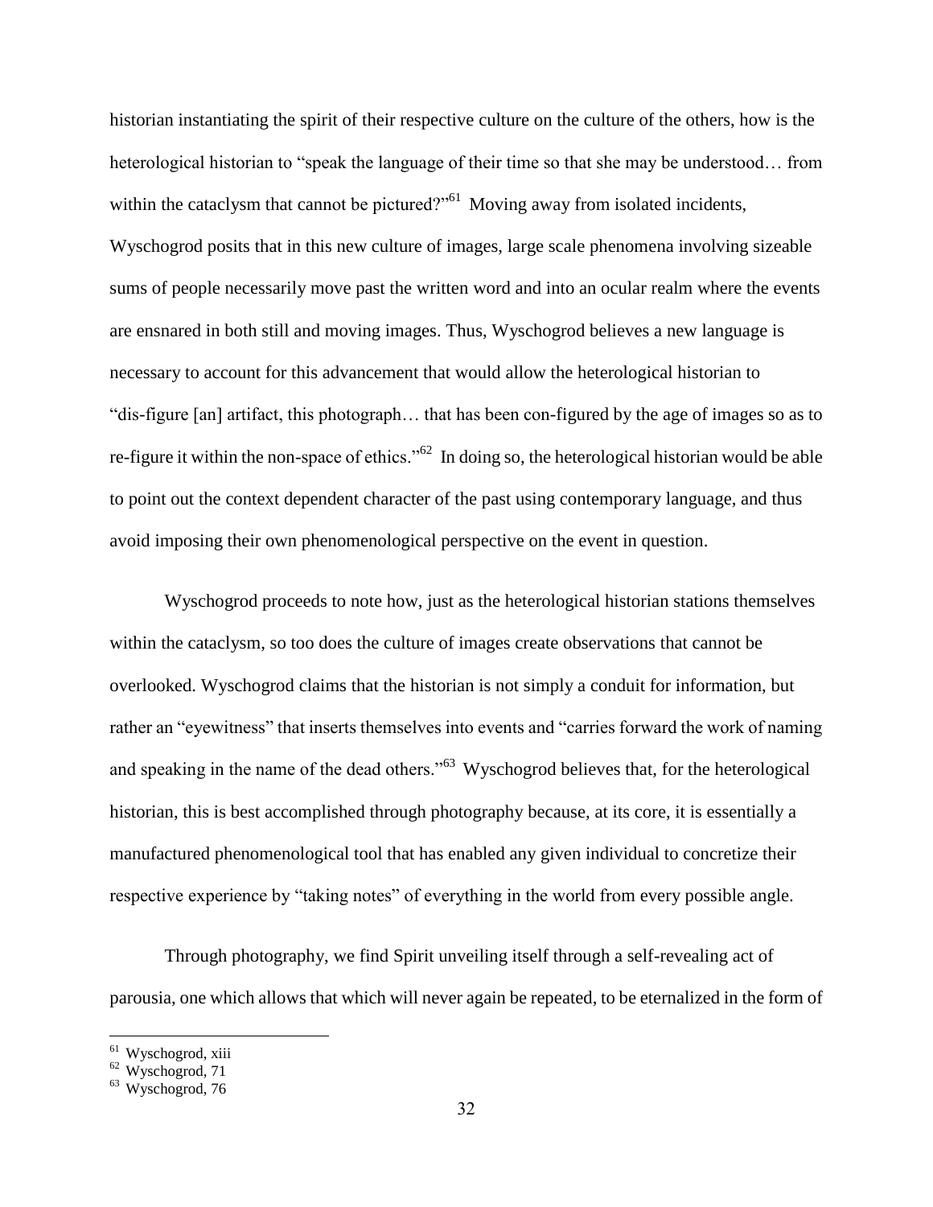historian instantiating the spirit of their respective culture on the culture of the others, how is the heterological historian to "speak the language of their time so that she may be understood… from within the cataclysm that cannot be pictured?"[61] Moving away from isolated incidents, Wyschogrod posits that in this new culture of images, large scale phenomena involving sizeable sums of people necessarily move past the written word and into an ocular realm where the events are ensnared in both still and moving images. Thus, Wyschogrod believes a new language is necessary to account for this advancement that would allow the heterological historian to "dis-figure [an] artifact, this photograph… that has been con-figured by the age of images so as to re-figure it within the non-space of ethics."[62] In doing so, the heterological historian would be able to point out the context dependent character of the past using contemporary language, and thus avoid imposing their own phenomenological perspective on the event in question.

Wyschogrod proceeds to note how, just as the heterological historian stations themselves within the cataclysm, so too does the culture of images create observations that cannot be overlooked. Wyschogrod claims that the historian is not simply a conduit for information, but rather an "eyewitness" that inserts themselves into events and "carries forward the work of naming and speaking in the name of the dead others."[63] Wyschogrod believes that, for the heterological historian, this is best accomplished through photography because, at its core, it is essentially a manufactured phenomenological tool that has enabled any given individual to concretize their respective experience by "taking notes" of everything in the world from every possible angle.

Through photography, we find Spirit unveiling itself through a self-revealing act of parousia, one which allows that which will never again be repeated, to be eternalized in the form of

[61] Wyschogrod, xiii
[62] Wyschogrod, 71
[63] Wyschogrod, 76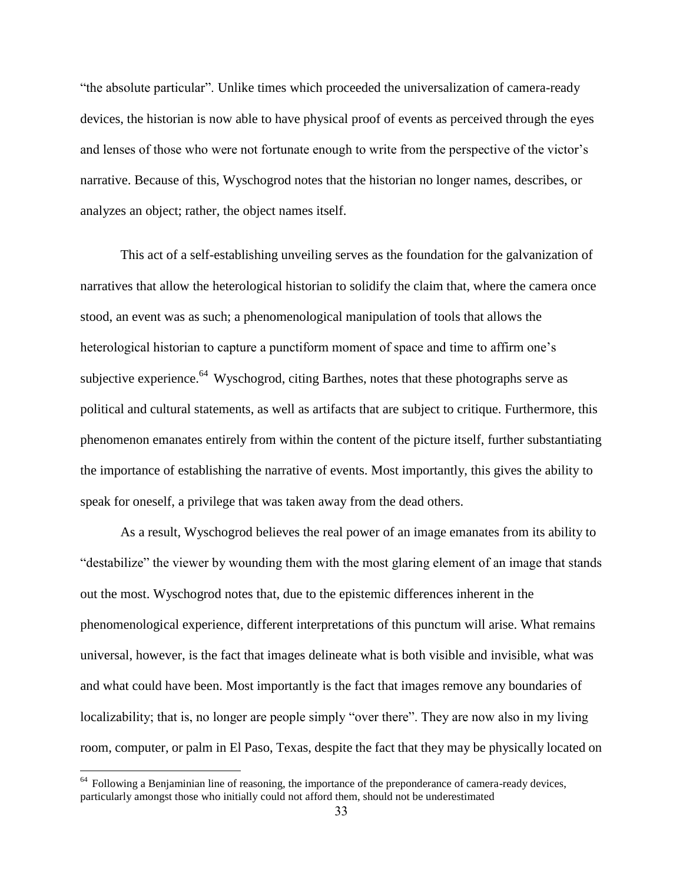"the absolute particular". Unlike times which proceeded the universalization of camera-ready devices, the historian is now able to have physical proof of events as perceived through the eyes and lenses of those who were not fortunate enough to write from the perspective of the victor's narrative. Because of this, Wyschogrod notes that the historian no longer names, describes, or analyzes an object; rather, the object names itself.

This act of a self-establishing unveiling serves as the foundation for the galvanization of narratives that allow the heterological historian to solidify the claim that, where the camera once stood, an event was as such; a phenomenological manipulation of tools that allows the heterological historian to capture a punctiform moment of space and time to affirm one's subjective experience.[64] Wyschogrod, citing Barthes, notes that these photographs serve as political and cultural statements, as well as artifacts that are subject to critique. Furthermore, this phenomenon emanates entirely from within the content of the picture itself, further substantiating the importance of establishing the narrative of events. Most importantly, this gives the ability to speak for oneself, a privilege that was taken away from the dead others.

As a result, Wyschogrod believes the real power of an image emanates from its ability to "destabilize" the viewer by wounding them with the most glaring element of an image that stands out the most. Wyschogrod notes that, due to the epistemic differences inherent in the phenomenological experience, different interpretations of this punctum will arise. What remains universal, however, is the fact that images delineate what is both visible and invisible, what was and what could have been. Most importantly is the fact that images remove any boundaries of localizability; that is, no longer are people simply "over there". They are now also in my living room, computer, or palm in El Paso, Texas, despite the fact that they may be physically located on

---

[64] Following a Benjaminian line of reasoning, the importance of the preponderance of camera-ready devices, particularly amongst those who initially could not afford them, should not be underestimated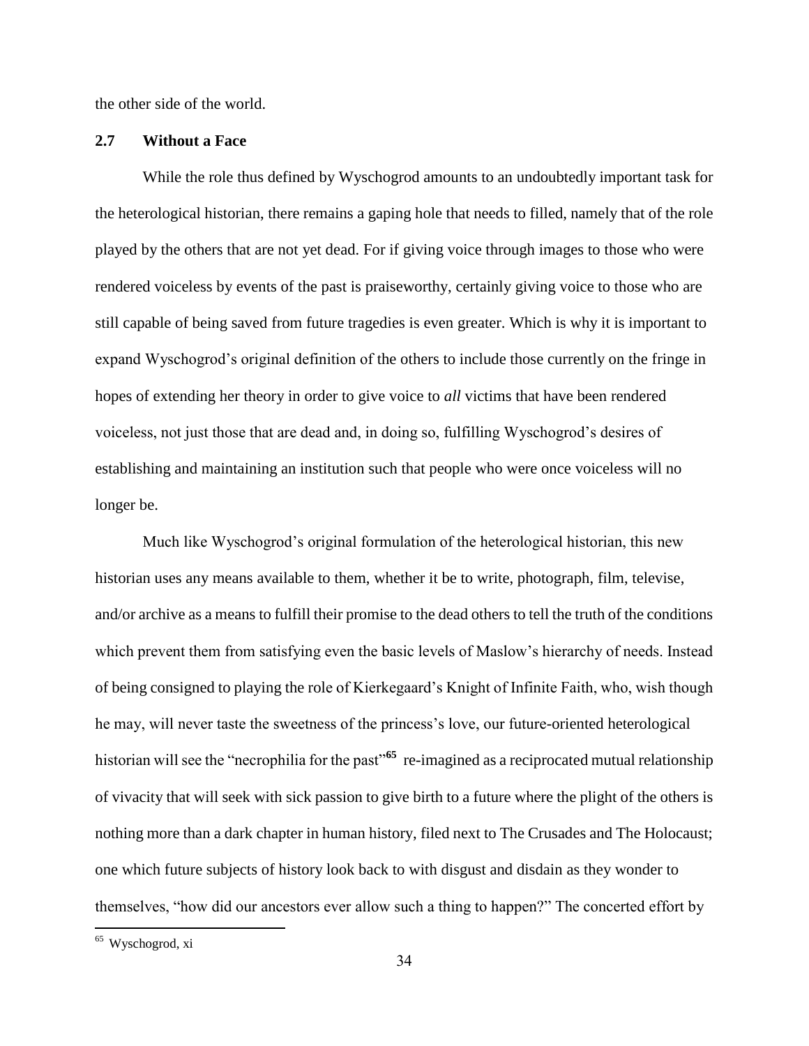the other side of the world.

## 2.7 Without a Face

While the role thus defined by Wyschogrod amounts to an undoubtedly important task for the heterological historian, there remains a gaping hole that needs to filled, namely that of the role played by the others that are not yet dead. For if giving voice through images to those who were rendered voiceless by events of the past is praiseworthy, certainly giving voice to those who are still capable of being saved from future tragedies is even greater. Which is why it is important to expand Wyschogrod's original definition of the others to include those currently on the fringe in hopes of extending her theory in order to give voice to *all* victims that have been rendered voiceless, not just those that are dead and, in doing so, fulfilling Wyschogrod's desires of establishing and maintaining an institution such that people who were once voiceless will no longer be.

Much like Wyschogrod's original formulation of the heterological historian, this new historian uses any means available to them, whether it be to write, photograph, film, televise, and/or archive as a means to fulfill their promise to the dead others to tell the truth of the conditions which prevent them from satisfying even the basic levels of Maslow's hierarchy of needs. Instead of being consigned to playing the role of Kierkegaard's Knight of Infinite Faith, who, wish though he may, will never taste the sweetness of the princess's love, our future-oriented heterological historian will see the "necrophilia for the past"[65] re-imagined as a reciprocated mutual relationship of vivacity that will seek with sick passion to give birth to a future where the plight of the others is nothing more than a dark chapter in human history, filed next to The Crusades and The Holocaust; one which future subjects of history look back to with disgust and disdain as they wonder to themselves, "how did our ancestors ever allow such a thing to happen?" The concerted effort by

[65] Wyschogrod, xi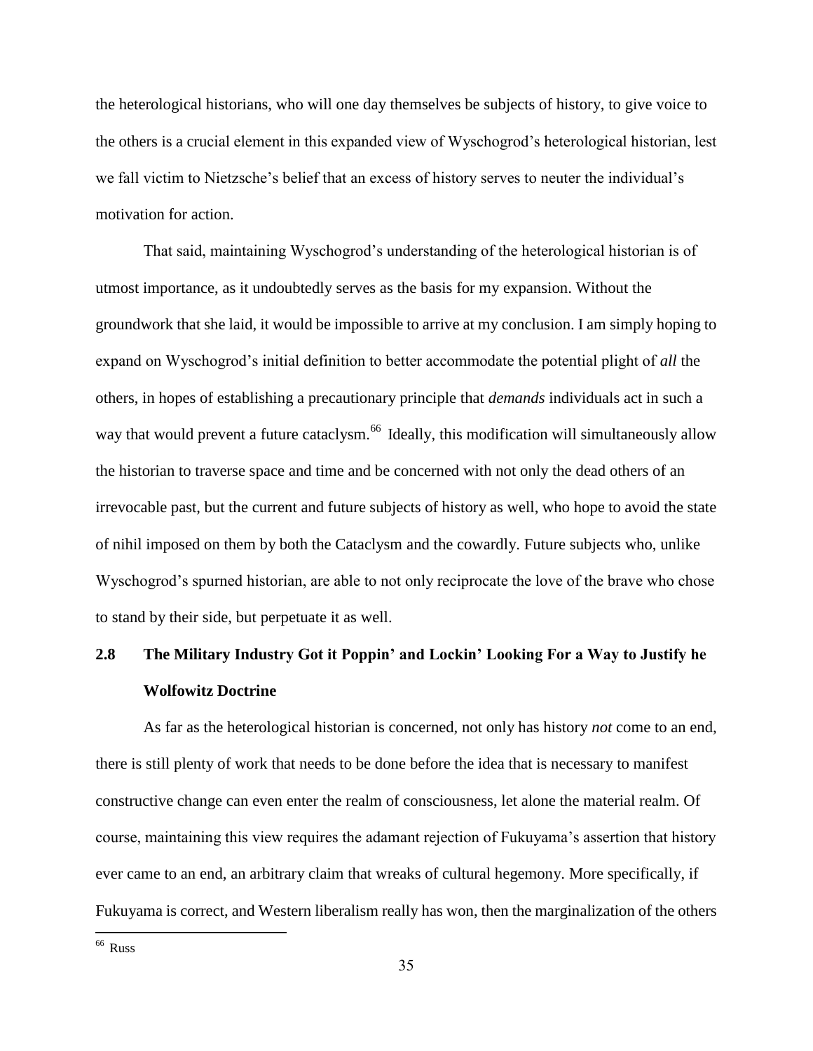the heterological historians, who will one day themselves be subjects of history, to give voice to the others is a crucial element in this expanded view of Wyschogrod's heterological historian, lest we fall victim to Nietzsche's belief that an excess of history serves to neuter the individual's motivation for action.

That said, maintaining Wyschogrod's understanding of the heterological historian is of utmost importance, as it undoubtedly serves as the basis for my expansion. Without the groundwork that she laid, it would be impossible to arrive at my conclusion. I am simply hoping to expand on Wyschogrod's initial definition to better accommodate the potential plight of *all* the others, in hopes of establishing a precautionary principle that *demands* individuals act in such a way that would prevent a future cataclysm.[66] Ideally, this modification will simultaneously allow the historian to traverse space and time and be concerned with not only the dead others of an irrevocable past, but the current and future subjects of history as well, who hope to avoid the state of nihil imposed on them by both the Cataclysm and the cowardly. Future subjects who, unlike Wyschogrod's spurned historian, are able to not only reciprocate the love of the brave who chose to stand by their side, but perpetuate it as well.

## 2.8 The Military Industry Got it Poppin' and Lockin' Looking For a Way to Justify he Wolfowitz Doctrine

As far as the heterological historian is concerned, not only has history *not* come to an end, there is still plenty of work that needs to be done before the idea that is necessary to manifest constructive change can even enter the realm of consciousness, let alone the material realm. Of course, maintaining this view requires the adamant rejection of Fukuyama's assertion that history ever came to an end, an arbitrary claim that wreaks of cultural hegemony. More specifically, if Fukuyama is correct, and Western liberalism really has won, then the marginalization of the others

---

[66] Russ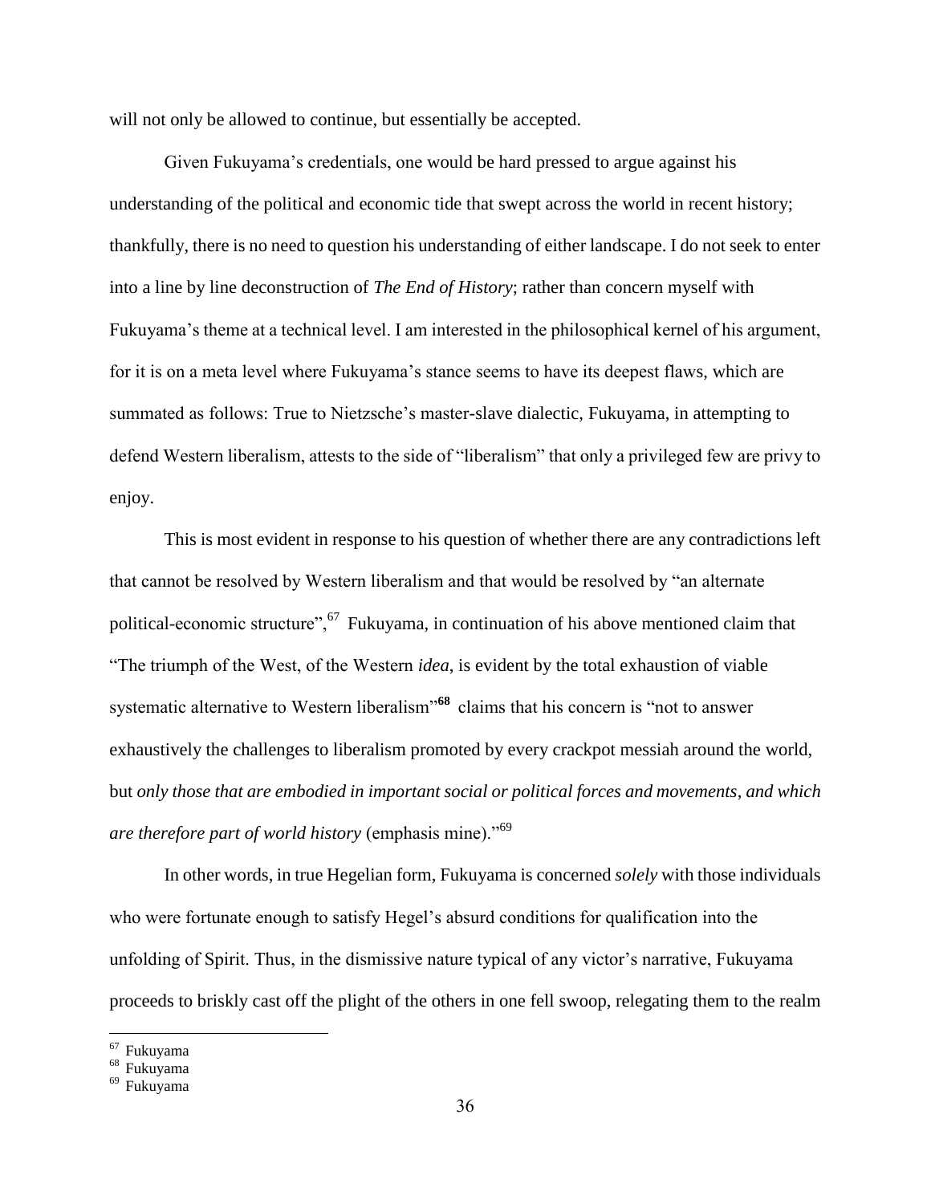will not only be allowed to continue, but essentially be accepted.

Given Fukuyama's credentials, one would be hard pressed to argue against his understanding of the political and economic tide that swept across the world in recent history; thankfully, there is no need to question his understanding of either landscape. I do not seek to enter into a line by line deconstruction of *The End of History*; rather than concern myself with Fukuyama's theme at a technical level. I am interested in the philosophical kernel of his argument, for it is on a meta level where Fukuyama's stance seems to have its deepest flaws, which are summated as follows: True to Nietzsche's master-slave dialectic, Fukuyama, in attempting to defend Western liberalism, attests to the side of "liberalism" that only a privileged few are privy to enjoy.

This is most evident in response to his question of whether there are any contradictions left that cannot be resolved by Western liberalism and that would be resolved by "an alternate political-economic structure",[67] Fukuyama, in continuation of his above mentioned claim that "The triumph of the West, of the Western *idea*, is evident by the total exhaustion of viable systematic alternative to Western liberalism"[68] claims that his concern is "not to answer exhaustively the challenges to liberalism promoted by every crackpot messiah around the world, but *only those that are embodied in important social or political forces and movements, and which are therefore part of world history* (emphasis mine)."[69]

In other words, in true Hegelian form, Fukuyama is concerned *solely* with those individuals who were fortunate enough to satisfy Hegel's absurd conditions for qualification into the unfolding of Spirit. Thus, in the dismissive nature typical of any victor's narrative, Fukuyama proceeds to briskly cast off the plight of the others in one fell swoop, relegating them to the realm

[67] Fukuyama
[68] Fukuyama
[69] Fukuyama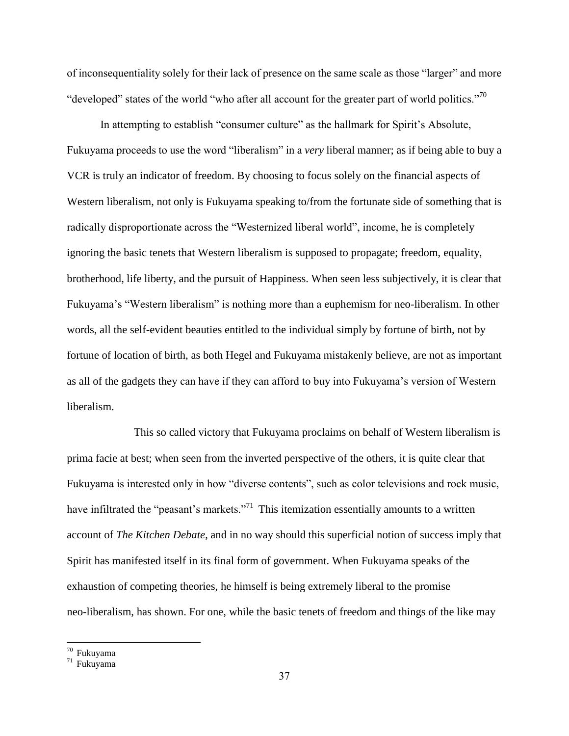of inconsequentiality solely for their lack of presence on the same scale as those "larger" and more "developed" states of the world "who after all account for the greater part of world politics."[70]

In attempting to establish "consumer culture" as the hallmark for Spirit's Absolute, Fukuyama proceeds to use the word "liberalism" in a *very* liberal manner; as if being able to buy a VCR is truly an indicator of freedom. By choosing to focus solely on the financial aspects of Western liberalism, not only is Fukuyama speaking to/from the fortunate side of something that is radically disproportionate across the "Westernized liberal world", income, he is completely ignoring the basic tenets that Western liberalism is supposed to propagate; freedom, equality, brotherhood, life liberty, and the pursuit of Happiness. When seen less subjectively, it is clear that Fukuyama's "Western liberalism" is nothing more than a euphemism for neo-liberalism. In other words, all the self-evident beauties entitled to the individual simply by fortune of birth, not by fortune of location of birth, as both Hegel and Fukuyama mistakenly believe, are not as important as all of the gadgets they can have if they can afford to buy into Fukuyama's version of Western liberalism.

This so called victory that Fukuyama proclaims on behalf of Western liberalism is prima facie at best; when seen from the inverted perspective of the others, it is quite clear that Fukuyama is interested only in how "diverse contents", such as color televisions and rock music, have infiltrated the "peasant's markets."[71] This itemization essentially amounts to a written account of *The Kitchen Debate*, and in no way should this superficial notion of success imply that Spirit has manifested itself in its final form of government. When Fukuyama speaks of the exhaustion of competing theories, he himself is being extremely liberal to the promise neo-liberalism, has shown. For one, while the basic tenets of freedom and things of the like may

---

[70] Fukuyama

[71] Fukuyama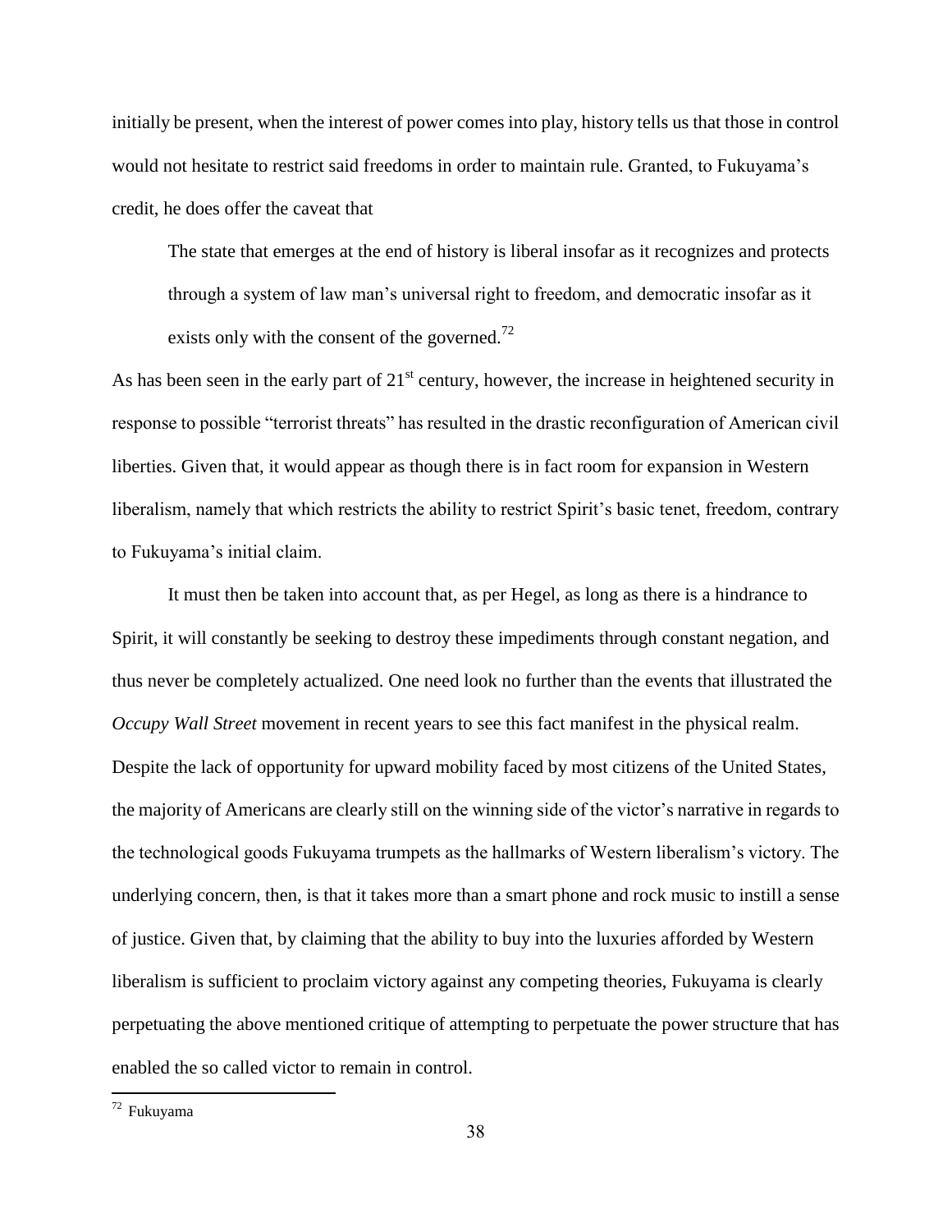initially be present, when the interest of power comes into play, history tells us that those in control would not hesitate to restrict said freedoms in order to maintain rule. Granted, to Fukuyama's credit, he does offer the caveat that

> The state that emerges at the end of history is liberal insofar as it recognizes and protects through a system of law man's universal right to freedom, and democratic insofar as it exists only with the consent of the governed.[72]

As has been seen in the early part of 21st century, however, the increase in heightened security in response to possible "terrorist threats" has resulted in the drastic reconfiguration of American civil liberties. Given that, it would appear as though there is in fact room for expansion in Western liberalism, namely that which restricts the ability to restrict Spirit's basic tenet, freedom, contrary to Fukuyama's initial claim.

It must then be taken into account that, as per Hegel, as long as there is a hindrance to Spirit, it will constantly be seeking to destroy these impediments through constant negation, and thus never be completely actualized. One need look no further than the events that illustrated the *Occupy Wall Street* movement in recent years to see this fact manifest in the physical realm. Despite the lack of opportunity for upward mobility faced by most citizens of the United States, the majority of Americans are clearly still on the winning side of the victor's narrative in regards to the technological goods Fukuyama trumpets as the hallmarks of Western liberalism's victory. The underlying concern, then, is that it takes more than a smart phone and rock music to instill a sense of justice. Given that, by claiming that the ability to buy into the luxuries afforded by Western liberalism is sufficient to proclaim victory against any competing theories, Fukuyama is clearly perpetuating the above mentioned critique of attempting to perpetuate the power structure that has enabled the so called victor to remain in control.

---

[72] Fukuyama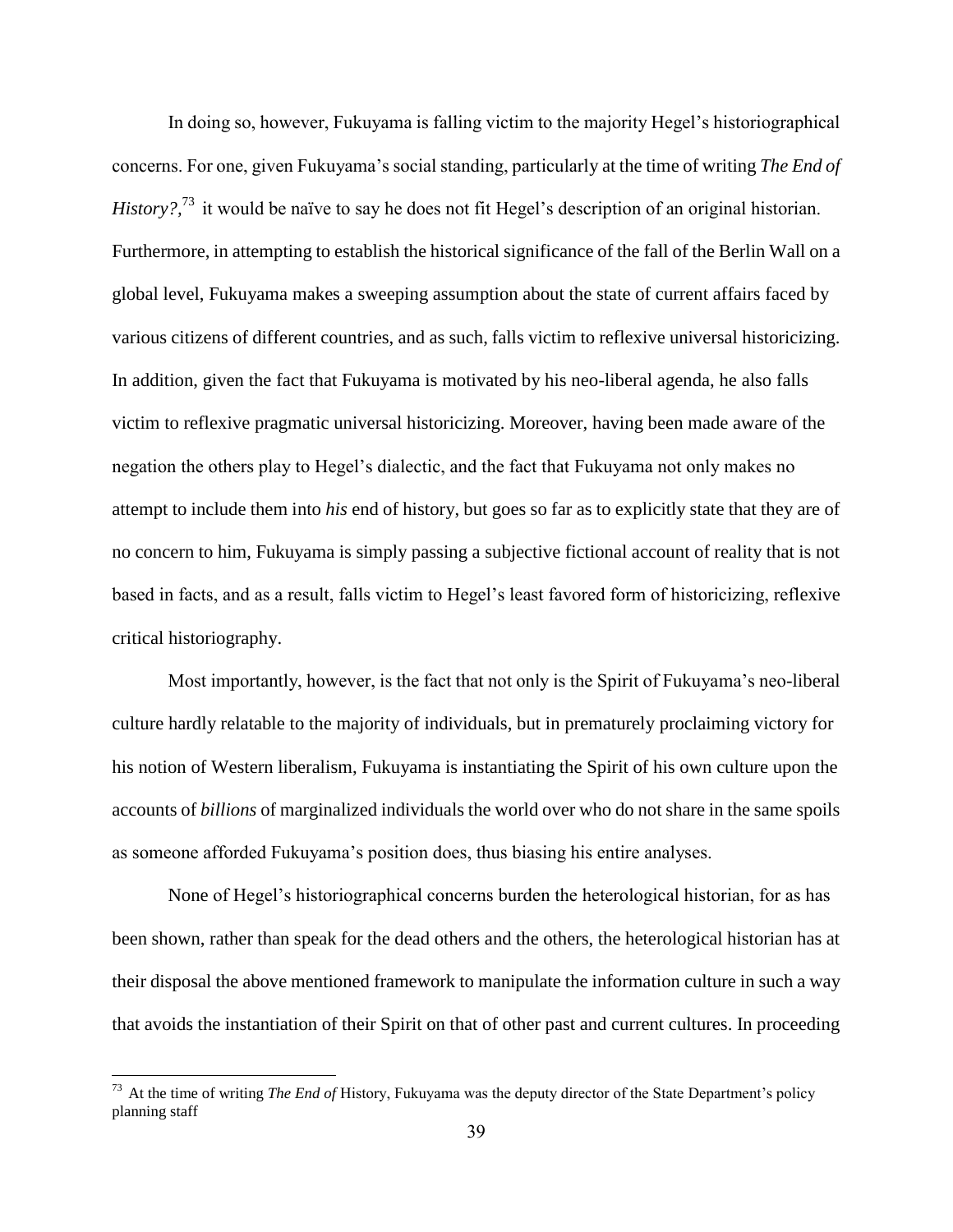In doing so, however, Fukuyama is falling victim to the majority Hegel's historiographical concerns. For one, given Fukuyama's social standing, particularly at the time of writing *The End of History?*,[73] it would be naïve to say he does not fit Hegel's description of an original historian. Furthermore, in attempting to establish the historical significance of the fall of the Berlin Wall on a global level, Fukuyama makes a sweeping assumption about the state of current affairs faced by various citizens of different countries, and as such, falls victim to reflexive universal historicizing. In addition, given the fact that Fukuyama is motivated by his neo-liberal agenda, he also falls victim to reflexive pragmatic universal historicizing. Moreover, having been made aware of the negation the others play to Hegel's dialectic, and the fact that Fukuyama not only makes no attempt to include them into *his* end of history, but goes so far as to explicitly state that they are of no concern to him, Fukuyama is simply passing a subjective fictional account of reality that is not based in facts, and as a result, falls victim to Hegel's least favored form of historicizing, reflexive critical historiography.

Most importantly, however, is the fact that not only is the Spirit of Fukuyama's neo-liberal culture hardly relatable to the majority of individuals, but in prematurely proclaiming victory for his notion of Western liberalism, Fukuyama is instantiating the Spirit of his own culture upon the accounts of *billions* of marginalized individuals the world over who do not share in the same spoils as someone afforded Fukuyama's position does, thus biasing his entire analyses.

None of Hegel's historiographical concerns burden the heterological historian, for as has been shown, rather than speak for the dead others and the others, the heterological historian has at their disposal the above mentioned framework to manipulate the information culture in such a way that avoids the instantiation of their Spirit on that of other past and current cultures. In proceeding

[73] At the time of writing *The End of* History, Fukuyama was the deputy director of the State Department's policy planning staff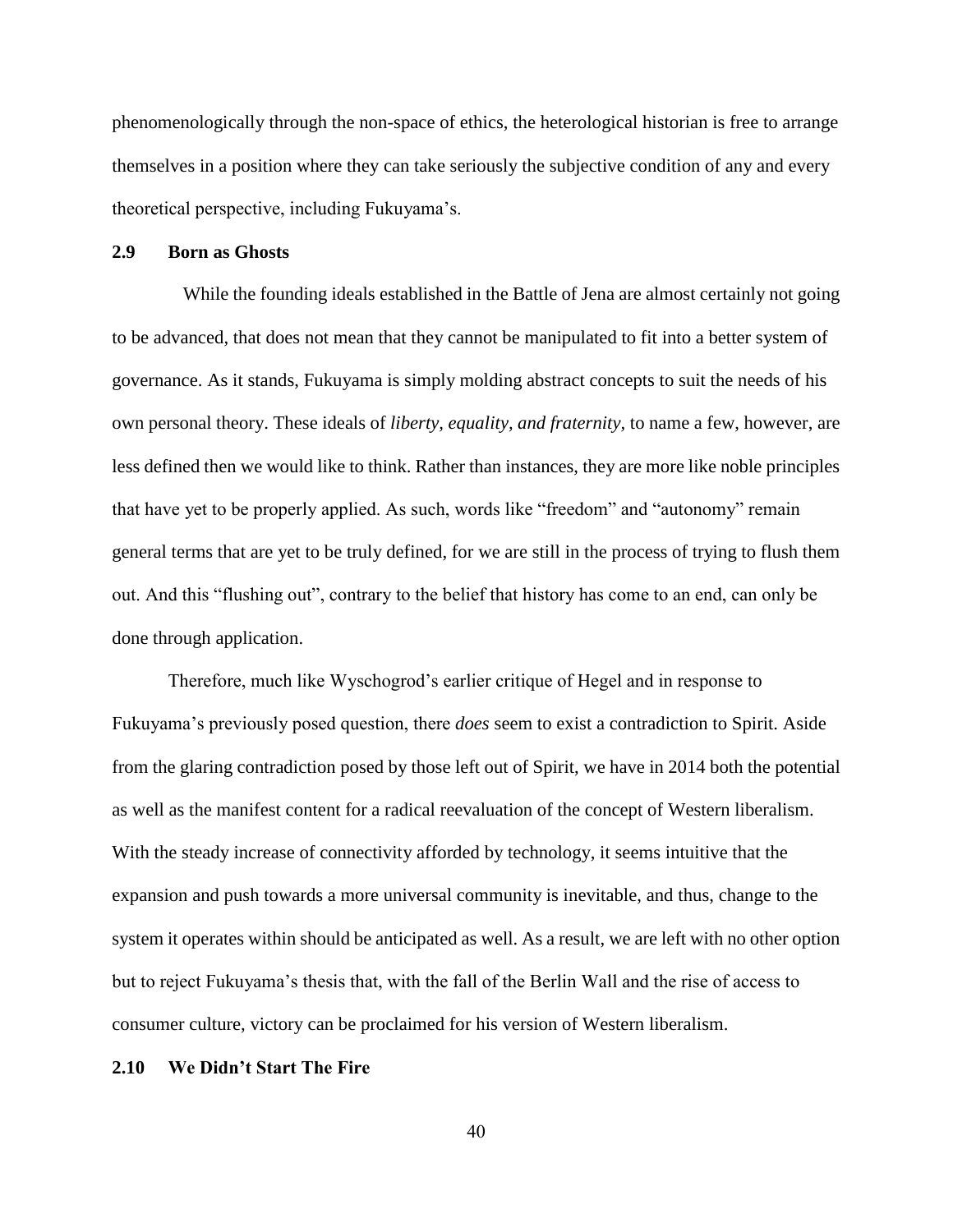phenomenologically through the non-space of ethics, the heterological historian is free to arrange themselves in a position where they can take seriously the subjective condition of any and every theoretical perspective, including Fukuyama's.

## 2.9 Born as Ghosts

While the founding ideals established in the Battle of Jena are almost certainly not going to be advanced, that does not mean that they cannot be manipulated to fit into a better system of governance. As it stands, Fukuyama is simply molding abstract concepts to suit the needs of his own personal theory. These ideals of *liberty, equality, and fraternity,* to name a few, however, are less defined then we would like to think. Rather than instances, they are more like noble principles that have yet to be properly applied. As such, words like "freedom" and "autonomy" remain general terms that are yet to be truly defined, for we are still in the process of trying to flush them out. And this "flushing out", contrary to the belief that history has come to an end, can only be done through application.

Therefore, much like Wyschogrod's earlier critique of Hegel and in response to Fukuyama's previously posed question, there *does* seem to exist a contradiction to Spirit. Aside from the glaring contradiction posed by those left out of Spirit, we have in 2014 both the potential as well as the manifest content for a radical reevaluation of the concept of Western liberalism. With the steady increase of connectivity afforded by technology, it seems intuitive that the expansion and push towards a more universal community is inevitable, and thus, change to the system it operates within should be anticipated as well. As a result, we are left with no other option but to reject Fukuyama's thesis that, with the fall of the Berlin Wall and the rise of access to consumer culture, victory can be proclaimed for his version of Western liberalism.

## 2.10 We Didn't Start The Fire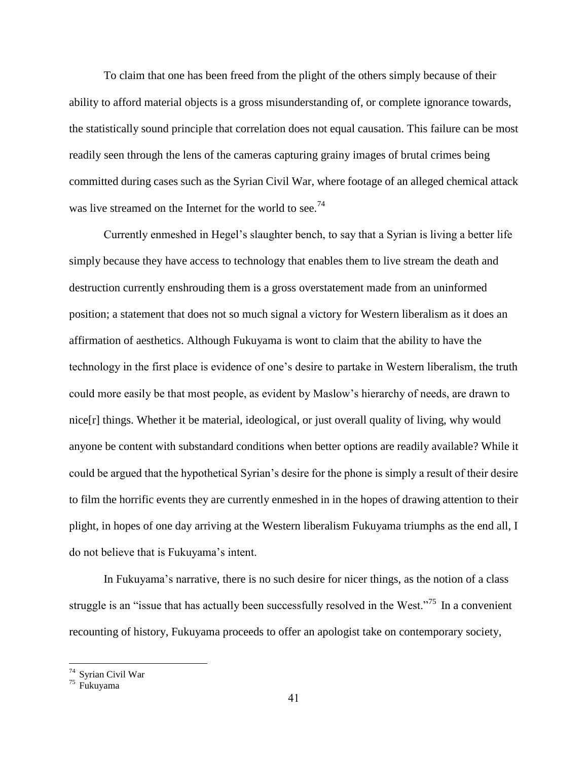To claim that one has been freed from the plight of the others simply because of their ability to afford material objects is a gross misunderstanding of, or complete ignorance towards, the statistically sound principle that correlation does not equal causation. This failure can be most readily seen through the lens of the cameras capturing grainy images of brutal crimes being committed during cases such as the Syrian Civil War, where footage of an alleged chemical attack was live streamed on the Internet for the world to see.[74]

Currently enmeshed in Hegel's slaughter bench, to say that a Syrian is living a better life simply because they have access to technology that enables them to live stream the death and destruction currently enshrouding them is a gross overstatement made from an uninformed position; a statement that does not so much signal a victory for Western liberalism as it does an affirmation of aesthetics. Although Fukuyama is wont to claim that the ability to have the technology in the first place is evidence of one's desire to partake in Western liberalism, the truth could more easily be that most people, as evident by Maslow's hierarchy of needs, are drawn to nice[r] things. Whether it be material, ideological, or just overall quality of living, why would anyone be content with substandard conditions when better options are readily available? While it could be argued that the hypothetical Syrian's desire for the phone is simply a result of their desire to film the horrific events they are currently enmeshed in in the hopes of drawing attention to their plight, in hopes of one day arriving at the Western liberalism Fukuyama triumphs as the end all, I do not believe that is Fukuyama's intent.

In Fukuyama's narrative, there is no such desire for nicer things, as the notion of a class struggle is an "issue that has actually been successfully resolved in the West."[75] In a convenient recounting of history, Fukuyama proceeds to offer an apologist take on contemporary society,

---

[74] Syrian Civil War

[75] Fukuyama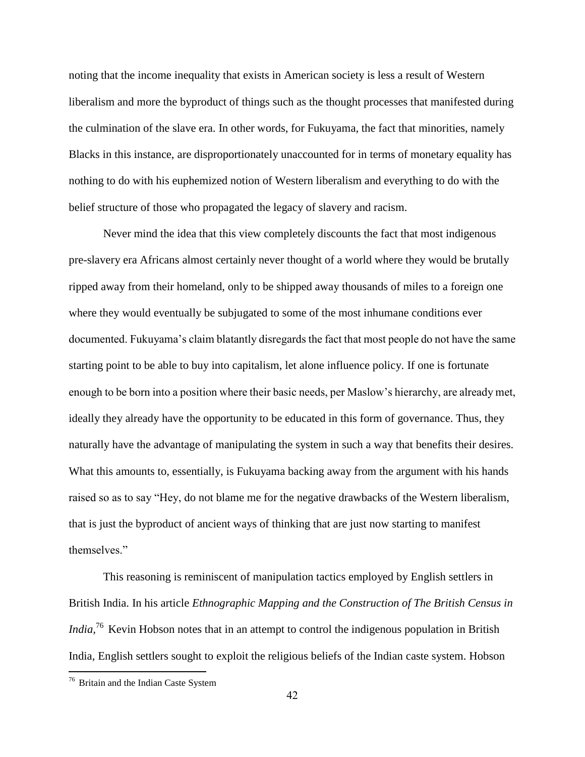noting that the income inequality that exists in American society is less a result of Western liberalism and more the byproduct of things such as the thought processes that manifested during the culmination of the slave era. In other words, for Fukuyama, the fact that minorities, namely Blacks in this instance, are disproportionately unaccounted for in terms of monetary equality has nothing to do with his euphemized notion of Western liberalism and everything to do with the belief structure of those who propagated the legacy of slavery and racism.

Never mind the idea that this view completely discounts the fact that most indigenous pre-slavery era Africans almost certainly never thought of a world where they would be brutally ripped away from their homeland, only to be shipped away thousands of miles to a foreign one where they would eventually be subjugated to some of the most inhumane conditions ever documented. Fukuyama's claim blatantly disregards the fact that most people do not have the same starting point to be able to buy into capitalism, let alone influence policy. If one is fortunate enough to be born into a position where their basic needs, per Maslow's hierarchy, are already met, ideally they already have the opportunity to be educated in this form of governance. Thus, they naturally have the advantage of manipulating the system in such a way that benefits their desires. What this amounts to, essentially, is Fukuyama backing away from the argument with his hands raised so as to say "Hey, do not blame me for the negative drawbacks of the Western liberalism, that is just the byproduct of ancient ways of thinking that are just now starting to manifest themselves."

This reasoning is reminiscent of manipulation tactics employed by English settlers in British India. In his article *Ethnographic Mapping and the Construction of The British Census in India,*[76] Kevin Hobson notes that in an attempt to control the indigenous population in British India, English settlers sought to exploit the religious beliefs of the Indian caste system. Hobson

[76] Britain and the Indian Caste System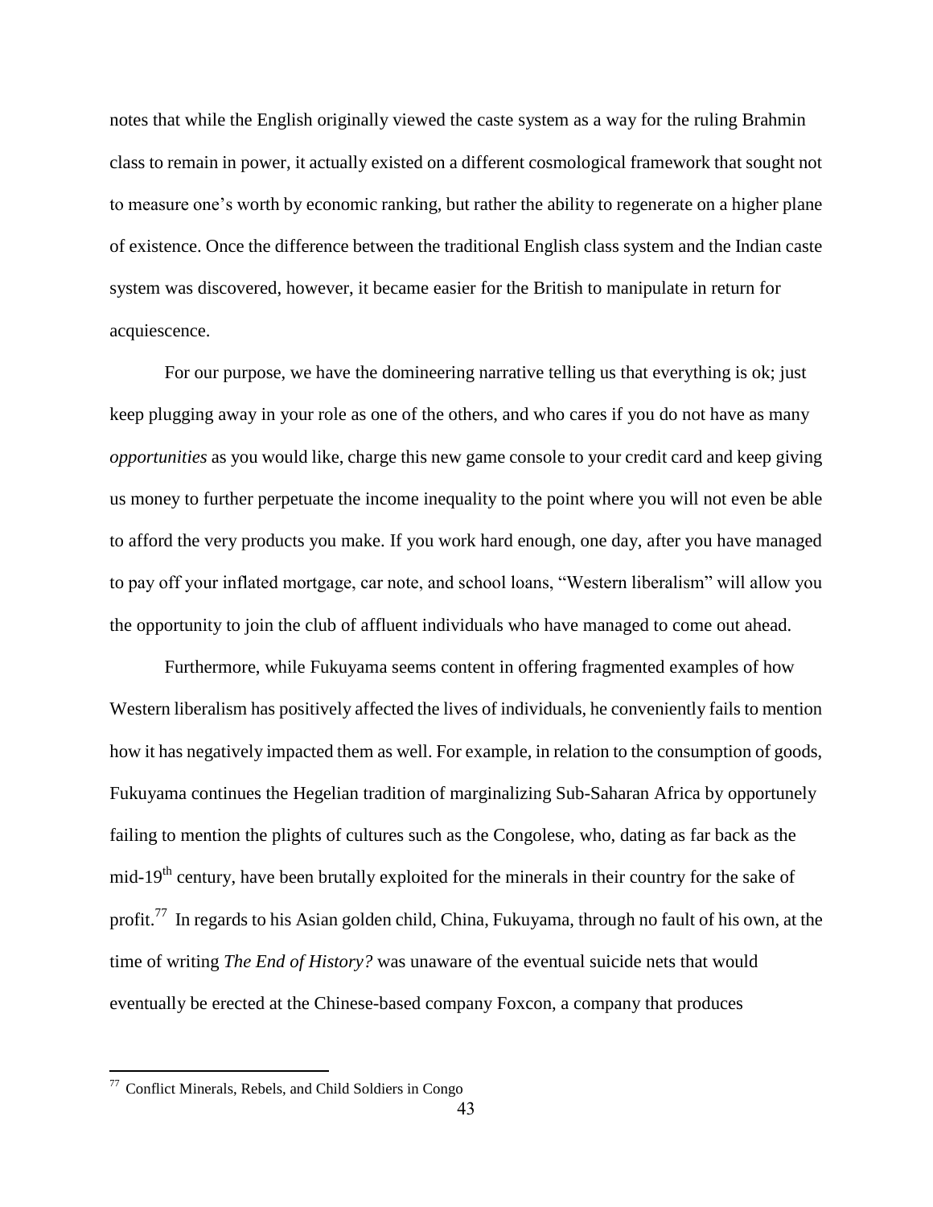notes that while the English originally viewed the caste system as a way for the ruling Brahmin class to remain in power, it actually existed on a different cosmological framework that sought not to measure one's worth by economic ranking, but rather the ability to regenerate on a higher plane of existence. Once the difference between the traditional English class system and the Indian caste system was discovered, however, it became easier for the British to manipulate in return for acquiescence.

For our purpose, we have the domineering narrative telling us that everything is ok; just keep plugging away in your role as one of the others, and who cares if you do not have as many *opportunities* as you would like, charge this new game console to your credit card and keep giving us money to further perpetuate the income inequality to the point where you will not even be able to afford the very products you make. If you work hard enough, one day, after you have managed to pay off your inflated mortgage, car note, and school loans, "Western liberalism" will allow you the opportunity to join the club of affluent individuals who have managed to come out ahead.

Furthermore, while Fukuyama seems content in offering fragmented examples of how Western liberalism has positively affected the lives of individuals, he conveniently fails to mention how it has negatively impacted them as well. For example, in relation to the consumption of goods, Fukuyama continues the Hegelian tradition of marginalizing Sub-Saharan Africa by opportunely failing to mention the plights of cultures such as the Congolese, who, dating as far back as the mid-19th century, have been brutally exploited for the minerals in their country for the sake of profit.[77] In regards to his Asian golden child, China, Fukuyama, through no fault of his own, at the time of writing *The End of History?* was unaware of the eventual suicide nets that would eventually be erected at the Chinese-based company Foxcon, a company that produces

---

[77] Conflict Minerals, Rebels, and Child Soldiers in Congo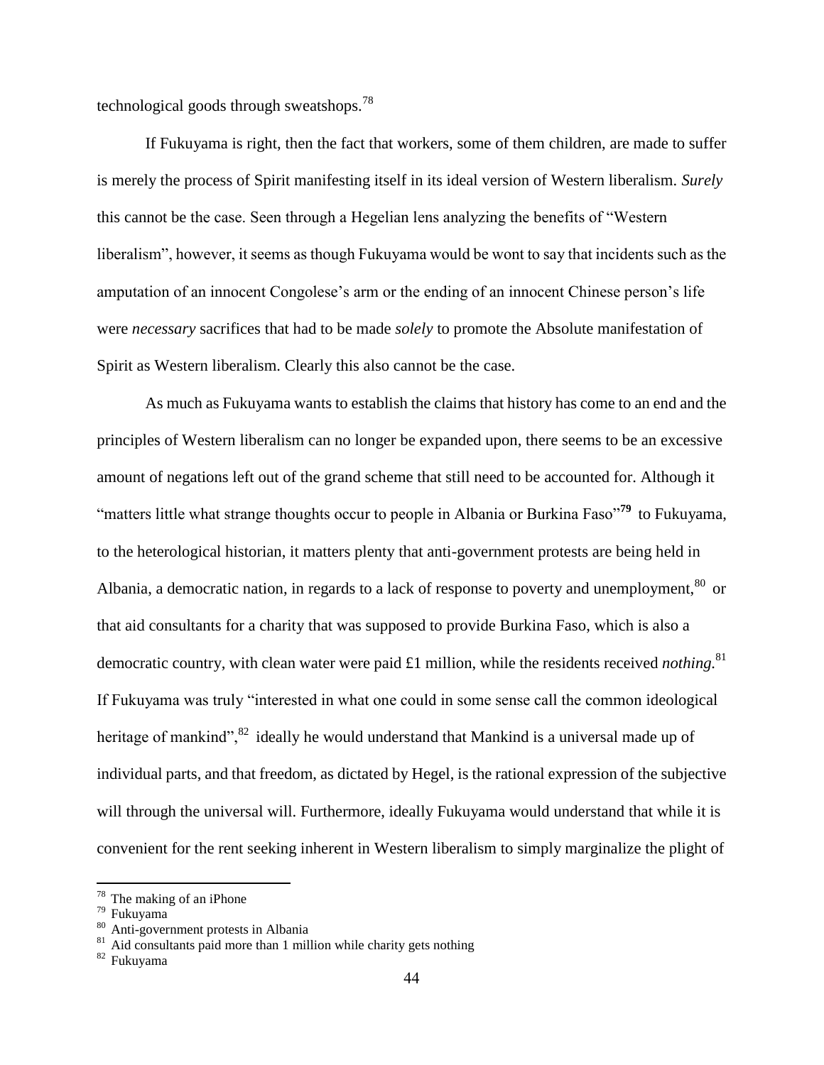technological goods through sweatshops.[78]

If Fukuyama is right, then the fact that workers, some of them children, are made to suffer is merely the process of Spirit manifesting itself in its ideal version of Western liberalism. *Surely* this cannot be the case. Seen through a Hegelian lens analyzing the benefits of "Western liberalism", however, it seems as though Fukuyama would be wont to say that incidents such as the amputation of an innocent Congolese's arm or the ending of an innocent Chinese person's life were *necessary* sacrifices that had to be made *solely* to promote the Absolute manifestation of Spirit as Western liberalism. Clearly this also cannot be the case.

As much as Fukuyama wants to establish the claims that history has come to an end and the principles of Western liberalism can no longer be expanded upon, there seems to be an excessive amount of negations left out of the grand scheme that still need to be accounted for. Although it "matters little what strange thoughts occur to people in Albania or Burkina Faso"[79] to Fukuyama, to the heterological historian, it matters plenty that anti-government protests are being held in Albania, a democratic nation, in regards to a lack of response to poverty and unemployment,[80] or that aid consultants for a charity that was supposed to provide Burkina Faso, which is also a democratic country, with clean water were paid £1 million, while the residents received *nothing.*[81] If Fukuyama was truly "interested in what one could in some sense call the common ideological heritage of mankind",[82] ideally he would understand that Mankind is a universal made up of individual parts, and that freedom, as dictated by Hegel, is the rational expression of the subjective will through the universal will. Furthermore, ideally Fukuyama would understand that while it is convenient for the rent seeking inherent in Western liberalism to simply marginalize the plight of

[78] The making of an iPhone

[79] Fukuyama

[80] Anti-government protests in Albania

[81] Aid consultants paid more than 1 million while charity gets nothing

[82] Fukuyama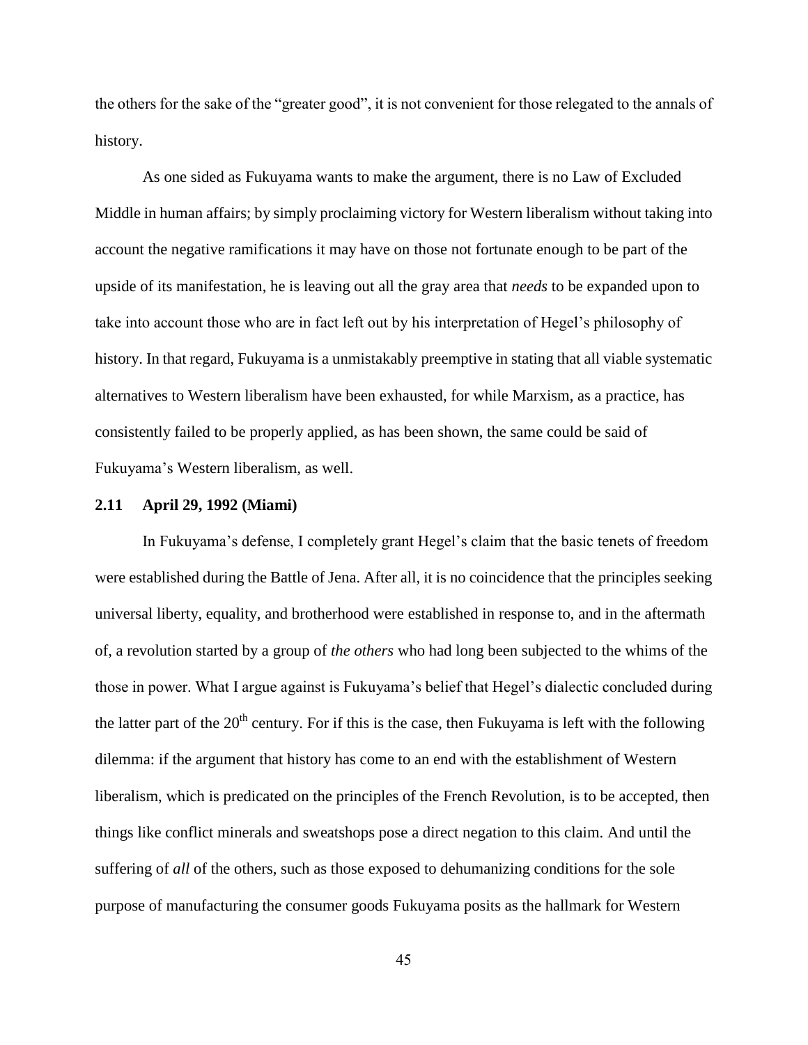the others for the sake of the "greater good", it is not convenient for those relegated to the annals of history.

As one sided as Fukuyama wants to make the argument, there is no Law of Excluded Middle in human affairs; by simply proclaiming victory for Western liberalism without taking into account the negative ramifications it may have on those not fortunate enough to be part of the upside of its manifestation, he is leaving out all the gray area that *needs* to be expanded upon to take into account those who are in fact left out by his interpretation of Hegel's philosophy of history. In that regard, Fukuyama is a unmistakably preemptive in stating that all viable systematic alternatives to Western liberalism have been exhausted, for while Marxism, as a practice, has consistently failed to be properly applied, as has been shown, the same could be said of Fukuyama's Western liberalism, as well.

### 2.11 April 29, 1992 (Miami)

In Fukuyama's defense, I completely grant Hegel's claim that the basic tenets of freedom were established during the Battle of Jena. After all, it is no coincidence that the principles seeking universal liberty, equality, and brotherhood were established in response to, and in the aftermath of, a revolution started by a group of *the others* who had long been subjected to the whims of the those in power. What I argue against is Fukuyama's belief that Hegel's dialectic concluded during the latter part of the 20th century. For if this is the case, then Fukuyama is left with the following dilemma: if the argument that history has come to an end with the establishment of Western liberalism, which is predicated on the principles of the French Revolution, is to be accepted, then things like conflict minerals and sweatshops pose a direct negation to this claim. And until the suffering of *all* of the others, such as those exposed to dehumanizing conditions for the sole purpose of manufacturing the consumer goods Fukuyama posits as the hallmark for Western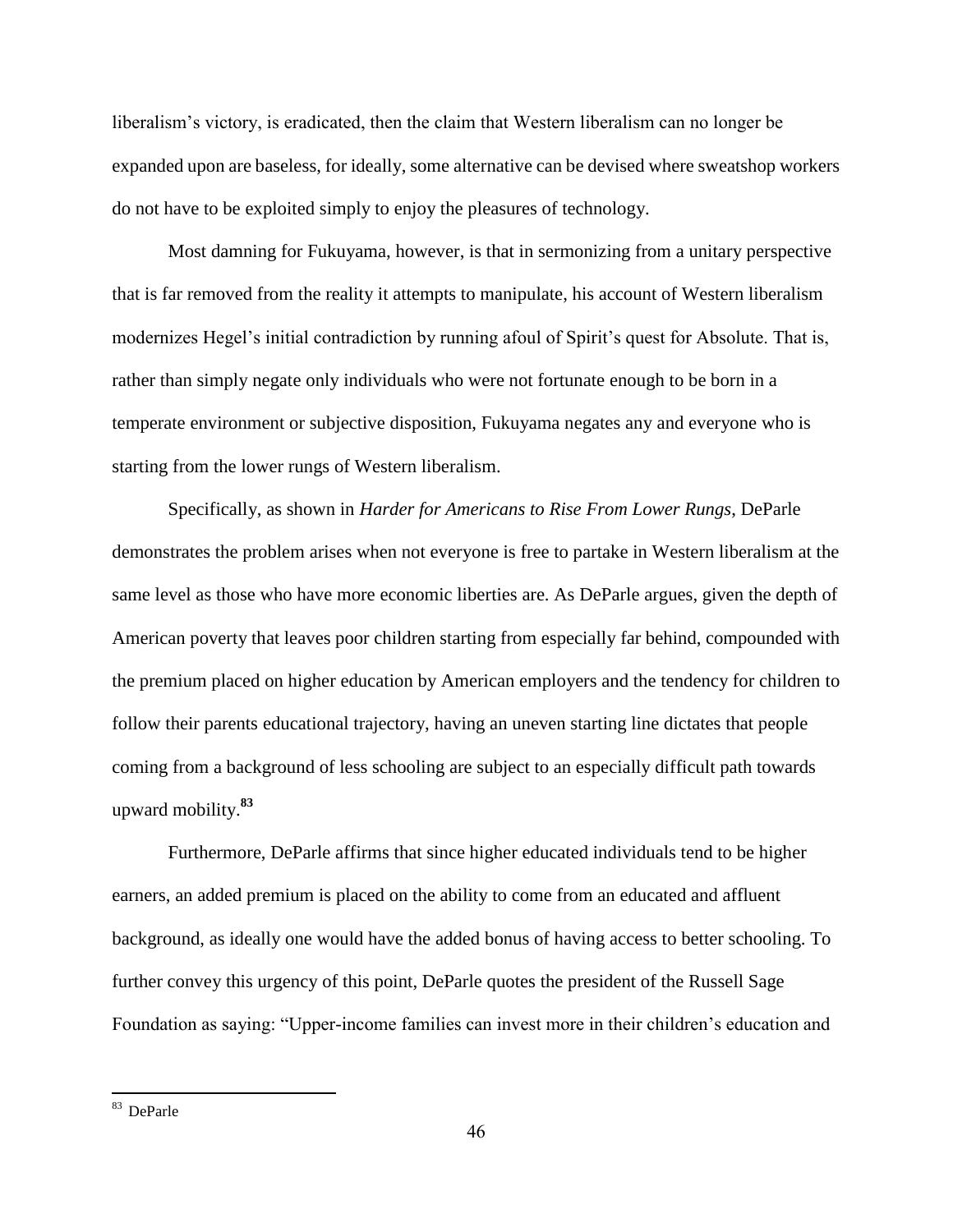liberalism's victory, is eradicated, then the claim that Western liberalism can no longer be expanded upon are baseless, for ideally, some alternative can be devised where sweatshop workers do not have to be exploited simply to enjoy the pleasures of technology.

Most damning for Fukuyama, however, is that in sermonizing from a unitary perspective that is far removed from the reality it attempts to manipulate, his account of Western liberalism modernizes Hegel's initial contradiction by running afoul of Spirit's quest for Absolute. That is, rather than simply negate only individuals who were not fortunate enough to be born in a temperate environment or subjective disposition, Fukuyama negates any and everyone who is starting from the lower rungs of Western liberalism.

Specifically, as shown in *Harder for Americans to Rise From Lower Rungs*, DeParle demonstrates the problem arises when not everyone is free to partake in Western liberalism at the same level as those who have more economic liberties are. As DeParle argues, given the depth of American poverty that leaves poor children starting from especially far behind, compounded with the premium placed on higher education by American employers and the tendency for children to follow their parents educational trajectory, having an uneven starting line dictates that people coming from a background of less schooling are subject to an especially difficult path towards upward mobility.[83]

Furthermore, DeParle affirms that since higher educated individuals tend to be higher earners, an added premium is placed on the ability to come from an educated and affluent background, as ideally one would have the added bonus of having access to better schooling. To further convey this urgency of this point, DeParle quotes the president of the Russell Sage Foundation as saying: "Upper-income families can invest more in their children's education and

---

[83] DeParle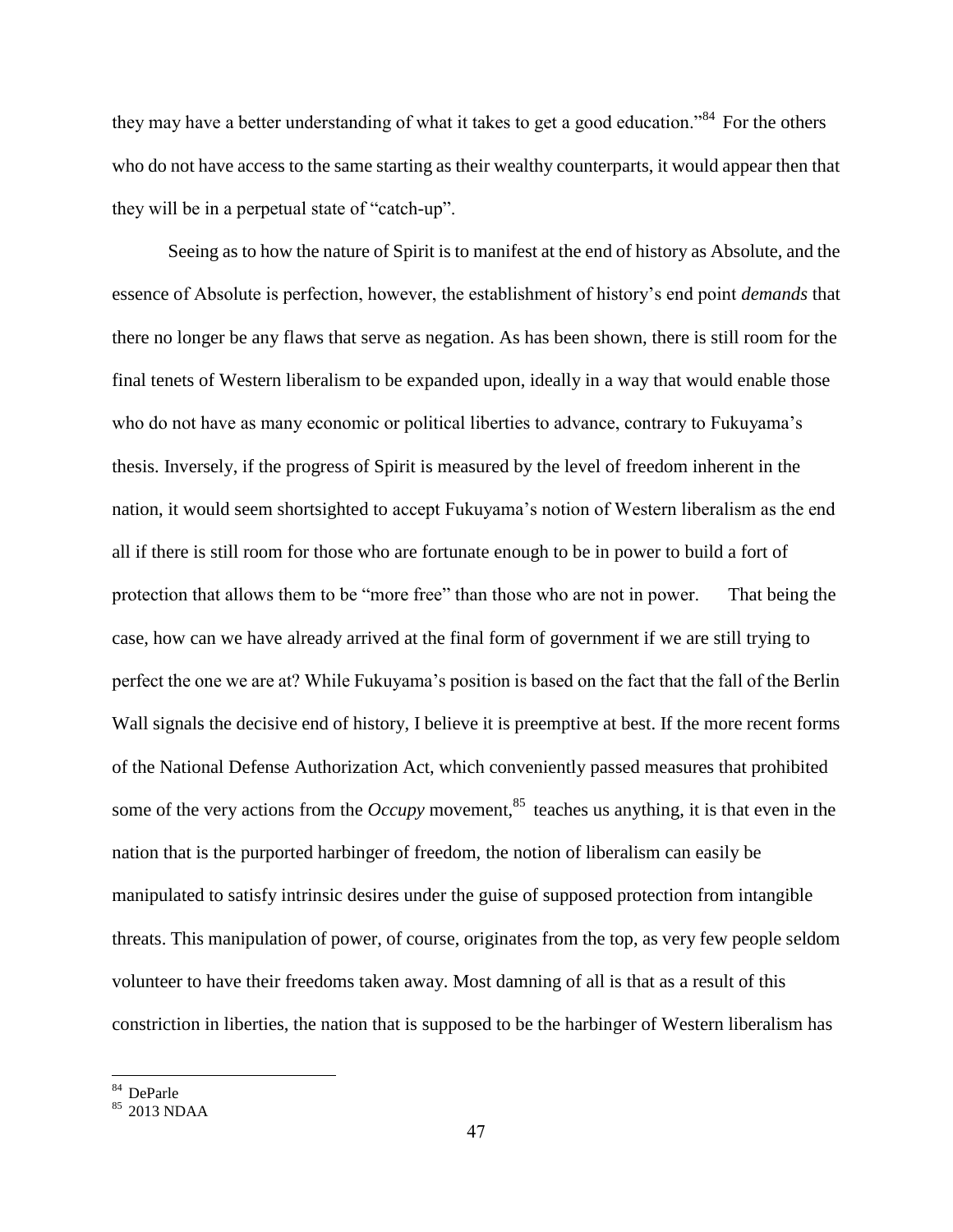they may have a better understanding of what it takes to get a good education."[84] For the others who do not have access to the same starting as their wealthy counterparts, it would appear then that they will be in a perpetual state of "catch-up".

Seeing as to how the nature of Spirit is to manifest at the end of history as Absolute, and the essence of Absolute is perfection, however, the establishment of history's end point *demands* that there no longer be any flaws that serve as negation. As has been shown, there is still room for the final tenets of Western liberalism to be expanded upon, ideally in a way that would enable those who do not have as many economic or political liberties to advance, contrary to Fukuyama's thesis. Inversely, if the progress of Spirit is measured by the level of freedom inherent in the nation, it would seem shortsighted to accept Fukuyama's notion of Western liberalism as the end all if there is still room for those who are fortunate enough to be in power to build a fort of protection that allows them to be "more free" than those who are not in power. That being the case, how can we have already arrived at the final form of government if we are still trying to perfect the one we are at? While Fukuyama's position is based on the fact that the fall of the Berlin Wall signals the decisive end of history, I believe it is preemptive at best. If the more recent forms of the National Defense Authorization Act, which conveniently passed measures that prohibited some of the very actions from the *Occupy* movement,[85] teaches us anything, it is that even in the nation that is the purported harbinger of freedom, the notion of liberalism can easily be manipulated to satisfy intrinsic desires under the guise of supposed protection from intangible threats. This manipulation of power, of course, originates from the top, as very few people seldom volunteer to have their freedoms taken away. Most damning of all is that as a result of this constriction in liberties, the nation that is supposed to be the harbinger of Western liberalism has

---

[84] DeParle

[85] 2013 NDAA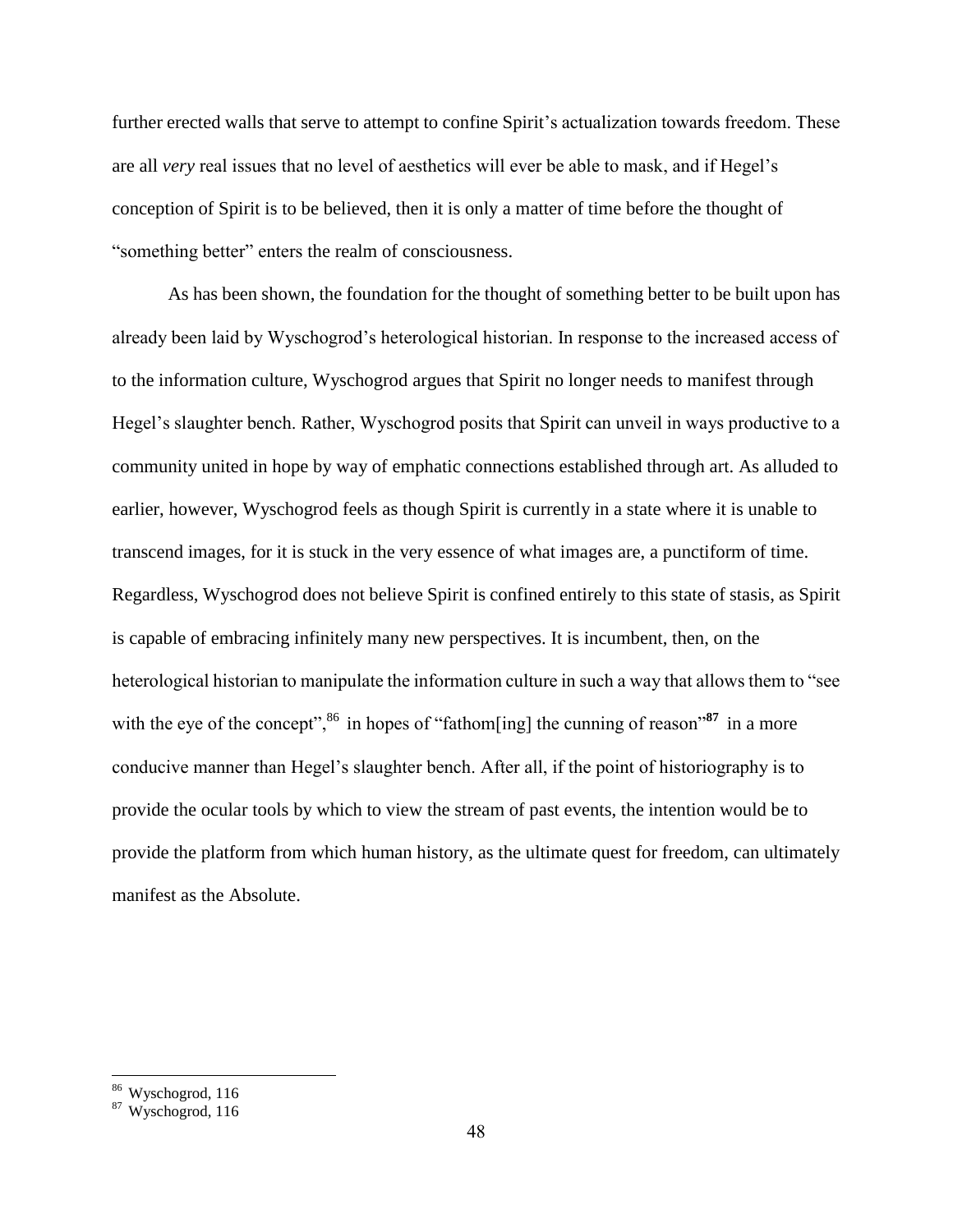further erected walls that serve to attempt to confine Spirit's actualization towards freedom. These are all *very* real issues that no level of aesthetics will ever be able to mask, and if Hegel's conception of Spirit is to be believed, then it is only a matter of time before the thought of "something better" enters the realm of consciousness.

As has been shown, the foundation for the thought of something better to be built upon has already been laid by Wyschogrod's heterological historian. In response to the increased access of to the information culture, Wyschogrod argues that Spirit no longer needs to manifest through Hegel's slaughter bench. Rather, Wyschogrod posits that Spirit can unveil in ways productive to a community united in hope by way of emphatic connections established through art. As alluded to earlier, however, Wyschogrod feels as though Spirit is currently in a state where it is unable to transcend images, for it is stuck in the very essence of what images are, a punctiform of time. Regardless, Wyschogrod does not believe Spirit is confined entirely to this state of stasis, as Spirit is capable of embracing infinitely many new perspectives. It is incumbent, then, on the heterological historian to manipulate the information culture in such a way that allows them to "see with the eye of the concept",[86] in hopes of "fathom[ing] the cunning of reason"[87] in a more conducive manner than Hegel's slaughter bench. After all, if the point of historiography is to provide the ocular tools by which to view the stream of past events, the intention would be to provide the platform from which human history, as the ultimate quest for freedom, can ultimately manifest as the Absolute.

[86] Wyschogrod, 116

[87] Wyschogrod, 116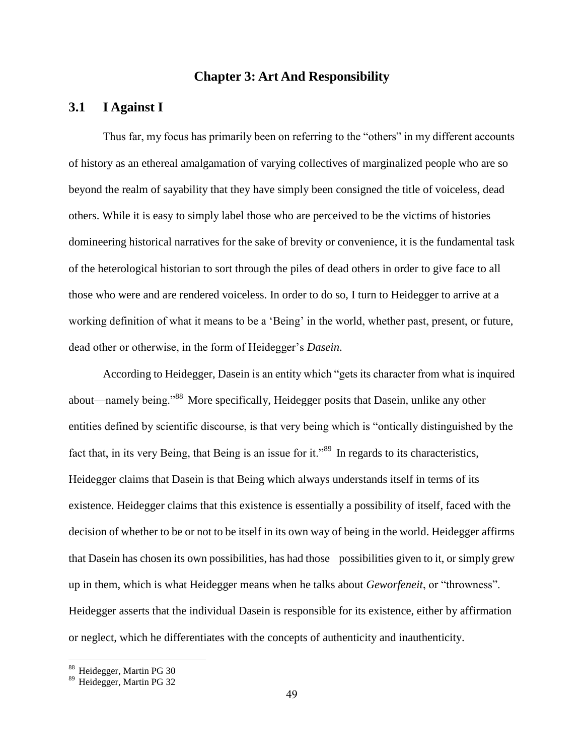# Chapter 3: Art And Responsibility

## 3.1 I Against I

Thus far, my focus has primarily been on referring to the "others" in my different accounts of history as an ethereal amalgamation of varying collectives of marginalized people who are so beyond the realm of sayability that they have simply been consigned the title of voiceless, dead others. While it is easy to simply label those who are perceived to be the victims of histories domineering historical narratives for the sake of brevity or convenience, it is the fundamental task of the heterological historian to sort through the piles of dead others in order to give face to all those who were and are rendered voiceless. In order to do so, I turn to Heidegger to arrive at a working definition of what it means to be a 'Being' in the world, whether past, present, or future, dead other or otherwise, in the form of Heidegger's *Dasein*.

According to Heidegger, Dasein is an entity which "gets its character from what is inquired about—namely being."[88] More specifically, Heidegger posits that Dasein, unlike any other entities defined by scientific discourse, is that very being which is "ontically distinguished by the fact that, in its very Being, that Being is an issue for it."[89] In regards to its characteristics, Heidegger claims that Dasein is that Being which always understands itself in terms of its existence. Heidegger claims that this existence is essentially a possibility of itself, faced with the decision of whether to be or not to be itself in its own way of being in the world. Heidegger affirms that Dasein has chosen its own possibilities, has had those possibilities given to it, or simply grew up in them, which is what Heidegger means when he talks about *Geworfeneit*, or "throwness". Heidegger asserts that the individual Dasein is responsible for its existence, either by affirmation or neglect, which he differentiates with the concepts of authenticity and inauthenticity.

---

[88] Heidegger, Martin PG 30

[89] Heidegger, Martin PG 32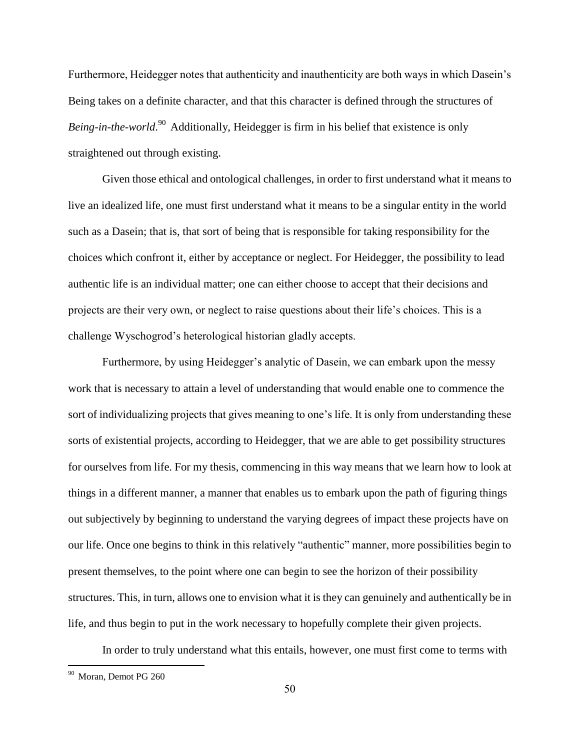Furthermore, Heidegger notes that authenticity and inauthenticity are both ways in which Dasein's Being takes on a definite character, and that this character is defined through the structures of *Being-in-the-world*.[90] Additionally, Heidegger is firm in his belief that existence is only straightened out through existing.

Given those ethical and ontological challenges, in order to first understand what it means to live an idealized life, one must first understand what it means to be a singular entity in the world such as a Dasein; that is, that sort of being that is responsible for taking responsibility for the choices which confront it, either by acceptance or neglect. For Heidegger, the possibility to lead authentic life is an individual matter; one can either choose to accept that their decisions and projects are their very own, or neglect to raise questions about their life's choices. This is a challenge Wyschogrod's heterological historian gladly accepts.

Furthermore, by using Heidegger's analytic of Dasein, we can embark upon the messy work that is necessary to attain a level of understanding that would enable one to commence the sort of individualizing projects that gives meaning to one's life. It is only from understanding these sorts of existential projects, according to Heidegger, that we are able to get possibility structures for ourselves from life. For my thesis, commencing in this way means that we learn how to look at things in a different manner, a manner that enables us to embark upon the path of figuring things out subjectively by beginning to understand the varying degrees of impact these projects have on our life. Once one begins to think in this relatively "authentic" manner, more possibilities begin to present themselves, to the point where one can begin to see the horizon of their possibility structures. This, in turn, allows one to envision what it is they can genuinely and authentically be in life, and thus begin to put in the work necessary to hopefully complete their given projects.

In order to truly understand what this entails, however, one must first come to terms with

---

[90] Moran, Demot PG 260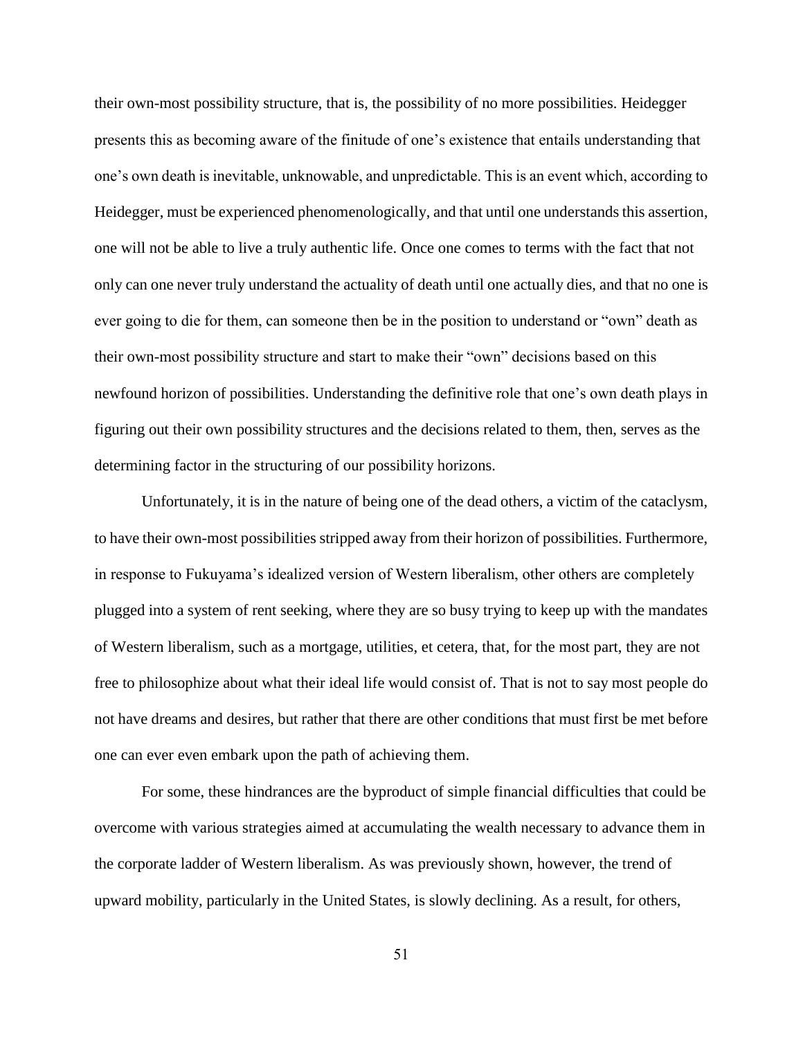their own-most possibility structure, that is, the possibility of no more possibilities. Heidegger presents this as becoming aware of the finitude of one's existence that entails understanding that one's own death is inevitable, unknowable, and unpredictable. This is an event which, according to Heidegger, must be experienced phenomenologically, and that until one understands this assertion, one will not be able to live a truly authentic life. Once one comes to terms with the fact that not only can one never truly understand the actuality of death until one actually dies, and that no one is ever going to die for them, can someone then be in the position to understand or "own" death as their own-most possibility structure and start to make their "own" decisions based on this newfound horizon of possibilities. Understanding the definitive role that one's own death plays in figuring out their own possibility structures and the decisions related to them, then, serves as the determining factor in the structuring of our possibility horizons.

Unfortunately, it is in the nature of being one of the dead others, a victim of the cataclysm, to have their own-most possibilities stripped away from their horizon of possibilities. Furthermore, in response to Fukuyama's idealized version of Western liberalism, other others are completely plugged into a system of rent seeking, where they are so busy trying to keep up with the mandates of Western liberalism, such as a mortgage, utilities, et cetera, that, for the most part, they are not free to philosophize about what their ideal life would consist of. That is not to say most people do not have dreams and desires, but rather that there are other conditions that must first be met before one can ever even embark upon the path of achieving them.

For some, these hindrances are the byproduct of simple financial difficulties that could be overcome with various strategies aimed at accumulating the wealth necessary to advance them in the corporate ladder of Western liberalism. As was previously shown, however, the trend of upward mobility, particularly in the United States, is slowly declining. As a result, for others,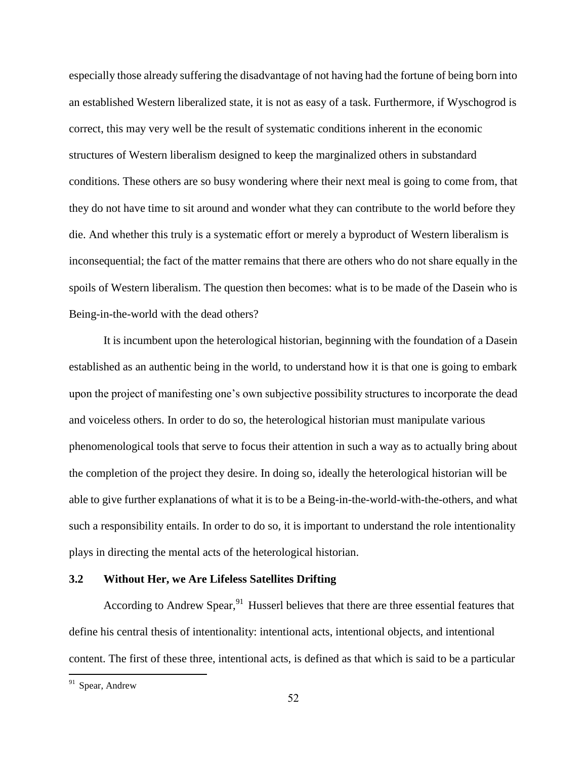especially those already suffering the disadvantage of not having had the fortune of being born into an established Western liberalized state, it is not as easy of a task. Furthermore, if Wyschogrod is correct, this may very well be the result of systematic conditions inherent in the economic structures of Western liberalism designed to keep the marginalized others in substandard conditions. These others are so busy wondering where their next meal is going to come from, that they do not have time to sit around and wonder what they can contribute to the world before they die. And whether this truly is a systematic effort or merely a byproduct of Western liberalism is inconsequential; the fact of the matter remains that there are others who do not share equally in the spoils of Western liberalism. The question then becomes: what is to be made of the Dasein who is Being-in-the-world with the dead others?

It is incumbent upon the heterological historian, beginning with the foundation of a Dasein established as an authentic being in the world, to understand how it is that one is going to embark upon the project of manifesting one's own subjective possibility structures to incorporate the dead and voiceless others. In order to do so, the heterological historian must manipulate various phenomenological tools that serve to focus their attention in such a way as to actually bring about the completion of the project they desire. In doing so, ideally the heterological historian will be able to give further explanations of what it is to be a Being-in-the-world-with-the-others, and what such a responsibility entails. In order to do so, it is important to understand the role intentionality plays in directing the mental acts of the heterological historian.

### 3.2 Without Her, we Are Lifeless Satellites Drifting

According to Andrew Spear,[91] Husserl believes that there are three essential features that define his central thesis of intentionality: intentional acts, intentional objects, and intentional content. The first of these three, intentional acts, is defined as that which is said to be a particular

[91] Spear, Andrew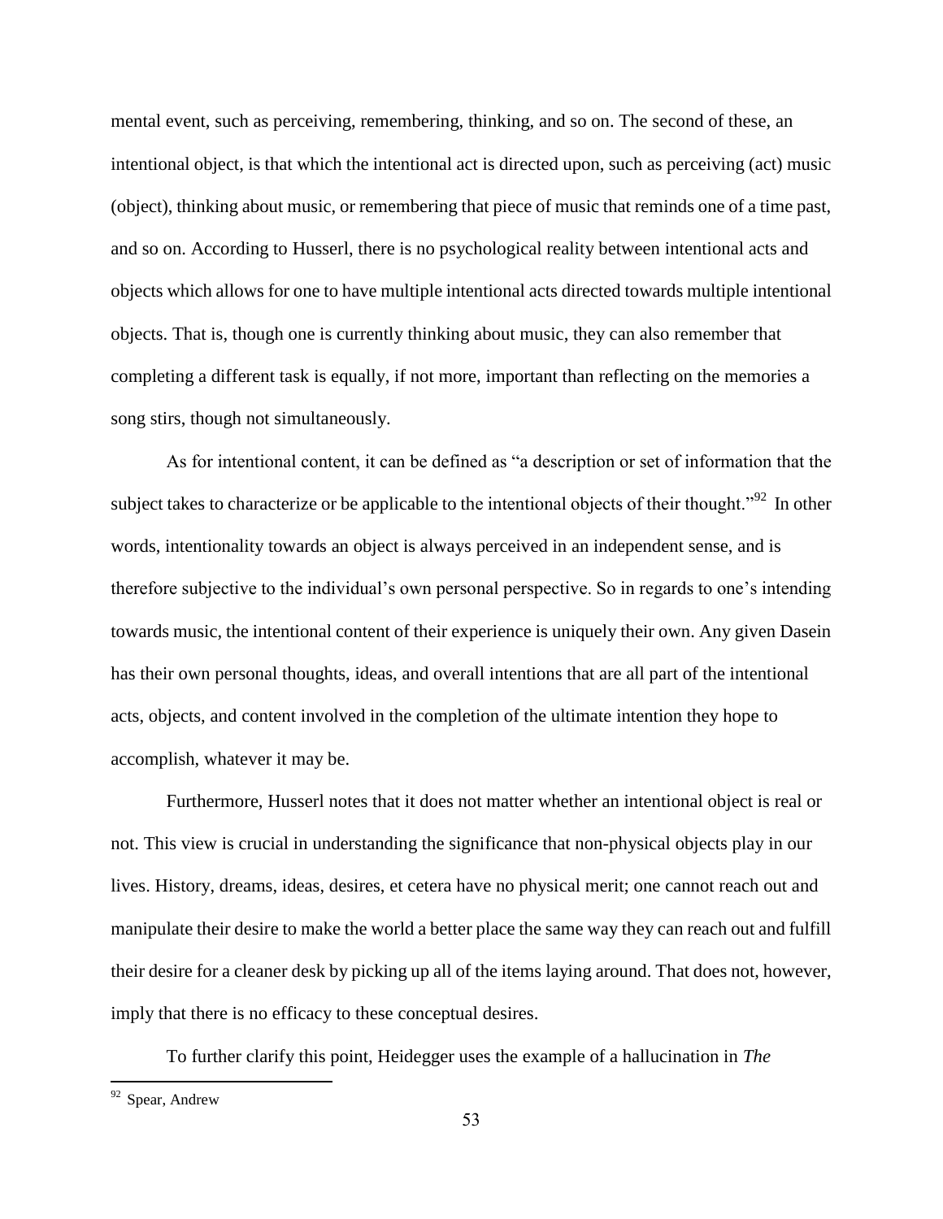mental event, such as perceiving, remembering, thinking, and so on. The second of these, an intentional object, is that which the intentional act is directed upon, such as perceiving (act) music (object), thinking about music, or remembering that piece of music that reminds one of a time past, and so on. According to Husserl, there is no psychological reality between intentional acts and objects which allows for one to have multiple intentional acts directed towards multiple intentional objects. That is, though one is currently thinking about music, they can also remember that completing a different task is equally, if not more, important than reflecting on the memories a song stirs, though not simultaneously.

As for intentional content, it can be defined as "a description or set of information that the subject takes to characterize or be applicable to the intentional objects of their thought."[92] In other words, intentionality towards an object is always perceived in an independent sense, and is therefore subjective to the individual's own personal perspective. So in regards to one's intending towards music, the intentional content of their experience is uniquely their own. Any given Dasein has their own personal thoughts, ideas, and overall intentions that are all part of the intentional acts, objects, and content involved in the completion of the ultimate intention they hope to accomplish, whatever it may be.

Furthermore, Husserl notes that it does not matter whether an intentional object is real or not. This view is crucial in understanding the significance that non-physical objects play in our lives. History, dreams, ideas, desires, et cetera have no physical merit; one cannot reach out and manipulate their desire to make the world a better place the same way they can reach out and fulfill their desire for a cleaner desk by picking up all of the items laying around. That does not, however, imply that there is no efficacy to these conceptual desires.

To further clarify this point, Heidegger uses the example of a hallucination in *The*

---

[92] Spear, Andrew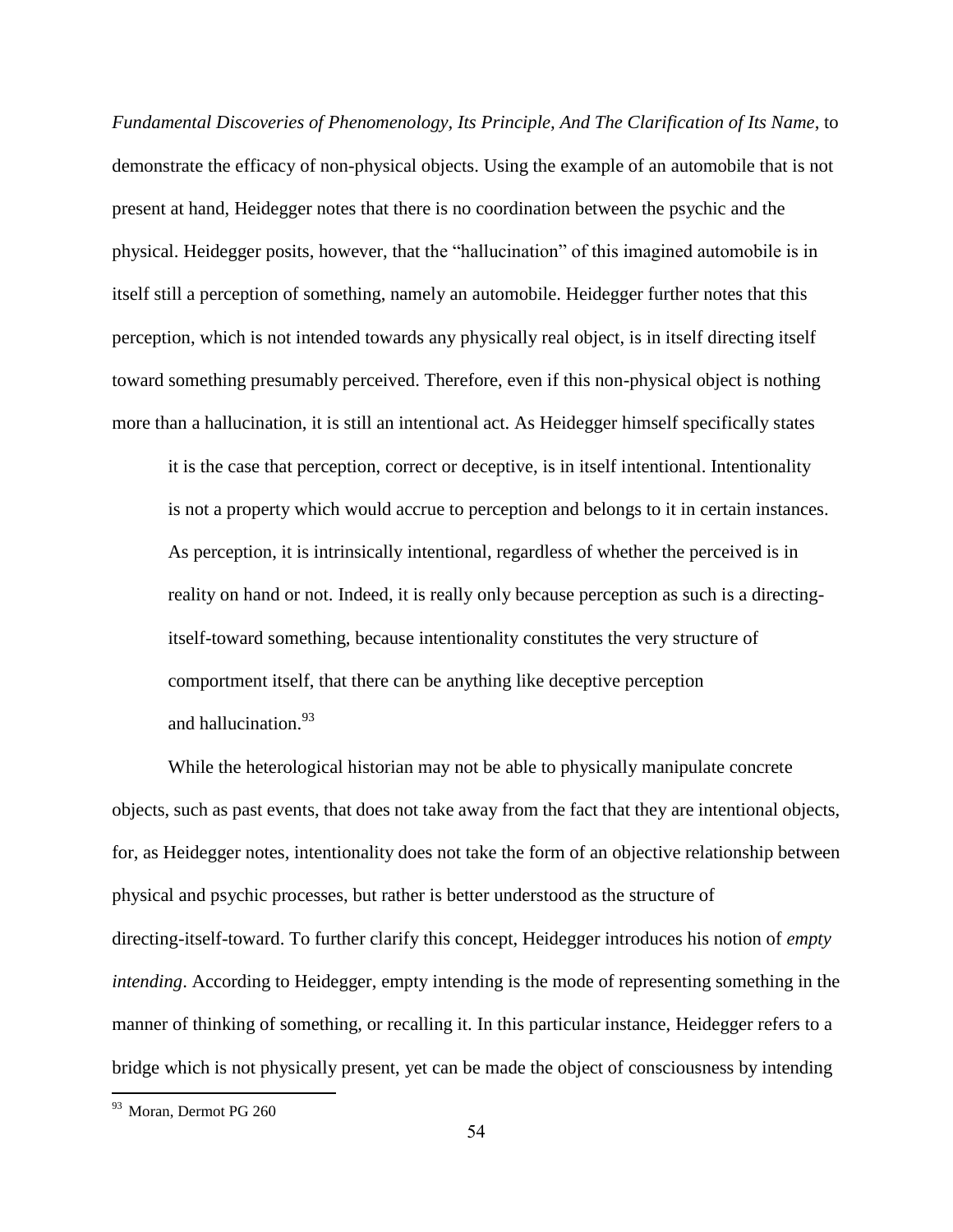*Fundamental Discoveries of Phenomenology, Its Principle, And The Clarification of Its Name*, to demonstrate the efficacy of non-physical objects. Using the example of an automobile that is not present at hand, Heidegger notes that there is no coordination between the psychic and the physical. Heidegger posits, however, that the "hallucination" of this imagined automobile is in itself still a perception of something, namely an automobile. Heidegger further notes that this perception, which is not intended towards any physically real object, is in itself directing itself toward something presumably perceived. Therefore, even if this non-physical object is nothing more than a hallucination, it is still an intentional act. As Heidegger himself specifically states

> it is the case that perception, correct or deceptive, is in itself intentional. Intentionality is not a property which would accrue to perception and belongs to it in certain instances. As perception, it is intrinsically intentional, regardless of whether the perceived is in reality on hand or not. Indeed, it is really only because perception as such is a directing-itself-toward something, because intentionality constitutes the very structure of comportment itself, that there can be anything like deceptive perception and hallucination.[93]

While the heterological historian may not be able to physically manipulate concrete objects, such as past events, that does not take away from the fact that they are intentional objects, for, as Heidegger notes, intentionality does not take the form of an objective relationship between physical and psychic processes, but rather is better understood as the structure of directing-itself-toward. To further clarify this concept, Heidegger introduces his notion of *empty intending*. According to Heidegger, empty intending is the mode of representing something in the manner of thinking of something, or recalling it. In this particular instance, Heidegger refers to a bridge which is not physically present, yet can be made the object of consciousness by intending

[93] Moran, Dermot PG 260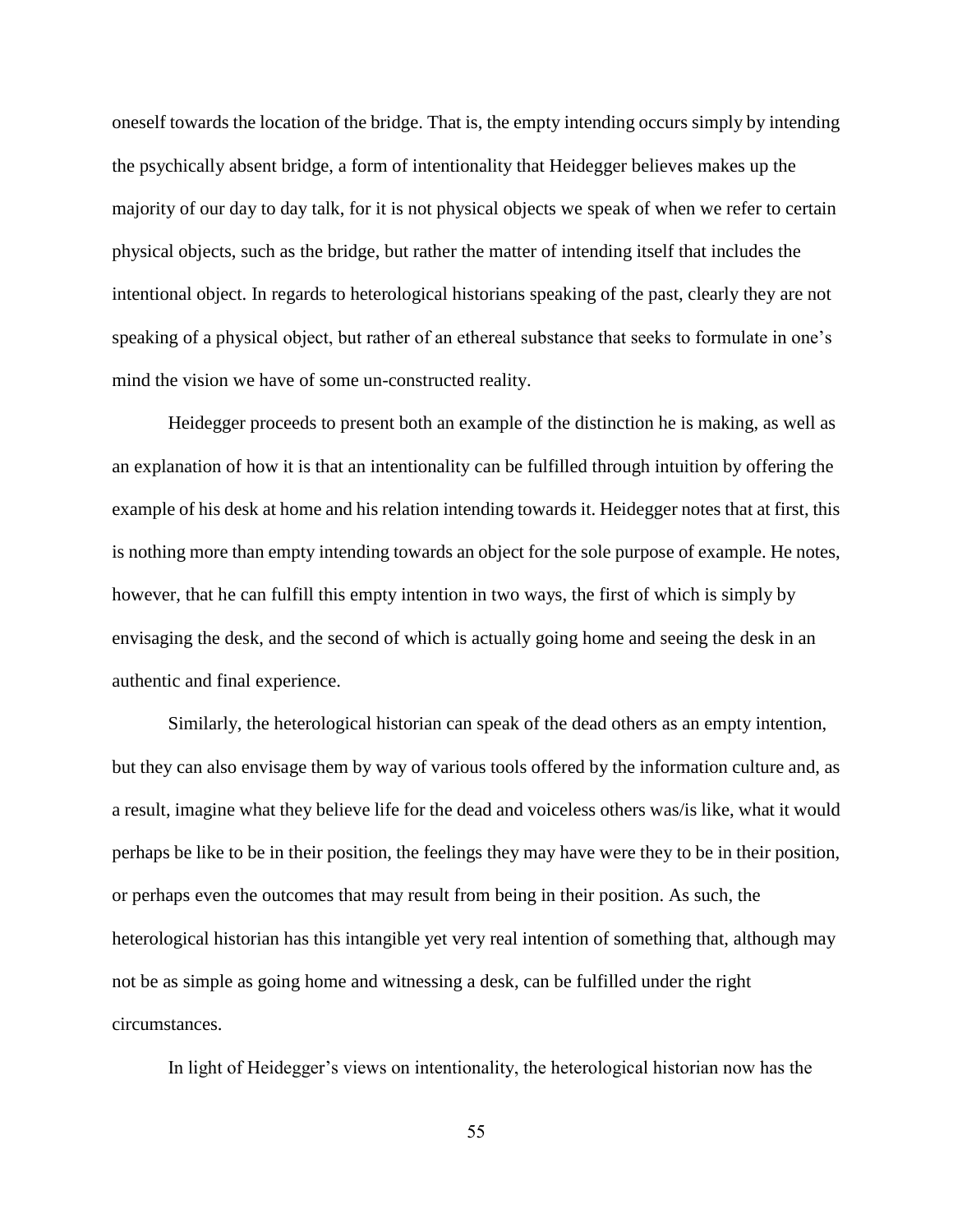oneself towards the location of the bridge. That is, the empty intending occurs simply by intending the psychically absent bridge, a form of intentionality that Heidegger believes makes up the majority of our day to day talk, for it is not physical objects we speak of when we refer to certain physical objects, such as the bridge, but rather the matter of intending itself that includes the intentional object. In regards to heterological historians speaking of the past, clearly they are not speaking of a physical object, but rather of an ethereal substance that seeks to formulate in one's mind the vision we have of some un-constructed reality.

Heidegger proceeds to present both an example of the distinction he is making, as well as an explanation of how it is that an intentionality can be fulfilled through intuition by offering the example of his desk at home and his relation intending towards it. Heidegger notes that at first, this is nothing more than empty intending towards an object for the sole purpose of example. He notes, however, that he can fulfill this empty intention in two ways, the first of which is simply by envisaging the desk, and the second of which is actually going home and seeing the desk in an authentic and final experience.

Similarly, the heterological historian can speak of the dead others as an empty intention, but they can also envisage them by way of various tools offered by the information culture and, as a result, imagine what they believe life for the dead and voiceless others was/is like, what it would perhaps be like to be in their position, the feelings they may have were they to be in their position, or perhaps even the outcomes that may result from being in their position. As such, the heterological historian has this intangible yet very real intention of something that, although may not be as simple as going home and witnessing a desk, can be fulfilled under the right circumstances.

In light of Heidegger's views on intentionality, the heterological historian now has the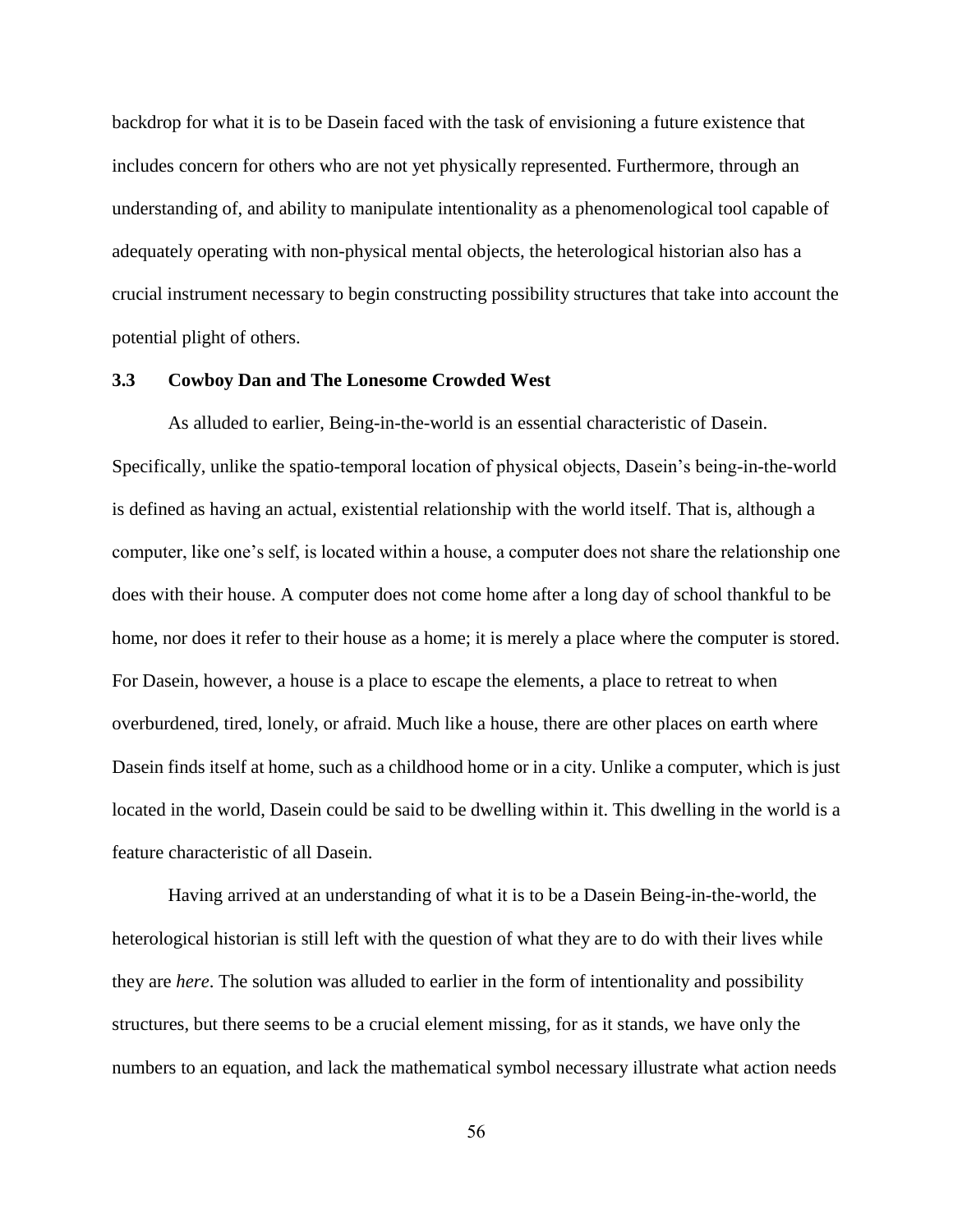backdrop for what it is to be Dasein faced with the task of envisioning a future existence that includes concern for others who are not yet physically represented. Furthermore, through an understanding of, and ability to manipulate intentionality as a phenomenological tool capable of adequately operating with non-physical mental objects, the heterological historian also has a crucial instrument necessary to begin constructing possibility structures that take into account the potential plight of others.

### 3.3 Cowboy Dan and The Lonesome Crowded West

As alluded to earlier, Being-in-the-world is an essential characteristic of Dasein. Specifically, unlike the spatio-temporal location of physical objects, Dasein's being-in-the-world is defined as having an actual, existential relationship with the world itself. That is, although a computer, like one's self, is located within a house, a computer does not share the relationship one does with their house. A computer does not come home after a long day of school thankful to be home, nor does it refer to their house as a home; it is merely a place where the computer is stored. For Dasein, however, a house is a place to escape the elements, a place to retreat to when overburdened, tired, lonely, or afraid. Much like a house, there are other places on earth where Dasein finds itself at home, such as a childhood home or in a city. Unlike a computer, which is just located in the world, Dasein could be said to be dwelling within it. This dwelling in the world is a feature characteristic of all Dasein.

Having arrived at an understanding of what it is to be a Dasein Being-in-the-world, the heterological historian is still left with the question of what they are to do with their lives while they are *here*. The solution was alluded to earlier in the form of intentionality and possibility structures, but there seems to be a crucial element missing, for as it stands, we have only the numbers to an equation, and lack the mathematical symbol necessary illustrate what action needs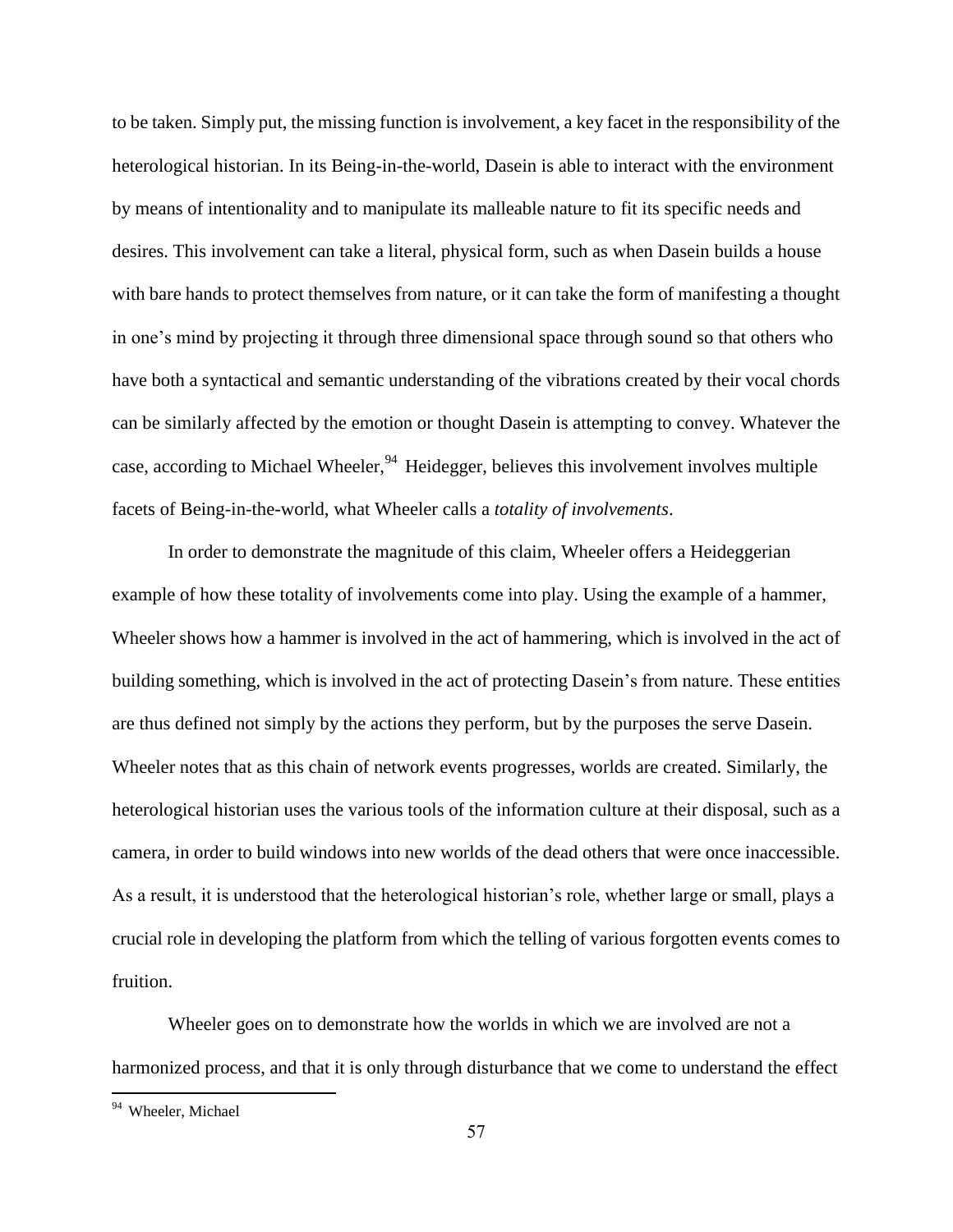to be taken. Simply put, the missing function is involvement, a key facet in the responsibility of the heterological historian. In its Being-in-the-world, Dasein is able to interact with the environment by means of intentionality and to manipulate its malleable nature to fit its specific needs and desires. This involvement can take a literal, physical form, such as when Dasein builds a house with bare hands to protect themselves from nature, or it can take the form of manifesting a thought in one's mind by projecting it through three dimensional space through sound so that others who have both a syntactical and semantic understanding of the vibrations created by their vocal chords can be similarly affected by the emotion or thought Dasein is attempting to convey. Whatever the case, according to Michael Wheeler,[94] Heidegger, believes this involvement involves multiple facets of Being-in-the-world, what Wheeler calls a *totality of involvements*.

In order to demonstrate the magnitude of this claim, Wheeler offers a Heideggerian example of how these totality of involvements come into play. Using the example of a hammer, Wheeler shows how a hammer is involved in the act of hammering, which is involved in the act of building something, which is involved in the act of protecting Dasein's from nature. These entities are thus defined not simply by the actions they perform, but by the purposes the serve Dasein. Wheeler notes that as this chain of network events progresses, worlds are created. Similarly, the heterological historian uses the various tools of the information culture at their disposal, such as a camera, in order to build windows into new worlds of the dead others that were once inaccessible. As a result, it is understood that the heterological historian's role, whether large or small, plays a crucial role in developing the platform from which the telling of various forgotten events comes to fruition.

Wheeler goes on to demonstrate how the worlds in which we are involved are not a harmonized process, and that it is only through disturbance that we come to understand the effect

[94] Wheeler, Michael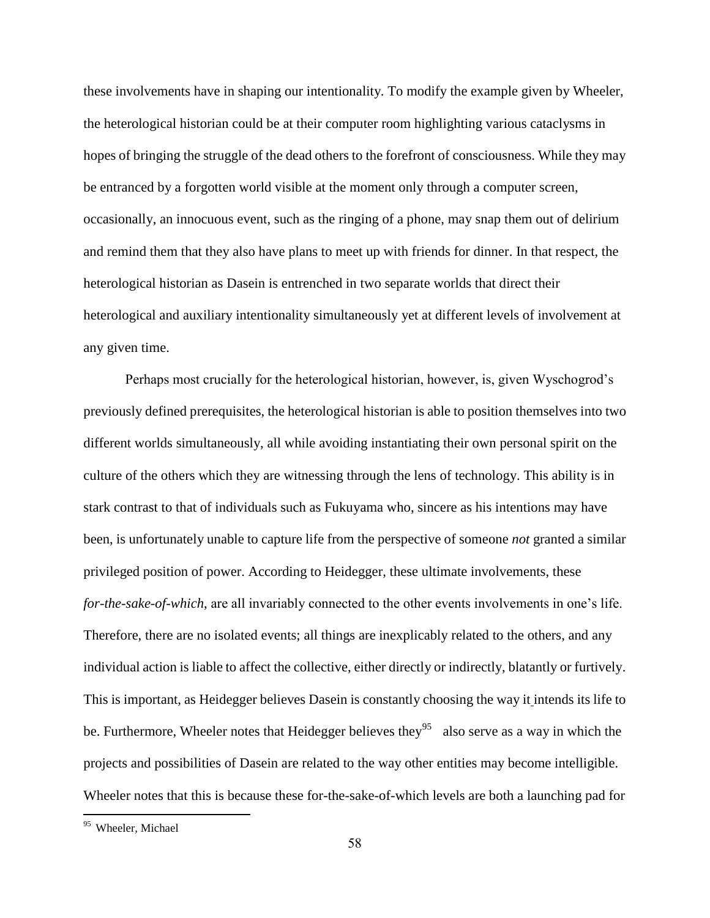these involvements have in shaping our intentionality. To modify the example given by Wheeler, the heterological historian could be at their computer room highlighting various cataclysms in hopes of bringing the struggle of the dead others to the forefront of consciousness. While they may be entranced by a forgotten world visible at the moment only through a computer screen, occasionally, an innocuous event, such as the ringing of a phone, may snap them out of delirium and remind them that they also have plans to meet up with friends for dinner. In that respect, the heterological historian as Dasein is entrenched in two separate worlds that direct their heterological and auxiliary intentionality simultaneously yet at different levels of involvement at any given time.

Perhaps most crucially for the heterological historian, however, is, given Wyschogrod's previously defined prerequisites, the heterological historian is able to position themselves into two different worlds simultaneously, all while avoiding instantiating their own personal spirit on the culture of the others which they are witnessing through the lens of technology. This ability is in stark contrast to that of individuals such as Fukuyama who, sincere as his intentions may have been, is unfortunately unable to capture life from the perspective of someone *not* granted a similar privileged position of power. According to Heidegger, these ultimate involvements, these *for-the-sake-of-which*, are all invariably connected to the other events involvements in one's life. Therefore, there are no isolated events; all things are inexplicably related to the others, and any individual action is liable to affect the collective, either directly or indirectly, blatantly or furtively. This is important, as Heidegger believes Dasein is constantly choosing the way it intends its life to be. Furthermore, Wheeler notes that Heidegger believes they[95] also serve as a way in which the projects and possibilities of Dasein are related to the way other entities may become intelligible. Wheeler notes that this is because these for-the-sake-of-which levels are both a launching pad for

[95] Wheeler, Michael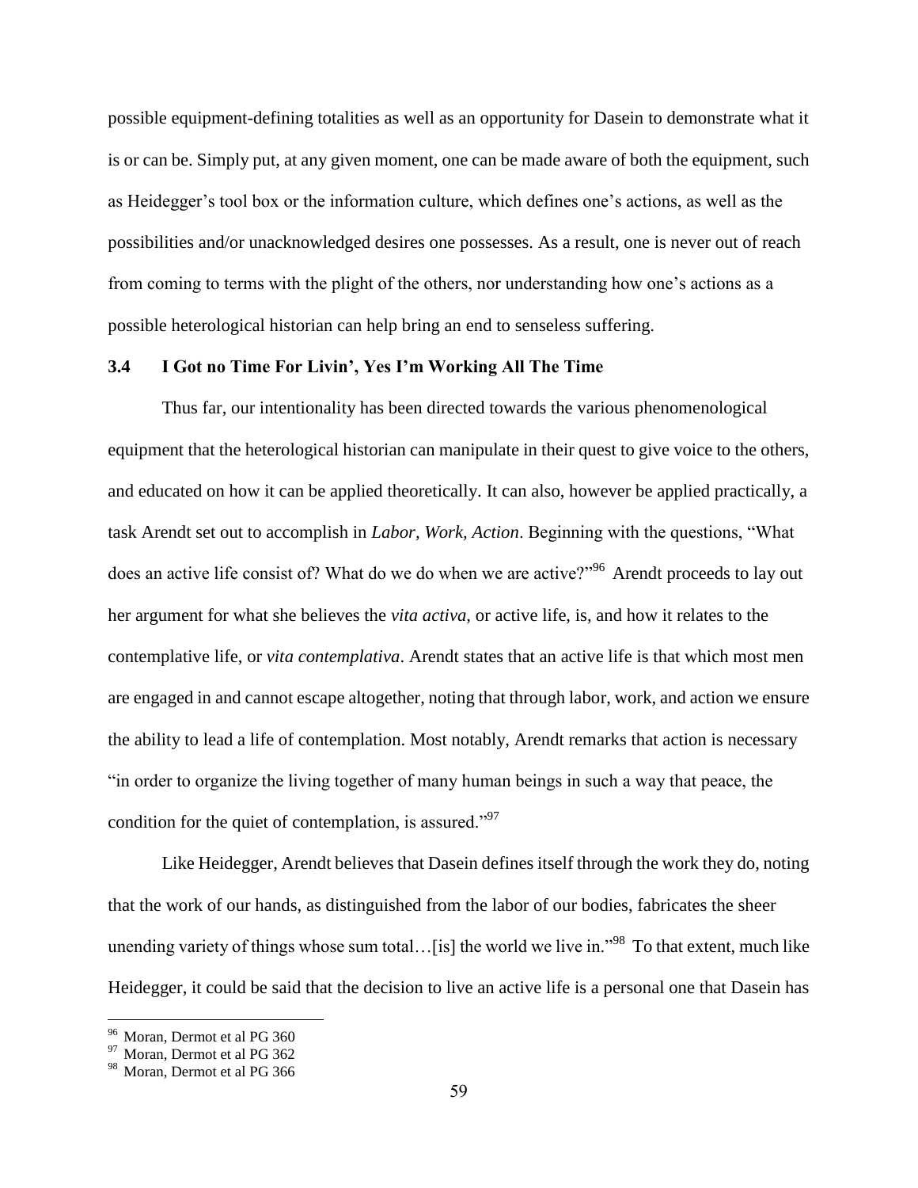possible equipment-defining totalities as well as an opportunity for Dasein to demonstrate what it is or can be. Simply put, at any given moment, one can be made aware of both the equipment, such as Heidegger's tool box or the information culture, which defines one's actions, as well as the possibilities and/or unacknowledged desires one possesses. As a result, one is never out of reach from coming to terms with the plight of the others, nor understanding how one's actions as a possible heterological historian can help bring an end to senseless suffering.

### 3.4 I Got no Time For Livin', Yes I'm Working All The Time

Thus far, our intentionality has been directed towards the various phenomenological equipment that the heterological historian can manipulate in their quest to give voice to the others, and educated on how it can be applied theoretically. It can also, however be applied practically, a task Arendt set out to accomplish in *Labor, Work, Action*. Beginning with the questions, "What does an active life consist of? What do we do when we are active?"[96] Arendt proceeds to lay out her argument for what she believes the *vita activa*, or active life, is, and how it relates to the contemplative life, or *vita contemplativa*. Arendt states that an active life is that which most men are engaged in and cannot escape altogether, noting that through labor, work, and action we ensure the ability to lead a life of contemplation. Most notably, Arendt remarks that action is necessary "in order to organize the living together of many human beings in such a way that peace, the condition for the quiet of contemplation, is assured."[97]

Like Heidegger, Arendt believes that Dasein defines itself through the work they do, noting that the work of our hands, as distinguished from the labor of our bodies, fabricates the sheer unending variety of things whose sum total…[is] the world we live in."[98] To that extent, much like Heidegger, it could be said that the decision to live an active life is a personal one that Dasein has

---

[96] Moran, Dermot et al PG 360

[97] Moran, Dermot et al PG 362

[98] Moran, Dermot et al PG 366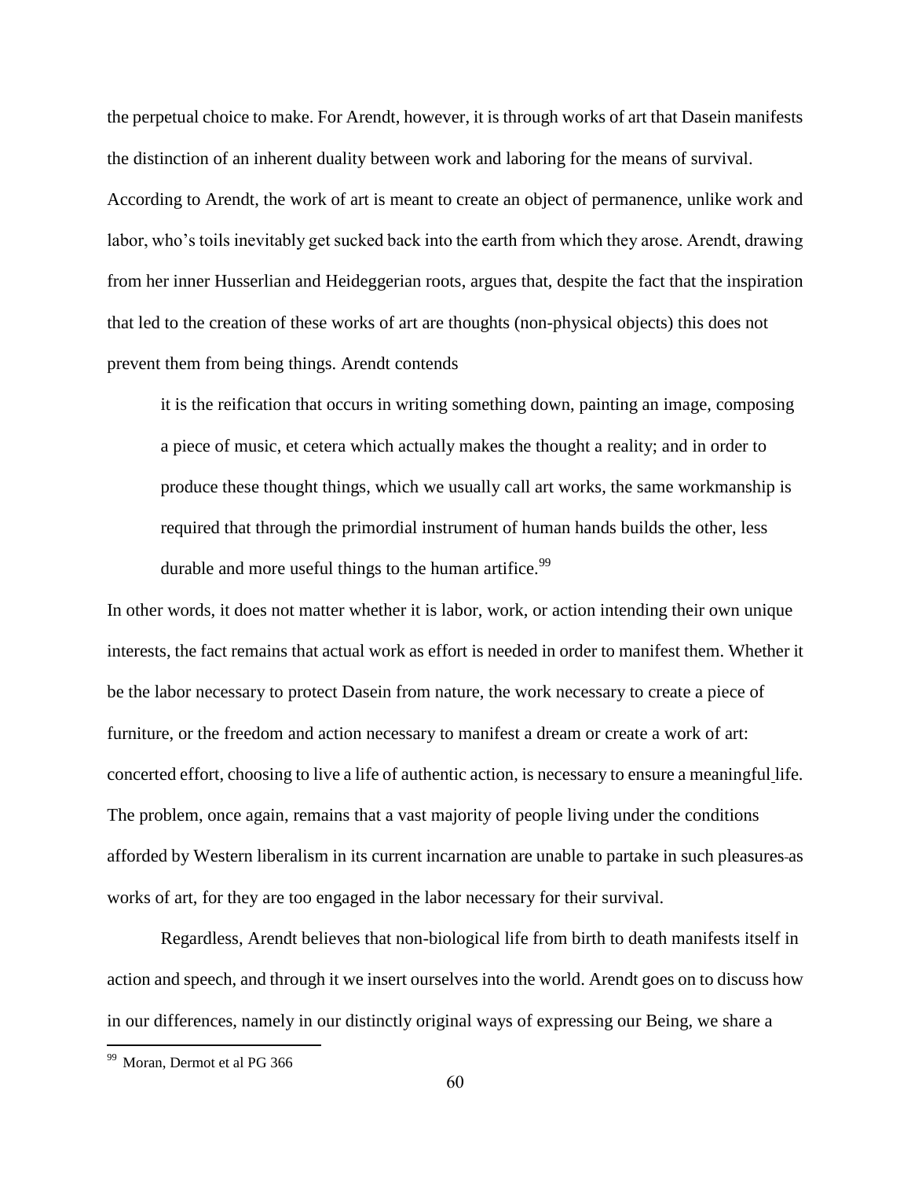the perpetual choice to make. For Arendt, however, it is through works of art that Dasein manifests the distinction of an inherent duality between work and laboring for the means of survival. According to Arendt, the work of art is meant to create an object of permanence, unlike work and labor, who's toils inevitably get sucked back into the earth from which they arose. Arendt, drawing from her inner Husserlian and Heideggerian roots, argues that, despite the fact that the inspiration that led to the creation of these works of art are thoughts (non-physical objects) this does not prevent them from being things. Arendt contends

> it is the reification that occurs in writing something down, painting an image, composing a piece of music, et cetera which actually makes the thought a reality; and in order to produce these thought things, which we usually call art works, the same workmanship is required that through the primordial instrument of human hands builds the other, less durable and more useful things to the human artifice.[99]

In other words, it does not matter whether it is labor, work, or action intending their own unique interests, the fact remains that actual work as effort is needed in order to manifest them. Whether it be the labor necessary to protect Dasein from nature, the work necessary to create a piece of furniture, or the freedom and action necessary to manifest a dream or create a work of art: concerted effort, choosing to live a life of authentic action, is necessary to ensure a meaningful life. The problem, once again, remains that a vast majority of people living under the conditions afforded by Western liberalism in its current incarnation are unable to partake in such pleasures as works of art, for they are too engaged in the labor necessary for their survival.

Regardless, Arendt believes that non-biological life from birth to death manifests itself in action and speech, and through it we insert ourselves into the world. Arendt goes on to discuss how in our differences, namely in our distinctly original ways of expressing our Being, we share a

[99] Moran, Dermot et al PG 366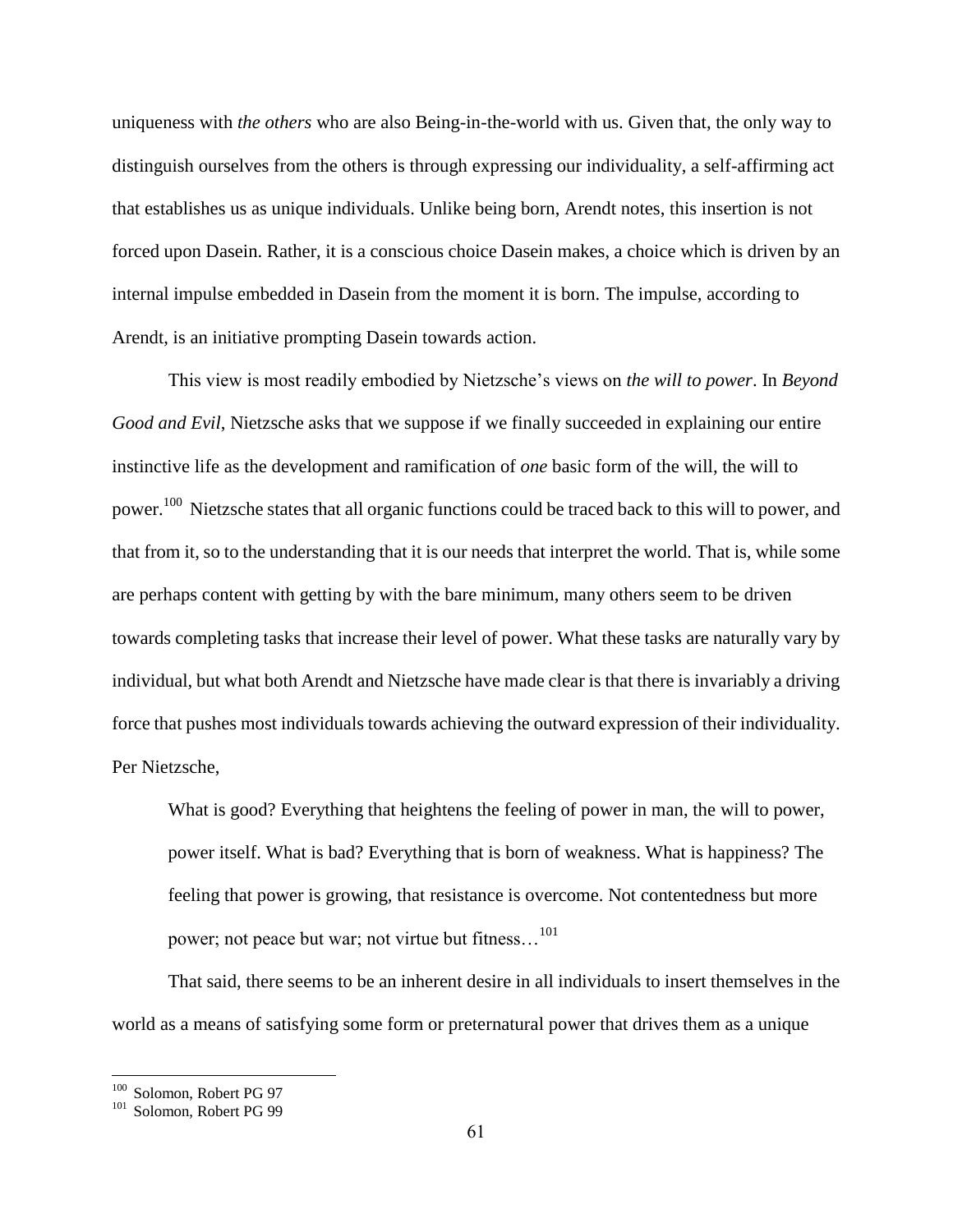uniqueness with *the others* who are also Being-in-the-world with us. Given that, the only way to distinguish ourselves from the others is through expressing our individuality, a self-affirming act that establishes us as unique individuals. Unlike being born, Arendt notes, this insertion is not forced upon Dasein. Rather, it is a conscious choice Dasein makes, a choice which is driven by an internal impulse embedded in Dasein from the moment it is born. The impulse, according to Arendt, is an initiative prompting Dasein towards action.

This view is most readily embodied by Nietzsche's views on *the will to power*. In *Beyond Good and Evil*, Nietzsche asks that we suppose if we finally succeeded in explaining our entire instinctive life as the development and ramification of *one* basic form of the will, the will to power.[100] Nietzsche states that all organic functions could be traced back to this will to power, and that from it, so to the understanding that it is our needs that interpret the world. That is, while some are perhaps content with getting by with the bare minimum, many others seem to be driven towards completing tasks that increase their level of power. What these tasks are naturally vary by individual, but what both Arendt and Nietzsche have made clear is that there is invariably a driving force that pushes most individuals towards achieving the outward expression of their individuality. Per Nietzsche,

> What is good? Everything that heightens the feeling of power in man, the will to power, power itself. What is bad? Everything that is born of weakness. What is happiness? The feeling that power is growing, that resistance is overcome. Not contentedness but more power; not peace but war; not virtue but fitness…[101]

That said, there seems to be an inherent desire in all individuals to insert themselves in the world as a means of satisfying some form or preternatural power that drives them as a unique

---

[100] Solomon, Robert PG 97

[101] Solomon, Robert PG 99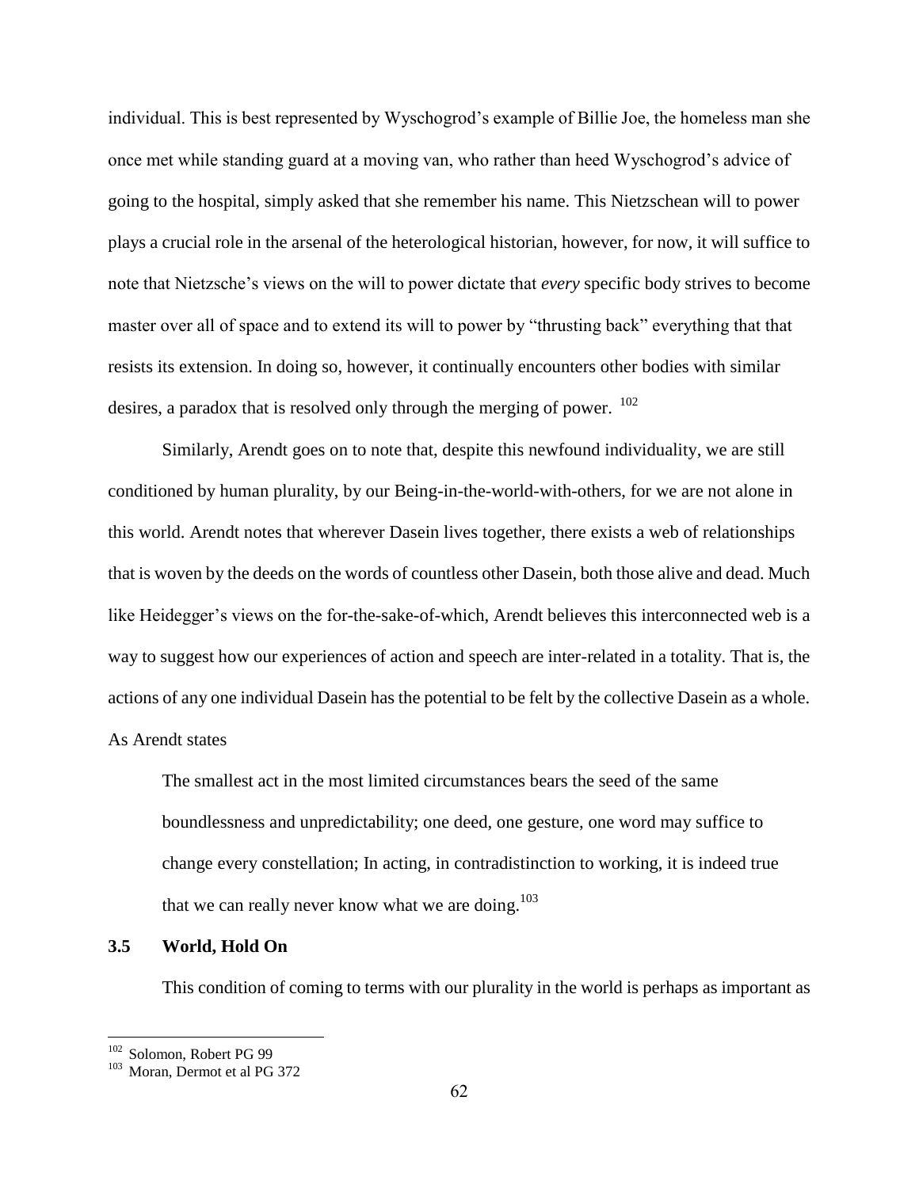individual. This is best represented by Wyschogrod's example of Billie Joe, the homeless man she once met while standing guard at a moving van, who rather than heed Wyschogrod's advice of going to the hospital, simply asked that she remember his name. This Nietzschean will to power plays a crucial role in the arsenal of the heterological historian, however, for now, it will suffice to note that Nietzsche's views on the will to power dictate that *every* specific body strives to become master over all of space and to extend its will to power by "thrusting back" everything that that resists its extension. In doing so, however, it continually encounters other bodies with similar desires, a paradox that is resolved only through the merging of power. [102]

Similarly, Arendt goes on to note that, despite this newfound individuality, we are still conditioned by human plurality, by our Being-in-the-world-with-others, for we are not alone in this world. Arendt notes that wherever Dasein lives together, there exists a web of relationships that is woven by the deeds on the words of countless other Dasein, both those alive and dead. Much like Heidegger's views on the for-the-sake-of-which, Arendt believes this interconnected web is a way to suggest how our experiences of action and speech are inter-related in a totality. That is, the actions of any one individual Dasein has the potential to be felt by the collective Dasein as a whole. As Arendt states

> The smallest act in the most limited circumstances bears the seed of the same boundlessness and unpredictability; one deed, one gesture, one word may suffice to change every constellation; In acting, in contradistinction to working, it is indeed true that we can really never know what we are doing.[103]

### 3.5 World, Hold On

This condition of coming to terms with our plurality in the world is perhaps as important as

---

[102] Solomon, Robert PG 99

[103] Moran, Dermot et al PG 372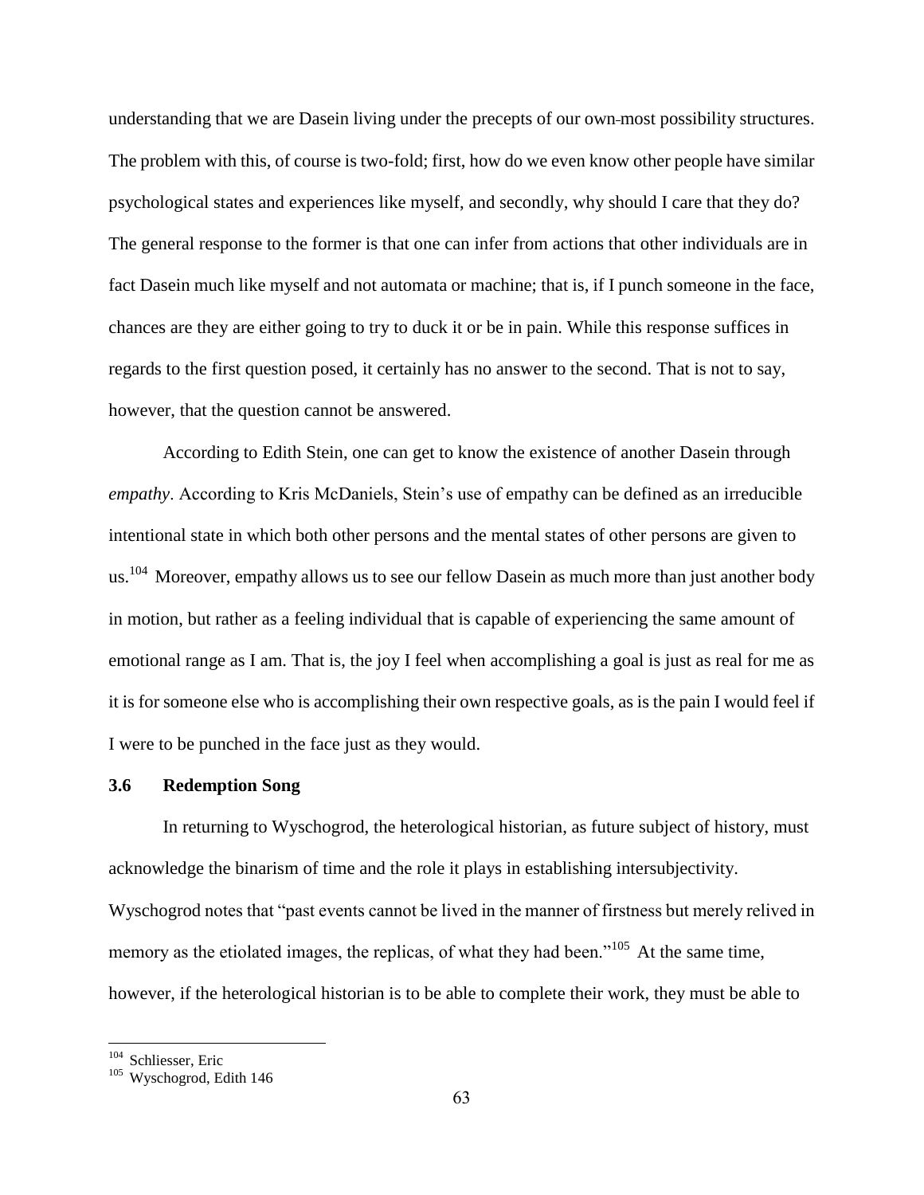understanding that we are Dasein living under the precepts of our own-most possibility structures. The problem with this, of course is two-fold; first, how do we even know other people have similar psychological states and experiences like myself, and secondly, why should I care that they do? The general response to the former is that one can infer from actions that other individuals are in fact Dasein much like myself and not automata or machine; that is, if I punch someone in the face, chances are they are either going to try to duck it or be in pain. While this response suffices in regards to the first question posed, it certainly has no answer to the second. That is not to say, however, that the question cannot be answered.

According to Edith Stein, one can get to know the existence of another Dasein through *empathy*. According to Kris McDaniels, Stein's use of empathy can be defined as an irreducible intentional state in which both other persons and the mental states of other persons are given to us.[104] Moreover, empathy allows us to see our fellow Dasein as much more than just another body in motion, but rather as a feeling individual that is capable of experiencing the same amount of emotional range as I am. That is, the joy I feel when accomplishing a goal is just as real for me as it is for someone else who is accomplishing their own respective goals, as is the pain I would feel if I were to be punched in the face just as they would.

### 3.6 Redemption Song

In returning to Wyschogrod, the heterological historian, as future subject of history, must acknowledge the binarism of time and the role it plays in establishing intersubjectivity. Wyschogrod notes that "past events cannot be lived in the manner of firstness but merely relived in memory as the etiolated images, the replicas, of what they had been."[105] At the same time, however, if the heterological historian is to be able to complete their work, they must be able to

[104] Schliesser, Eric
[105] Wyschogrod, Edith 146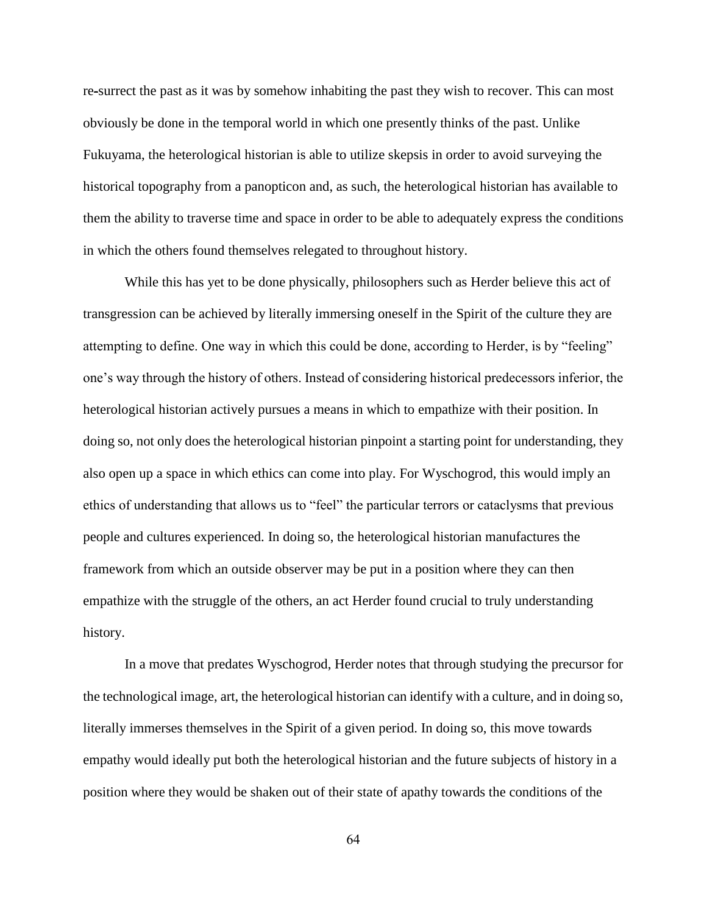re-surrect the past as it was by somehow inhabiting the past they wish to recover. This can most obviously be done in the temporal world in which one presently thinks of the past. Unlike Fukuyama, the heterological historian is able to utilize skepsis in order to avoid surveying the historical topography from a panopticon and, as such, the heterological historian has available to them the ability to traverse time and space in order to be able to adequately express the conditions in which the others found themselves relegated to throughout history.

While this has yet to be done physically, philosophers such as Herder believe this act of transgression can be achieved by literally immersing oneself in the Spirit of the culture they are attempting to define. One way in which this could be done, according to Herder, is by "feeling" one's way through the history of others. Instead of considering historical predecessors inferior, the heterological historian actively pursues a means in which to empathize with their position. In doing so, not only does the heterological historian pinpoint a starting point for understanding, they also open up a space in which ethics can come into play. For Wyschogrod, this would imply an ethics of understanding that allows us to "feel" the particular terrors or cataclysms that previous people and cultures experienced. In doing so, the heterological historian manufactures the framework from which an outside observer may be put in a position where they can then empathize with the struggle of the others, an act Herder found crucial to truly understanding history.

In a move that predates Wyschogrod, Herder notes that through studying the precursor for the technological image, art, the heterological historian can identify with a culture, and in doing so, literally immerses themselves in the Spirit of a given period. In doing so, this move towards empathy would ideally put both the heterological historian and the future subjects of history in a position where they would be shaken out of their state of apathy towards the conditions of the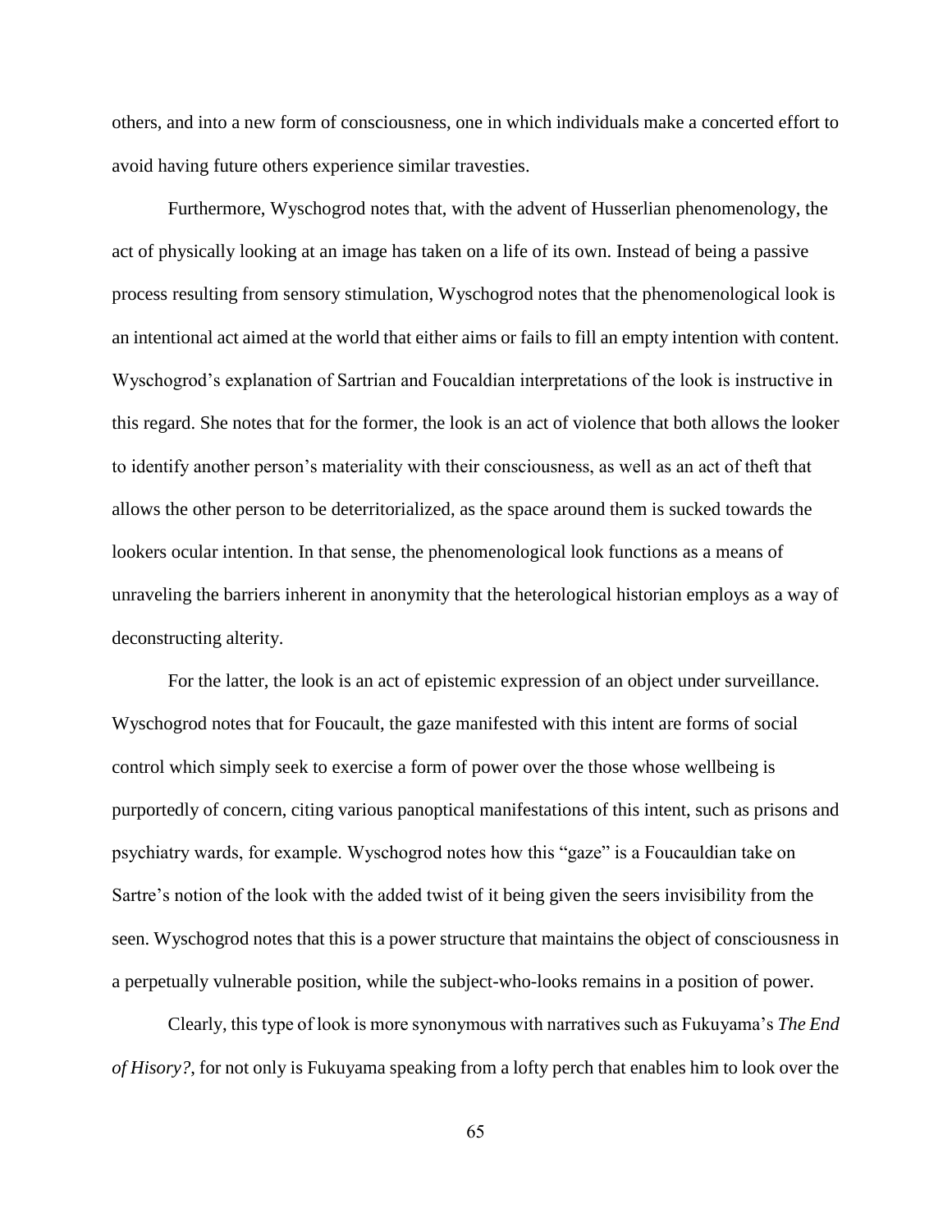others, and into a new form of consciousness, one in which individuals make a concerted effort to avoid having future others experience similar travesties.

Furthermore, Wyschogrod notes that, with the advent of Husserlian phenomenology, the act of physically looking at an image has taken on a life of its own. Instead of being a passive process resulting from sensory stimulation, Wyschogrod notes that the phenomenological look is an intentional act aimed at the world that either aims or fails to fill an empty intention with content. Wyschogrod's explanation of Sartrian and Foucaldian interpretations of the look is instructive in this regard. She notes that for the former, the look is an act of violence that both allows the looker to identify another person's materiality with their consciousness, as well as an act of theft that allows the other person to be deterritorialized, as the space around them is sucked towards the lookers ocular intention. In that sense, the phenomenological look functions as a means of unraveling the barriers inherent in anonymity that the heterological historian employs as a way of deconstructing alterity.

For the latter, the look is an act of epistemic expression of an object under surveillance. Wyschogrod notes that for Foucault, the gaze manifested with this intent are forms of social control which simply seek to exercise a form of power over the those whose wellbeing is purportedly of concern, citing various panoptical manifestations of this intent, such as prisons and psychiatry wards, for example. Wyschogrod notes how this "gaze" is a Foucauldian take on Sartre's notion of the look with the added twist of it being given the seers invisibility from the seen. Wyschogrod notes that this is a power structure that maintains the object of consciousness in a perpetually vulnerable position, while the subject-who-looks remains in a position of power.

Clearly, this type of look is more synonymous with narratives such as Fukuyama's *The End of Hisory?*, for not only is Fukuyama speaking from a lofty perch that enables him to look over the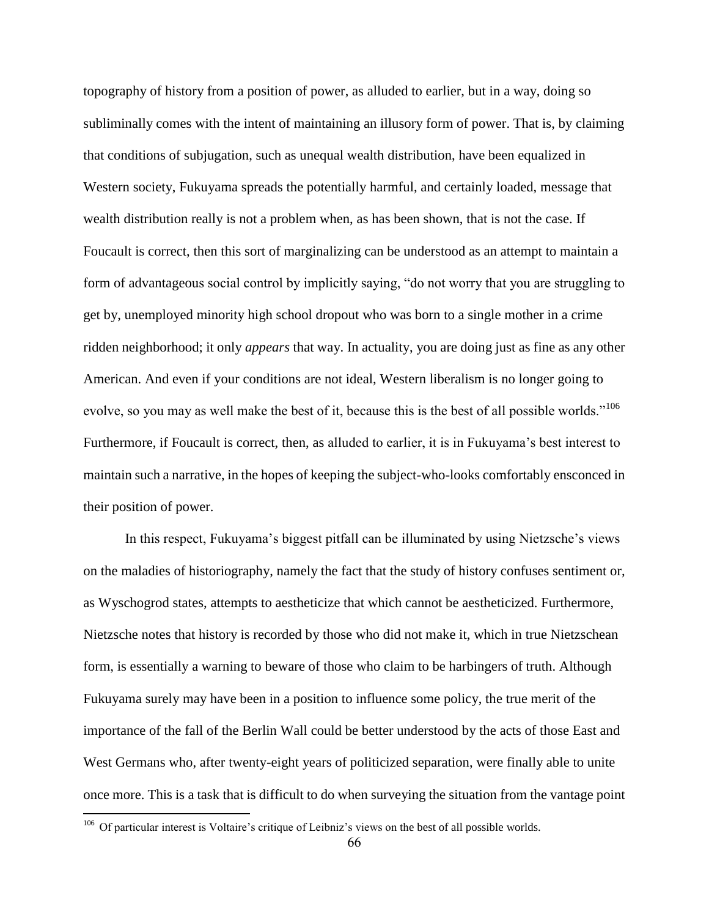topography of history from a position of power, as alluded to earlier, but in a way, doing so subliminally comes with the intent of maintaining an illusory form of power. That is, by claiming that conditions of subjugation, such as unequal wealth distribution, have been equalized in Western society, Fukuyama spreads the potentially harmful, and certainly loaded, message that wealth distribution really is not a problem when, as has been shown, that is not the case. If Foucault is correct, then this sort of marginalizing can be understood as an attempt to maintain a form of advantageous social control by implicitly saying, "do not worry that you are struggling to get by, unemployed minority high school dropout who was born to a single mother in a crime ridden neighborhood; it only *appears* that way. In actuality, you are doing just as fine as any other American. And even if your conditions are not ideal, Western liberalism is no longer going to evolve, so you may as well make the best of it, because this is the best of all possible worlds."[106] Furthermore, if Foucault is correct, then, as alluded to earlier, it is in Fukuyama's best interest to maintain such a narrative, in the hopes of keeping the subject-who-looks comfortably ensconced in their position of power.

In this respect, Fukuyama's biggest pitfall can be illuminated by using Nietzsche's views on the maladies of historiography, namely the fact that the study of history confuses sentiment or, as Wyschogrod states, attempts to aestheticize that which cannot be aestheticized. Furthermore, Nietzsche notes that history is recorded by those who did not make it, which in true Nietzschean form, is essentially a warning to beware of those who claim to be harbingers of truth. Although Fukuyama surely may have been in a position to influence some policy, the true merit of the importance of the fall of the Berlin Wall could be better understood by the acts of those East and West Germans who, after twenty-eight years of politicized separation, were finally able to unite once more. This is a task that is difficult to do when surveying the situation from the vantage point

[106] Of particular interest is Voltaire's critique of Leibniz's views on the best of all possible worlds.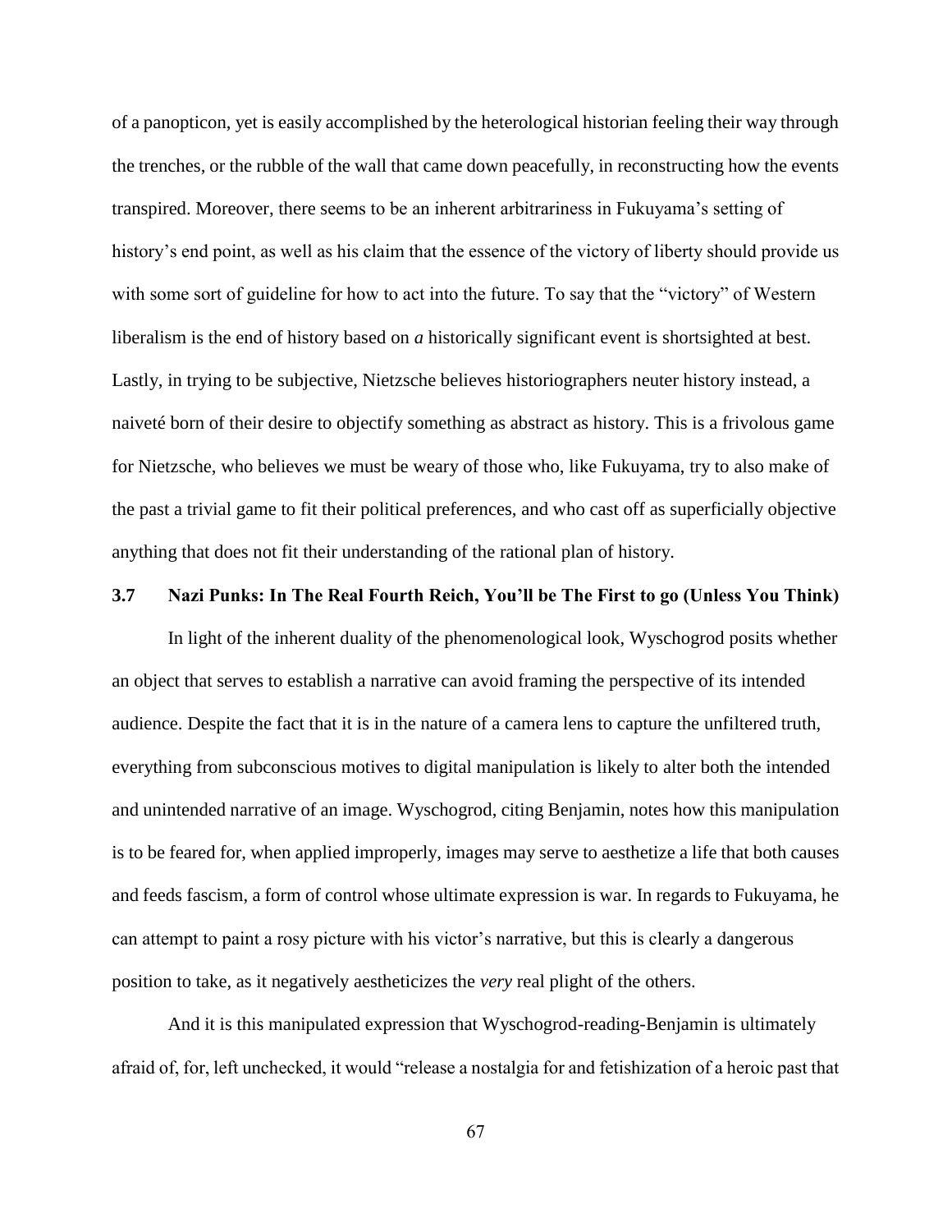of a panopticon, yet is easily accomplished by the heterological historian feeling their way through the trenches, or the rubble of the wall that came down peacefully, in reconstructing how the events transpired. Moreover, there seems to be an inherent arbitrariness in Fukuyama's setting of history's end point, as well as his claim that the essence of the victory of liberty should provide us with some sort of guideline for how to act into the future. To say that the "victory" of Western liberalism is the end of history based on *a* historically significant event is shortsighted at best. Lastly, in trying to be subjective, Nietzsche believes historiographers neuter history instead, a naiveté born of their desire to objectify something as abstract as history. This is a frivolous game for Nietzsche, who believes we must be weary of those who, like Fukuyama, try to also make of the past a trivial game to fit their political preferences, and who cast off as superficially objective anything that does not fit their understanding of the rational plan of history.

### 3.7 Nazi Punks: In The Real Fourth Reich, You'll be The First to go (Unless You Think)

In light of the inherent duality of the phenomenological look, Wyschogrod posits whether an object that serves to establish a narrative can avoid framing the perspective of its intended audience. Despite the fact that it is in the nature of a camera lens to capture the unfiltered truth, everything from subconscious motives to digital manipulation is likely to alter both the intended and unintended narrative of an image. Wyschogrod, citing Benjamin, notes how this manipulation is to be feared for, when applied improperly, images may serve to aesthetize a life that both causes and feeds fascism, a form of control whose ultimate expression is war. In regards to Fukuyama, he can attempt to paint a rosy picture with his victor's narrative, but this is clearly a dangerous position to take, as it negatively aestheticizes the *very* real plight of the others.

And it is this manipulated expression that Wyschogrod-reading-Benjamin is ultimately afraid of, for, left unchecked, it would "release a nostalgia for and fetishization of a heroic past that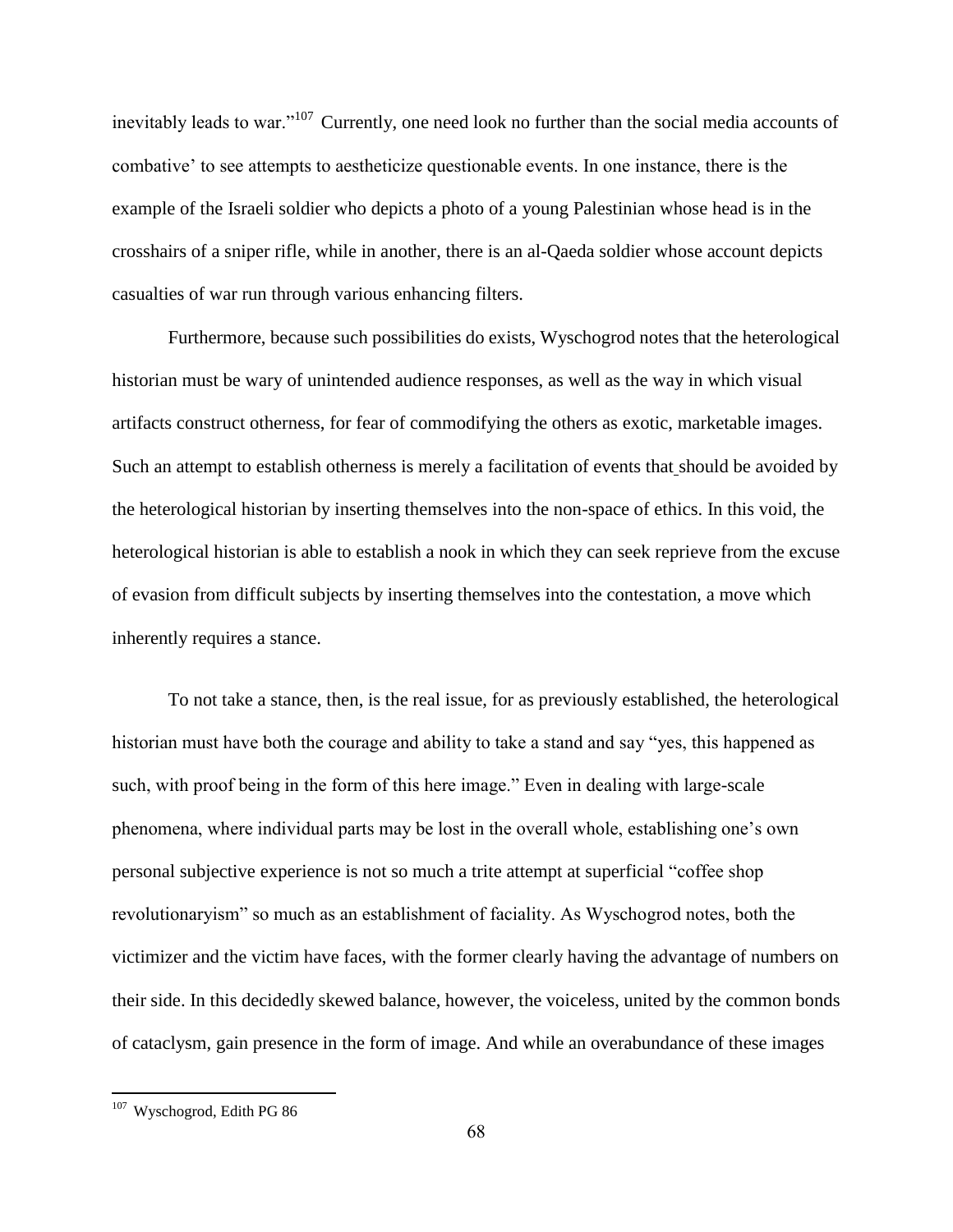inevitably leads to war."[107] Currently, one need look no further than the social media accounts of combative' to see attempts to aestheticize questionable events. In one instance, there is the example of the Israeli soldier who depicts a photo of a young Palestinian whose head is in the crosshairs of a sniper rifle, while in another, there is an al-Qaeda soldier whose account depicts casualties of war run through various enhancing filters.

Furthermore, because such possibilities do exists, Wyschogrod notes that the heterological historian must be wary of unintended audience responses, as well as the way in which visual artifacts construct otherness, for fear of commodifying the others as exotic, marketable images. Such an attempt to establish otherness is merely a facilitation of events that should be avoided by the heterological historian by inserting themselves into the non-space of ethics. In this void, the heterological historian is able to establish a nook in which they can seek reprieve from the excuse of evasion from difficult subjects by inserting themselves into the contestation, a move which inherently requires a stance.

To not take a stance, then, is the real issue, for as previously established, the heterological historian must have both the courage and ability to take a stand and say "yes, this happened as such, with proof being in the form of this here image." Even in dealing with large-scale phenomena, where individual parts may be lost in the overall whole, establishing one's own personal subjective experience is not so much a trite attempt at superficial "coffee shop revolutionaryism" so much as an establishment of faciality. As Wyschogrod notes, both the victimizer and the victim have faces, with the former clearly having the advantage of numbers on their side. In this decidedly skewed balance, however, the voiceless, united by the common bonds of cataclysm, gain presence in the form of image. And while an overabundance of these images

---

[107] Wyschogrod, Edith PG 86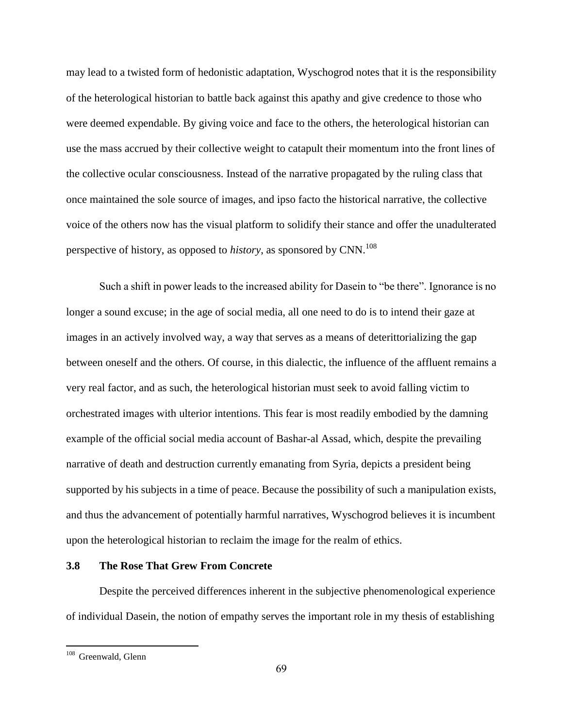may lead to a twisted form of hedonistic adaptation, Wyschogrod notes that it is the responsibility of the heterological historian to battle back against this apathy and give credence to those who were deemed expendable. By giving voice and face to the others, the heterological historian can use the mass accrued by their collective weight to catapult their momentum into the front lines of the collective ocular consciousness. Instead of the narrative propagated by the ruling class that once maintained the sole source of images, and ipso facto the historical narrative, the collective voice of the others now has the visual platform to solidify their stance and offer the unadulterated perspective of history, as opposed to *history*, as sponsored by CNN.[108]

Such a shift in power leads to the increased ability for Dasein to "be there". Ignorance is no longer a sound excuse; in the age of social media, all one need to do is to intend their gaze at images in an actively involved way, a way that serves as a means of deterittorializing the gap between oneself and the others. Of course, in this dialectic, the influence of the affluent remains a very real factor, and as such, the heterological historian must seek to avoid falling victim to orchestrated images with ulterior intentions. This fear is most readily embodied by the damning example of the official social media account of Bashar-al Assad, which, despite the prevailing narrative of death and destruction currently emanating from Syria, depicts a president being supported by his subjects in a time of peace. Because the possibility of such a manipulation exists, and thus the advancement of potentially harmful narratives, Wyschogrod believes it is incumbent upon the heterological historian to reclaim the image for the realm of ethics.

### 3.8 The Rose That Grew From Concrete

Despite the perceived differences inherent in the subjective phenomenological experience of individual Dasein, the notion of empathy serves the important role in my thesis of establishing

---

[108] Greenwald, Glenn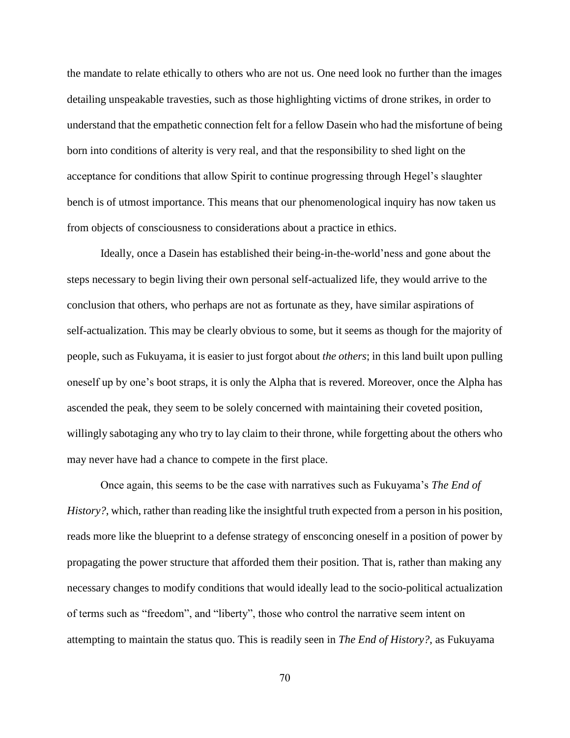the mandate to relate ethically to others who are not us. One need look no further than the images detailing unspeakable travesties, such as those highlighting victims of drone strikes, in order to understand that the empathetic connection felt for a fellow Dasein who had the misfortune of being born into conditions of alterity is very real, and that the responsibility to shed light on the acceptance for conditions that allow Spirit to continue progressing through Hegel's slaughter bench is of utmost importance. This means that our phenomenological inquiry has now taken us from objects of consciousness to considerations about a practice in ethics.

Ideally, once a Dasein has established their being-in-the-world'ness and gone about the steps necessary to begin living their own personal self-actualized life, they would arrive to the conclusion that others, who perhaps are not as fortunate as they, have similar aspirations of self-actualization. This may be clearly obvious to some, but it seems as though for the majority of people, such as Fukuyama, it is easier to just forgot about *the others*; in this land built upon pulling oneself up by one's boot straps, it is only the Alpha that is revered. Moreover, once the Alpha has ascended the peak, they seem to be solely concerned with maintaining their coveted position, willingly sabotaging any who try to lay claim to their throne, while forgetting about the others who may never have had a chance to compete in the first place.

Once again, this seems to be the case with narratives such as Fukuyama's *The End of History?*, which, rather than reading like the insightful truth expected from a person in his position, reads more like the blueprint to a defense strategy of ensconcing oneself in a position of power by propagating the power structure that afforded them their position. That is, rather than making any necessary changes to modify conditions that would ideally lead to the socio-political actualization of terms such as "freedom", and "liberty", those who control the narrative seem intent on attempting to maintain the status quo. This is readily seen in *The End of History?*, as Fukuyama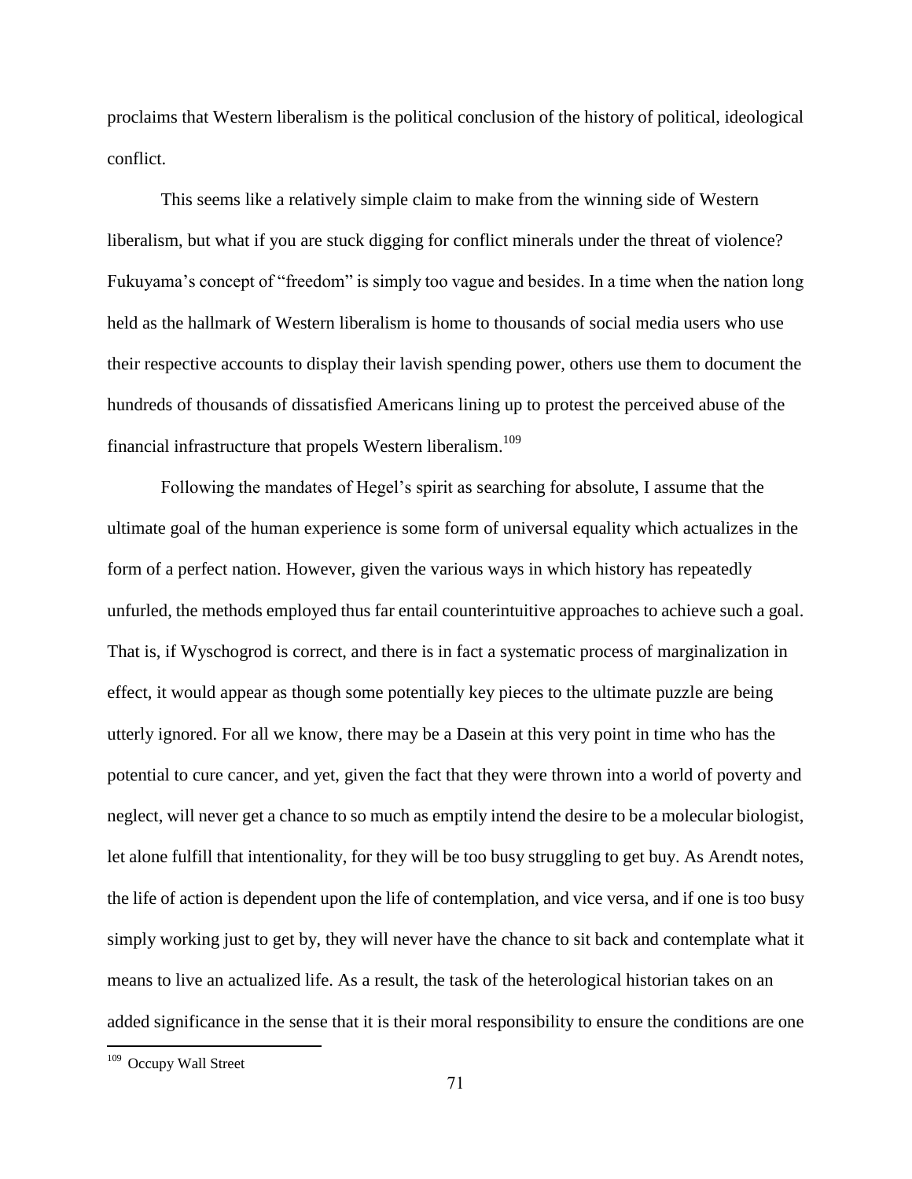proclaims that Western liberalism is the political conclusion of the history of political, ideological conflict.

This seems like a relatively simple claim to make from the winning side of Western liberalism, but what if you are stuck digging for conflict minerals under the threat of violence? Fukuyama's concept of "freedom" is simply too vague and besides. In a time when the nation long held as the hallmark of Western liberalism is home to thousands of social media users who use their respective accounts to display their lavish spending power, others use them to document the hundreds of thousands of dissatisfied Americans lining up to protest the perceived abuse of the financial infrastructure that propels Western liberalism.[109]

Following the mandates of Hegel's spirit as searching for absolute, I assume that the ultimate goal of the human experience is some form of universal equality which actualizes in the form of a perfect nation. However, given the various ways in which history has repeatedly unfurled, the methods employed thus far entail counterintuitive approaches to achieve such a goal. That is, if Wyschogrod is correct, and there is in fact a systematic process of marginalization in effect, it would appear as though some potentially key pieces to the ultimate puzzle are being utterly ignored. For all we know, there may be a Dasein at this very point in time who has the potential to cure cancer, and yet, given the fact that they were thrown into a world of poverty and neglect, will never get a chance to so much as emptily intend the desire to be a molecular biologist, let alone fulfill that intentionality, for they will be too busy struggling to get buy. As Arendt notes, the life of action is dependent upon the life of contemplation, and vice versa, and if one is too busy simply working just to get by, they will never have the chance to sit back and contemplate what it means to live an actualized life. As a result, the task of the heterological historian takes on an added significance in the sense that it is their moral responsibility to ensure the conditions are one

---

[109] Occupy Wall Street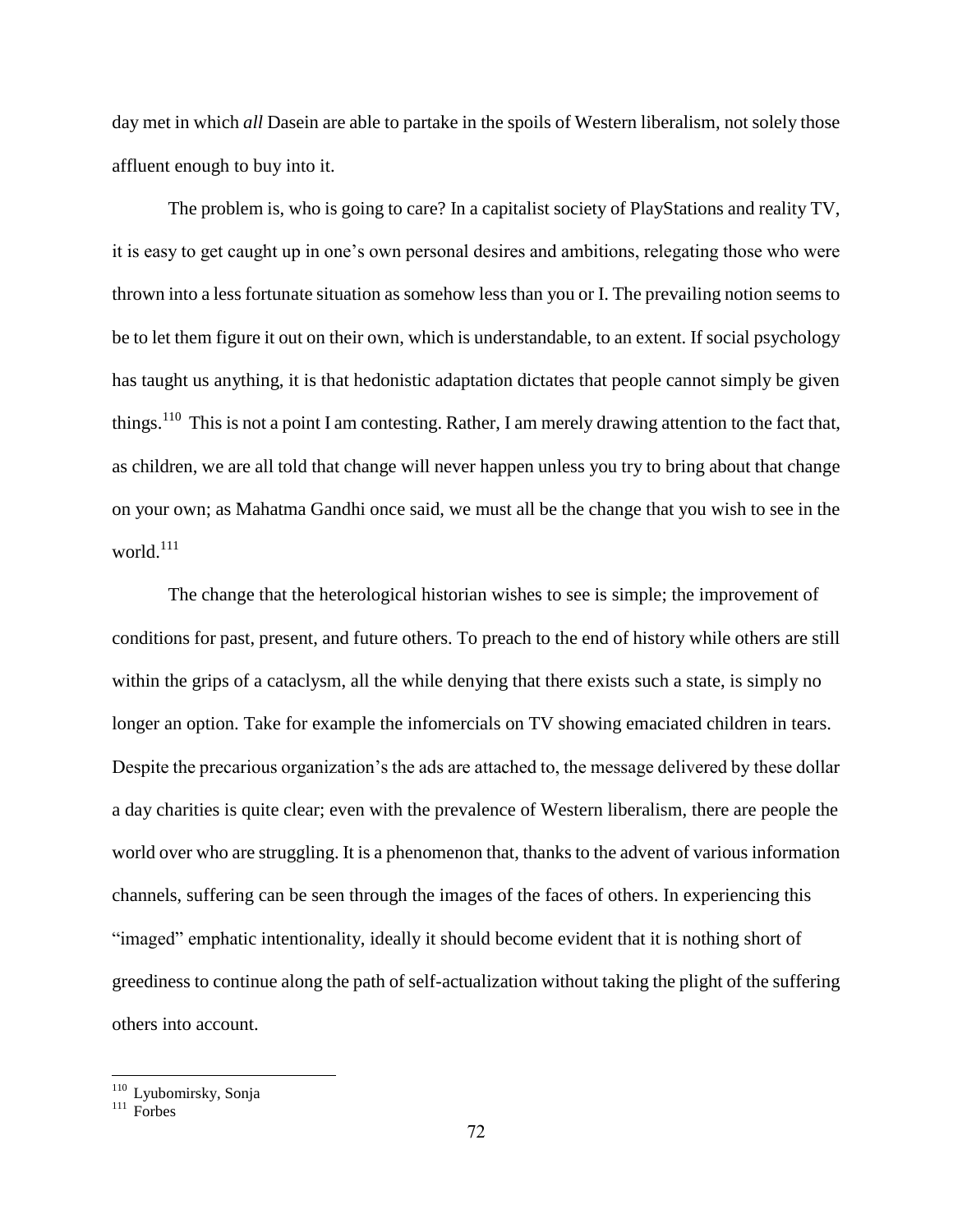day met in which *all* Dasein are able to partake in the spoils of Western liberalism, not solely those affluent enough to buy into it.

The problem is, who is going to care? In a capitalist society of PlayStations and reality TV, it is easy to get caught up in one's own personal desires and ambitions, relegating those who were thrown into a less fortunate situation as somehow less than you or I. The prevailing notion seems to be to let them figure it out on their own, which is understandable, to an extent. If social psychology has taught us anything, it is that hedonistic adaptation dictates that people cannot simply be given things.[110] This is not a point I am contesting. Rather, I am merely drawing attention to the fact that, as children, we are all told that change will never happen unless you try to bring about that change on your own; as Mahatma Gandhi once said, we must all be the change that you wish to see in the world.[111]

The change that the heterological historian wishes to see is simple; the improvement of conditions for past, present, and future others. To preach to the end of history while others are still within the grips of a cataclysm, all the while denying that there exists such a state, is simply no longer an option. Take for example the infomercials on TV showing emaciated children in tears. Despite the precarious organization's the ads are attached to, the message delivered by these dollar a day charities is quite clear; even with the prevalence of Western liberalism, there are people the world over who are struggling. It is a phenomenon that, thanks to the advent of various information channels, suffering can be seen through the images of the faces of others. In experiencing this "imaged" emphatic intentionality, ideally it should become evident that it is nothing short of greediness to continue along the path of self-actualization without taking the plight of the suffering others into account.

---

[110] Lyubomirsky, Sonja

[111] Forbes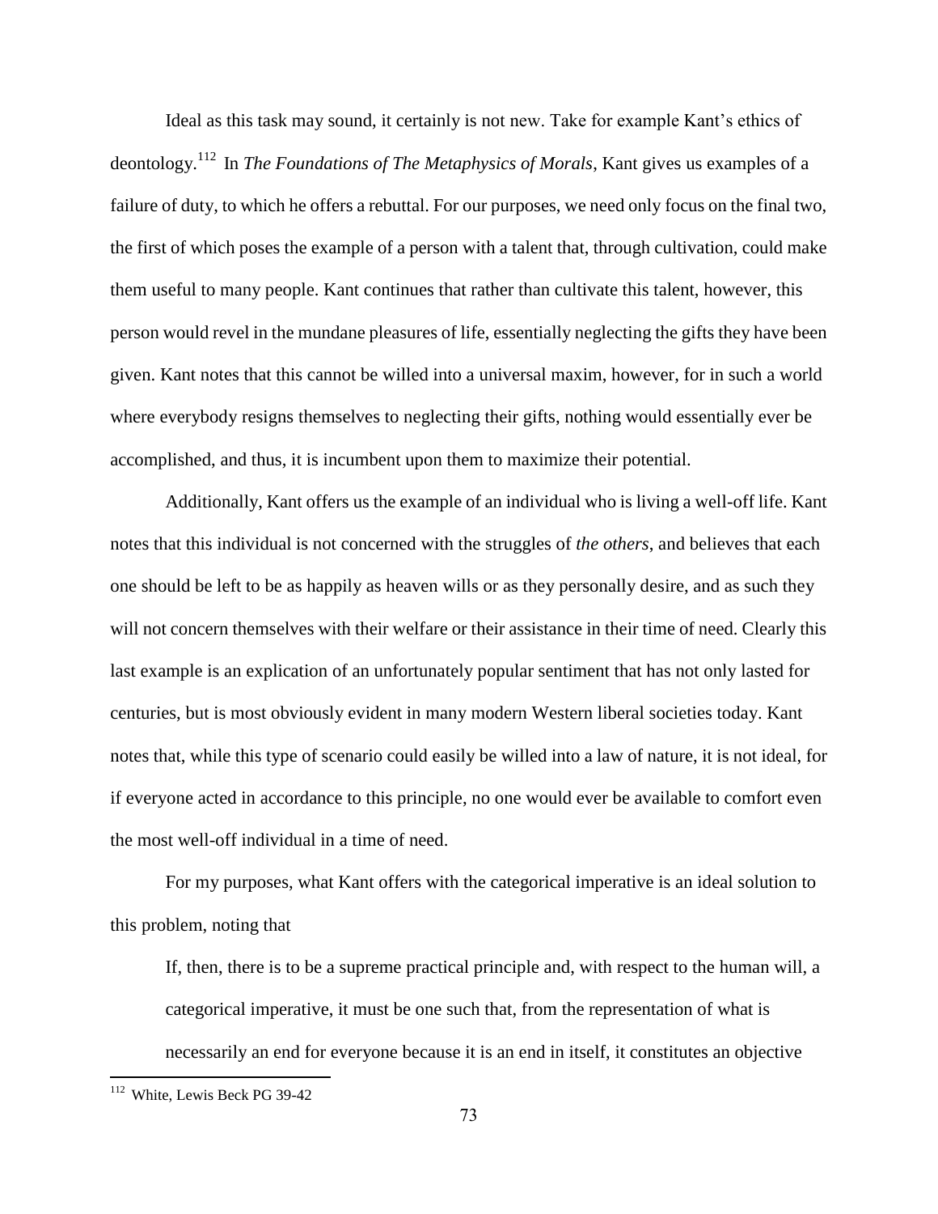Ideal as this task may sound, it certainly is not new. Take for example Kant's ethics of deontology.[112] In *The Foundations of The Metaphysics of Morals*, Kant gives us examples of a failure of duty, to which he offers a rebuttal. For our purposes, we need only focus on the final two, the first of which poses the example of a person with a talent that, through cultivation, could make them useful to many people. Kant continues that rather than cultivate this talent, however, this person would revel in the mundane pleasures of life, essentially neglecting the gifts they have been given. Kant notes that this cannot be willed into a universal maxim, however, for in such a world where everybody resigns themselves to neglecting their gifts, nothing would essentially ever be accomplished, and thus, it is incumbent upon them to maximize their potential.

Additionally, Kant offers us the example of an individual who is living a well-off life. Kant notes that this individual is not concerned with the struggles of *the others*, and believes that each one should be left to be as happily as heaven wills or as they personally desire, and as such they will not concern themselves with their welfare or their assistance in their time of need. Clearly this last example is an explication of an unfortunately popular sentiment that has not only lasted for centuries, but is most obviously evident in many modern Western liberal societies today. Kant notes that, while this type of scenario could easily be willed into a law of nature, it is not ideal, for if everyone acted in accordance to this principle, no one would ever be available to comfort even the most well-off individual in a time of need.

For my purposes, what Kant offers with the categorical imperative is an ideal solution to this problem, noting that

> If, then, there is to be a supreme practical principle and, with respect to the human will, a categorical imperative, it must be one such that, from the representation of what is necessarily an end for everyone because it is an end in itself, it constitutes an objective

[112] White, Lewis Beck PG 39-42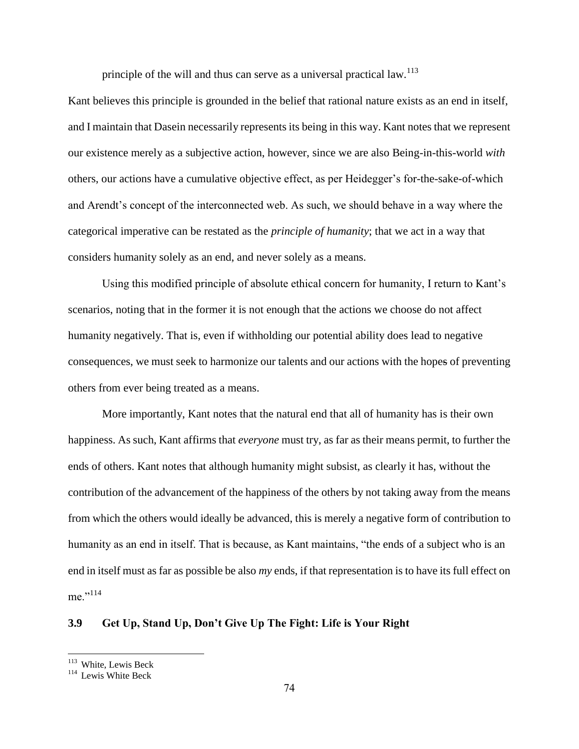principle of the will and thus can serve as a universal practical law.[113]

Kant believes this principle is grounded in the belief that rational nature exists as an end in itself, and I maintain that Dasein necessarily represents its being in this way. Kant notes that we represent our existence merely as a subjective action, however, since we are also Being-in-this-world *with* others, our actions have a cumulative objective effect, as per Heidegger's for-the-sake-of-which and Arendt's concept of the interconnected web. As such, we should behave in a way where the categorical imperative can be restated as the *principle of humanity*; that we act in a way that considers humanity solely as an end, and never solely as a means.

Using this modified principle of absolute ethical concern for humanity, I return to Kant's scenarios, noting that in the former it is not enough that the actions we choose do not affect humanity negatively. That is, even if withholding our potential ability does lead to negative consequences, we must seek to harmonize our talents and our actions with the hopes of preventing others from ever being treated as a means.

More importantly, Kant notes that the natural end that all of humanity has is their own happiness. As such, Kant affirms that *everyone* must try, as far as their means permit, to further the ends of others. Kant notes that although humanity might subsist, as clearly it has, without the contribution of the advancement of the happiness of the others by not taking away from the means from which the others would ideally be advanced, this is merely a negative form of contribution to humanity as an end in itself. That is because, as Kant maintains, "the ends of a subject who is an end in itself must as far as possible be also *my* ends, if that representation is to have its full effect on me."[114]

### 3.9 Get Up, Stand Up, Don't Give Up The Fight: Life is Your Right

---

[113] White, Lewis Beck

[114] Lewis White Beck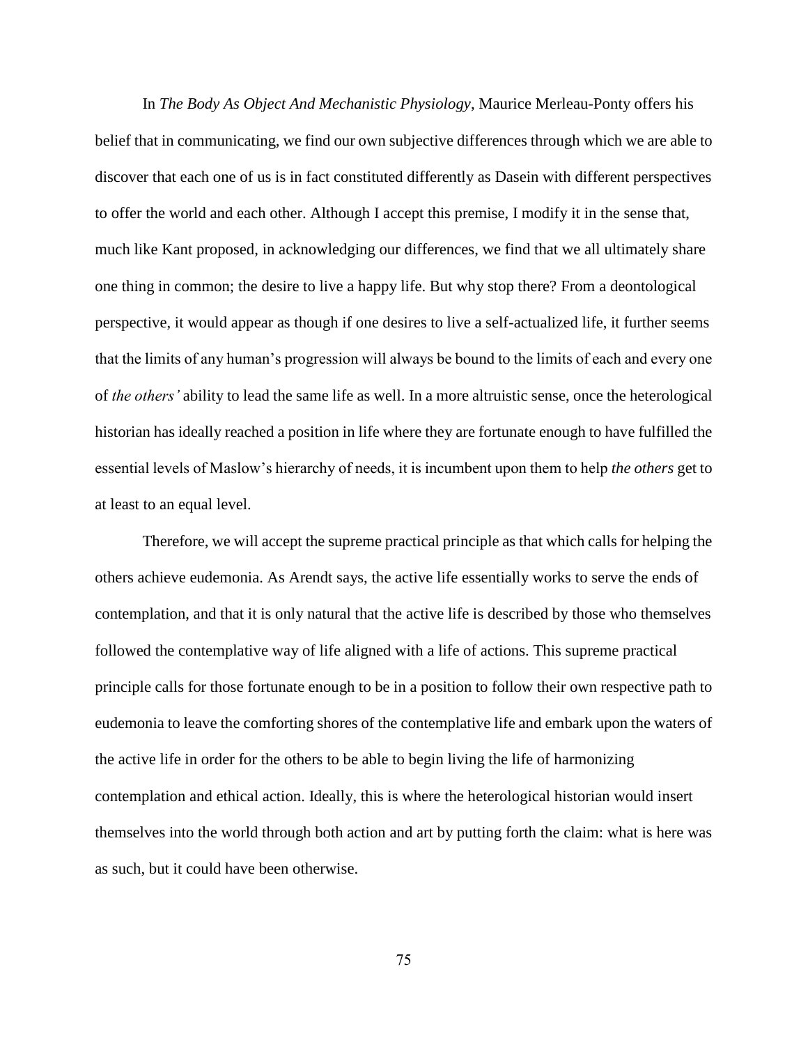In *The Body As Object And Mechanistic Physiology*, Maurice Merleau-Ponty offers his belief that in communicating, we find our own subjective differences through which we are able to discover that each one of us is in fact constituted differently as Dasein with different perspectives to offer the world and each other. Although I accept this premise, I modify it in the sense that, much like Kant proposed, in acknowledging our differences, we find that we all ultimately share one thing in common; the desire to live a happy life. But why stop there? From a deontological perspective, it would appear as though if one desires to live a self-actualized life, it further seems that the limits of any human's progression will always be bound to the limits of each and every one of *the others'* ability to lead the same life as well. In a more altruistic sense, once the heterological historian has ideally reached a position in life where they are fortunate enough to have fulfilled the essential levels of Maslow's hierarchy of needs, it is incumbent upon them to help *the others* get to at least to an equal level.

Therefore, we will accept the supreme practical principle as that which calls for helping the others achieve eudemonia. As Arendt says, the active life essentially works to serve the ends of contemplation, and that it is only natural that the active life is described by those who themselves followed the contemplative way of life aligned with a life of actions. This supreme practical principle calls for those fortunate enough to be in a position to follow their own respective path to eudemonia to leave the comforting shores of the contemplative life and embark upon the waters of the active life in order for the others to be able to begin living the life of harmonizing contemplation and ethical action. Ideally, this is where the heterological historian would insert themselves into the world through both action and art by putting forth the claim: what is here was as such, but it could have been otherwise.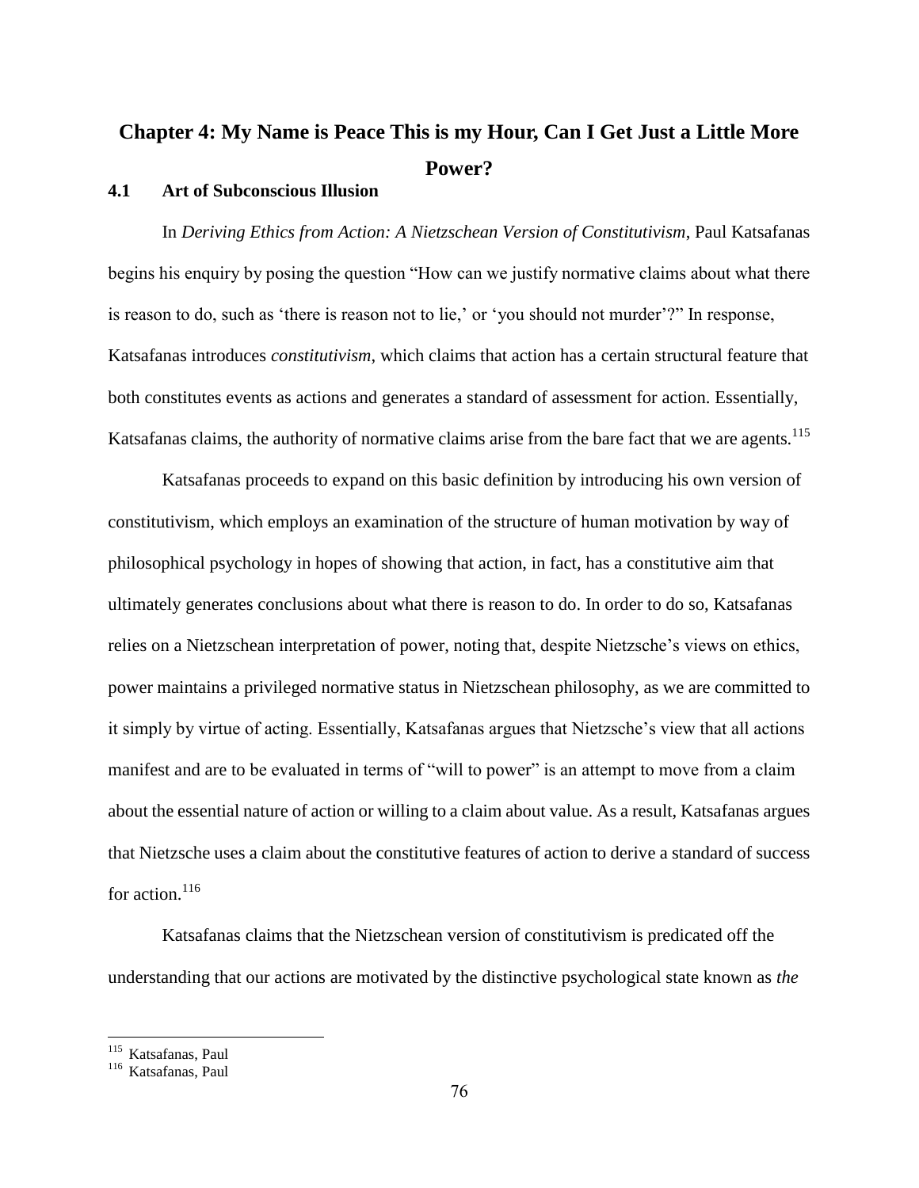# Chapter 4: My Name is Peace This is my Hour, Can I Get Just a Little More Power?

## 4.1 Art of Subconscious Illusion

In *Deriving Ethics from Action: A Nietzschean Version of Constitutivism*, Paul Katsafanas begins his enquiry by posing the question "How can we justify normative claims about what there is reason to do, such as 'there is reason not to lie,' or 'you should not murder'?" In response, Katsafanas introduces *constitutivism*, which claims that action has a certain structural feature that both constitutes events as actions and generates a standard of assessment for action. Essentially, Katsafanas claims, the authority of normative claims arise from the bare fact that we are agents.[115]

Katsafanas proceeds to expand on this basic definition by introducing his own version of constitutivism, which employs an examination of the structure of human motivation by way of philosophical psychology in hopes of showing that action, in fact, has a constitutive aim that ultimately generates conclusions about what there is reason to do. In order to do so, Katsafanas relies on a Nietzschean interpretation of power, noting that, despite Nietzsche's views on ethics, power maintains a privileged normative status in Nietzschean philosophy, as we are committed to it simply by virtue of acting. Essentially, Katsafanas argues that Nietzsche's view that all actions manifest and are to be evaluated in terms of "will to power" is an attempt to move from a claim about the essential nature of action or willing to a claim about value. As a result, Katsafanas argues that Nietzsche uses a claim about the constitutive features of action to derive a standard of success for action.[116]

Katsafanas claims that the Nietzschean version of constitutivism is predicated off the understanding that our actions are motivated by the distinctive psychological state known as *the*

---

[115] Katsafanas, Paul

[116] Katsafanas, Paul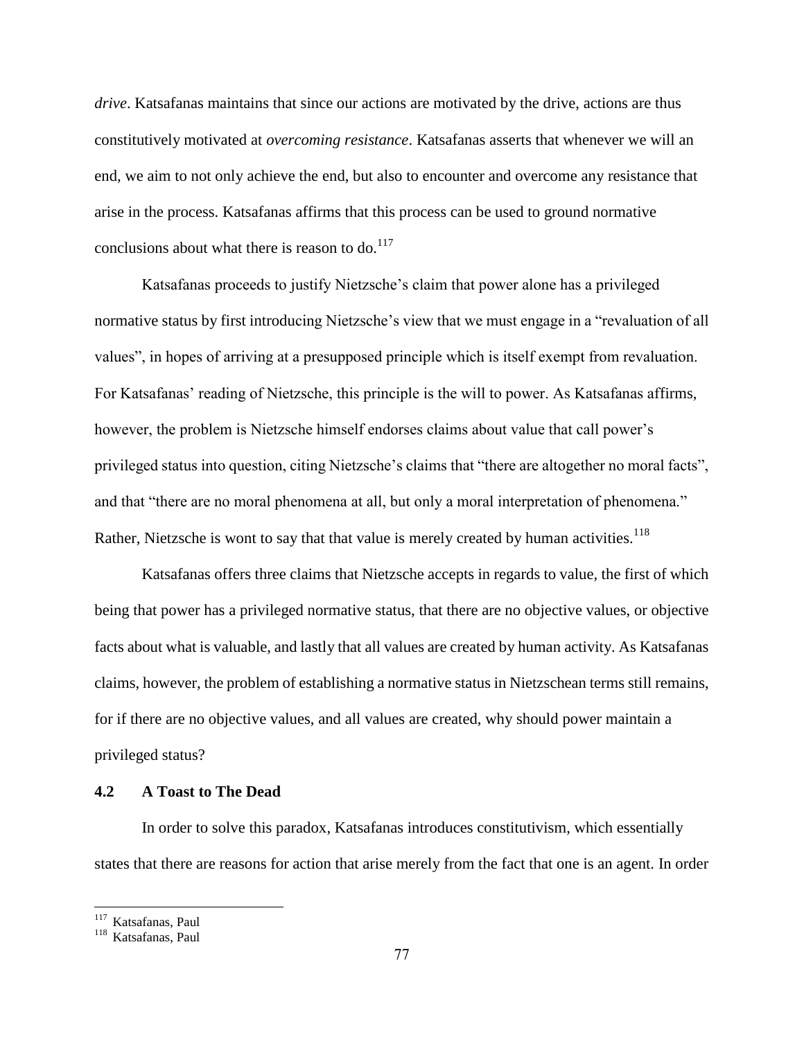*drive*. Katsafanas maintains that since our actions are motivated by the drive, actions are thus constitutively motivated at *overcoming resistance*. Katsafanas asserts that whenever we will an end, we aim to not only achieve the end, but also to encounter and overcome any resistance that arise in the process. Katsafanas affirms that this process can be used to ground normative conclusions about what there is reason to do.[117]

Katsafanas proceeds to justify Nietzsche's claim that power alone has a privileged normative status by first introducing Nietzsche's view that we must engage in a "revaluation of all values", in hopes of arriving at a presupposed principle which is itself exempt from revaluation. For Katsafanas' reading of Nietzsche, this principle is the will to power. As Katsafanas affirms, however, the problem is Nietzsche himself endorses claims about value that call power's privileged status into question, citing Nietzsche's claims that "there are altogether no moral facts", and that "there are no moral phenomena at all, but only a moral interpretation of phenomena." Rather, Nietzsche is wont to say that that value is merely created by human activities.[118]

Katsafanas offers three claims that Nietzsche accepts in regards to value, the first of which being that power has a privileged normative status, that there are no objective values, or objective facts about what is valuable, and lastly that all values are created by human activity. As Katsafanas claims, however, the problem of establishing a normative status in Nietzschean terms still remains, for if there are no objective values, and all values are created, why should power maintain a privileged status?

## 4.2 A Toast to The Dead

In order to solve this paradox, Katsafanas introduces constitutivism, which essentially states that there are reasons for action that arise merely from the fact that one is an agent. In order

---

[117] Katsafanas, Paul

[118] Katsafanas, Paul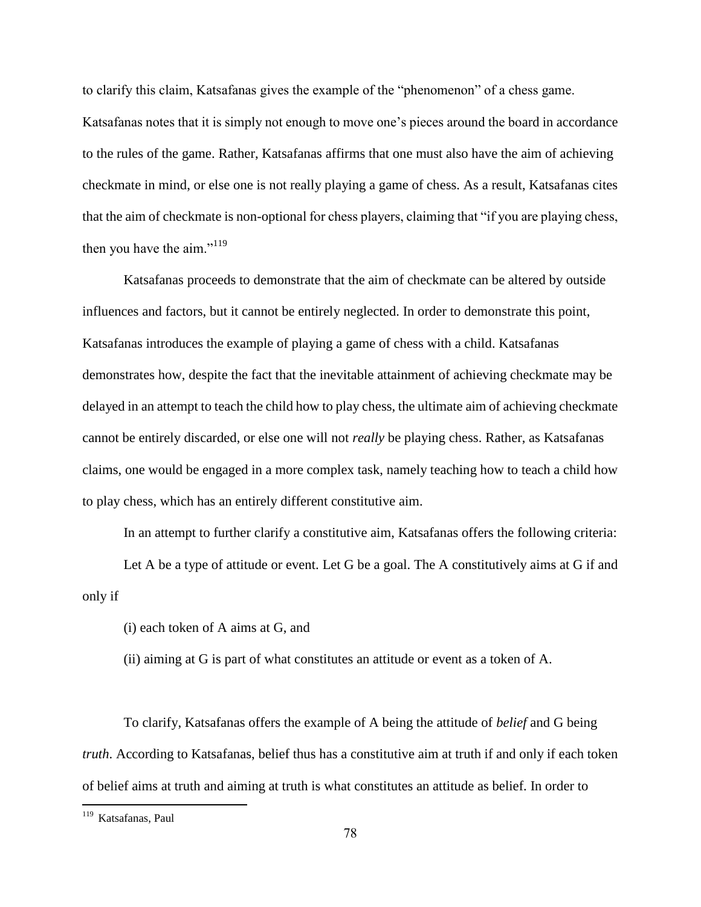to clarify this claim, Katsafanas gives the example of the "phenomenon" of a chess game. Katsafanas notes that it is simply not enough to move one's pieces around the board in accordance to the rules of the game. Rather, Katsafanas affirms that one must also have the aim of achieving checkmate in mind, or else one is not really playing a game of chess. As a result, Katsafanas cites that the aim of checkmate is non-optional for chess players, claiming that "if you are playing chess, then you have the aim."[119]

Katsafanas proceeds to demonstrate that the aim of checkmate can be altered by outside influences and factors, but it cannot be entirely neglected. In order to demonstrate this point, Katsafanas introduces the example of playing a game of chess with a child. Katsafanas demonstrates how, despite the fact that the inevitable attainment of achieving checkmate may be delayed in an attempt to teach the child how to play chess, the ultimate aim of achieving checkmate cannot be entirely discarded, or else one will not *really* be playing chess. Rather, as Katsafanas claims, one would be engaged in a more complex task, namely teaching how to teach a child how to play chess, which has an entirely different constitutive aim.

In an attempt to further clarify a constitutive aim, Katsafanas offers the following criteria:

Let A be a type of attitude or event. Let G be a goal. The A constitutively aims at G if and only if

(i) each token of A aims at G, and

(ii) aiming at G is part of what constitutes an attitude or event as a token of A.

To clarify, Katsafanas offers the example of A being the attitude of *belief* and G being *truth*. According to Katsafanas, belief thus has a constitutive aim at truth if and only if each token of belief aims at truth and aiming at truth is what constitutes an attitude as belief. In order to

---

[119] Katsafanas, Paul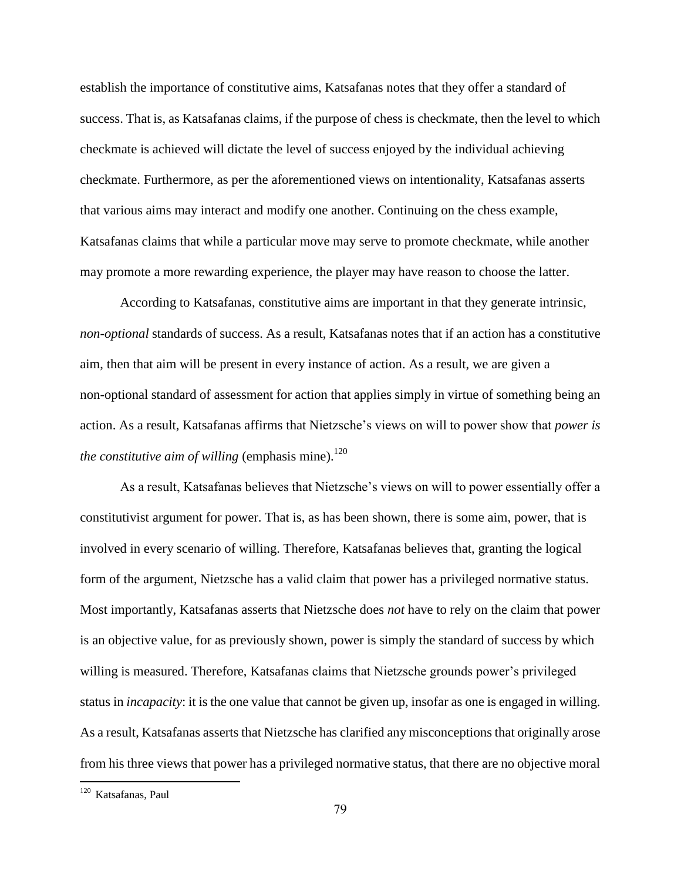establish the importance of constitutive aims, Katsafanas notes that they offer a standard of success. That is, as Katsafanas claims, if the purpose of chess is checkmate, then the level to which checkmate is achieved will dictate the level of success enjoyed by the individual achieving checkmate. Furthermore, as per the aforementioned views on intentionality, Katsafanas asserts that various aims may interact and modify one another. Continuing on the chess example, Katsafanas claims that while a particular move may serve to promote checkmate, while another may promote a more rewarding experience, the player may have reason to choose the latter.

According to Katsafanas, constitutive aims are important in that they generate intrinsic, *non-optional* standards of success. As a result, Katsafanas notes that if an action has a constitutive aim, then that aim will be present in every instance of action. As a result, we are given a non-optional standard of assessment for action that applies simply in virtue of something being an action. As a result, Katsafanas affirms that Nietzsche's views on will to power show that *power is the constitutive aim of willing* (emphasis mine).[120]

As a result, Katsafanas believes that Nietzsche's views on will to power essentially offer a constitutivist argument for power. That is, as has been shown, there is some aim, power, that is involved in every scenario of willing. Therefore, Katsafanas believes that, granting the logical form of the argument, Nietzsche has a valid claim that power has a privileged normative status. Most importantly, Katsafanas asserts that Nietzsche does *not* have to rely on the claim that power is an objective value, for as previously shown, power is simply the standard of success by which willing is measured. Therefore, Katsafanas claims that Nietzsche grounds power's privileged status in *incapacity*: it is the one value that cannot be given up, insofar as one is engaged in willing. As a result, Katsafanas asserts that Nietzsche has clarified any misconceptions that originally arose from his three views that power has a privileged normative status, that there are no objective moral

---

[120] Katsafanas, Paul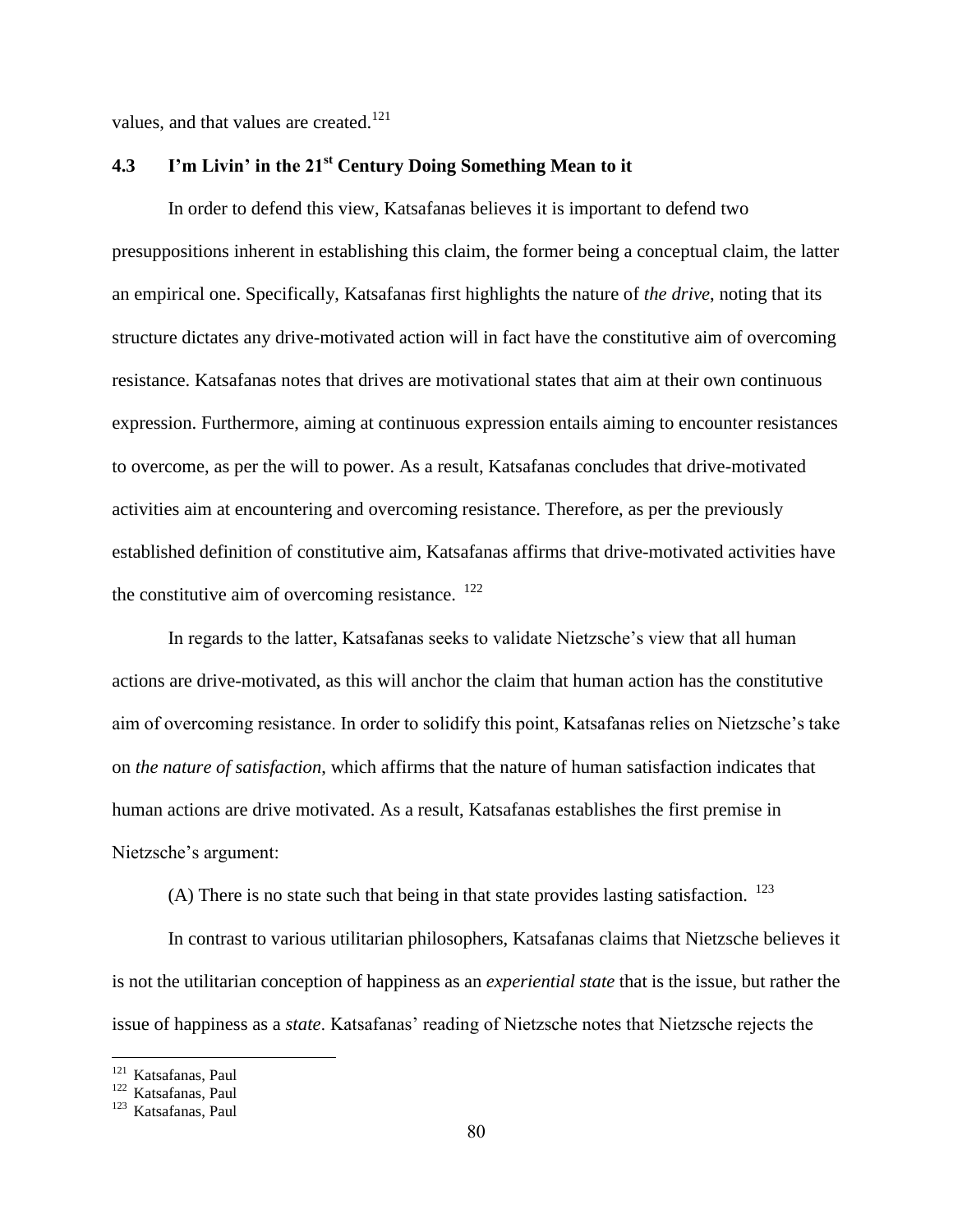values, and that values are created.[121]

### 4.3 I'm Livin' in the 21st Century Doing Something Mean to it

In order to defend this view, Katsafanas believes it is important to defend two presuppositions inherent in establishing this claim, the former being a conceptual claim, the latter an empirical one. Specifically, Katsafanas first highlights the nature of *the drive*, noting that its structure dictates any drive-motivated action will in fact have the constitutive aim of overcoming resistance. Katsafanas notes that drives are motivational states that aim at their own continuous expression. Furthermore, aiming at continuous expression entails aiming to encounter resistances to overcome, as per the will to power. As a result, Katsafanas concludes that drive-motivated activities aim at encountering and overcoming resistance. Therefore, as per the previously established definition of constitutive aim, Katsafanas affirms that drive-motivated activities have the constitutive aim of overcoming resistance. [122]

In regards to the latter, Katsafanas seeks to validate Nietzsche's view that all human actions are drive-motivated, as this will anchor the claim that human action has the constitutive aim of overcoming resistance. In order to solidify this point, Katsafanas relies on Nietzsche's take on *the nature of satisfaction*, which affirms that the nature of human satisfaction indicates that human actions are drive motivated. As a result, Katsafanas establishes the first premise in Nietzsche's argument:

(A) There is no state such that being in that state provides lasting satisfaction. [123]

In contrast to various utilitarian philosophers, Katsafanas claims that Nietzsche believes it is not the utilitarian conception of happiness as an *experiential state* that is the issue, but rather the issue of happiness as a *state*. Katsafanas' reading of Nietzsche notes that Nietzsche rejects the

---

[121] Katsafanas, Paul

[122] Katsafanas, Paul

[123] Katsafanas, Paul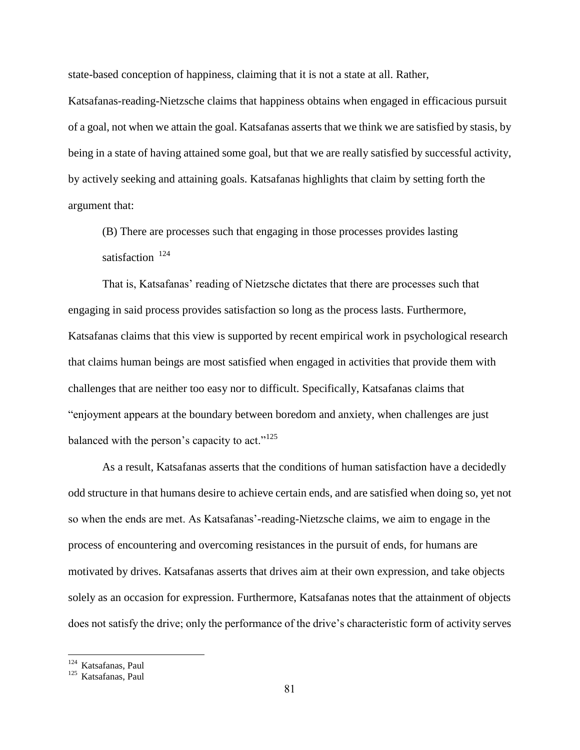state-based conception of happiness, claiming that it is not a state at all. Rather, Katsafanas-reading-Nietzsche claims that happiness obtains when engaged in efficacious pursuit of a goal, not when we attain the goal. Katsafanas asserts that we think we are satisfied by stasis, by being in a state of having attained some goal, but that we are really satisfied by successful activity, by actively seeking and attaining goals. Katsafanas highlights that claim by setting forth the argument that:

> (B) There are processes such that engaging in those processes provides lasting satisfaction [124]

That is, Katsafanas' reading of Nietzsche dictates that there are processes such that engaging in said process provides satisfaction so long as the process lasts. Furthermore, Katsafanas claims that this view is supported by recent empirical work in psychological research that claims human beings are most satisfied when engaged in activities that provide them with challenges that are neither too easy nor to difficult. Specifically, Katsafanas claims that "enjoyment appears at the boundary between boredom and anxiety, when challenges are just balanced with the person's capacity to act."[125]

As a result, Katsafanas asserts that the conditions of human satisfaction have a decidedly odd structure in that humans desire to achieve certain ends, and are satisfied when doing so, yet not so when the ends are met. As Katsafanas'-reading-Nietzsche claims, we aim to engage in the process of encountering and overcoming resistances in the pursuit of ends, for humans are motivated by drives. Katsafanas asserts that drives aim at their own expression, and take objects solely as an occasion for expression. Furthermore, Katsafanas notes that the attainment of objects does not satisfy the drive; only the performance of the drive's characteristic form of activity serves

---

[124] Katsafanas, Paul

[125] Katsafanas, Paul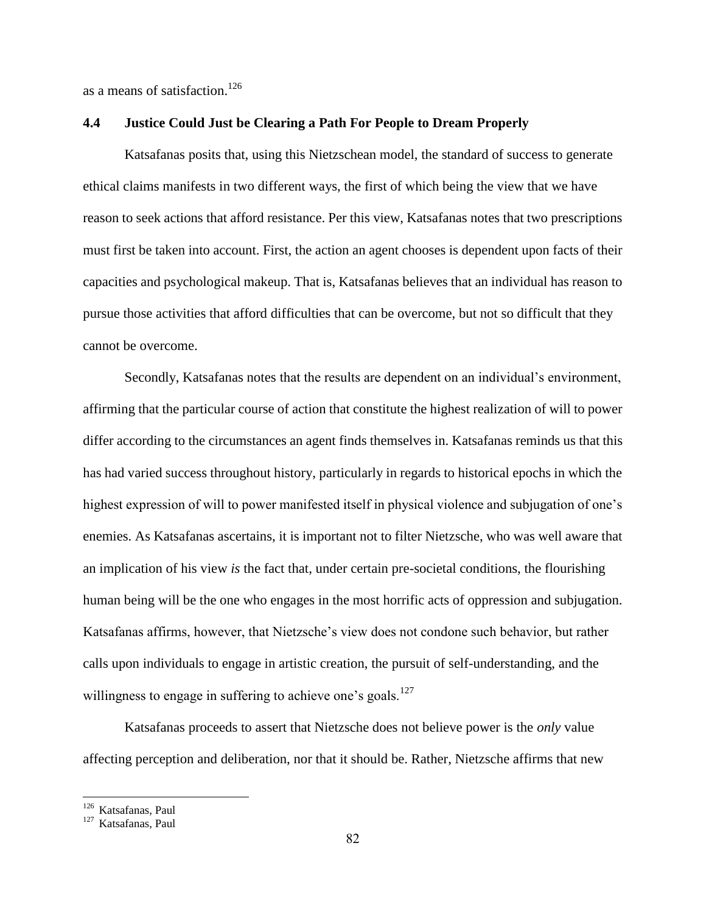as a means of satisfaction.[126]

### 4.4 Justice Could Just be Clearing a Path For People to Dream Properly

Katsafanas posits that, using this Nietzschean model, the standard of success to generate ethical claims manifests in two different ways, the first of which being the view that we have reason to seek actions that afford resistance. Per this view, Katsafanas notes that two prescriptions must first be taken into account. First, the action an agent chooses is dependent upon facts of their capacities and psychological makeup. That is, Katsafanas believes that an individual has reason to pursue those activities that afford difficulties that can be overcome, but not so difficult that they cannot be overcome.

Secondly, Katsafanas notes that the results are dependent on an individual's environment, affirming that the particular course of action that constitute the highest realization of will to power differ according to the circumstances an agent finds themselves in. Katsafanas reminds us that this has had varied success throughout history, particularly in regards to historical epochs in which the highest expression of will to power manifested itself in physical violence and subjugation of one's enemies. As Katsafanas ascertains, it is important not to filter Nietzsche, who was well aware that an implication of his view *is* the fact that, under certain pre-societal conditions, the flourishing human being will be the one who engages in the most horrific acts of oppression and subjugation. Katsafanas affirms, however, that Nietzsche's view does not condone such behavior, but rather calls upon individuals to engage in artistic creation, the pursuit of self-understanding, and the willingness to engage in suffering to achieve one's goals.[127]

Katsafanas proceeds to assert that Nietzsche does not believe power is the *only* value affecting perception and deliberation, nor that it should be. Rather, Nietzsche affirms that new

---

[126] Katsafanas, Paul

[127] Katsafanas, Paul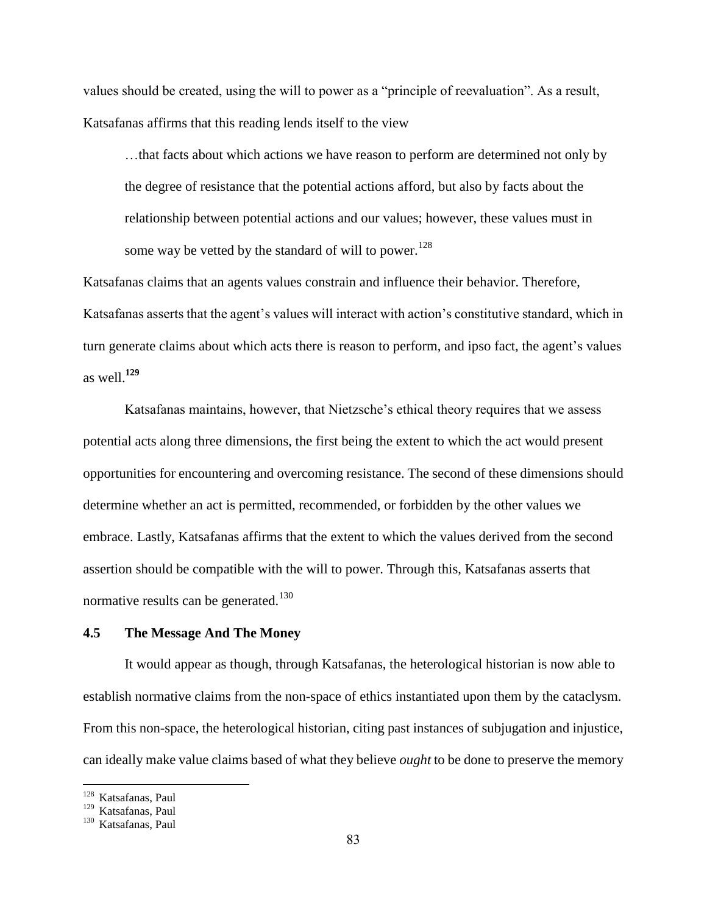values should be created, using the will to power as a "principle of reevaluation". As a result, Katsafanas affirms that this reading lends itself to the view

> …that facts about which actions we have reason to perform are determined not only by the degree of resistance that the potential actions afford, but also by facts about the relationship between potential actions and our values; however, these values must in some way be vetted by the standard of will to power.[128]

Katsafanas claims that an agents values constrain and influence their behavior. Therefore, Katsafanas asserts that the agent's values will interact with action's constitutive standard, which in turn generate claims about which acts there is reason to perform, and ipso fact, the agent's values as well.**[129]**

Katsafanas maintains, however, that Nietzsche's ethical theory requires that we assess potential acts along three dimensions, the first being the extent to which the act would present opportunities for encountering and overcoming resistance. The second of these dimensions should determine whether an act is permitted, recommended, or forbidden by the other values we embrace. Lastly, Katsafanas affirms that the extent to which the values derived from the second assertion should be compatible with the will to power. Through this, Katsafanas asserts that normative results can be generated.[130]

### 4.5 The Message And The Money

It would appear as though, through Katsafanas, the heterological historian is now able to establish normative claims from the non-space of ethics instantiated upon them by the cataclysm. From this non-space, the heterological historian, citing past instances of subjugation and injustice, can ideally make value claims based of what they believe *ought* to be done to preserve the memory

---

[128] Katsafanas, Paul
[129] Katsafanas, Paul
[130] Katsafanas, Paul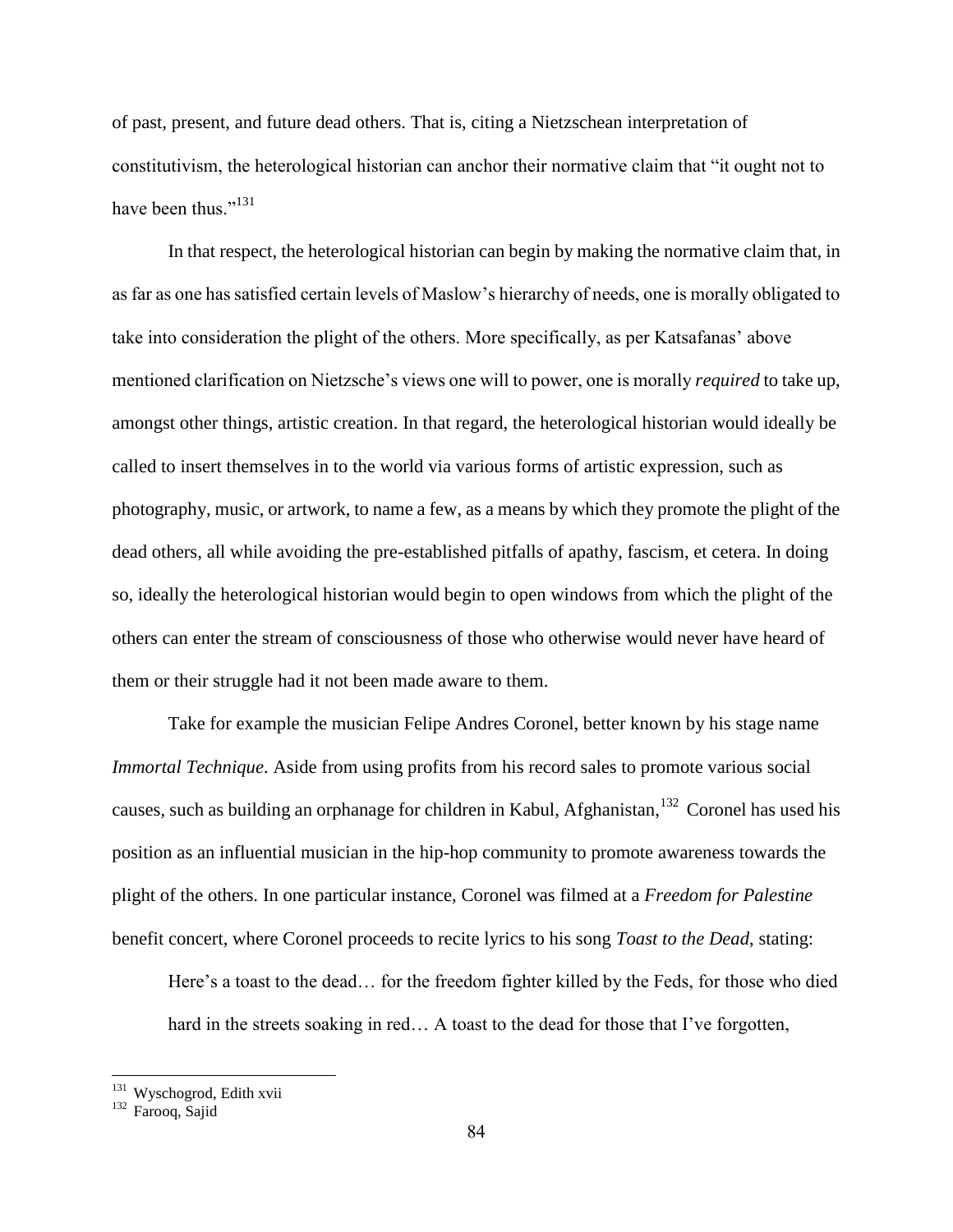of past, present, and future dead others. That is, citing a Nietzschean interpretation of constitutivism, the heterological historian can anchor their normative claim that "it ought not to have been thus."[131]

In that respect, the heterological historian can begin by making the normative claim that, in as far as one has satisfied certain levels of Maslow's hierarchy of needs, one is morally obligated to take into consideration the plight of the others. More specifically, as per Katsafanas' above mentioned clarification on Nietzsche's views one will to power, one is morally *required* to take up, amongst other things, artistic creation. In that regard, the heterological historian would ideally be called to insert themselves in to the world via various forms of artistic expression, such as photography, music, or artwork, to name a few, as a means by which they promote the plight of the dead others, all while avoiding the pre-established pitfalls of apathy, fascism, et cetera. In doing so, ideally the heterological historian would begin to open windows from which the plight of the others can enter the stream of consciousness of those who otherwise would never have heard of them or their struggle had it not been made aware to them.

Take for example the musician Felipe Andres Coronel, better known by his stage name *Immortal Technique*. Aside from using profits from his record sales to promote various social causes, such as building an orphanage for children in Kabul, Afghanistan,[132] Coronel has used his position as an influential musician in the hip-hop community to promote awareness towards the plight of the others. In one particular instance, Coronel was filmed at a *Freedom for Palestine* benefit concert, where Coronel proceeds to recite lyrics to his song *Toast to the Dead*, stating:

> Here's a toast to the dead… for the freedom fighter killed by the Feds, for those who died hard in the streets soaking in red… A toast to the dead for those that I've forgotten,

---

[131] Wyschogrod, Edith xvii

[132] Farooq, Sajid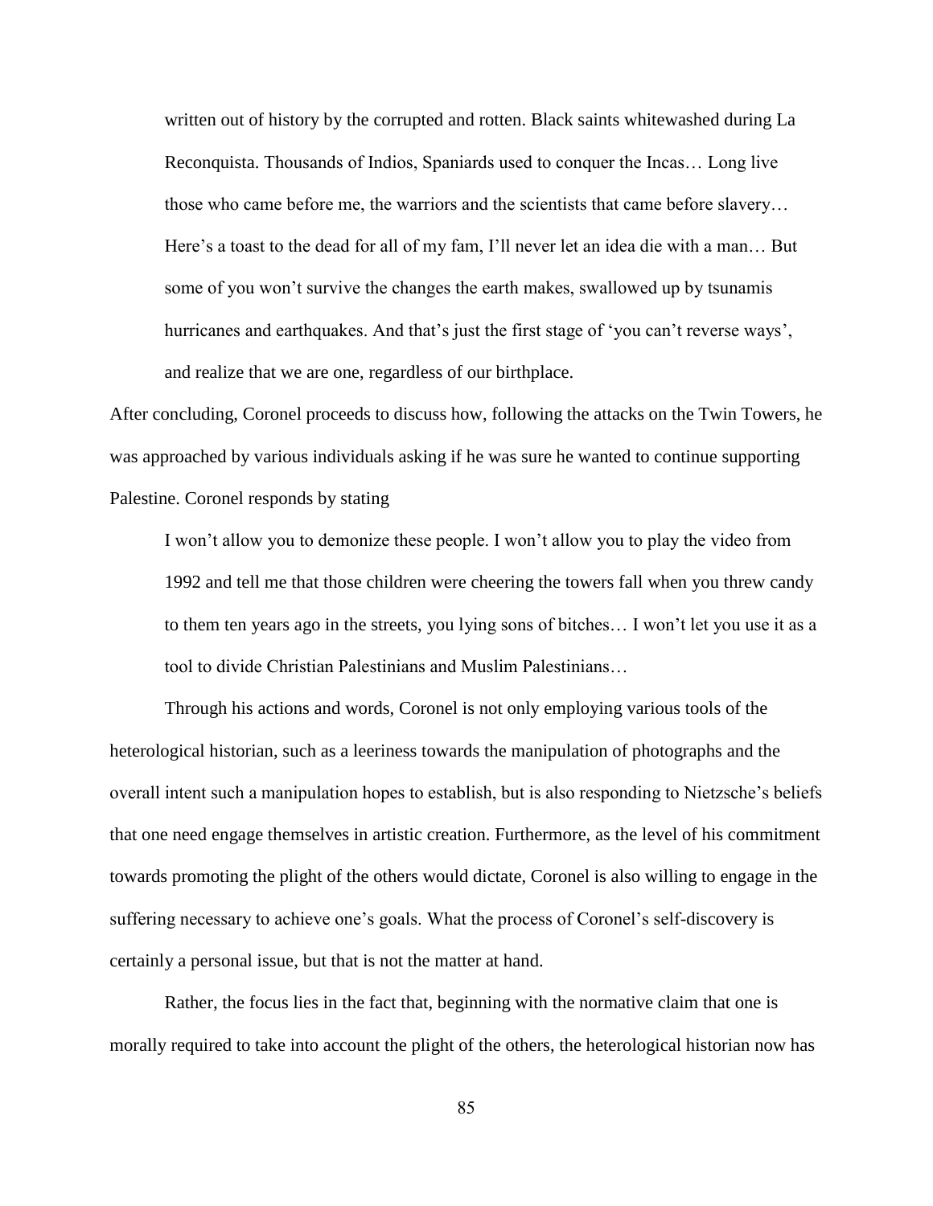> written out of history by the corrupted and rotten. Black saints whitewashed during La Reconquista. Thousands of Indios, Spaniards used to conquer the Incas… Long live those who came before me, the warriors and the scientists that came before slavery… Here's a toast to the dead for all of my fam, I'll never let an idea die with a man… But some of you won't survive the changes the earth makes, swallowed up by tsunamis hurricanes and earthquakes. And that's just the first stage of 'you can't reverse ways', and realize that we are one, regardless of our birthplace.

After concluding, Coronel proceeds to discuss how, following the attacks on the Twin Towers, he was approached by various individuals asking if he was sure he wanted to continue supporting Palestine. Coronel responds by stating

> I won't allow you to demonize these people. I won't allow you to play the video from 1992 and tell me that those children were cheering the towers fall when you threw candy to them ten years ago in the streets, you lying sons of bitches… I won't let you use it as a tool to divide Christian Palestinians and Muslim Palestinians…

Through his actions and words, Coronel is not only employing various tools of the heterological historian, such as a leeriness towards the manipulation of photographs and the overall intent such a manipulation hopes to establish, but is also responding to Nietzsche's beliefs that one need engage themselves in artistic creation. Furthermore, as the level of his commitment towards promoting the plight of the others would dictate, Coronel is also willing to engage in the suffering necessary to achieve one's goals. What the process of Coronel's self-discovery is certainly a personal issue, but that is not the matter at hand.

Rather, the focus lies in the fact that, beginning with the normative claim that one is morally required to take into account the plight of the others, the heterological historian now has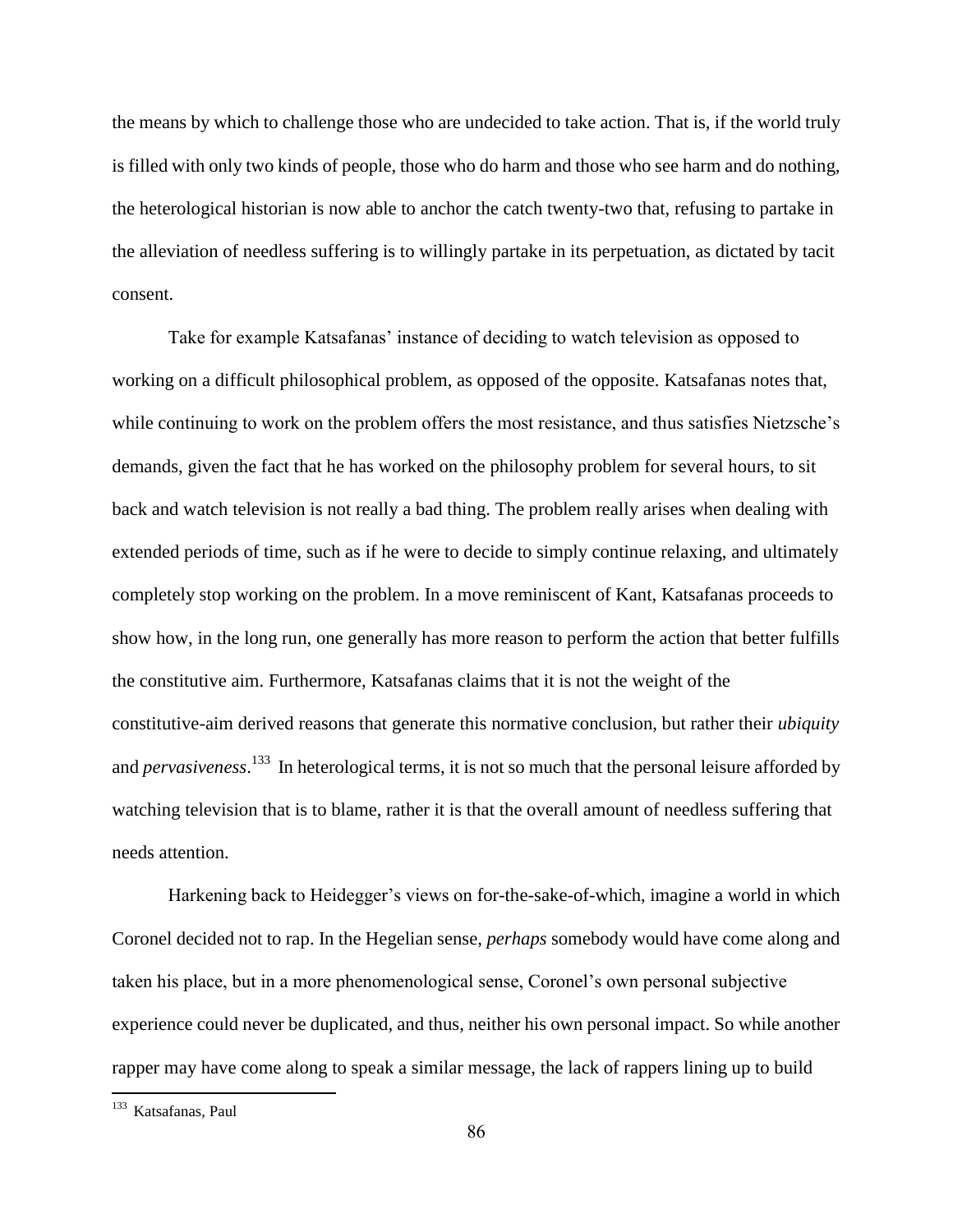the means by which to challenge those who are undecided to take action. That is, if the world truly is filled with only two kinds of people, those who do harm and those who see harm and do nothing, the heterological historian is now able to anchor the catch twenty-two that, refusing to partake in the alleviation of needless suffering is to willingly partake in its perpetuation, as dictated by tacit consent.

Take for example Katsafanas' instance of deciding to watch television as opposed to working on a difficult philosophical problem, as opposed of the opposite. Katsafanas notes that, while continuing to work on the problem offers the most resistance, and thus satisfies Nietzsche's demands, given the fact that he has worked on the philosophy problem for several hours, to sit back and watch television is not really a bad thing. The problem really arises when dealing with extended periods of time, such as if he were to decide to simply continue relaxing, and ultimately completely stop working on the problem. In a move reminiscent of Kant, Katsafanas proceeds to show how, in the long run, one generally has more reason to perform the action that better fulfills the constitutive aim. Furthermore, Katsafanas claims that it is not the weight of the constitutive-aim derived reasons that generate this normative conclusion, but rather their *ubiquity* and *pervasiveness*.[133] In heterological terms, it is not so much that the personal leisure afforded by watching television that is to blame, rather it is that the overall amount of needless suffering that needs attention.

Harkening back to Heidegger's views on for-the-sake-of-which, imagine a world in which Coronel decided not to rap. In the Hegelian sense, *perhaps* somebody would have come along and taken his place, but in a more phenomenological sense, Coronel's own personal subjective experience could never be duplicated, and thus, neither his own personal impact. So while another rapper may have come along to speak a similar message, the lack of rappers lining up to build

[133] Katsafanas, Paul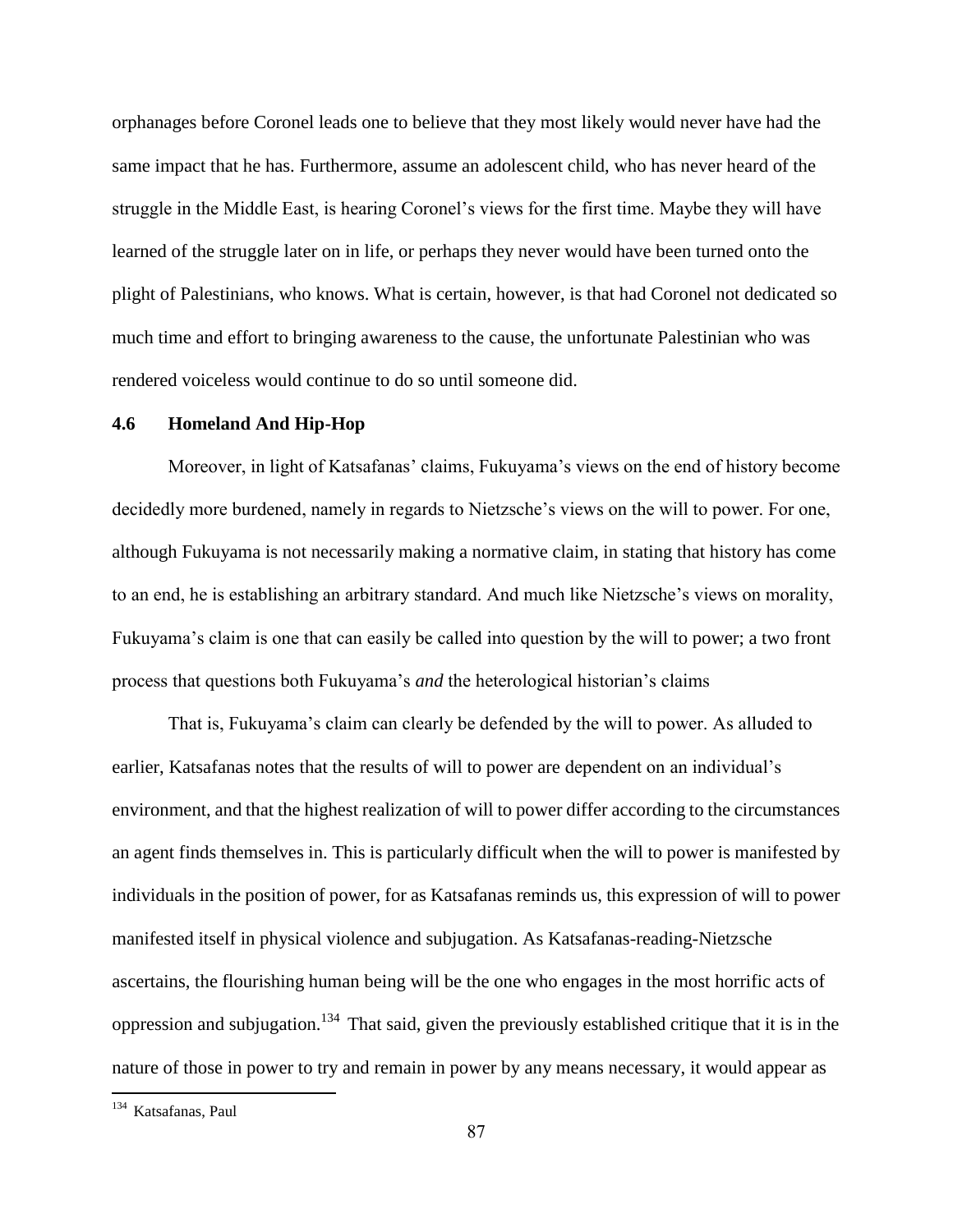orphanages before Coronel leads one to believe that they most likely would never have had the same impact that he has. Furthermore, assume an adolescent child, who has never heard of the struggle in the Middle East, is hearing Coronel's views for the first time. Maybe they will have learned of the struggle later on in life, or perhaps they never would have been turned onto the plight of Palestinians, who knows. What is certain, however, is that had Coronel not dedicated so much time and effort to bringing awareness to the cause, the unfortunate Palestinian who was rendered voiceless would continue to do so until someone did.

### 4.6 Homeland And Hip-Hop

Moreover, in light of Katsafanas' claims, Fukuyama's views on the end of history become decidedly more burdened, namely in regards to Nietzsche's views on the will to power. For one, although Fukuyama is not necessarily making a normative claim, in stating that history has come to an end, he is establishing an arbitrary standard. And much like Nietzsche's views on morality, Fukuyama's claim is one that can easily be called into question by the will to power; a two front process that questions both Fukuyama's *and* the heterological historian's claims

That is, Fukuyama's claim can clearly be defended by the will to power. As alluded to earlier, Katsafanas notes that the results of will to power are dependent on an individual's environment, and that the highest realization of will to power differ according to the circumstances an agent finds themselves in. This is particularly difficult when the will to power is manifested by individuals in the position of power, for as Katsafanas reminds us, this expression of will to power manifested itself in physical violence and subjugation. As Katsafanas-reading-Nietzsche ascertains, the flourishing human being will be the one who engages in the most horrific acts of oppression and subjugation.[134] That said, given the previously established critique that it is in the nature of those in power to try and remain in power by any means necessary, it would appear as

[134] Katsafanas, Paul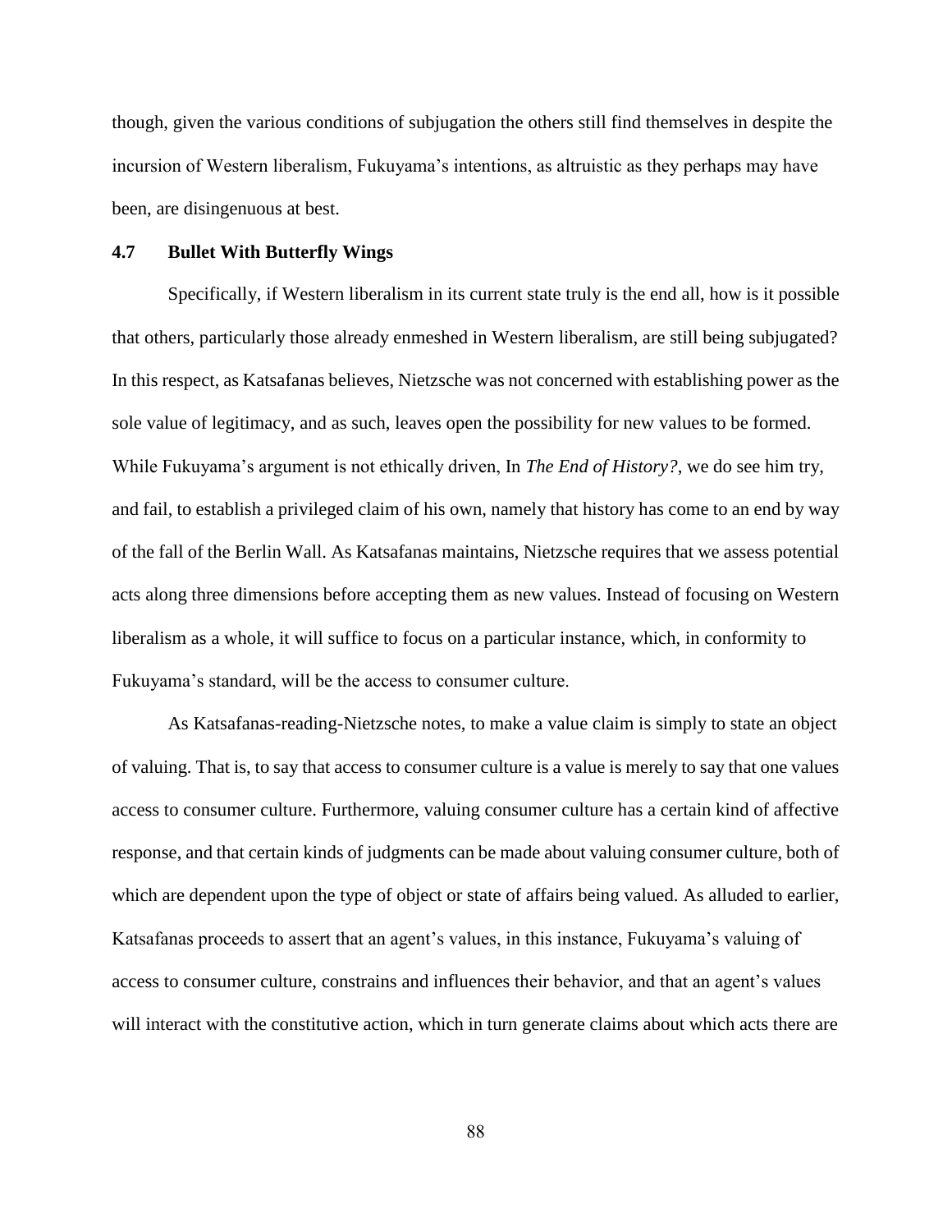though, given the various conditions of subjugation the others still find themselves in despite the incursion of Western liberalism, Fukuyama's intentions, as altruistic as they perhaps may have been, are disingenuous at best.

### 4.7 Bullet With Butterfly Wings

Specifically, if Western liberalism in its current state truly is the end all, how is it possible that others, particularly those already enmeshed in Western liberalism, are still being subjugated? In this respect, as Katsafanas believes, Nietzsche was not concerned with establishing power as the sole value of legitimacy, and as such, leaves open the possibility for new values to be formed. While Fukuyama's argument is not ethically driven, In *The End of History?*, we do see him try, and fail, to establish a privileged claim of his own, namely that history has come to an end by way of the fall of the Berlin Wall. As Katsafanas maintains, Nietzsche requires that we assess potential acts along three dimensions before accepting them as new values. Instead of focusing on Western liberalism as a whole, it will suffice to focus on a particular instance, which, in conformity to Fukuyama's standard, will be the access to consumer culture.

As Katsafanas-reading-Nietzsche notes, to make a value claim is simply to state an object of valuing. That is, to say that access to consumer culture is a value is merely to say that one values access to consumer culture. Furthermore, valuing consumer culture has a certain kind of affective response, and that certain kinds of judgments can be made about valuing consumer culture, both of which are dependent upon the type of object or state of affairs being valued. As alluded to earlier, Katsafanas proceeds to assert that an agent's values, in this instance, Fukuyama's valuing of access to consumer culture, constrains and influences their behavior, and that an agent's values will interact with the constitutive action, which in turn generate claims about which acts there are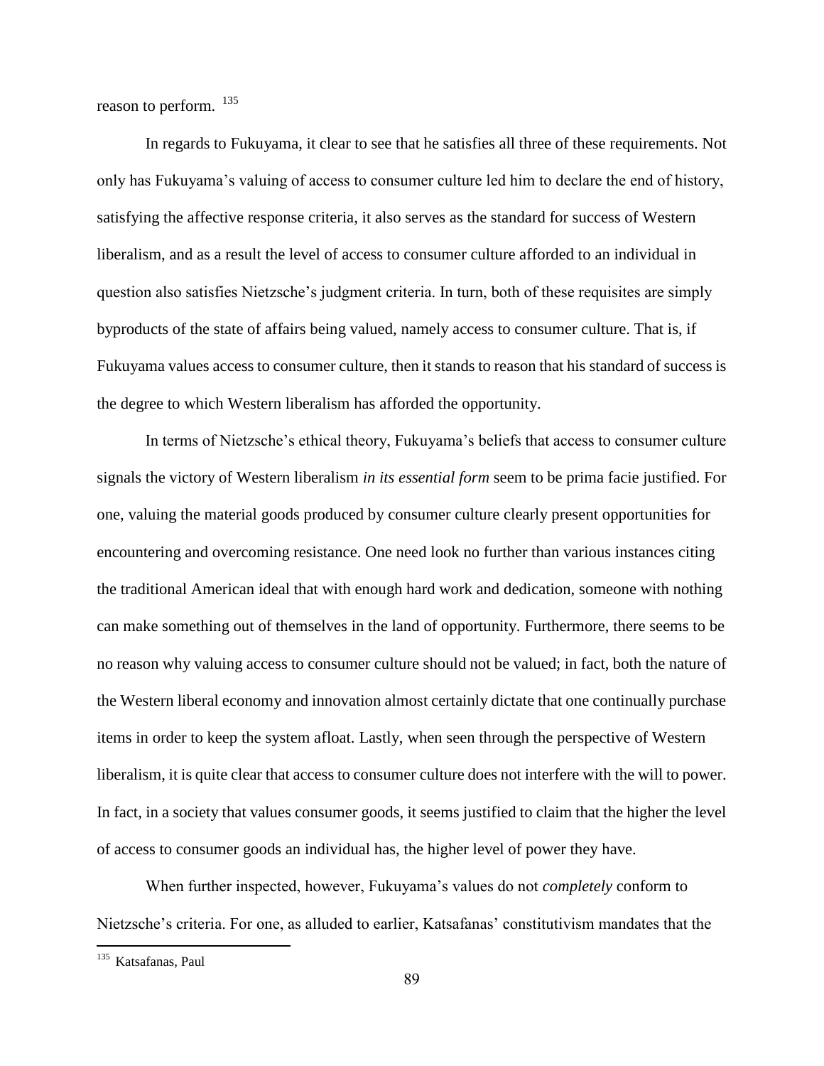reason to perform. [135]

In regards to Fukuyama, it clear to see that he satisfies all three of these requirements. Not only has Fukuyama's valuing of access to consumer culture led him to declare the end of history, satisfying the affective response criteria, it also serves as the standard for success of Western liberalism, and as a result the level of access to consumer culture afforded to an individual in question also satisfies Nietzsche's judgment criteria. In turn, both of these requisites are simply byproducts of the state of affairs being valued, namely access to consumer culture. That is, if Fukuyama values access to consumer culture, then it stands to reason that his standard of success is the degree to which Western liberalism has afforded the opportunity.

In terms of Nietzsche's ethical theory, Fukuyama's beliefs that access to consumer culture signals the victory of Western liberalism *in its essential form* seem to be prima facie justified. For one, valuing the material goods produced by consumer culture clearly present opportunities for encountering and overcoming resistance. One need look no further than various instances citing the traditional American ideal that with enough hard work and dedication, someone with nothing can make something out of themselves in the land of opportunity. Furthermore, there seems to be no reason why valuing access to consumer culture should not be valued; in fact, both the nature of the Western liberal economy and innovation almost certainly dictate that one continually purchase items in order to keep the system afloat. Lastly, when seen through the perspective of Western liberalism, it is quite clear that access to consumer culture does not interfere with the will to power. In fact, in a society that values consumer goods, it seems justified to claim that the higher the level of access to consumer goods an individual has, the higher level of power they have.

When further inspected, however, Fukuyama's values do not *completely* conform to Nietzsche's criteria. For one, as alluded to earlier, Katsafanas' constitutivism mandates that the

[135] Katsafanas, Paul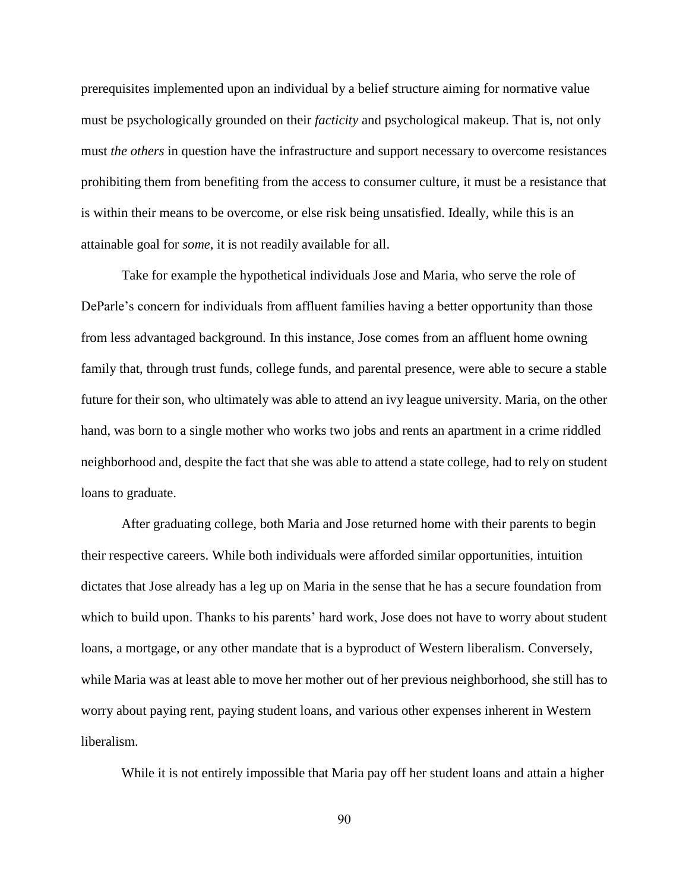prerequisites implemented upon an individual by a belief structure aiming for normative value must be psychologically grounded on their *facticity* and psychological makeup. That is, not only must *the others* in question have the infrastructure and support necessary to overcome resistances prohibiting them from benefiting from the access to consumer culture, it must be a resistance that is within their means to be overcome, or else risk being unsatisfied. Ideally, while this is an attainable goal for *some*, it is not readily available for all.

Take for example the hypothetical individuals Jose and Maria, who serve the role of DeParle's concern for individuals from affluent families having a better opportunity than those from less advantaged background. In this instance, Jose comes from an affluent home owning family that, through trust funds, college funds, and parental presence, were able to secure a stable future for their son, who ultimately was able to attend an ivy league university. Maria, on the other hand, was born to a single mother who works two jobs and rents an apartment in a crime riddled neighborhood and, despite the fact that she was able to attend a state college, had to rely on student loans to graduate.

After graduating college, both Maria and Jose returned home with their parents to begin their respective careers. While both individuals were afforded similar opportunities, intuition dictates that Jose already has a leg up on Maria in the sense that he has a secure foundation from which to build upon. Thanks to his parents' hard work, Jose does not have to worry about student loans, a mortgage, or any other mandate that is a byproduct of Western liberalism. Conversely, while Maria was at least able to move her mother out of her previous neighborhood, she still has to worry about paying rent, paying student loans, and various other expenses inherent in Western liberalism.

While it is not entirely impossible that Maria pay off her student loans and attain a higher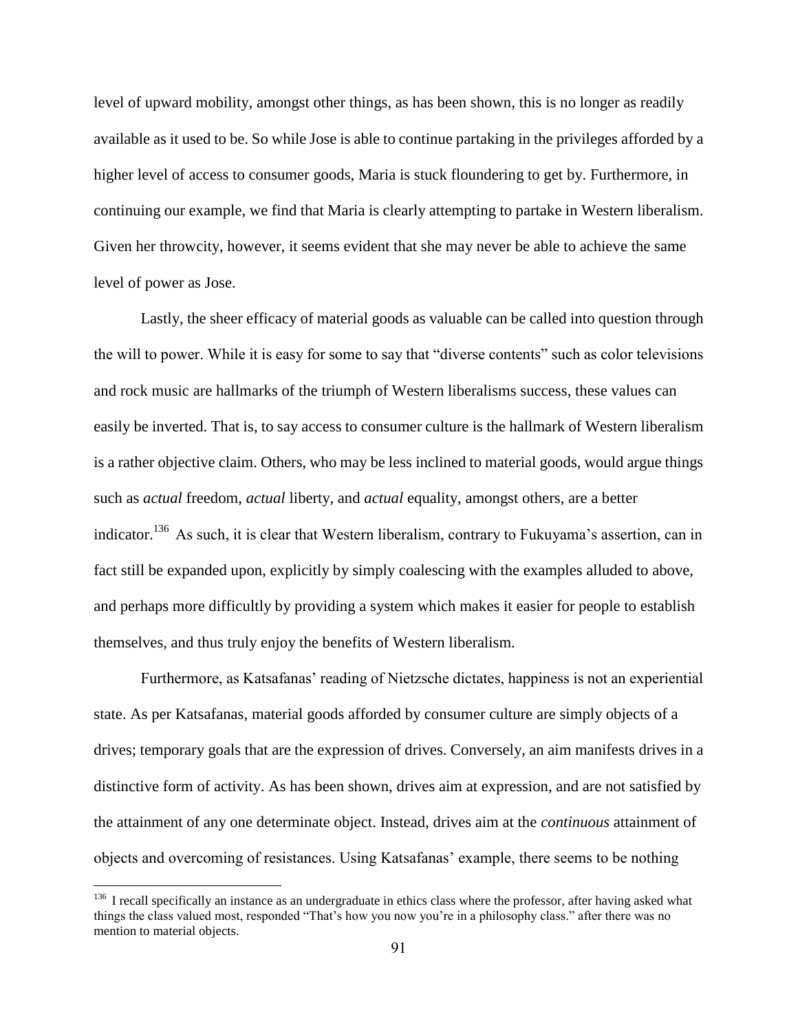level of upward mobility, amongst other things, as has been shown, this is no longer as readily available as it used to be. So while Jose is able to continue partaking in the privileges afforded by a higher level of access to consumer goods, Maria is stuck floundering to get by. Furthermore, in continuing our example, we find that Maria is clearly attempting to partake in Western liberalism. Given her throwcity, however, it seems evident that she may never be able to achieve the same level of power as Jose.

Lastly, the sheer efficacy of material goods as valuable can be called into question through the will to power. While it is easy for some to say that "diverse contents" such as color televisions and rock music are hallmarks of the triumph of Western liberalisms success, these values can easily be inverted. That is, to say access to consumer culture is the hallmark of Western liberalism is a rather objective claim. Others, who may be less inclined to material goods, would argue things such as *actual* freedom, *actual* liberty, and *actual* equality, amongst others, are a better indicator.[136] As such, it is clear that Western liberalism, contrary to Fukuyama's assertion, can in fact still be expanded upon, explicitly by simply coalescing with the examples alluded to above, and perhaps more difficultly by providing a system which makes it easier for people to establish themselves, and thus truly enjoy the benefits of Western liberalism.

Furthermore, as Katsafanas' reading of Nietzsche dictates, happiness is not an experiential state. As per Katsafanas, material goods afforded by consumer culture are simply objects of a drives; temporary goals that are the expression of drives. Conversely, an aim manifests drives in a distinctive form of activity. As has been shown, drives aim at expression, and are not satisfied by the attainment of any one determinate object. Instead, drives aim at the *continuous* attainment of objects and overcoming of resistances. Using Katsafanas' example, there seems to be nothing

[136] I recall specifically an instance as an undergraduate in ethics class where the professor, after having asked what things the class valued most, responded "That's how you now you're in a philosophy class." after there was no mention to material objects.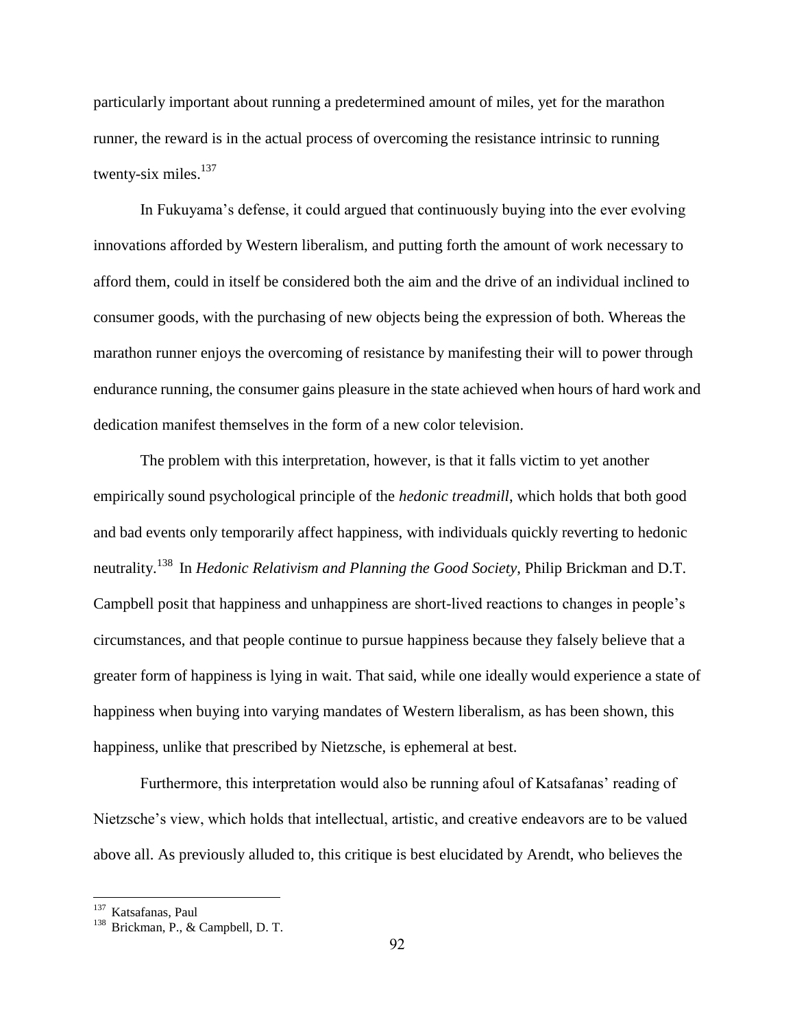particularly important about running a predetermined amount of miles, yet for the marathon runner, the reward is in the actual process of overcoming the resistance intrinsic to running twenty-six miles.[137]

In Fukuyama's defense, it could argued that continuously buying into the ever evolving innovations afforded by Western liberalism, and putting forth the amount of work necessary to afford them, could in itself be considered both the aim and the drive of an individual inclined to consumer goods, with the purchasing of new objects being the expression of both. Whereas the marathon runner enjoys the overcoming of resistance by manifesting their will to power through endurance running, the consumer gains pleasure in the state achieved when hours of hard work and dedication manifest themselves in the form of a new color television.

The problem with this interpretation, however, is that it falls victim to yet another empirically sound psychological principle of the *hedonic treadmill*, which holds that both good and bad events only temporarily affect happiness, with individuals quickly reverting to hedonic neutrality.[138] In *Hedonic Relativism and Planning the Good Society*, Philip Brickman and D.T. Campbell posit that happiness and unhappiness are short-lived reactions to changes in people's circumstances, and that people continue to pursue happiness because they falsely believe that a greater form of happiness is lying in wait. That said, while one ideally would experience a state of happiness when buying into varying mandates of Western liberalism, as has been shown, this happiness, unlike that prescribed by Nietzsche, is ephemeral at best.

Furthermore, this interpretation would also be running afoul of Katsafanas' reading of Nietzsche's view, which holds that intellectual, artistic, and creative endeavors are to be valued above all. As previously alluded to, this critique is best elucidated by Arendt, who believes the

---

[137] Katsafanas, Paul

[138] Brickman, P., & Campbell, D. T.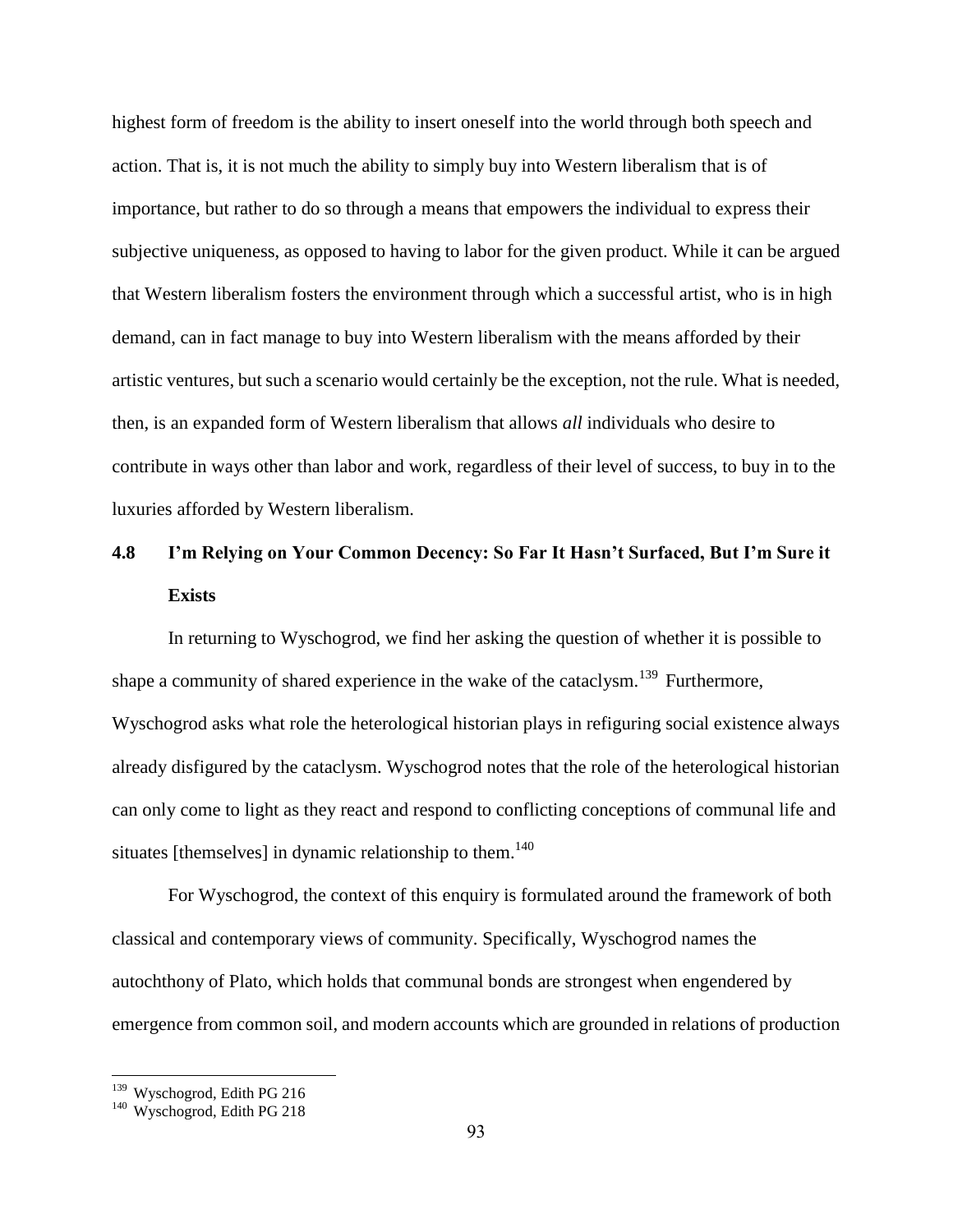highest form of freedom is the ability to insert oneself into the world through both speech and action. That is, it is not much the ability to simply buy into Western liberalism that is of importance, but rather to do so through a means that empowers the individual to express their subjective uniqueness, as opposed to having to labor for the given product. While it can be argued that Western liberalism fosters the environment through which a successful artist, who is in high demand, can in fact manage to buy into Western liberalism with the means afforded by their artistic ventures, but such a scenario would certainly be the exception, not the rule. What is needed, then, is an expanded form of Western liberalism that allows *all* individuals who desire to contribute in ways other than labor and work, regardless of their level of success, to buy in to the luxuries afforded by Western liberalism.

## 4.8 I'm Relying on Your Common Decency: So Far It Hasn't Surfaced, But I'm Sure it Exists

In returning to Wyschogrod, we find her asking the question of whether it is possible to shape a community of shared experience in the wake of the cataclysm.[139] Furthermore, Wyschogrod asks what role the heterological historian plays in refiguring social existence always already disfigured by the cataclysm. Wyschogrod notes that the role of the heterological historian can only come to light as they react and respond to conflicting conceptions of communal life and situates [themselves] in dynamic relationship to them.[140]

For Wyschogrod, the context of this enquiry is formulated around the framework of both classical and contemporary views of community. Specifically, Wyschogrod names the autochthony of Plato, which holds that communal bonds are strongest when engendered by emergence from common soil, and modern accounts which are grounded in relations of production

[139] Wyschogrod, Edith PG 216

[140] Wyschogrod, Edith PG 218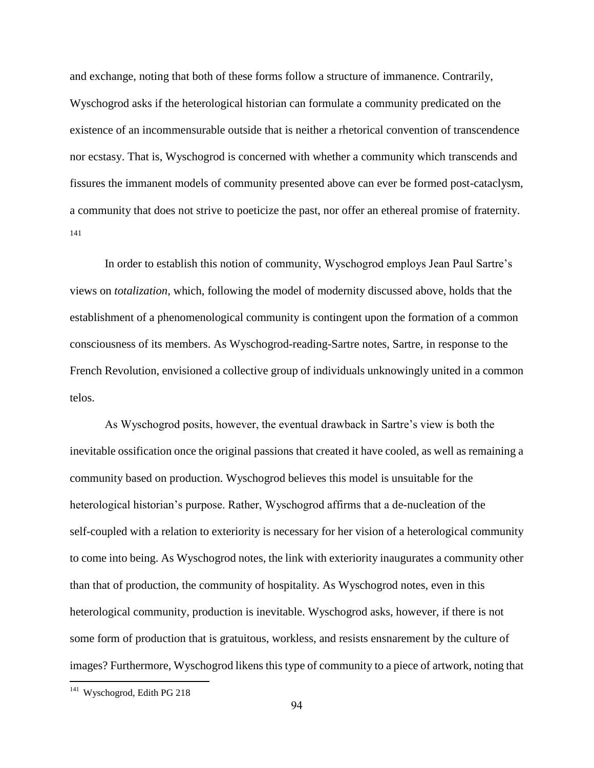and exchange, noting that both of these forms follow a structure of immanence. Contrarily, Wyschogrod asks if the heterological historian can formulate a community predicated on the existence of an incommensurable outside that is neither a rhetorical convention of transcendence nor ecstasy. That is, Wyschogrod is concerned with whether a community which transcends and fissures the immanent models of community presented above can ever be formed post-cataclysm, a community that does not strive to poeticize the past, nor offer an ethereal promise of fraternity. [141]

In order to establish this notion of community, Wyschogrod employs Jean Paul Sartre's views on *totalization*, which, following the model of modernity discussed above, holds that the establishment of a phenomenological community is contingent upon the formation of a common consciousness of its members. As Wyschogrod-reading-Sartre notes, Sartre, in response to the French Revolution, envisioned a collective group of individuals unknowingly united in a common telos.

As Wyschogrod posits, however, the eventual drawback in Sartre's view is both the inevitable ossification once the original passions that created it have cooled, as well as remaining a community based on production. Wyschogrod believes this model is unsuitable for the heterological historian's purpose. Rather, Wyschogrod affirms that a de-nucleation of the self-coupled with a relation to exteriority is necessary for her vision of a heterological community to come into being. As Wyschogrod notes, the link with exteriority inaugurates a community other than that of production, the community of hospitality. As Wyschogrod notes, even in this heterological community, production is inevitable. Wyschogrod asks, however, if there is not some form of production that is gratuitous, workless, and resists ensnarement by the culture of images? Furthermore, Wyschogrod likens this type of community to a piece of artwork, noting that

---

[141] Wyschogrod, Edith PG 218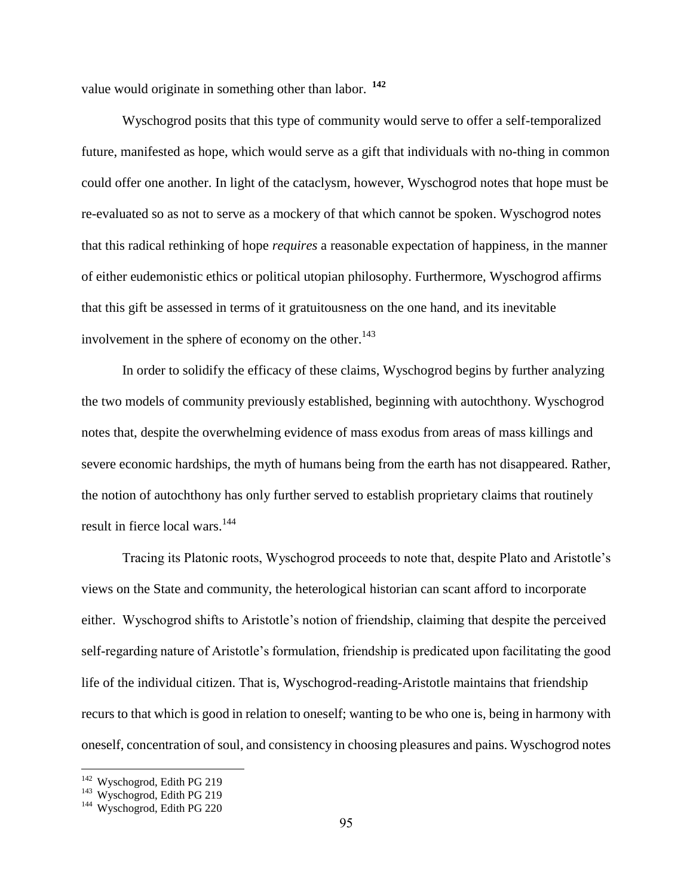value would originate in something other than labor. [142]

Wyschogrod posits that this type of community would serve to offer a self-temporalized future, manifested as hope, which would serve as a gift that individuals with no-thing in common could offer one another. In light of the cataclysm, however, Wyschogrod notes that hope must be re-evaluated so as not to serve as a mockery of that which cannot be spoken. Wyschogrod notes that this radical rethinking of hope *requires* a reasonable expectation of happiness, in the manner of either eudemonistic ethics or political utopian philosophy. Furthermore, Wyschogrod affirms that this gift be assessed in terms of it gratuitousness on the one hand, and its inevitable involvement in the sphere of economy on the other.[143]

In order to solidify the efficacy of these claims, Wyschogrod begins by further analyzing the two models of community previously established, beginning with autochthony. Wyschogrod notes that, despite the overwhelming evidence of mass exodus from areas of mass killings and severe economic hardships, the myth of humans being from the earth has not disappeared. Rather, the notion of autochthony has only further served to establish proprietary claims that routinely result in fierce local wars.[144]

Tracing its Platonic roots, Wyschogrod proceeds to note that, despite Plato and Aristotle's views on the State and community, the heterological historian can scant afford to incorporate either. Wyschogrod shifts to Aristotle's notion of friendship, claiming that despite the perceived self-regarding nature of Aristotle's formulation, friendship is predicated upon facilitating the good life of the individual citizen. That is, Wyschogrod-reading-Aristotle maintains that friendship recurs to that which is good in relation to oneself; wanting to be who one is, being in harmony with oneself, concentration of soul, and consistency in choosing pleasures and pains. Wyschogrod notes

---

[142] Wyschogrod, Edith PG 219

[143] Wyschogrod, Edith PG 219

[144] Wyschogrod, Edith PG 220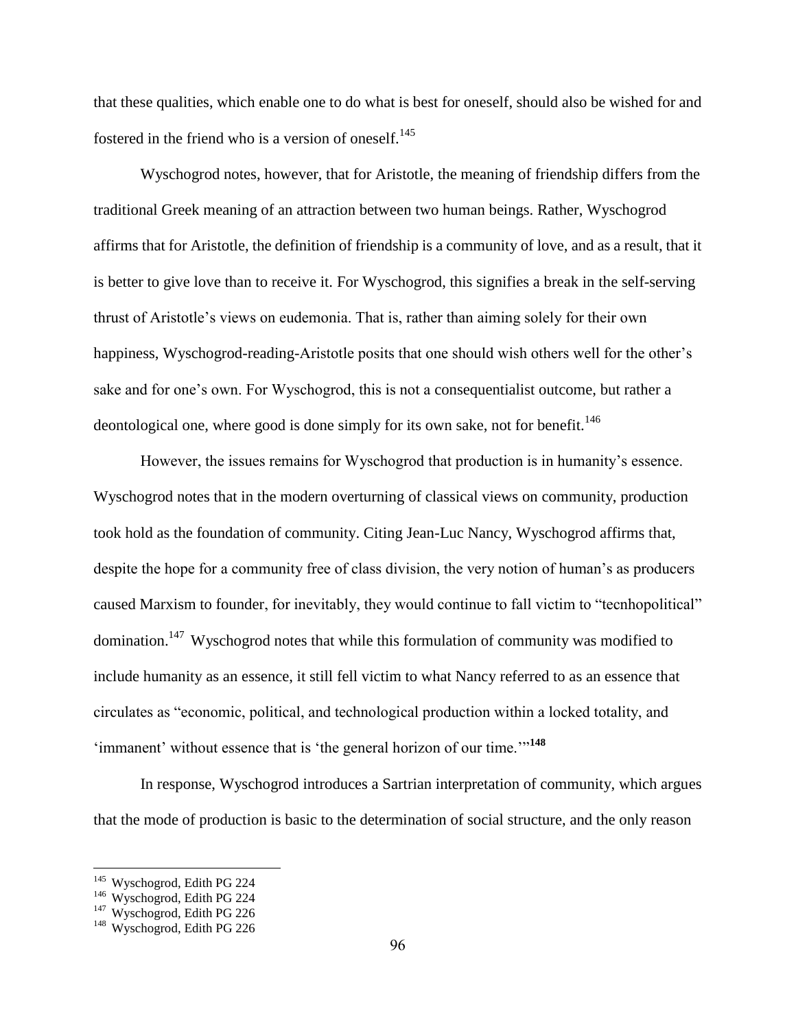that these qualities, which enable one to do what is best for oneself, should also be wished for and fostered in the friend who is a version of oneself.[145]

Wyschogrod notes, however, that for Aristotle, the meaning of friendship differs from the traditional Greek meaning of an attraction between two human beings. Rather, Wyschogrod affirms that for Aristotle, the definition of friendship is a community of love, and as a result, that it is better to give love than to receive it. For Wyschogrod, this signifies a break in the self-serving thrust of Aristotle's views on eudemonia. That is, rather than aiming solely for their own happiness, Wyschogrod-reading-Aristotle posits that one should wish others well for the other's sake and for one's own. For Wyschogrod, this is not a consequentialist outcome, but rather a deontological one, where good is done simply for its own sake, not for benefit.[146]

However, the issues remains for Wyschogrod that production is in humanity's essence. Wyschogrod notes that in the modern overturning of classical views on community, production took hold as the foundation of community. Citing Jean-Luc Nancy, Wyschogrod affirms that, despite the hope for a community free of class division, the very notion of human's as producers caused Marxism to founder, for inevitably, they would continue to fall victim to "tecnhopolitical" domination.[147] Wyschogrod notes that while this formulation of community was modified to include humanity as an essence, it still fell victim to what Nancy referred to as an essence that circulates as "economic, political, and technological production within a locked totality, and 'immanent' without essence that is 'the general horizon of our time.'"[148]

In response, Wyschogrod introduces a Sartrian interpretation of community, which argues that the mode of production is basic to the determination of social structure, and the only reason

---

[145] Wyschogrod, Edith PG 224

[146] Wyschogrod, Edith PG 224

[147] Wyschogrod, Edith PG 226

[148] Wyschogrod, Edith PG 226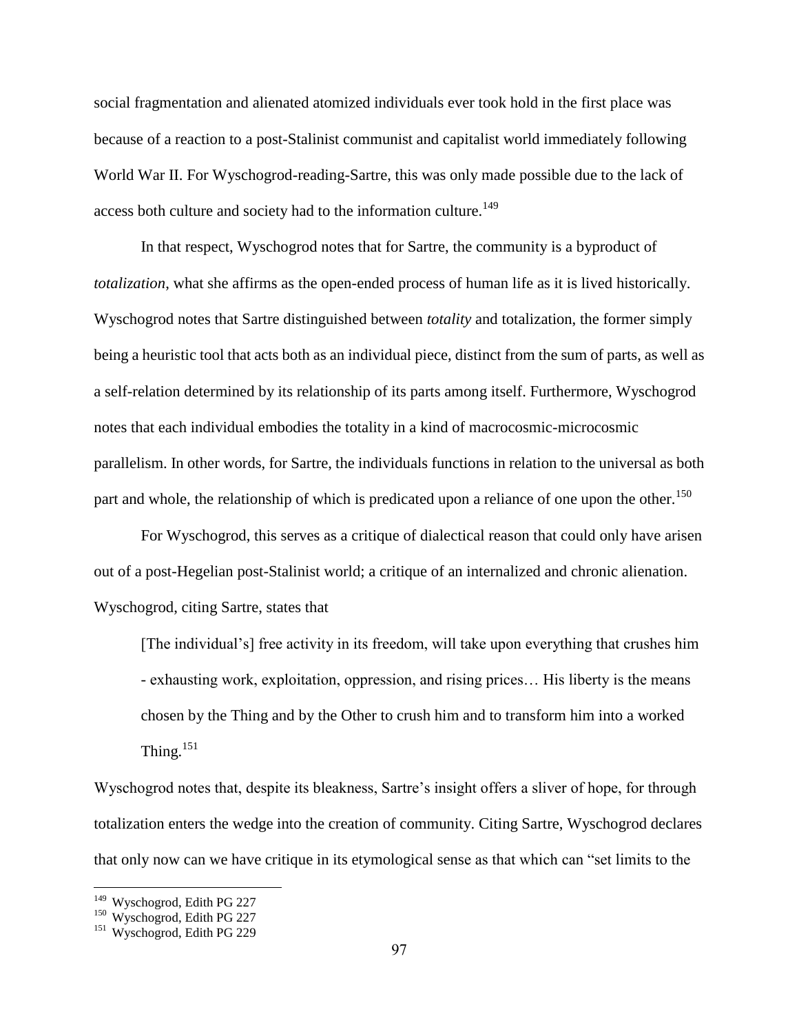social fragmentation and alienated atomized individuals ever took hold in the first place was because of a reaction to a post-Stalinist communist and capitalist world immediately following World War II. For Wyschogrod-reading-Sartre, this was only made possible due to the lack of access both culture and society had to the information culture.[149]

In that respect, Wyschogrod notes that for Sartre, the community is a byproduct of *totalization*, what she affirms as the open-ended process of human life as it is lived historically. Wyschogrod notes that Sartre distinguished between *totality* and totalization, the former simply being a heuristic tool that acts both as an individual piece, distinct from the sum of parts, as well as a self-relation determined by its relationship of its parts among itself. Furthermore, Wyschogrod notes that each individual embodies the totality in a kind of macrocosmic-microcosmic parallelism. In other words, for Sartre, the individuals functions in relation to the universal as both part and whole, the relationship of which is predicated upon a reliance of one upon the other.[150]

For Wyschogrod, this serves as a critique of dialectical reason that could only have arisen out of a post-Hegelian post-Stalinist world; a critique of an internalized and chronic alienation. Wyschogrod, citing Sartre, states that

> [The individual's] free activity in its freedom, will take upon everything that crushes him - exhausting work, exploitation, oppression, and rising prices… His liberty is the means chosen by the Thing and by the Other to crush him and to transform him into a worked Thing.[151]

Wyschogrod notes that, despite its bleakness, Sartre's insight offers a sliver of hope, for through totalization enters the wedge into the creation of community. Citing Sartre, Wyschogrod declares that only now can we have critique in its etymological sense as that which can "set limits to the

---

[149] Wyschogrod, Edith PG 227

[150] Wyschogrod, Edith PG 227

[151] Wyschogrod, Edith PG 229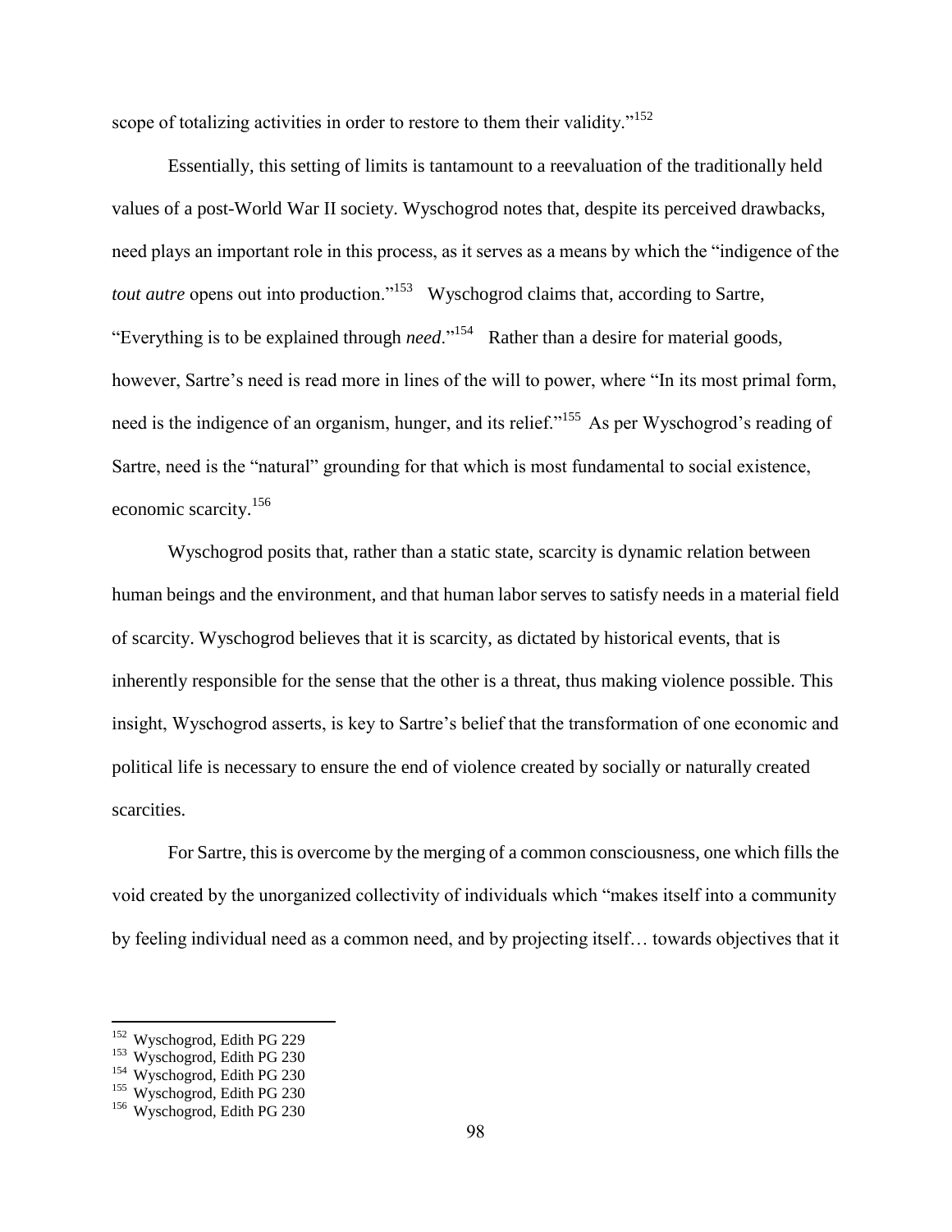scope of totalizing activities in order to restore to them their validity."[152]

Essentially, this setting of limits is tantamount to a reevaluation of the traditionally held values of a post-World War II society. Wyschogrod notes that, despite its perceived drawbacks, need plays an important role in this process, as it serves as a means by which the "indigence of the *tout autre* opens out into production."[153] Wyschogrod claims that, according to Sartre, "Everything is to be explained through *need*."[154] Rather than a desire for material goods, however, Sartre's need is read more in lines of the will to power, where "In its most primal form, need is the indigence of an organism, hunger, and its relief."[155] As per Wyschogrod's reading of Sartre, need is the "natural" grounding for that which is most fundamental to social existence, economic scarcity.[156]

Wyschogrod posits that, rather than a static state, scarcity is dynamic relation between human beings and the environment, and that human labor serves to satisfy needs in a material field of scarcity. Wyschogrod believes that it is scarcity, as dictated by historical events, that is inherently responsible for the sense that the other is a threat, thus making violence possible. This insight, Wyschogrod asserts, is key to Sartre's belief that the transformation of one economic and political life is necessary to ensure the end of violence created by socially or naturally created scarcities.

For Sartre, this is overcome by the merging of a common consciousness, one which fills the void created by the unorganized collectivity of individuals which "makes itself into a community by feeling individual need as a common need, and by projecting itself… towards objectives that it

---

[152] Wyschogrod, Edith PG 229
[153] Wyschogrod, Edith PG 230
[154] Wyschogrod, Edith PG 230
[155] Wyschogrod, Edith PG 230
[156] Wyschogrod, Edith PG 230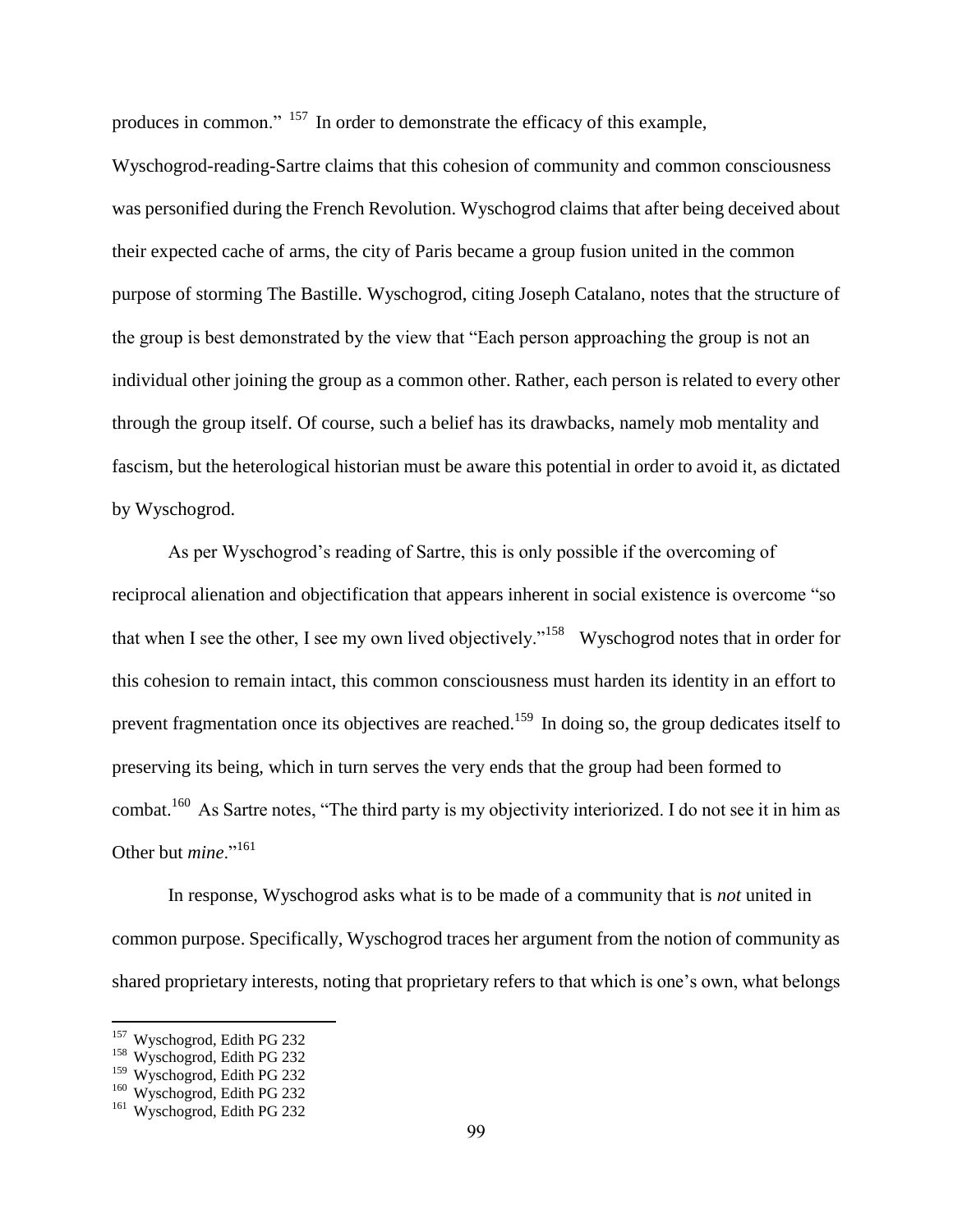produces in common." [157] In order to demonstrate the efficacy of this example, Wyschogrod-reading-Sartre claims that this cohesion of community and common consciousness was personified during the French Revolution. Wyschogrod claims that after being deceived about their expected cache of arms, the city of Paris became a group fusion united in the common purpose of storming The Bastille. Wyschogrod, citing Joseph Catalano, notes that the structure of the group is best demonstrated by the view that "Each person approaching the group is not an individual other joining the group as a common other. Rather, each person is related to every other through the group itself. Of course, such a belief has its drawbacks, namely mob mentality and fascism, but the heterological historian must be aware this potential in order to avoid it, as dictated by Wyschogrod.

As per Wyschogrod's reading of Sartre, this is only possible if the overcoming of reciprocal alienation and objectification that appears inherent in social existence is overcome "so that when I see the other, I see my own lived objectively."[158] Wyschogrod notes that in order for this cohesion to remain intact, this common consciousness must harden its identity in an effort to prevent fragmentation once its objectives are reached.[159] In doing so, the group dedicates itself to preserving its being, which in turn serves the very ends that the group had been formed to combat.[160] As Sartre notes, "The third party is my objectivity interiorized. I do not see it in him as Other but *mine*."[161]

In response, Wyschogrod asks what is to be made of a community that is *not* united in common purpose. Specifically, Wyschogrod traces her argument from the notion of community as shared proprietary interests, noting that proprietary refers to that which is one's own, what belongs

---

[157] Wyschogrod, Edith PG 232
[158] Wyschogrod, Edith PG 232
[159] Wyschogrod, Edith PG 232
[160] Wyschogrod, Edith PG 232
[161] Wyschogrod, Edith PG 232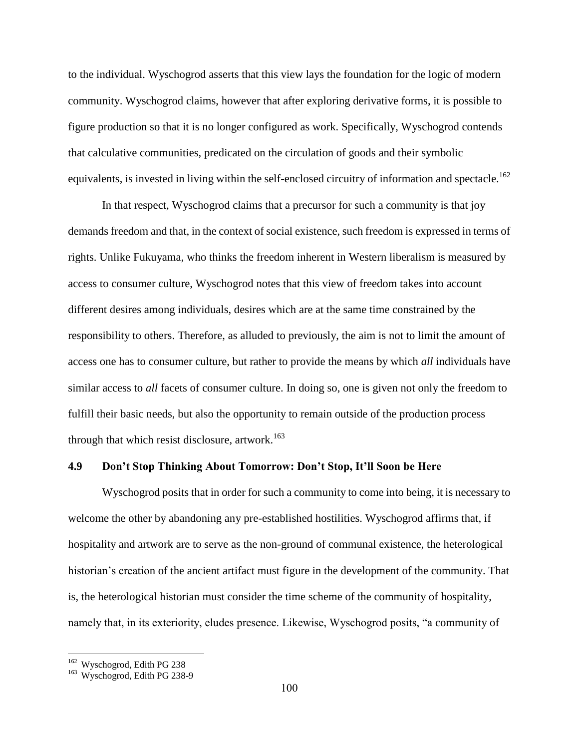to the individual. Wyschogrod asserts that this view lays the foundation for the logic of modern community. Wyschogrod claims, however that after exploring derivative forms, it is possible to figure production so that it is no longer configured as work. Specifically, Wyschogrod contends that calculative communities, predicated on the circulation of goods and their symbolic equivalents, is invested in living within the self-enclosed circuitry of information and spectacle.[162]

In that respect, Wyschogrod claims that a precursor for such a community is that joy demands freedom and that, in the context of social existence, such freedom is expressed in terms of rights. Unlike Fukuyama, who thinks the freedom inherent in Western liberalism is measured by access to consumer culture, Wyschogrod notes that this view of freedom takes into account different desires among individuals, desires which are at the same time constrained by the responsibility to others. Therefore, as alluded to previously, the aim is not to limit the amount of access one has to consumer culture, but rather to provide the means by which *all* individuals have similar access to *all* facets of consumer culture. In doing so, one is given not only the freedom to fulfill their basic needs, but also the opportunity to remain outside of the production process through that which resist disclosure, artwork.[163]

### 4.9 Don't Stop Thinking About Tomorrow: Don't Stop, It'll Soon be Here

Wyschogrod posits that in order for such a community to come into being, it is necessary to welcome the other by abandoning any pre-established hostilities. Wyschogrod affirms that, if hospitality and artwork are to serve as the non-ground of communal existence, the heterological historian's creation of the ancient artifact must figure in the development of the community. That is, the heterological historian must consider the time scheme of the community of hospitality, namely that, in its exteriority, eludes presence. Likewise, Wyschogrod posits, "a community of

[162] Wyschogrod, Edith PG 238

[163] Wyschogrod, Edith PG 238-9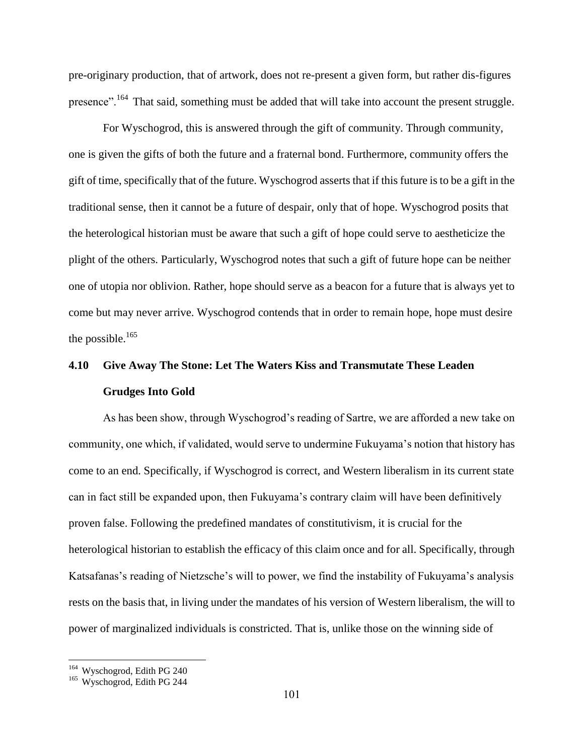pre-originary production, that of artwork, does not re-present a given form, but rather dis-figures presence".[164] That said, something must be added that will take into account the present struggle.

For Wyschogrod, this is answered through the gift of community. Through community, one is given the gifts of both the future and a fraternal bond. Furthermore, community offers the gift of time, specifically that of the future. Wyschogrod asserts that if this future is to be a gift in the traditional sense, then it cannot be a future of despair, only that of hope. Wyschogrod posits that the heterological historian must be aware that such a gift of hope could serve to aestheticize the plight of the others. Particularly, Wyschogrod notes that such a gift of future hope can be neither one of utopia nor oblivion. Rather, hope should serve as a beacon for a future that is always yet to come but may never arrive. Wyschogrod contends that in order to remain hope, hope must desire the possible.[165]

## 4.10 Give Away The Stone: Let The Waters Kiss and Transmutate These Leaden Grudges Into Gold

As has been show, through Wyschogrod's reading of Sartre, we are afforded a new take on community, one which, if validated, would serve to undermine Fukuyama's notion that history has come to an end. Specifically, if Wyschogrod is correct, and Western liberalism in its current state can in fact still be expanded upon, then Fukuyama's contrary claim will have been definitively proven false. Following the predefined mandates of constitutivism, it is crucial for the heterological historian to establish the efficacy of this claim once and for all. Specifically, through Katsafanas's reading of Nietzsche's will to power, we find the instability of Fukuyama's analysis rests on the basis that, in living under the mandates of his version of Western liberalism, the will to power of marginalized individuals is constricted. That is, unlike those on the winning side of

[164] Wyschogrod, Edith PG 240

[165] Wyschogrod, Edith PG 244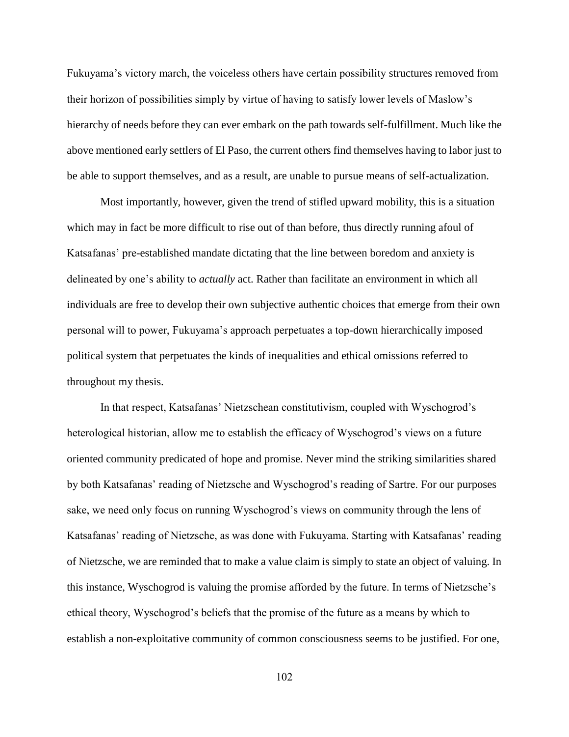Fukuyama's victory march, the voiceless others have certain possibility structures removed from their horizon of possibilities simply by virtue of having to satisfy lower levels of Maslow's hierarchy of needs before they can ever embark on the path towards self-fulfillment. Much like the above mentioned early settlers of El Paso, the current others find themselves having to labor just to be able to support themselves, and as a result, are unable to pursue means of self-actualization.

Most importantly, however, given the trend of stifled upward mobility, this is a situation which may in fact be more difficult to rise out of than before, thus directly running afoul of Katsafanas' pre-established mandate dictating that the line between boredom and anxiety is delineated by one's ability to *actually* act. Rather than facilitate an environment in which all individuals are free to develop their own subjective authentic choices that emerge from their own personal will to power, Fukuyama's approach perpetuates a top-down hierarchically imposed political system that perpetuates the kinds of inequalities and ethical omissions referred to throughout my thesis.

In that respect, Katsafanas' Nietzschean constitutivism, coupled with Wyschogrod's heterological historian, allow me to establish the efficacy of Wyschogrod's views on a future oriented community predicated of hope and promise. Never mind the striking similarities shared by both Katsafanas' reading of Nietzsche and Wyschogrod's reading of Sartre. For our purposes sake, we need only focus on running Wyschogrod's views on community through the lens of Katsafanas' reading of Nietzsche, as was done with Fukuyama. Starting with Katsafanas' reading of Nietzsche, we are reminded that to make a value claim is simply to state an object of valuing. In this instance, Wyschogrod is valuing the promise afforded by the future. In terms of Nietzsche's ethical theory, Wyschogrod's beliefs that the promise of the future as a means by which to establish a non-exploitative community of common consciousness seems to be justified. For one,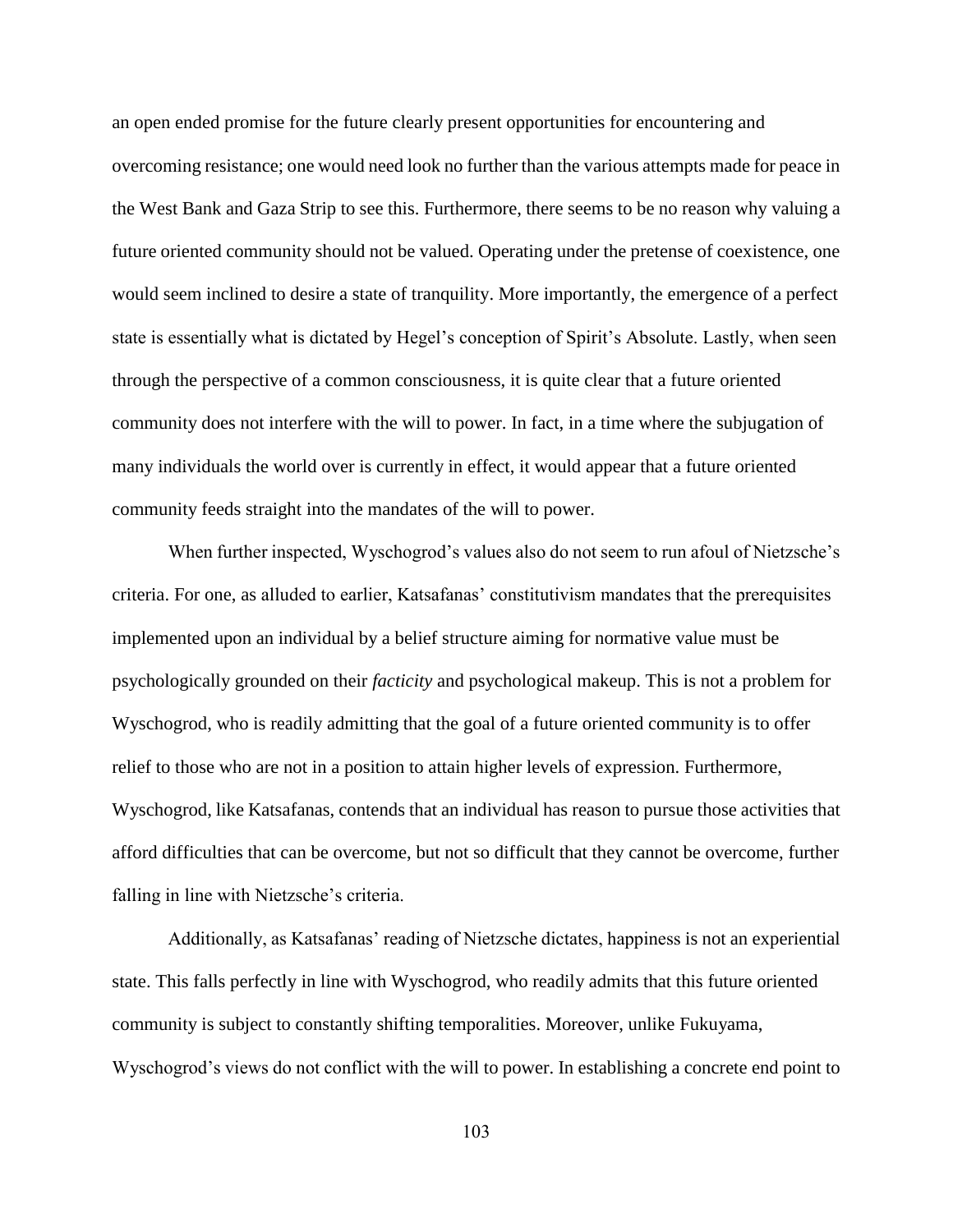an open ended promise for the future clearly present opportunities for encountering and overcoming resistance; one would need look no further than the various attempts made for peace in the West Bank and Gaza Strip to see this. Furthermore, there seems to be no reason why valuing a future oriented community should not be valued. Operating under the pretense of coexistence, one would seem inclined to desire a state of tranquility. More importantly, the emergence of a perfect state is essentially what is dictated by Hegel's conception of Spirit's Absolute. Lastly, when seen through the perspective of a common consciousness, it is quite clear that a future oriented community does not interfere with the will to power. In fact, in a time where the subjugation of many individuals the world over is currently in effect, it would appear that a future oriented community feeds straight into the mandates of the will to power.

When further inspected, Wyschogrod's values also do not seem to run afoul of Nietzsche's criteria. For one, as alluded to earlier, Katsafanas' constitutivism mandates that the prerequisites implemented upon an individual by a belief structure aiming for normative value must be psychologically grounded on their *facticity* and psychological makeup. This is not a problem for Wyschogrod, who is readily admitting that the goal of a future oriented community is to offer relief to those who are not in a position to attain higher levels of expression. Furthermore, Wyschogrod, like Katsafanas, contends that an individual has reason to pursue those activities that afford difficulties that can be overcome, but not so difficult that they cannot be overcome, further falling in line with Nietzsche's criteria.

Additionally, as Katsafanas' reading of Nietzsche dictates, happiness is not an experiential state. This falls perfectly in line with Wyschogrod, who readily admits that this future oriented community is subject to constantly shifting temporalities. Moreover, unlike Fukuyama, Wyschogrod's views do not conflict with the will to power. In establishing a concrete end point to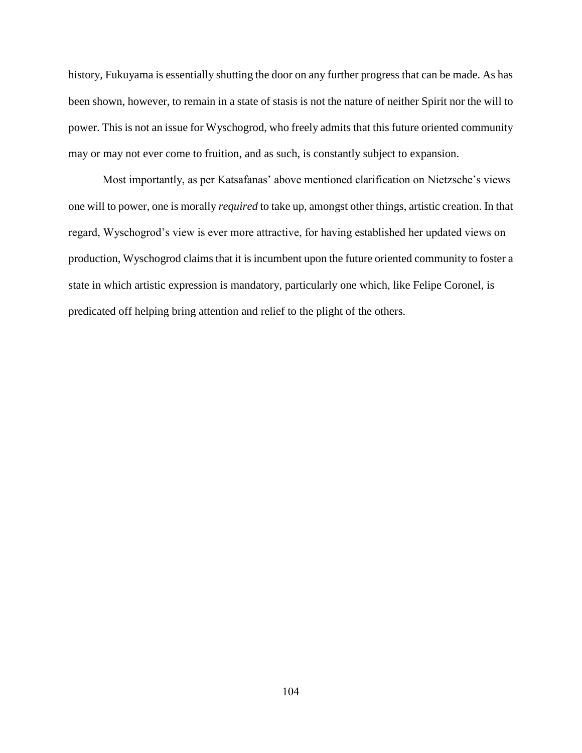history, Fukuyama is essentially shutting the door on any further progress that can be made. As has been shown, however, to remain in a state of stasis is not the nature of neither Spirit nor the will to power. This is not an issue for Wyschogrod, who freely admits that this future oriented community may or may not ever come to fruition, and as such, is constantly subject to expansion.

Most importantly, as per Katsafanas' above mentioned clarification on Nietzsche's views one will to power, one is morally *required* to take up, amongst other things, artistic creation. In that regard, Wyschogrod's view is ever more attractive, for having established her updated views on production, Wyschogrod claims that it is incumbent upon the future oriented community to foster a state in which artistic expression is mandatory, particularly one which, like Felipe Coronel, is predicated off helping bring attention and relief to the plight of the others.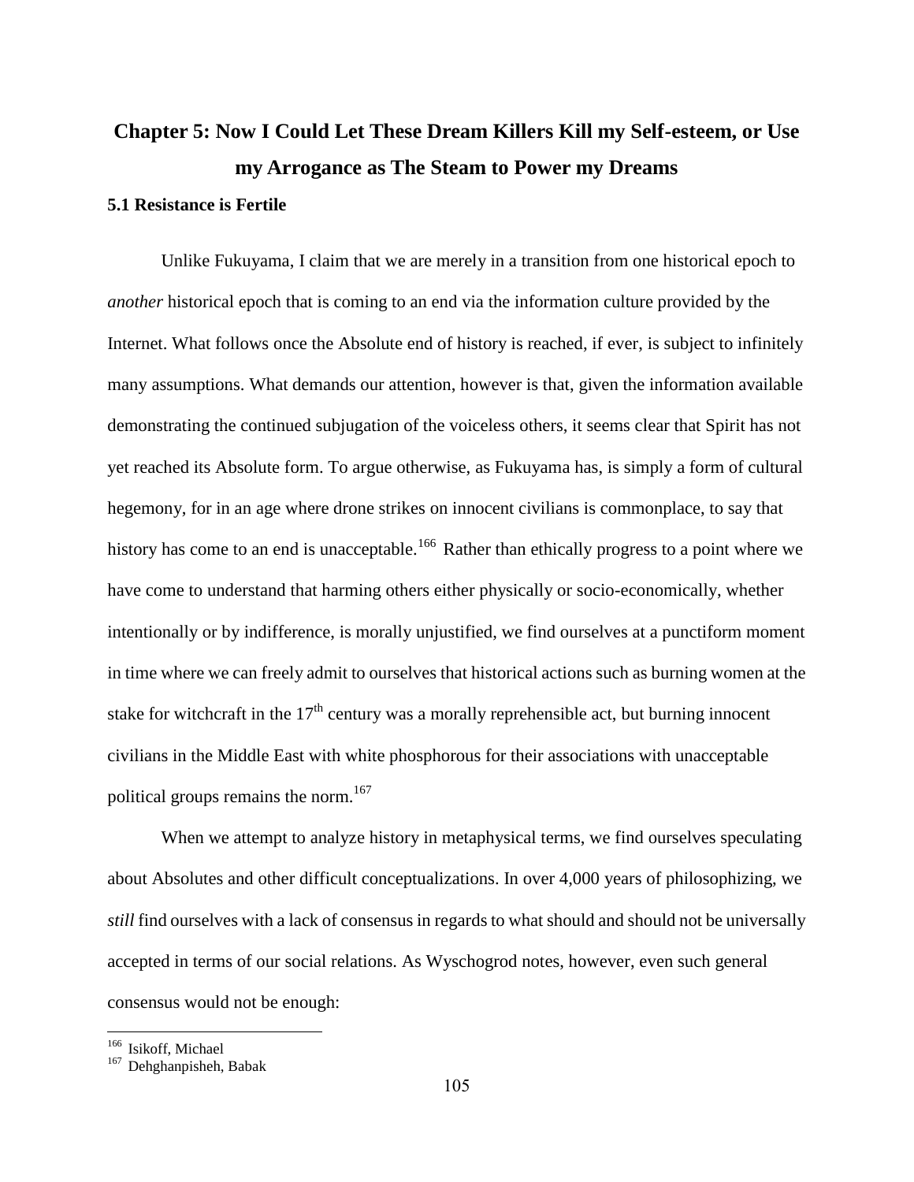# Chapter 5: Now I Could Let These Dream Killers Kill my Self-esteem, or Use my Arrogance as The Steam to Power my Dreams

## 5.1 Resistance is Fertile

Unlike Fukuyama, I claim that we are merely in a transition from one historical epoch to *another* historical epoch that is coming to an end via the information culture provided by the Internet. What follows once the Absolute end of history is reached, if ever, is subject to infinitely many assumptions. What demands our attention, however is that, given the information available demonstrating the continued subjugation of the voiceless others, it seems clear that Spirit has not yet reached its Absolute form. To argue otherwise, as Fukuyama has, is simply a form of cultural hegemony, for in an age where drone strikes on innocent civilians is commonplace, to say that history has come to an end is unacceptable.[166] Rather than ethically progress to a point where we have come to understand that harming others either physically or socio-economically, whether intentionally or by indifference, is morally unjustified, we find ourselves at a punctiform moment in time where we can freely admit to ourselves that historical actions such as burning women at the stake for witchcraft in the 17th century was a morally reprehensible act, but burning innocent civilians in the Middle East with white phosphorous for their associations with unacceptable political groups remains the norm.[167]

When we attempt to analyze history in metaphysical terms, we find ourselves speculating about Absolutes and other difficult conceptualizations. In over 4,000 years of philosophizing, we *still* find ourselves with a lack of consensus in regards to what should and should not be universally accepted in terms of our social relations. As Wyschogrod notes, however, even such general consensus would not be enough:

[166] Isikoff, Michael

[167] Dehghanpisheh, Babak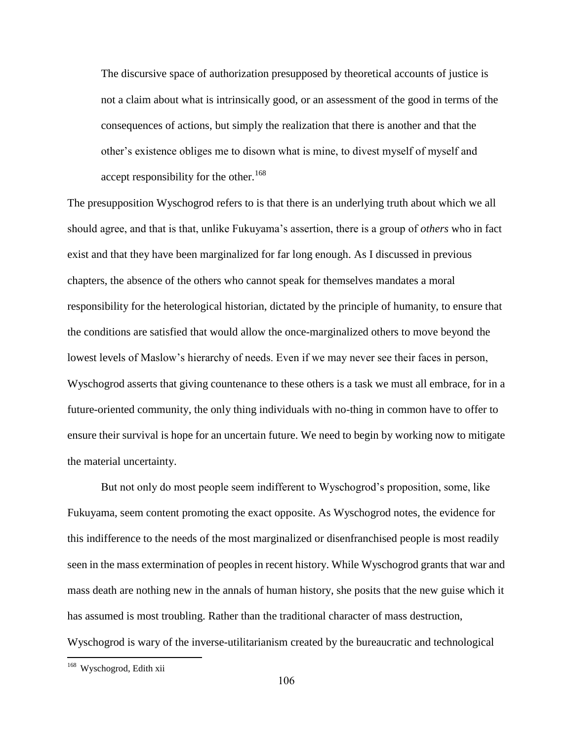> The discursive space of authorization presupposed by theoretical accounts of justice is not a claim about what is intrinsically good, or an assessment of the good in terms of the consequences of actions, but simply the realization that there is another and that the other's existence obliges me to disown what is mine, to divest myself of myself and accept responsibility for the other.[168]

The presupposition Wyschogrod refers to is that there is an underlying truth about which we all should agree, and that is that, unlike Fukuyama's assertion, there is a group of *others* who in fact exist and that they have been marginalized for far long enough. As I discussed in previous chapters, the absence of the others who cannot speak for themselves mandates a moral responsibility for the heterological historian, dictated by the principle of humanity, to ensure that the conditions are satisfied that would allow the once-marginalized others to move beyond the lowest levels of Maslow's hierarchy of needs. Even if we may never see their faces in person, Wyschogrod asserts that giving countenance to these others is a task we must all embrace, for in a future-oriented community, the only thing individuals with no-thing in common have to offer to ensure their survival is hope for an uncertain future. We need to begin by working now to mitigate the material uncertainty.

But not only do most people seem indifferent to Wyschogrod's proposition, some, like Fukuyama, seem content promoting the exact opposite. As Wyschogrod notes, the evidence for this indifference to the needs of the most marginalized or disenfranchised people is most readily seen in the mass extermination of peoples in recent history. While Wyschogrod grants that war and mass death are nothing new in the annals of human history, she posits that the new guise which it has assumed is most troubling. Rather than the traditional character of mass destruction, Wyschogrod is wary of the inverse-utilitarianism created by the bureaucratic and technological

---

[168] Wyschogrod, Edith xii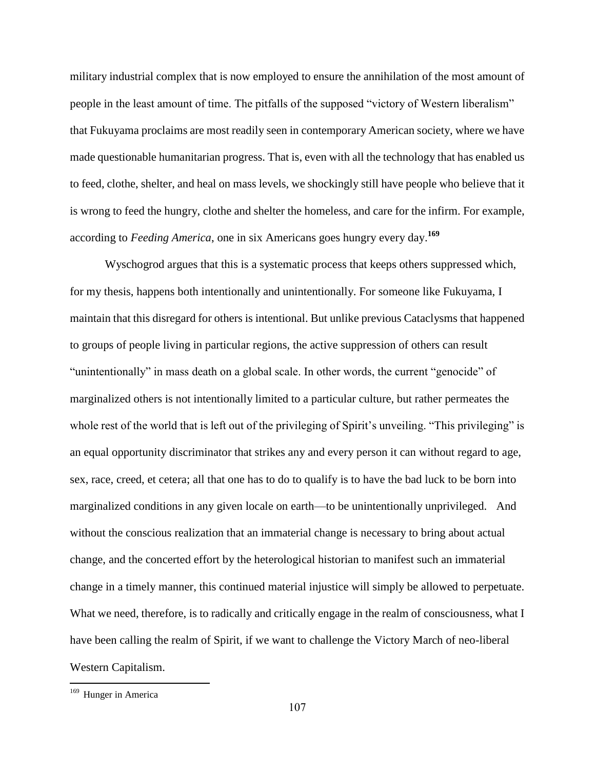military industrial complex that is now employed to ensure the annihilation of the most amount of people in the least amount of time. The pitfalls of the supposed "victory of Western liberalism" that Fukuyama proclaims are most readily seen in contemporary American society, where we have made questionable humanitarian progress. That is, even with all the technology that has enabled us to feed, clothe, shelter, and heal on mass levels, we shockingly still have people who believe that it is wrong to feed the hungry, clothe and shelter the homeless, and care for the infirm. For example, according to *Feeding America*, one in six Americans goes hungry every day.[169]

Wyschogrod argues that this is a systematic process that keeps others suppressed which, for my thesis, happens both intentionally and unintentionally. For someone like Fukuyama, I maintain that this disregard for others is intentional. But unlike previous Cataclysms that happened to groups of people living in particular regions, the active suppression of others can result "unintentionally" in mass death on a global scale. In other words, the current "genocide" of marginalized others is not intentionally limited to a particular culture, but rather permeates the whole rest of the world that is left out of the privileging of Spirit's unveiling. "This privileging" is an equal opportunity discriminator that strikes any and every person it can without regard to age, sex, race, creed, et cetera; all that one has to do to qualify is to have the bad luck to be born into marginalized conditions in any given locale on earth—to be unintentionally unprivileged. And without the conscious realization that an immaterial change is necessary to bring about actual change, and the concerted effort by the heterological historian to manifest such an immaterial change in a timely manner, this continued material injustice will simply be allowed to perpetuate. What we need, therefore, is to radically and critically engage in the realm of consciousness, what I have been calling the realm of Spirit, if we want to challenge the Victory March of neo-liberal Western Capitalism.

---

[169] Hunger in America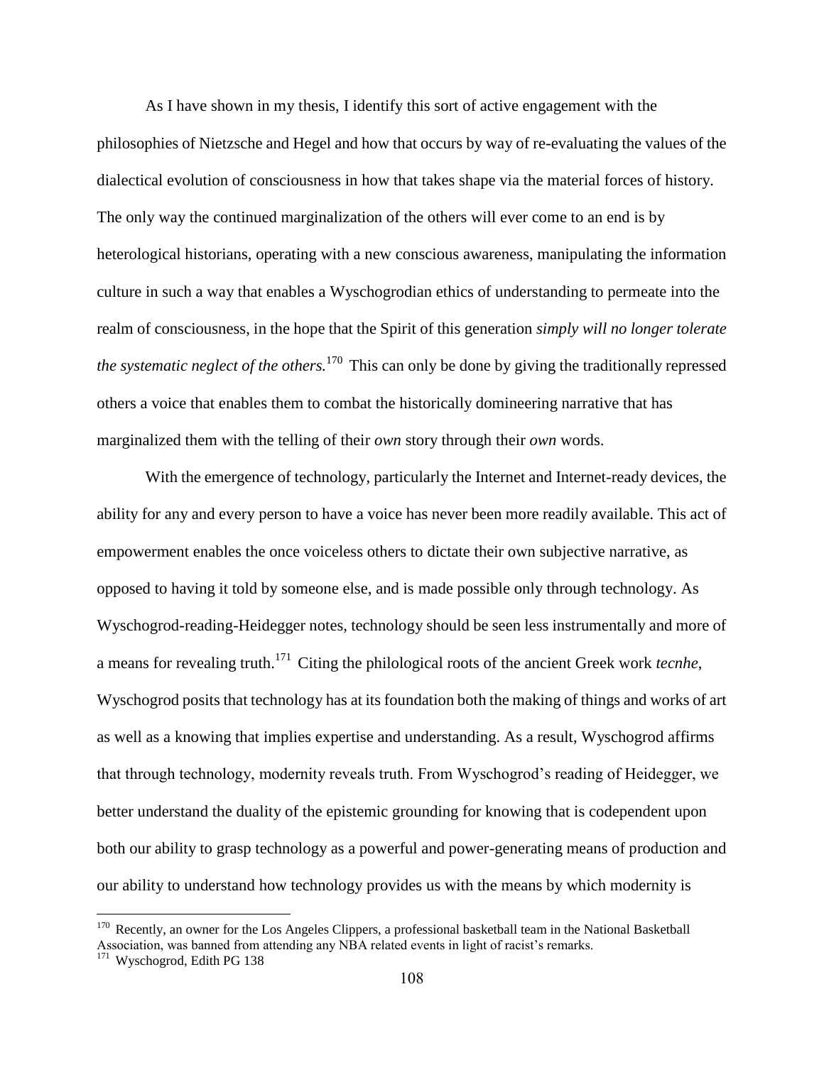As I have shown in my thesis, I identify this sort of active engagement with the philosophies of Nietzsche and Hegel and how that occurs by way of re-evaluating the values of the dialectical evolution of consciousness in how that takes shape via the material forces of history. The only way the continued marginalization of the others will ever come to an end is by heterological historians, operating with a new conscious awareness, manipulating the information culture in such a way that enables a Wyschogrodian ethics of understanding to permeate into the realm of consciousness, in the hope that the Spirit of this generation *simply will no longer tolerate the systematic neglect of the others.*[170] This can only be done by giving the traditionally repressed others a voice that enables them to combat the historically domineering narrative that has marginalized them with the telling of their *own* story through their *own* words.

With the emergence of technology, particularly the Internet and Internet-ready devices, the ability for any and every person to have a voice has never been more readily available. This act of empowerment enables the once voiceless others to dictate their own subjective narrative, as opposed to having it told by someone else, and is made possible only through technology. As Wyschogrod-reading-Heidegger notes, technology should be seen less instrumentally and more of a means for revealing truth.[171] Citing the philological roots of the ancient Greek work *tecnhe*, Wyschogrod posits that technology has at its foundation both the making of things and works of art as well as a knowing that implies expertise and understanding. As a result, Wyschogrod affirms that through technology, modernity reveals truth. From Wyschogrod's reading of Heidegger, we better understand the duality of the epistemic grounding for knowing that is codependent upon both our ability to grasp technology as a powerful and power-generating means of production and our ability to understand how technology provides us with the means by which modernity is

---

[170] Recently, an owner for the Los Angeles Clippers, a professional basketball team in the National Basketball Association, was banned from attending any NBA related events in light of racist's remarks.

[171] Wyschogrod, Edith PG 138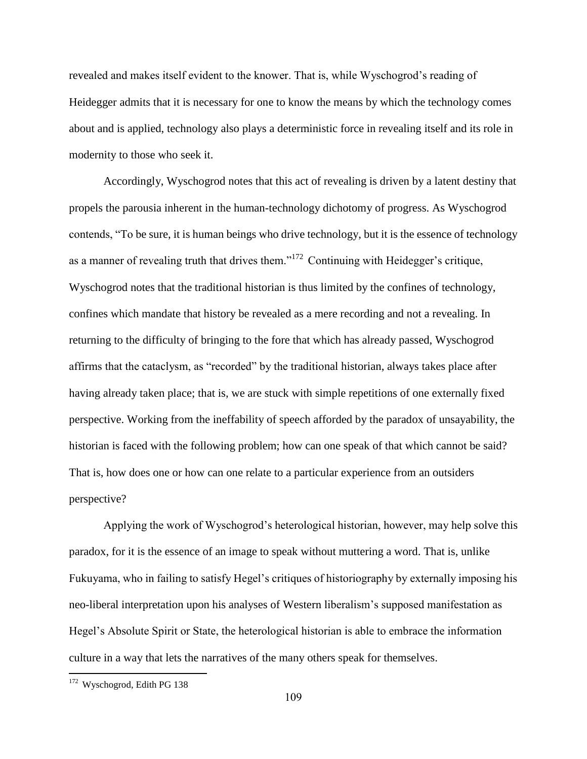revealed and makes itself evident to the knower. That is, while Wyschogrod's reading of Heidegger admits that it is necessary for one to know the means by which the technology comes about and is applied, technology also plays a deterministic force in revealing itself and its role in modernity to those who seek it.

Accordingly, Wyschogrod notes that this act of revealing is driven by a latent destiny that propels the parousia inherent in the human-technology dichotomy of progress. As Wyschogrod contends, "To be sure, it is human beings who drive technology, but it is the essence of technology as a manner of revealing truth that drives them."[172] Continuing with Heidegger's critique, Wyschogrod notes that the traditional historian is thus limited by the confines of technology, confines which mandate that history be revealed as a mere recording and not a revealing. In returning to the difficulty of bringing to the fore that which has already passed, Wyschogrod affirms that the cataclysm, as "recorded" by the traditional historian, always takes place after having already taken place; that is, we are stuck with simple repetitions of one externally fixed perspective. Working from the ineffability of speech afforded by the paradox of unsayability, the historian is faced with the following problem; how can one speak of that which cannot be said? That is, how does one or how can one relate to a particular experience from an outsiders perspective?

Applying the work of Wyschogrod's heterological historian, however, may help solve this paradox, for it is the essence of an image to speak without muttering a word. That is, unlike Fukuyama, who in failing to satisfy Hegel's critiques of historiography by externally imposing his neo-liberal interpretation upon his analyses of Western liberalism's supposed manifestation as Hegel's Absolute Spirit or State, the heterological historian is able to embrace the information culture in a way that lets the narratives of the many others speak for themselves.

[172] Wyschogrod, Edith PG 138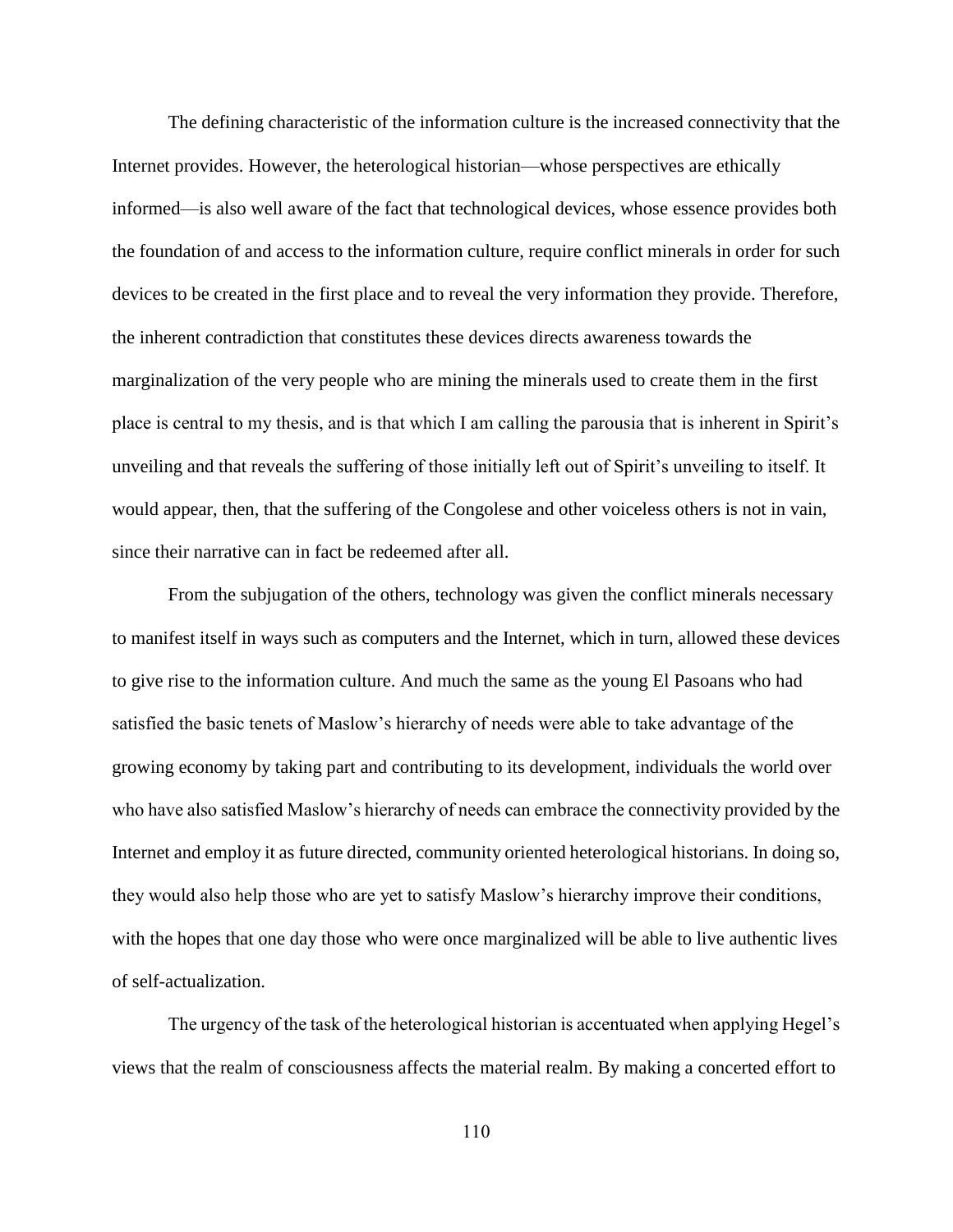The defining characteristic of the information culture is the increased connectivity that the Internet provides. However, the heterological historian—whose perspectives are ethically informed—is also well aware of the fact that technological devices, whose essence provides both the foundation of and access to the information culture, require conflict minerals in order for such devices to be created in the first place and to reveal the very information they provide. Therefore, the inherent contradiction that constitutes these devices directs awareness towards the marginalization of the very people who are mining the minerals used to create them in the first place is central to my thesis, and is that which I am calling the parousia that is inherent in Spirit's unveiling and that reveals the suffering of those initially left out of Spirit's unveiling to itself. It would appear, then, that the suffering of the Congolese and other voiceless others is not in vain, since their narrative can in fact be redeemed after all.

From the subjugation of the others, technology was given the conflict minerals necessary to manifest itself in ways such as computers and the Internet, which in turn, allowed these devices to give rise to the information culture. And much the same as the young El Pasoans who had satisfied the basic tenets of Maslow's hierarchy of needs were able to take advantage of the growing economy by taking part and contributing to its development, individuals the world over who have also satisfied Maslow's hierarchy of needs can embrace the connectivity provided by the Internet and employ it as future directed, community oriented heterological historians. In doing so, they would also help those who are yet to satisfy Maslow's hierarchy improve their conditions, with the hopes that one day those who were once marginalized will be able to live authentic lives of self-actualization.

The urgency of the task of the heterological historian is accentuated when applying Hegel's views that the realm of consciousness affects the material realm. By making a concerted effort to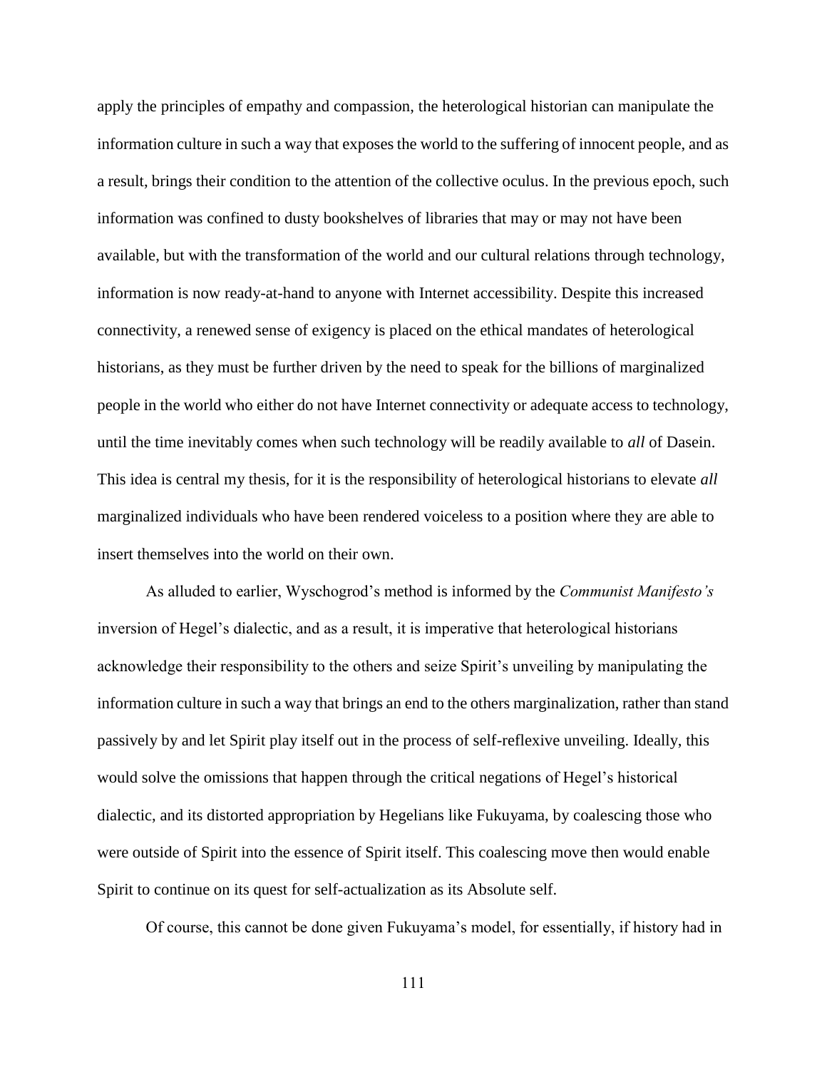apply the principles of empathy and compassion, the heterological historian can manipulate the information culture in such a way that exposes the world to the suffering of innocent people, and as a result, brings their condition to the attention of the collective oculus. In the previous epoch, such information was confined to dusty bookshelves of libraries that may or may not have been available, but with the transformation of the world and our cultural relations through technology, information is now ready-at-hand to anyone with Internet accessibility. Despite this increased connectivity, a renewed sense of exigency is placed on the ethical mandates of heterological historians, as they must be further driven by the need to speak for the billions of marginalized people in the world who either do not have Internet connectivity or adequate access to technology, until the time inevitably comes when such technology will be readily available to *all* of Dasein. This idea is central my thesis, for it is the responsibility of heterological historians to elevate *all* marginalized individuals who have been rendered voiceless to a position where they are able to insert themselves into the world on their own.

As alluded to earlier, Wyschogrod's method is informed by the *Communist Manifesto's* inversion of Hegel's dialectic, and as a result, it is imperative that heterological historians acknowledge their responsibility to the others and seize Spirit's unveiling by manipulating the information culture in such a way that brings an end to the others marginalization, rather than stand passively by and let Spirit play itself out in the process of self-reflexive unveiling. Ideally, this would solve the omissions that happen through the critical negations of Hegel's historical dialectic, and its distorted appropriation by Hegelians like Fukuyama, by coalescing those who were outside of Spirit into the essence of Spirit itself. This coalescing move then would enable Spirit to continue on its quest for self-actualization as its Absolute self.

Of course, this cannot be done given Fukuyama's model, for essentially, if history had in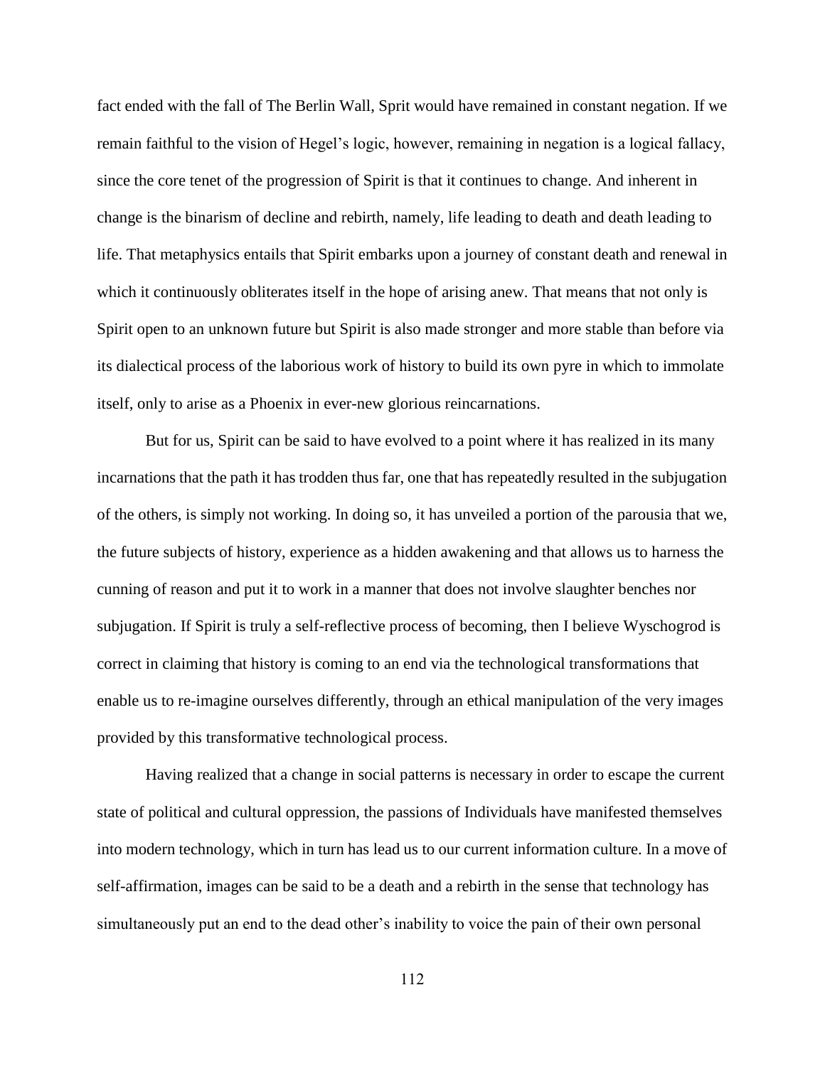fact ended with the fall of The Berlin Wall, Sprit would have remained in constant negation. If we remain faithful to the vision of Hegel's logic, however, remaining in negation is a logical fallacy, since the core tenet of the progression of Spirit is that it continues to change. And inherent in change is the binarism of decline and rebirth, namely, life leading to death and death leading to life. That metaphysics entails that Spirit embarks upon a journey of constant death and renewal in which it continuously obliterates itself in the hope of arising anew. That means that not only is Spirit open to an unknown future but Spirit is also made stronger and more stable than before via its dialectical process of the laborious work of history to build its own pyre in which to immolate itself, only to arise as a Phoenix in ever-new glorious reincarnations.

But for us, Spirit can be said to have evolved to a point where it has realized in its many incarnations that the path it has trodden thus far, one that has repeatedly resulted in the subjugation of the others, is simply not working. In doing so, it has unveiled a portion of the parousia that we, the future subjects of history, experience as a hidden awakening and that allows us to harness the cunning of reason and put it to work in a manner that does not involve slaughter benches nor subjugation. If Spirit is truly a self-reflective process of becoming, then I believe Wyschogrod is correct in claiming that history is coming to an end via the technological transformations that enable us to re-imagine ourselves differently, through an ethical manipulation of the very images provided by this transformative technological process.

Having realized that a change in social patterns is necessary in order to escape the current state of political and cultural oppression, the passions of Individuals have manifested themselves into modern technology, which in turn has lead us to our current information culture. In a move of self-affirmation, images can be said to be a death and a rebirth in the sense that technology has simultaneously put an end to the dead other's inability to voice the pain of their own personal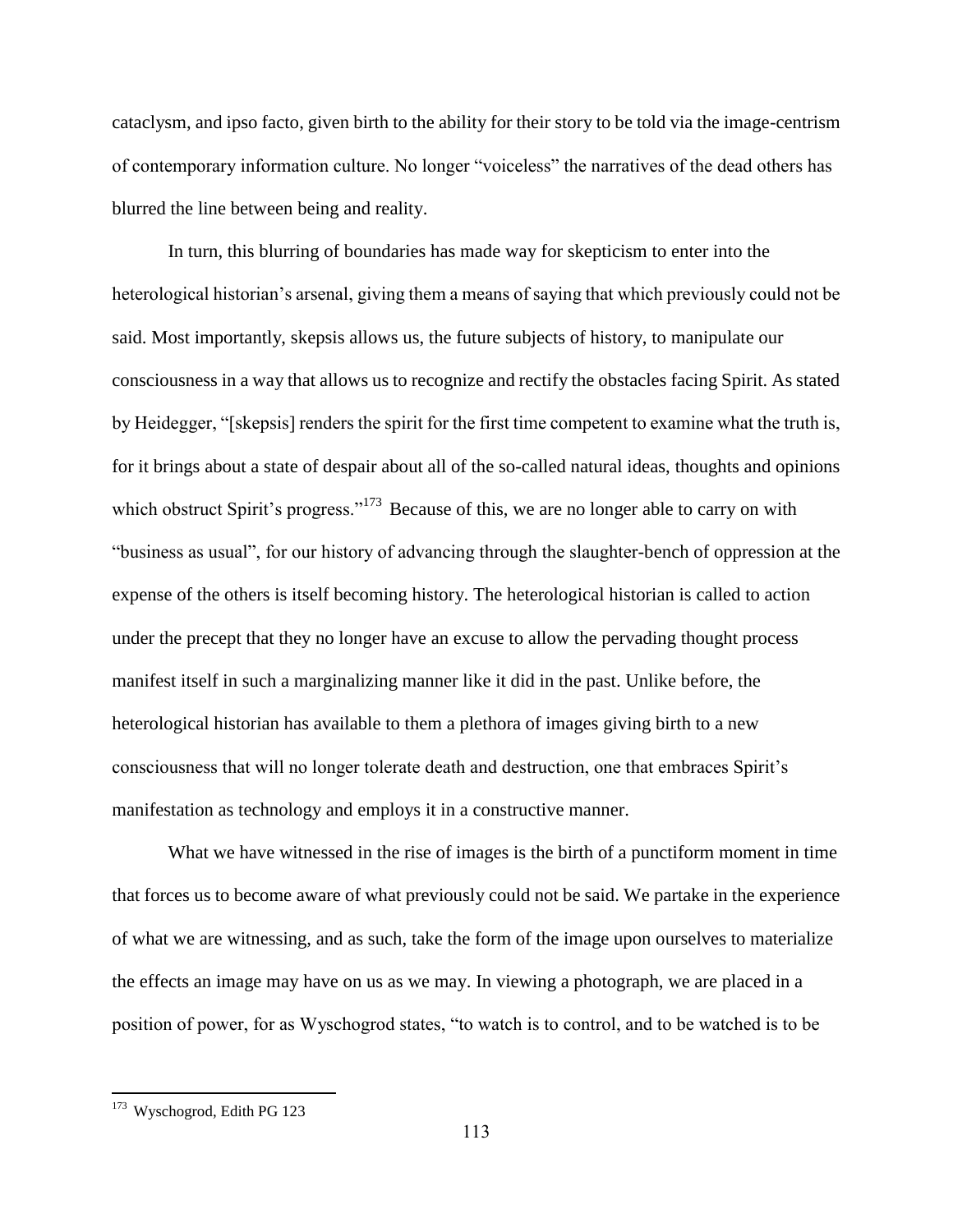cataclysm, and ipso facto, given birth to the ability for their story to be told via the image-centrism of contemporary information culture. No longer "voiceless" the narratives of the dead others has blurred the line between being and reality.

In turn, this blurring of boundaries has made way for skepticism to enter into the heterological historian's arsenal, giving them a means of saying that which previously could not be said. Most importantly, skepsis allows us, the future subjects of history, to manipulate our consciousness in a way that allows us to recognize and rectify the obstacles facing Spirit. As stated by Heidegger, "[skepsis] renders the spirit for the first time competent to examine what the truth is, for it brings about a state of despair about all of the so-called natural ideas, thoughts and opinions which obstruct Spirit's progress."[173] Because of this, we are no longer able to carry on with "business as usual", for our history of advancing through the slaughter-bench of oppression at the expense of the others is itself becoming history. The heterological historian is called to action under the precept that they no longer have an excuse to allow the pervading thought process manifest itself in such a marginalizing manner like it did in the past. Unlike before, the heterological historian has available to them a plethora of images giving birth to a new consciousness that will no longer tolerate death and destruction, one that embraces Spirit's manifestation as technology and employs it in a constructive manner.

What we have witnessed in the rise of images is the birth of a punctiform moment in time that forces us to become aware of what previously could not be said. We partake in the experience of what we are witnessing, and as such, take the form of the image upon ourselves to materialize the effects an image may have on us as we may. In viewing a photograph, we are placed in a position of power, for as Wyschogrod states, "to watch is to control, and to be watched is to be

---

[173] Wyschogrod, Edith PG 123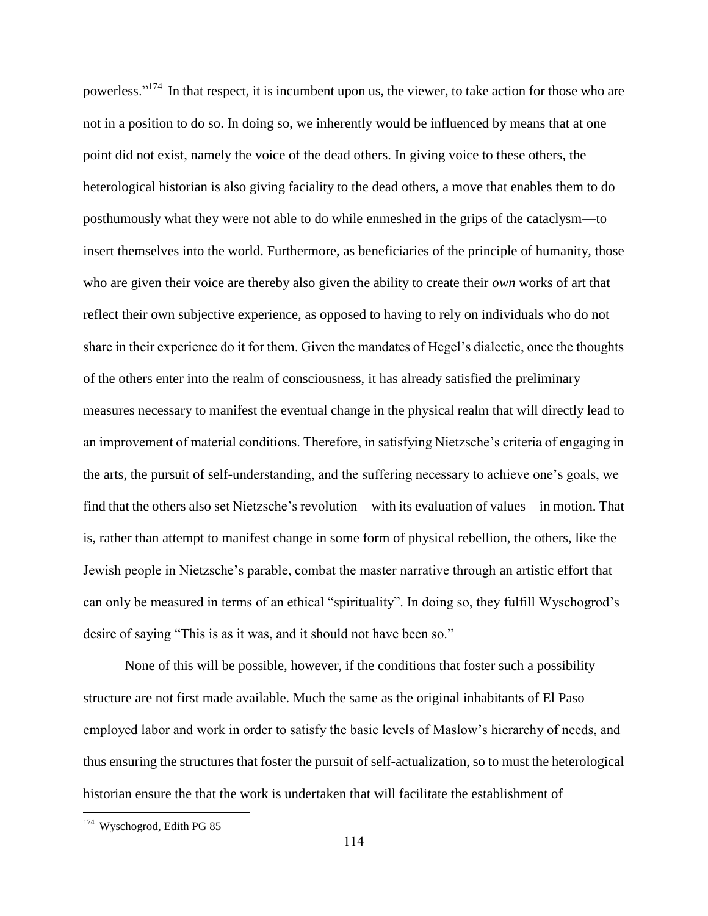powerless."[174] In that respect, it is incumbent upon us, the viewer, to take action for those who are not in a position to do so. In doing so, we inherently would be influenced by means that at one point did not exist, namely the voice of the dead others. In giving voice to these others, the heterological historian is also giving faciality to the dead others, a move that enables them to do posthumously what they were not able to do while enmeshed in the grips of the cataclysm—to insert themselves into the world. Furthermore, as beneficiaries of the principle of humanity, those who are given their voice are thereby also given the ability to create their *own* works of art that reflect their own subjective experience, as opposed to having to rely on individuals who do not share in their experience do it for them. Given the mandates of Hegel's dialectic, once the thoughts of the others enter into the realm of consciousness, it has already satisfied the preliminary measures necessary to manifest the eventual change in the physical realm that will directly lead to an improvement of material conditions. Therefore, in satisfying Nietzsche's criteria of engaging in the arts, the pursuit of self-understanding, and the suffering necessary to achieve one's goals, we find that the others also set Nietzsche's revolution—with its evaluation of values—in motion. That is, rather than attempt to manifest change in some form of physical rebellion, the others, like the Jewish people in Nietzsche's parable, combat the master narrative through an artistic effort that can only be measured in terms of an ethical "spirituality". In doing so, they fulfill Wyschogrod's desire of saying "This is as it was, and it should not have been so."

None of this will be possible, however, if the conditions that foster such a possibility structure are not first made available. Much the same as the original inhabitants of El Paso employed labor and work in order to satisfy the basic levels of Maslow's hierarchy of needs, and thus ensuring the structures that foster the pursuit of self-actualization, so to must the heterological historian ensure the that the work is undertaken that will facilitate the establishment of

[174] Wyschogrod, Edith PG 85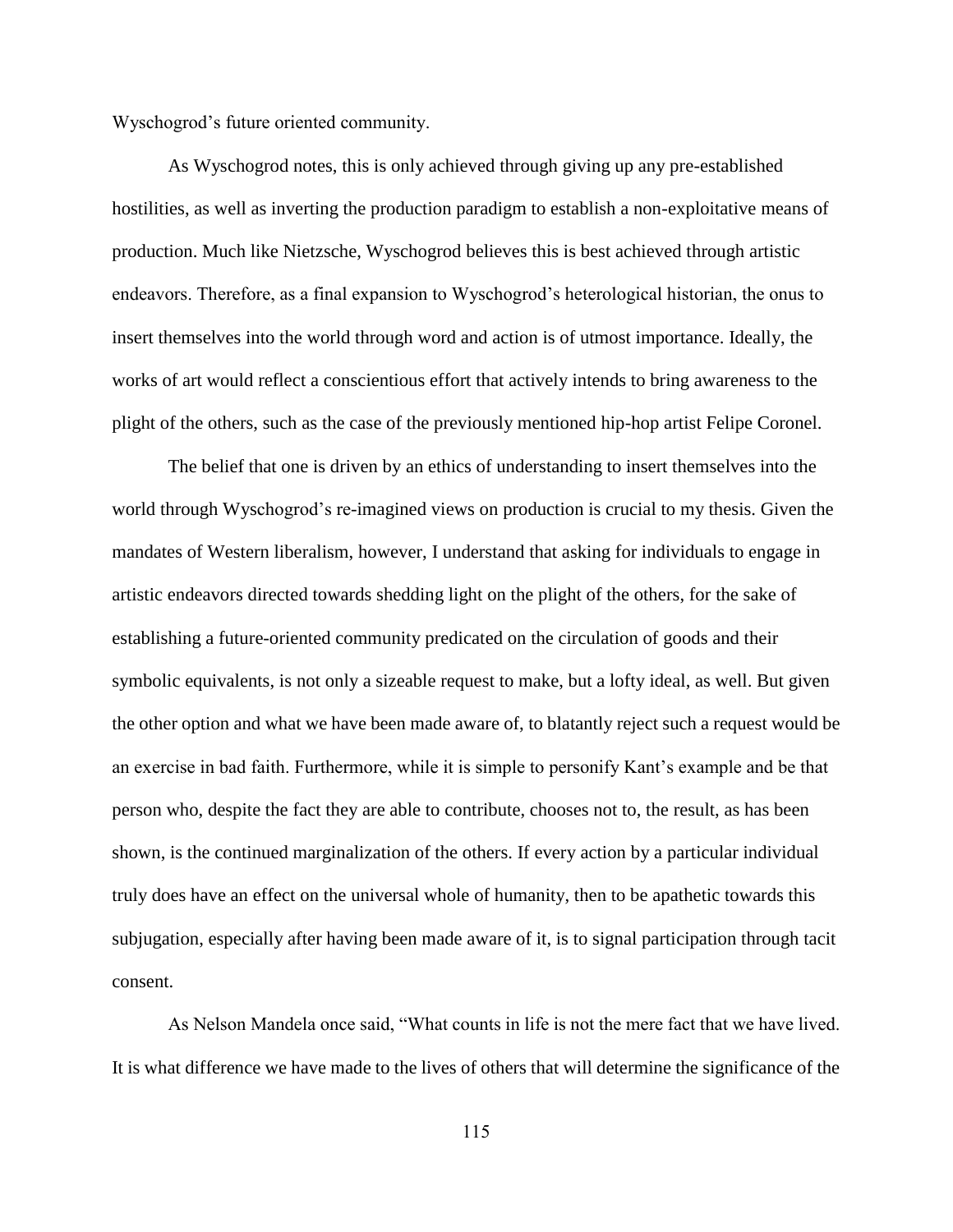Wyschogrod's future oriented community.

As Wyschogrod notes, this is only achieved through giving up any pre-established hostilities, as well as inverting the production paradigm to establish a non-exploitative means of production. Much like Nietzsche, Wyschogrod believes this is best achieved through artistic endeavors. Therefore, as a final expansion to Wyschogrod's heterological historian, the onus to insert themselves into the world through word and action is of utmost importance. Ideally, the works of art would reflect a conscientious effort that actively intends to bring awareness to the plight of the others, such as the case of the previously mentioned hip-hop artist Felipe Coronel.

The belief that one is driven by an ethics of understanding to insert themselves into the world through Wyschogrod's re-imagined views on production is crucial to my thesis. Given the mandates of Western liberalism, however, I understand that asking for individuals to engage in artistic endeavors directed towards shedding light on the plight of the others, for the sake of establishing a future-oriented community predicated on the circulation of goods and their symbolic equivalents, is not only a sizeable request to make, but a lofty ideal, as well. But given the other option and what we have been made aware of, to blatantly reject such a request would be an exercise in bad faith. Furthermore, while it is simple to personify Kant's example and be that person who, despite the fact they are able to contribute, chooses not to, the result, as has been shown, is the continued marginalization of the others. If every action by a particular individual truly does have an effect on the universal whole of humanity, then to be apathetic towards this subjugation, especially after having been made aware of it, is to signal participation through tacit consent.

As Nelson Mandela once said, "What counts in life is not the mere fact that we have lived. It is what difference we have made to the lives of others that will determine the significance of the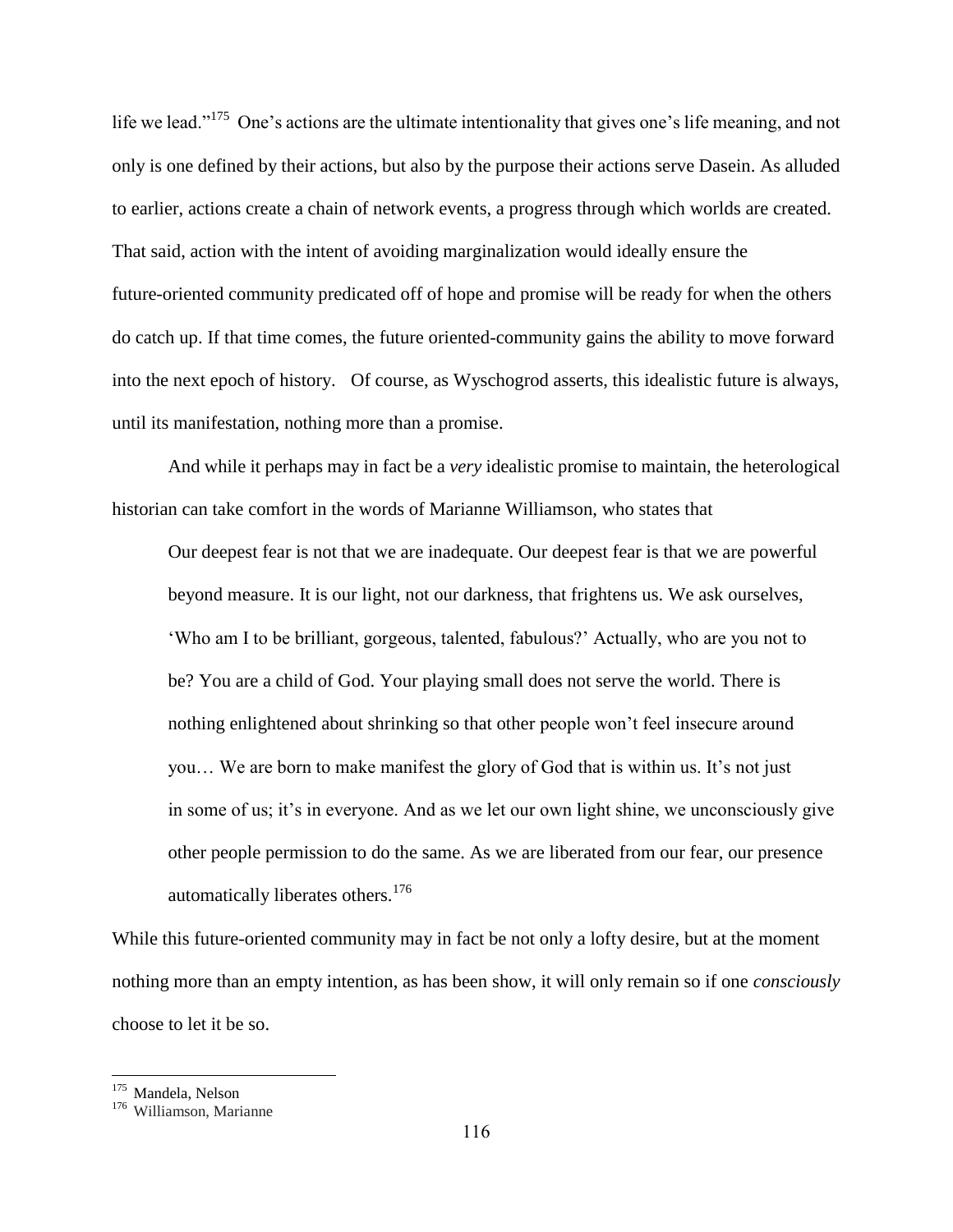life we lead."[175] One's actions are the ultimate intentionality that gives one's life meaning, and not only is one defined by their actions, but also by the purpose their actions serve Dasein. As alluded to earlier, actions create a chain of network events, a progress through which worlds are created. That said, action with the intent of avoiding marginalization would ideally ensure the future-oriented community predicated off of hope and promise will be ready for when the others do catch up. If that time comes, the future oriented-community gains the ability to move forward into the next epoch of history. Of course, as Wyschogrod asserts, this idealistic future is always, until its manifestation, nothing more than a promise.

And while it perhaps may in fact be a *very* idealistic promise to maintain, the heterological historian can take comfort in the words of Marianne Williamson, who states that

> Our deepest fear is not that we are inadequate. Our deepest fear is that we are powerful beyond measure. It is our light, not our darkness, that frightens us. We ask ourselves, 'Who am I to be brilliant, gorgeous, talented, fabulous?' Actually, who are you not to be? You are a child of God. Your playing small does not serve the world. There is nothing enlightened about shrinking so that other people won't feel insecure around you… We are born to make manifest the glory of God that is within us. It's not just in some of us; it's in everyone. And as we let our own light shine, we unconsciously give other people permission to do the same. As we are liberated from our fear, our presence automatically liberates others.[176]

While this future-oriented community may in fact be not only a lofty desire, but at the moment nothing more than an empty intention, as has been show, it will only remain so if one *consciously* choose to let it be so.

---

[175] Mandela, Nelson

[176] Williamson, Marianne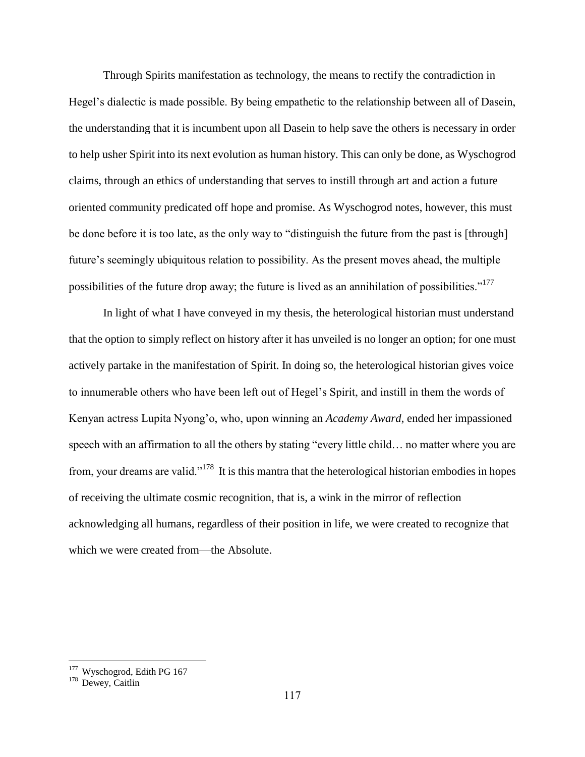Through Spirits manifestation as technology, the means to rectify the contradiction in Hegel's dialectic is made possible. By being empathetic to the relationship between all of Dasein, the understanding that it is incumbent upon all Dasein to help save the others is necessary in order to help usher Spirit into its next evolution as human history. This can only be done, as Wyschogrod claims, through an ethics of understanding that serves to instill through art and action a future oriented community predicated off hope and promise. As Wyschogrod notes, however, this must be done before it is too late, as the only way to "distinguish the future from the past is [through] future's seemingly ubiquitous relation to possibility. As the present moves ahead, the multiple possibilities of the future drop away; the future is lived as an annihilation of possibilities."[177]

In light of what I have conveyed in my thesis, the heterological historian must understand that the option to simply reflect on history after it has unveiled is no longer an option; for one must actively partake in the manifestation of Spirit. In doing so, the heterological historian gives voice to innumerable others who have been left out of Hegel's Spirit, and instill in them the words of Kenyan actress Lupita Nyong'o, who, upon winning an *Academy Award*, ended her impassioned speech with an affirmation to all the others by stating "every little child… no matter where you are from, your dreams are valid."[178] It is this mantra that the heterological historian embodies in hopes of receiving the ultimate cosmic recognition, that is, a wink in the mirror of reflection acknowledging all humans, regardless of their position in life, we were created to recognize that which we were created from—the Absolute.

---

[177] Wyschogrod, Edith PG 167

[178] Dewey, Caitlin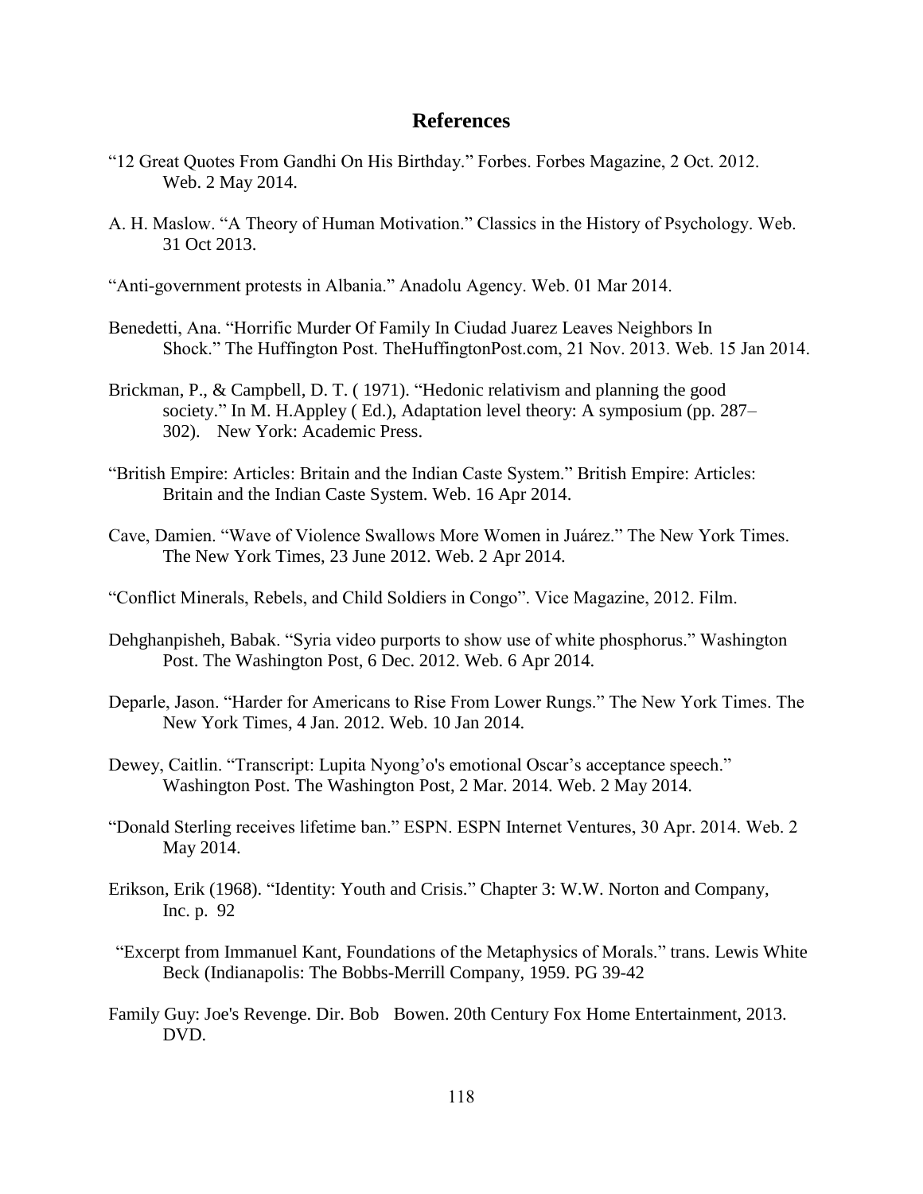## References

“12 Great Quotes From Gandhi On His Birthday.” Forbes. Forbes Magazine, 2 Oct. 2012. Web. 2 May 2014.

A. H. Maslow. “A Theory of Human Motivation.” Classics in the History of Psychology. Web. 31 Oct 2013.

“Anti-government protests in Albania.” Anadolu Agency. Web. 01 Mar 2014.

Benedetti, Ana. “Horrific Murder Of Family In Ciudad Juarez Leaves Neighbors In Shock.” The Huffington Post. TheHuffingtonPost.com, 21 Nov. 2013. Web. 15 Jan 2014.

Brickman, P., & Campbell, D. T. ( 1971). “Hedonic relativism and planning the good society.” In M. H.Appley ( Ed.), Adaptation level theory: A symposium (pp. 287–302). New York: Academic Press.

“British Empire: Articles: Britain and the Indian Caste System.” British Empire: Articles: Britain and the Indian Caste System. Web. 16 Apr 2014.

Cave, Damien. “Wave of Violence Swallows More Women in Juárez.” The New York Times. The New York Times, 23 June 2012. Web. 2 Apr 2014.

“Conflict Minerals, Rebels, and Child Soldiers in Congo”. Vice Magazine, 2012. Film.

Dehghanpisheh, Babak. “Syria video purports to show use of white phosphorus.” Washington Post. The Washington Post, 6 Dec. 2012. Web. 6 Apr 2014.

Deparle, Jason. “Harder for Americans to Rise From Lower Rungs.” The New York Times. The New York Times, 4 Jan. 2012. Web. 10 Jan 2014.

Dewey, Caitlin. “Transcript: Lupita Nyong’o's emotional Oscar’s acceptance speech.” Washington Post. The Washington Post, 2 Mar. 2014. Web. 2 May 2014.

“Donald Sterling receives lifetime ban.” ESPN. ESPN Internet Ventures, 30 Apr. 2014. Web. 2 May 2014.

Erikson, Erik (1968). “Identity: Youth and Crisis.” Chapter 3: W.W. Norton and Company, Inc. p. 92

“Excerpt from Immanuel Kant, Foundations of the Metaphysics of Morals.” trans. Lewis White Beck (Indianapolis: The Bobbs-Merrill Company, 1959. PG 39-42

Family Guy: Joe's Revenge. Dir. Bob Bowen. 20th Century Fox Home Entertainment, 2013. DVD.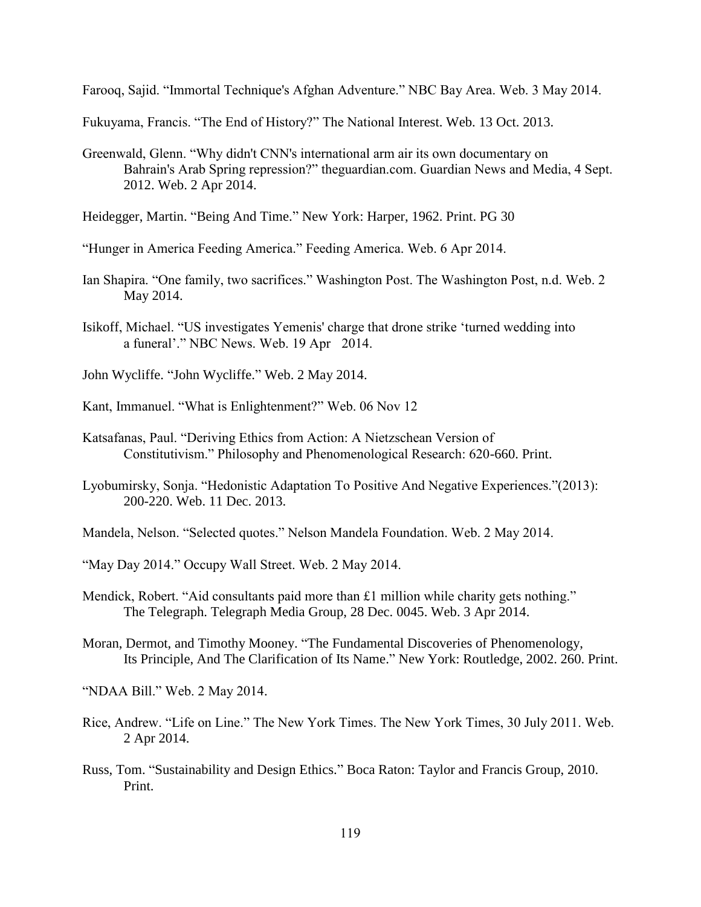Farooq, Sajid. “Immortal Technique's Afghan Adventure.” NBC Bay Area. Web. 3 May 2014.

Fukuyama, Francis. “The End of History?” The National Interest. Web. 13 Oct. 2013.

Greenwald, Glenn. “Why didn't CNN's international arm air its own documentary on Bahrain's Arab Spring repression?” theguardian.com. Guardian News and Media, 4 Sept. 2012. Web. 2 Apr 2014.

Heidegger, Martin. “Being And Time.” New York: Harper, 1962. Print. PG 30

“Hunger in America Feeding America.” Feeding America. Web. 6 Apr 2014.

Ian Shapira. “One family, two sacrifices.” Washington Post. The Washington Post, n.d. Web. 2 May 2014.

Isikoff, Michael. “US investigates Yemenis' charge that drone strike ‘turned wedding into a funeral’.” NBC News. Web. 19 Apr 2014.

John Wycliffe. “John Wycliffe.” Web. 2 May 2014.

Kant, Immanuel. “What is Enlightenment?” Web. 06 Nov 12

Katsafanas, Paul. “Deriving Ethics from Action: A Nietzschean Version of Constitutivism.” Philosophy and Phenomenological Research: 620-660. Print.

Lyobumirsky, Sonja. “Hedonistic Adaptation To Positive And Negative Experiences.”(2013): 200-220. Web. 11 Dec. 2013.

Mandela, Nelson. “Selected quotes.” Nelson Mandela Foundation. Web. 2 May 2014.

“May Day 2014.” Occupy Wall Street. Web. 2 May 2014.

Mendick, Robert. “Aid consultants paid more than £1 million while charity gets nothing.” The Telegraph. Telegraph Media Group, 28 Dec. 0045. Web. 3 Apr 2014.

Moran, Dermot, and Timothy Mooney. “The Fundamental Discoveries of Phenomenology, Its Principle, And The Clarification of Its Name.” New York: Routledge, 2002. 260. Print.

“NDAA Bill.” Web. 2 May 2014.

Rice, Andrew. “Life on Line.” The New York Times. The New York Times, 30 July 2011. Web. 2 Apr 2014.

Russ, Tom. “Sustainability and Design Ethics.” Boca Raton: Taylor and Francis Group, 2010. Print.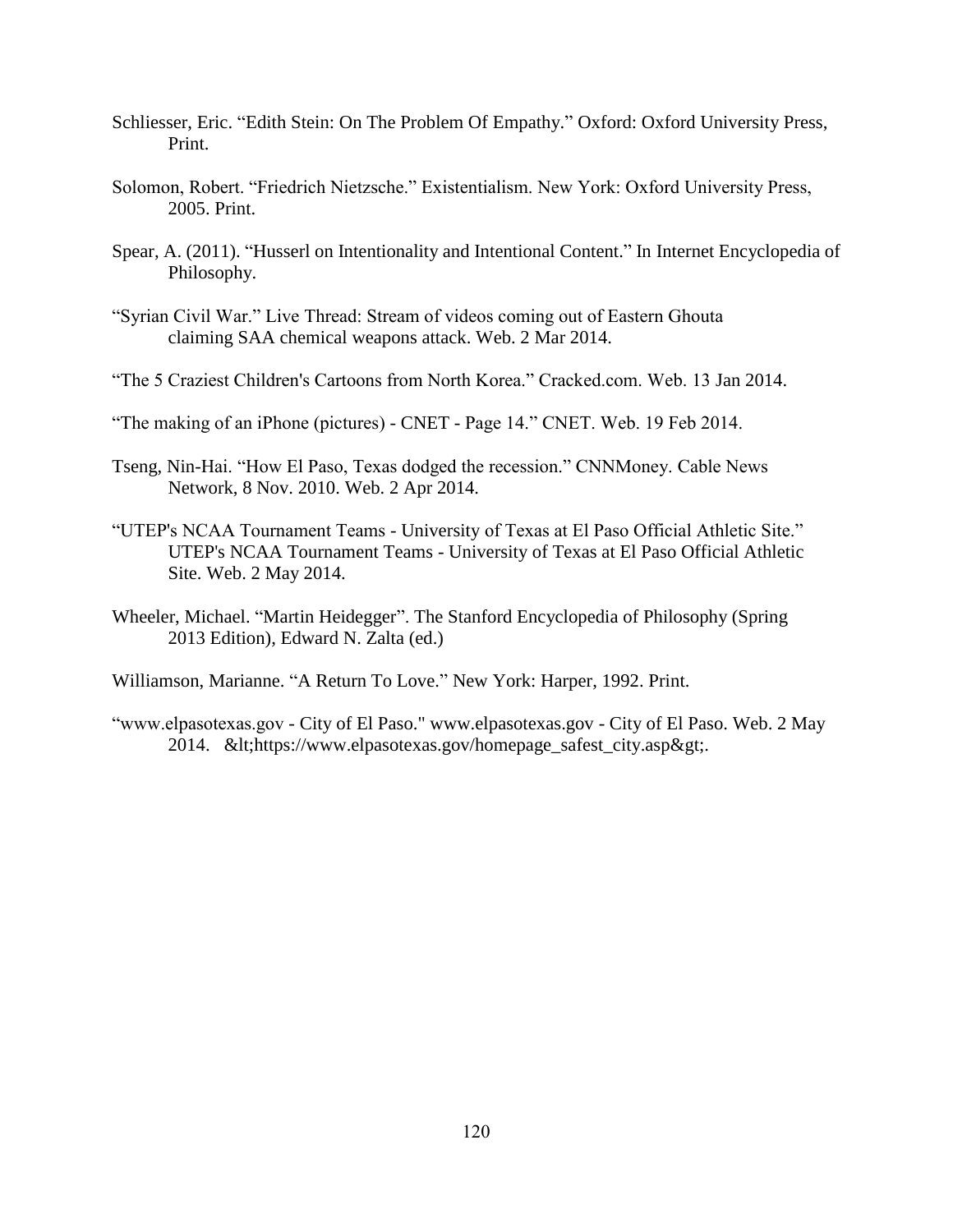Schliesser, Eric. “Edith Stein: On The Problem Of Empathy.” Oxford: Oxford University Press, Print.

Solomon, Robert. “Friedrich Nietzsche.” Existentialism. New York: Oxford University Press, 2005. Print.

Spear, A. (2011). “Husserl on Intentionality and Intentional Content.” In Internet Encyclopedia of Philosophy.

“Syrian Civil War.” Live Thread: Stream of videos coming out of Eastern Ghouta claiming SAA chemical weapons attack. Web. 2 Mar 2014.

“The 5 Craziest Children's Cartoons from North Korea.” Cracked.com. Web. 13 Jan 2014.

“The making of an iPhone (pictures) - CNET - Page 14.” CNET. Web. 19 Feb 2014.

Tseng, Nin-Hai. “How El Paso, Texas dodged the recession.” CNNMoney. Cable News Network, 8 Nov. 2010. Web. 2 Apr 2014.

“UTEP's NCAA Tournament Teams - University of Texas at El Paso Official Athletic Site.” UTEP's NCAA Tournament Teams - University of Texas at El Paso Official Athletic Site. Web. 2 May 2014.

Wheeler, Michael. “Martin Heidegger”. The Stanford Encyclopedia of Philosophy (Spring 2013 Edition), Edward N. Zalta (ed.)

Williamson, Marianne. “A Return To Love.” New York: Harper, 1992. Print.

“www.elpasotexas.gov - City of El Paso." www.elpasotexas.gov - City of El Paso. Web. 2 May 2014. &lt;https://www.elpasotexas.gov/homepage_safest_city.asp&gt;.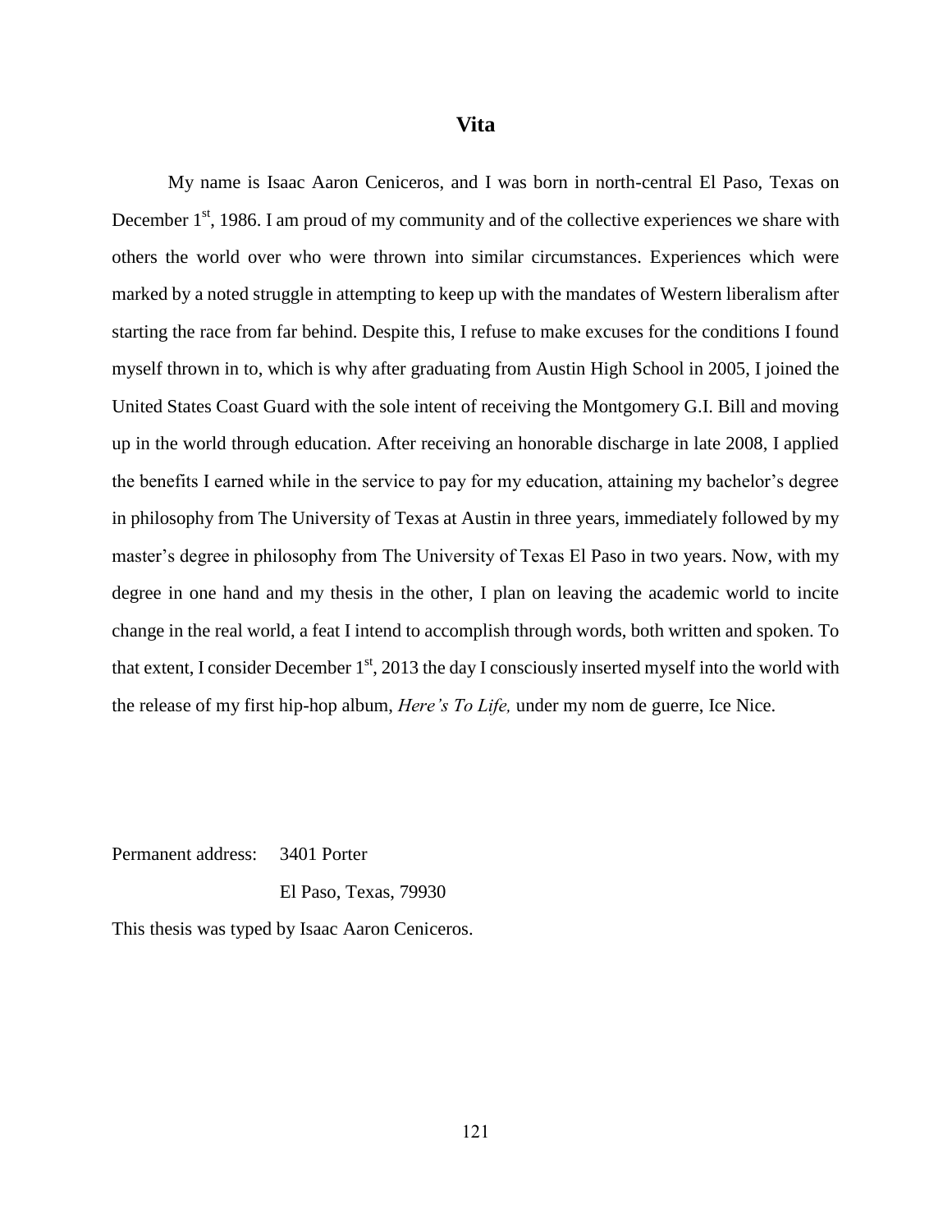# Vita

My name is Isaac Aaron Ceniceros, and I was born in north-central El Paso, Texas on December 1st, 1986. I am proud of my community and of the collective experiences we share with others the world over who were thrown into similar circumstances. Experiences which were marked by a noted struggle in attempting to keep up with the mandates of Western liberalism after starting the race from far behind. Despite this, I refuse to make excuses for the conditions I found myself thrown in to, which is why after graduating from Austin High School in 2005, I joined the United States Coast Guard with the sole intent of receiving the Montgomery G.I. Bill and moving up in the world through education. After receiving an honorable discharge in late 2008, I applied the benefits I earned while in the service to pay for my education, attaining my bachelor's degree in philosophy from The University of Texas at Austin in three years, immediately followed by my master's degree in philosophy from The University of Texas El Paso in two years. Now, with my degree in one hand and my thesis in the other, I plan on leaving the academic world to incite change in the real world, a feat I intend to accomplish through words, both written and spoken. To that extent, I consider December 1st, 2013 the day I consciously inserted myself into the world with the release of my first hip-hop album, *Here's To Life,* under my nom de guerre, Ice Nice.

Permanent address: 3401 Porter

El Paso, Texas, 79930

This thesis was typed by Isaac Aaron Ceniceros.